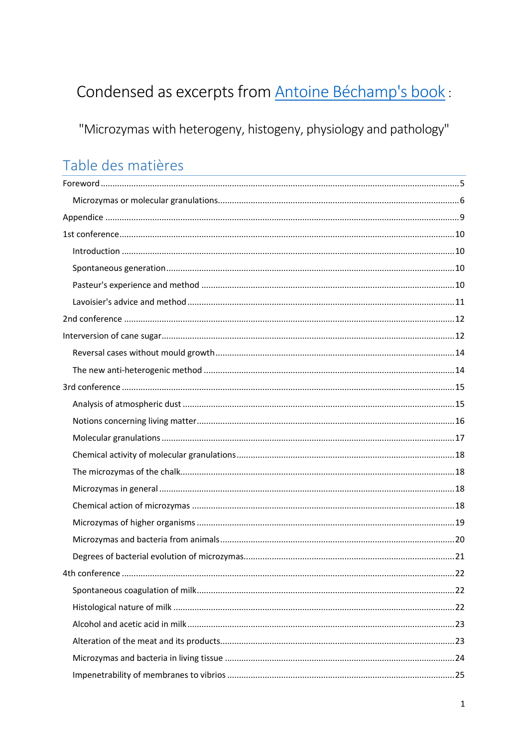# Condensed as excerpts from [Antoine Béchamp's book](#) :

"Microzymas with heterogeny, histogeny, physiology and pathology"

## Table des matières

Foreword ........................................................ 5

- Microzymas or molecular granulations ........................................................ 6

Appendice ........................................................ 9

1st conference ........................................................ 10

- Introduction ........................................................ 10
- Spontaneous generation ........................................................ 10
- Pasteur's experience and method ........................................................ 10
- Lavoisier's advice and method ........................................................ 11

2nd conference ........................................................ 12

Interversion of cane sugar ........................................................ 12

- Reversal cases without mould growth ........................................................ 14
- The new anti-heterogenic method ........................................................ 14

3rd conference ........................................................ 15

- Analysis of atmospheric dust ........................................................ 15
- Notions concerning living matter ........................................................ 16
- Molecular granulations ........................................................ 17
- Chemical activity of molecular granulations ........................................................ 18
- The microzymas of the chalk ........................................................ 18
- Microzymas in general ........................................................ 18
- Chemical action of microzymas ........................................................ 18
- Microzymas of higher organisms ........................................................ 19
- Microzymas and bacteria from animals ........................................................ 20
- Degrees of bacterial evolution of microzymas ........................................................ 21

4th conference ........................................................ 22

- Spontaneous coagulation of milk ........................................................ 22
- Histological nature of milk ........................................................ 22
- Alcohol and acetic acid in milk ........................................................ 23
- Alteration of the meat and its products ........................................................ 23
- Microzymas and bacteria in living tissue ........................................................ 24
- Impenetrability of membranes to vibrios ........................................................ 25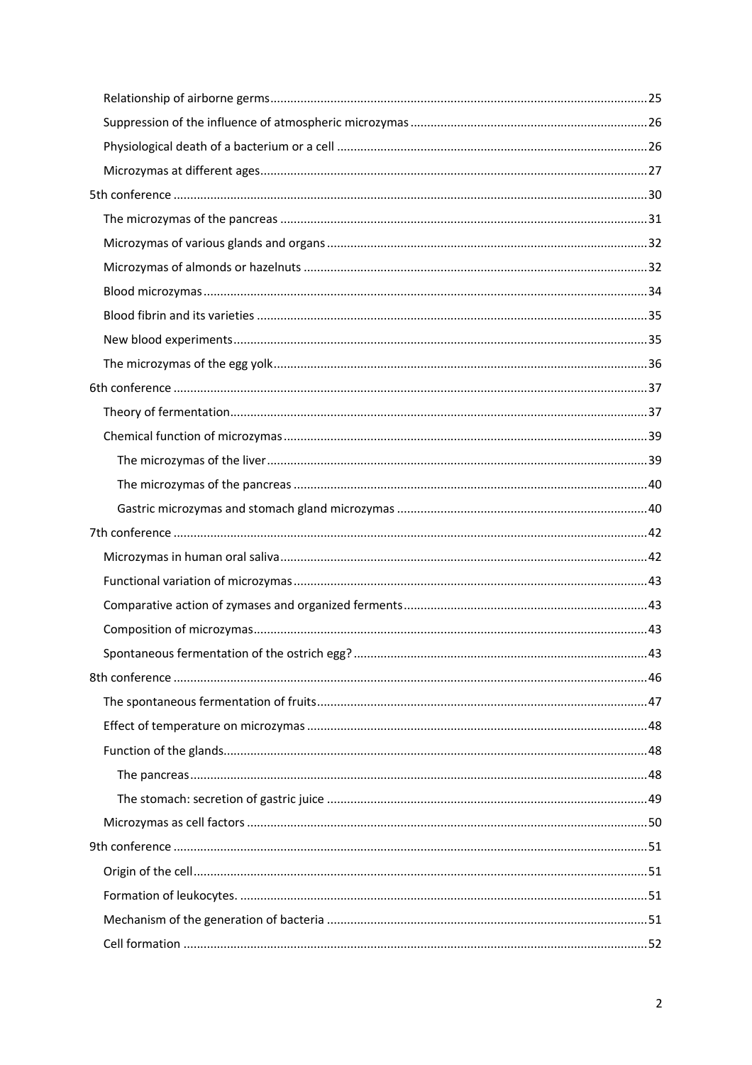Relationship of airborne germs ..... 25
Suppression of the influence of atmospheric microzymas ..... 26
Physiological death of a bacterium or a cell ..... 26
Microzymas at different ages ..... 27
5th conference ..... 30
The microzymas of the pancreas ..... 31
Microzymas of various glands and organs ..... 32
Microzymas of almonds or hazelnuts ..... 32
Blood microzymas ..... 34
Blood fibrin and its varieties ..... 35
New blood experiments ..... 35
The microzymas of the egg yolk ..... 36
6th conference ..... 37
Theory of fermentation ..... 37
Chemical function of microzymas ..... 39
The microzymas of the liver ..... 39
The microzymas of the pancreas ..... 40
Gastric microzymas and stomach gland microzymas ..... 40
7th conference ..... 42
Microzymas in human oral saliva ..... 42
Functional variation of microzymas ..... 43
Comparative action of zymases and organized ferments ..... 43
Composition of microzymas ..... 43
Spontaneous fermentation of the ostrich egg? ..... 43
8th conference ..... 46
The spontaneous fermentation of fruits ..... 47
Effect of temperature on microzymas ..... 48
Function of the glands ..... 48
The pancreas ..... 48
The stomach: secretion of gastric juice ..... 49
Microzymas as cell factors ..... 50
9th conference ..... 51
Origin of the cell ..... 51
Formation of leukocytes. ..... 51
Mechanism of the generation of bacteria ..... 51
Cell formation ..... 52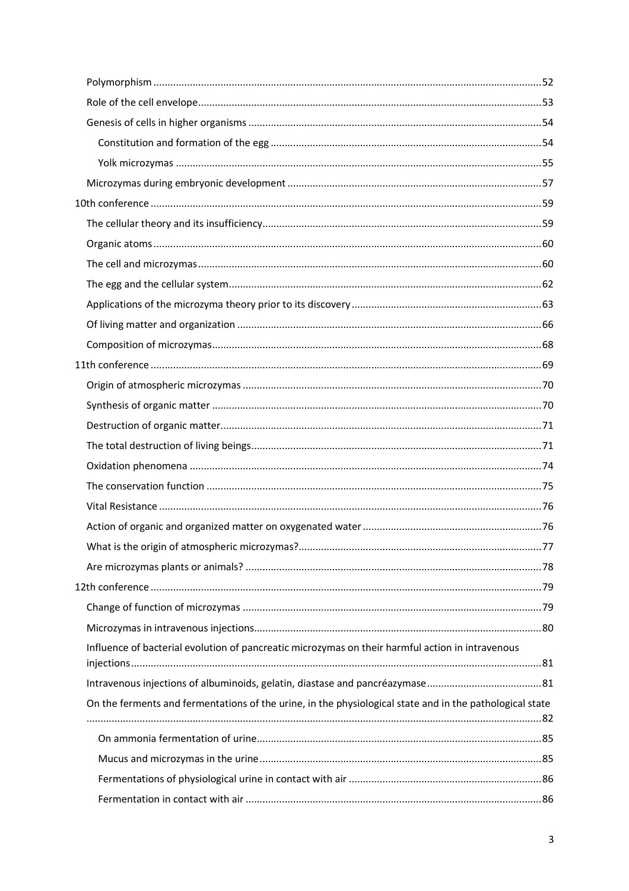Polymorphism ....... 52

Role of the cell envelope ....... 53

Genesis of cells in higher organisms ....... 54

Constitution and formation of the egg ....... 54

Yolk microzymas ....... 55

Microzymas during embryonic development ....... 57

10th conference ....... 59

The cellular theory and its insufficiency ....... 59

Organic atoms ....... 60

The cell and microzymas ....... 60

The egg and the cellular system ....... 62

Applications of the microzyma theory prior to its discovery ....... 63

Of living matter and organization ....... 66

Composition of microzymas ....... 68

11th conference ....... 69

Origin of atmospheric microzymas ....... 70

Synthesis of organic matter ....... 70

Destruction of organic matter ....... 71

The total destruction of living beings ....... 71

Oxidation phenomena ....... 74

The conservation function ....... 75

Vital Resistance ....... 76

Action of organic and organized matter on oxygenated water ....... 76

What is the origin of atmospheric microzymas? ....... 77

Are microzymas plants or animals? ....... 78

12th conference ....... 79

Change of function of microzymas ....... 79

Microzymas in intravenous injections ....... 80

Influence of bacterial evolution of pancreatic microzymas on their harmful action in intravenous injections ....... 81

Intravenous injections of albuminoids, gelatin, diastase and pancréazymase ....... 81

On the ferments and fermentations of the urine, in the physiological state and in the pathological state ....... 82

On ammonia fermentation of urine ....... 85

Mucus and microzymas in the urine ....... 85

Fermentations of physiological urine in contact with air ....... 86

Fermentation in contact with air ....... 86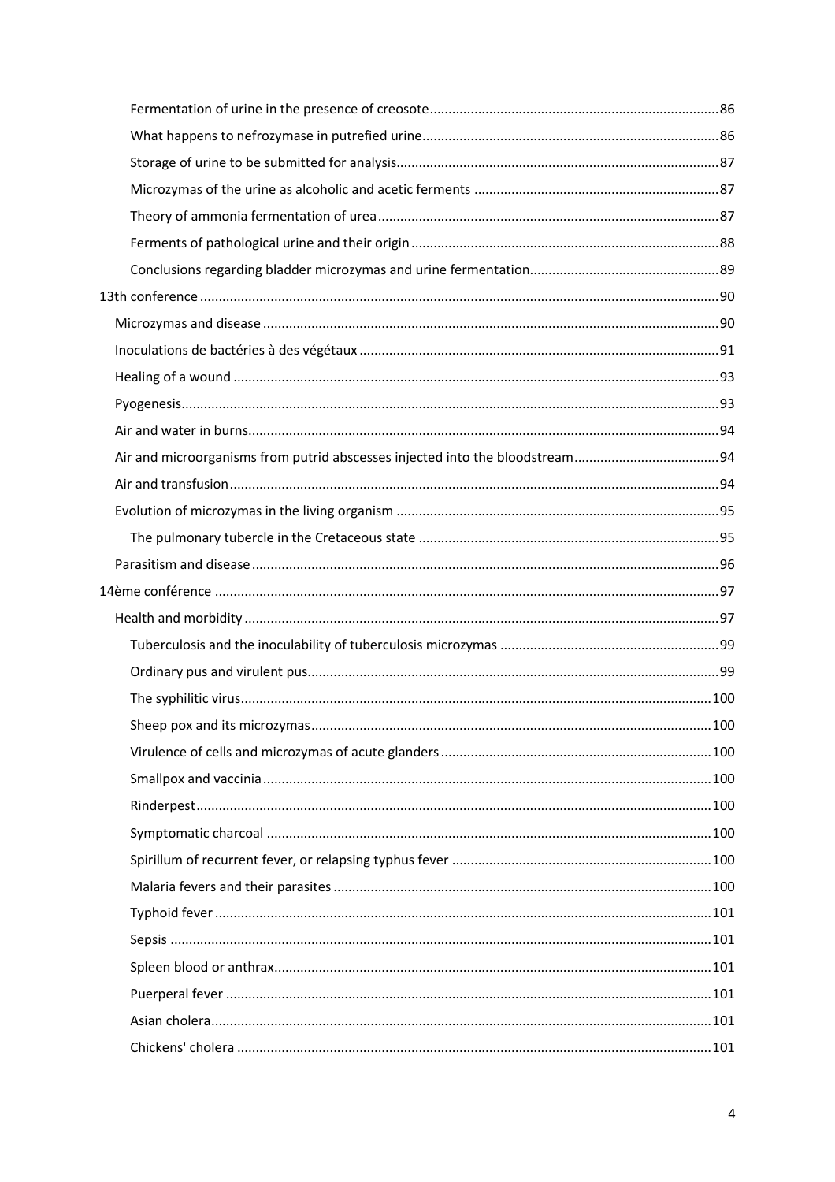Fermentation of urine in the presence of creosote ..... 86
What happens to nefrozymase in putrefied urine ..... 86
Storage of urine to be submitted for analysis ..... 87
Microzymas of the urine as alcoholic and acetic ferments ..... 87
Theory of ammonia fermentation of urea ..... 87
Ferments of pathological urine and their origin ..... 88
Conclusions regarding bladder microzymas and urine fermentation ..... 89

13th conference ..... 90
Microzymas and disease ..... 90
Inoculations de bactéries à des végétaux ..... 91
Healing of a wound ..... 93
Pyogenesis ..... 93
Air and water in burns ..... 94
Air and microorganisms from putrid abscesses injected into the bloodstream ..... 94
Air and transfusion ..... 94
Evolution of microzymas in the living organism ..... 95
The pulmonary tubercle in the Cretaceous state ..... 95
Parasitism and disease ..... 96

14ème conférence ..... 97
Health and morbidity ..... 97
Tuberculosis and the inoculability of tuberculosis microzymas ..... 99
Ordinary pus and virulent pus ..... 99
The syphilitic virus ..... 100
Sheep pox and its microzymas ..... 100
Virulence of cells and microzymas of acute glanders ..... 100
Smallpox and vaccinia ..... 100
Rinderpest ..... 100
Symptomatic charcoal ..... 100
Spirillum of recurrent fever, or relapsing typhus fever ..... 100
Malaria fevers and their parasites ..... 100
Typhoid fever ..... 101
Sepsis ..... 101
Spleen blood or anthrax ..... 101
Puerperal fever ..... 101
Asian cholera ..... 101
Chickens' cholera ..... 101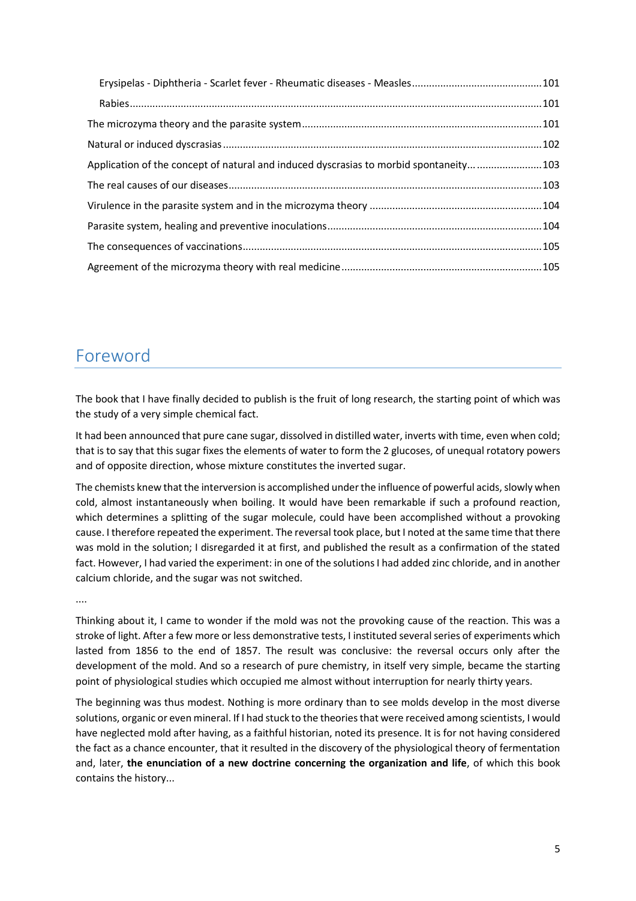- Erysipelas - Diphtheria - Scarlet fever - Rheumatic diseases - Measles ........ 101
- Rabies ........ 101
- The microzyma theory and the parasite system ........ 101
- Natural or induced dyscrasias ........ 102
- Application of the concept of natural and induced dyscrasias to morbid spontaneity... ........ 103
- The real causes of our diseases ........ 103
- Virulence in the parasite system and in the microzyma theory ........ 104
- Parasite system, healing and preventive inoculations ........ 104
- The consequences of vaccinations ........ 105
- Agreement of the microzyma theory with real medicine ........ 105

# Foreword

The book that I have finally decided to publish is the fruit of long research, the starting point of which was the study of a very simple chemical fact.

It had been announced that pure cane sugar, dissolved in distilled water, inverts with time, even when cold; that is to say that this sugar fixes the elements of water to form the 2 glucoses, of unequal rotatory powers and of opposite direction, whose mixture constitutes the inverted sugar.

The chemists knew that the interversion is accomplished under the influence of powerful acids, slowly when cold, almost instantaneously when boiling. It would have been remarkable if such a profound reaction, which determines a splitting of the sugar molecule, could have been accomplished without a provoking cause. I therefore repeated the experiment. The reversal took place, but I noted at the same time that there was mold in the solution; I disregarded it at first, and published the result as a confirmation of the stated fact. However, I had varied the experiment: in one of the solutions I had added zinc chloride, and in another calcium chloride, and the sugar was not switched.

....

Thinking about it, I came to wonder if the mold was not the provoking cause of the reaction. This was a stroke of light. After a few more or less demonstrative tests, I instituted several series of experiments which lasted from 1856 to the end of 1857. The result was conclusive: the reversal occurs only after the development of the mold. And so a research of pure chemistry, in itself very simple, became the starting point of physiological studies which occupied me almost without interruption for nearly thirty years.

The beginning was thus modest. Nothing is more ordinary than to see molds develop in the most diverse solutions, organic or even mineral. If I had stuck to the theories that were received among scientists, I would have neglected mold after having, as a faithful historian, noted its presence. It is for not having considered the fact as a chance encounter, that it resulted in the discovery of the physiological theory of fermentation and, later, **the enunciation of a new doctrine concerning the organization and life**, of which this book contains the history...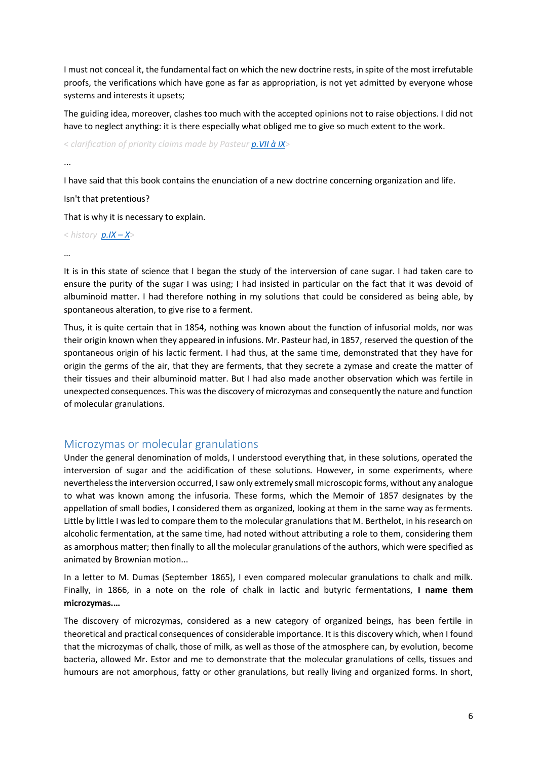I must not conceal it, the fundamental fact on which the new doctrine rests, in spite of the most irrefutable proofs, the verifications which have gone as far as appropriation, is not yet admitted by everyone whose systems and interests it upsets;

The guiding idea, moreover, clashes too much with the accepted opinions not to raise objections. I did not have to neglect anything: it is there especially what obliged me to give so much extent to the work.

*< clarification of priority claims made by Pasteur* ***p.VII à IX****>*

...

I have said that this book contains the enunciation of a new doctrine concerning organization and life.

Isn't that pretentious?

That is why it is necessary to explain.

*< history* ***p.IX – X****>*

…

It is in this state of science that I began the study of the interversion of cane sugar. I had taken care to ensure the purity of the sugar I was using; I had insisted in particular on the fact that it was devoid of albuminoid matter. I had therefore nothing in my solutions that could be considered as being able, by spontaneous alteration, to give rise to a ferment.

Thus, it is quite certain that in 1854, nothing was known about the function of infusorial molds, nor was their origin known when they appeared in infusions. Mr. Pasteur had, in 1857, reserved the question of the spontaneous origin of his lactic ferment. I had thus, at the same time, demonstrated that they have for origin the germs of the air, that they are ferments, that they secrete a zymase and create the matter of their tissues and their albuminoid matter. But I had also made another observation which was fertile in unexpected consequences. This was the discovery of microzymas and consequently the nature and function of molecular granulations.

## Microzymas or molecular granulations

Under the general denomination of molds, I understood everything that, in these solutions, operated the interversion of sugar and the acidification of these solutions. However, in some experiments, where nevertheless the interversion occurred, I saw only extremely small microscopic forms, without any analogue to what was known among the infusoria. These forms, which the Memoir of 1857 designates by the appellation of small bodies, I considered them as organized, looking at them in the same way as ferments. Little by little I was led to compare them to the molecular granulations that M. Berthelot, in his research on alcoholic fermentation, at the same time, had noted without attributing a role to them, considering them as amorphous matter; then finally to all the molecular granulations of the authors, which were specified as animated by Brownian motion...

In a letter to M. Dumas (September 1865), I even compared molecular granulations to chalk and milk. Finally, in 1866, in a note on the role of chalk in lactic and butyric fermentations, **I name them microzymas.…**

The discovery of microzymas, considered as a new category of organized beings, has been fertile in theoretical and practical consequences of considerable importance. It is this discovery which, when I found that the microzymas of chalk, those of milk, as well as those of the atmosphere can, by evolution, become bacteria, allowed Mr. Estor and me to demonstrate that the molecular granulations of cells, tissues and humours are not amorphous, fatty or other granulations, but really living and organized forms. In short,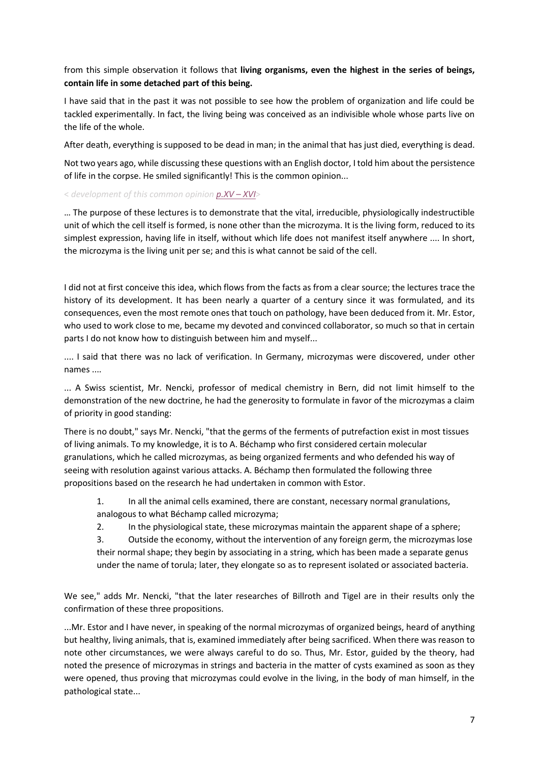from this simple observation it follows that **living organisms, even the highest in the series of beings, contain life in some detached part of this being.**

I have said that in the past it was not possible to see how the problem of organization and life could be tackled experimentally. In fact, the living being was conceived as an indivisible whole whose parts live on the life of the whole.

After death, everything is supposed to be dead in man; in the animal that has just died, everything is dead.

Not two years ago, while discussing these questions with an English doctor, I told him about the persistence of life in the corpse. He smiled significantly! This is the common opinion...

*< development of this common opinion p.XV – XVI>*

… The purpose of these lectures is to demonstrate that the vital, irreducible, physiologically indestructible unit of which the cell itself is formed, is none other than the microzyma. It is the living form, reduced to its simplest expression, having life in itself, without which life does not manifest itself anywhere .... In short, the microzyma is the living unit per se; and this is what cannot be said of the cell.

I did not at first conceive this idea, which flows from the facts as from a clear source; the lectures trace the history of its development. It has been nearly a quarter of a century since it was formulated, and its consequences, even the most remote ones that touch on pathology, have been deduced from it. Mr. Estor, who used to work close to me, became my devoted and convinced collaborator, so much so that in certain parts I do not know how to distinguish between him and myself...

.... I said that there was no lack of verification. In Germany, microzymas were discovered, under other names ....

... A Swiss scientist, Mr. Nencki, professor of medical chemistry in Bern, did not limit himself to the demonstration of the new doctrine, he had the generosity to formulate in favor of the microzymas a claim of priority in good standing:

There is no doubt," says Mr. Nencki, "that the germs of the ferments of putrefaction exist in most tissues of living animals. To my knowledge, it is to A. Béchamp who first considered certain molecular granulations, which he called microzymas, as being organized ferments and who defended his way of seeing with resolution against various attacks. A. Béchamp then formulated the following three propositions based on the research he had undertaken in common with Estor.

1. In all the animal cells examined, there are constant, necessary normal granulations, analogous to what Béchamp called microzyma;
2. In the physiological state, these microzymas maintain the apparent shape of a sphere;
3. Outside the economy, without the intervention of any foreign germ, the microzymas lose their normal shape; they begin by associating in a string, which has been made a separate genus under the name of torula; later, they elongate so as to represent isolated or associated bacteria.

We see," adds Mr. Nencki, "that the later researches of Billroth and Tigel are in their results only the confirmation of these three propositions.

...Mr. Estor and I have never, in speaking of the normal microzymas of organized beings, heard of anything but healthy, living animals, that is, examined immediately after being sacrificed. When there was reason to note other circumstances, we were always careful to do so. Thus, Mr. Estor, guided by the theory, had noted the presence of microzymas in strings and bacteria in the matter of cysts examined as soon as they were opened, thus proving that microzymas could evolve in the living, in the body of man himself, in the pathological state...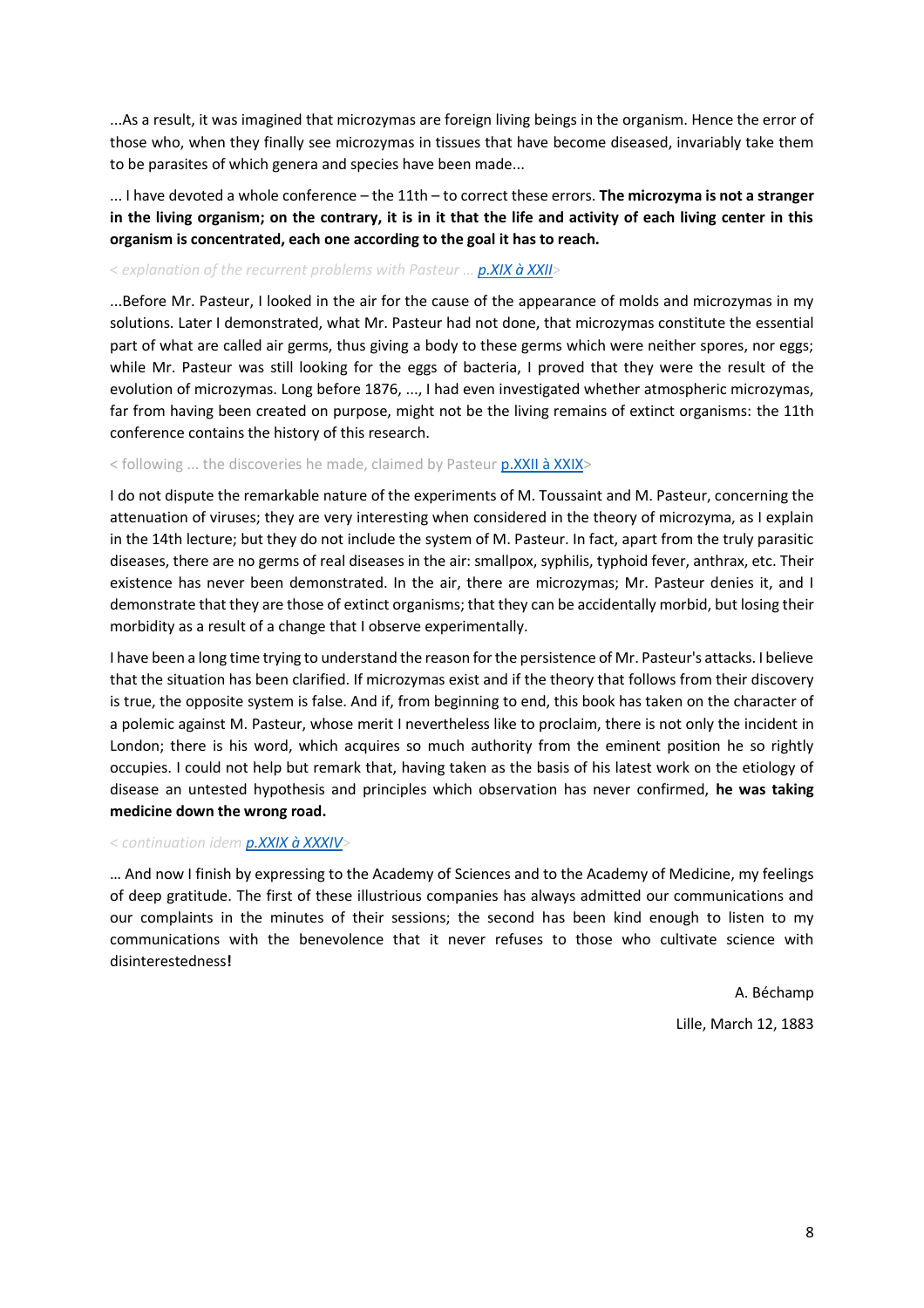...As a result, it was imagined that microzymas are foreign living beings in the organism. Hence the error of those who, when they finally see microzymas in tissues that have become diseased, invariably take them to be parasites of which genera and species have been made...

... I have devoted a whole conference – the 11th – to correct these errors. **The microzyma is not a stranger in the living organism; on the contrary, it is in it that the life and activity of each living center in this organism is concentrated, each one according to the goal it has to reach.**

*< explanation of the recurrent problems with Pasteur ... p.XIX à XXII>*

...Before Mr. Pasteur, I looked in the air for the cause of the appearance of molds and microzymas in my solutions. Later I demonstrated, what Mr. Pasteur had not done, that microzymas constitute the essential part of what are called air germs, thus giving a body to these germs which were neither spores, nor eggs; while Mr. Pasteur was still looking for the eggs of bacteria, I proved that they were the result of the evolution of microzymas. Long before 1876, ..., I had even investigated whether atmospheric microzymas, far from having been created on purpose, might not be the living remains of extinct organisms: the 11th conference contains the history of this research.

< following ... the discoveries he made, claimed by Pasteur p.XXII à XXIX>

I do not dispute the remarkable nature of the experiments of M. Toussaint and M. Pasteur, concerning the attenuation of viruses; they are very interesting when considered in the theory of microzyma, as I explain in the 14th lecture; but they do not include the system of M. Pasteur. In fact, apart from the truly parasitic diseases, there are no germs of real diseases in the air: smallpox, syphilis, typhoid fever, anthrax, etc. Their existence has never been demonstrated. In the air, there are microzymas; Mr. Pasteur denies it, and I demonstrate that they are those of extinct organisms; that they can be accidentally morbid, but losing their morbidity as a result of a change that I observe experimentally.

I have been a long time trying to understand the reason for the persistence of Mr. Pasteur's attacks. I believe that the situation has been clarified. If microzymas exist and if the theory that follows from their discovery is true, the opposite system is false. And if, from beginning to end, this book has taken on the character of a polemic against M. Pasteur, whose merit I nevertheless like to proclaim, there is not only the incident in London; there is his word, which acquires so much authority from the eminent position he so rightly occupies. I could not help but remark that, having taken as the basis of his latest work on the etiology of disease an untested hypothesis and principles which observation has never confirmed, **he was taking medicine down the wrong road.**

*< continuation idem p.XXIX à XXXIV>*

… And now I finish by expressing to the Academy of Sciences and to the Academy of Medicine, my feelings of deep gratitude. The first of these illustrious companies has always admitted our communications and our complaints in the minutes of their sessions; the second has been kind enough to listen to my communications with the benevolence that it never refuses to those who cultivate science with disinterestedness**!**

A. Béchamp

Lille, March 12, 1883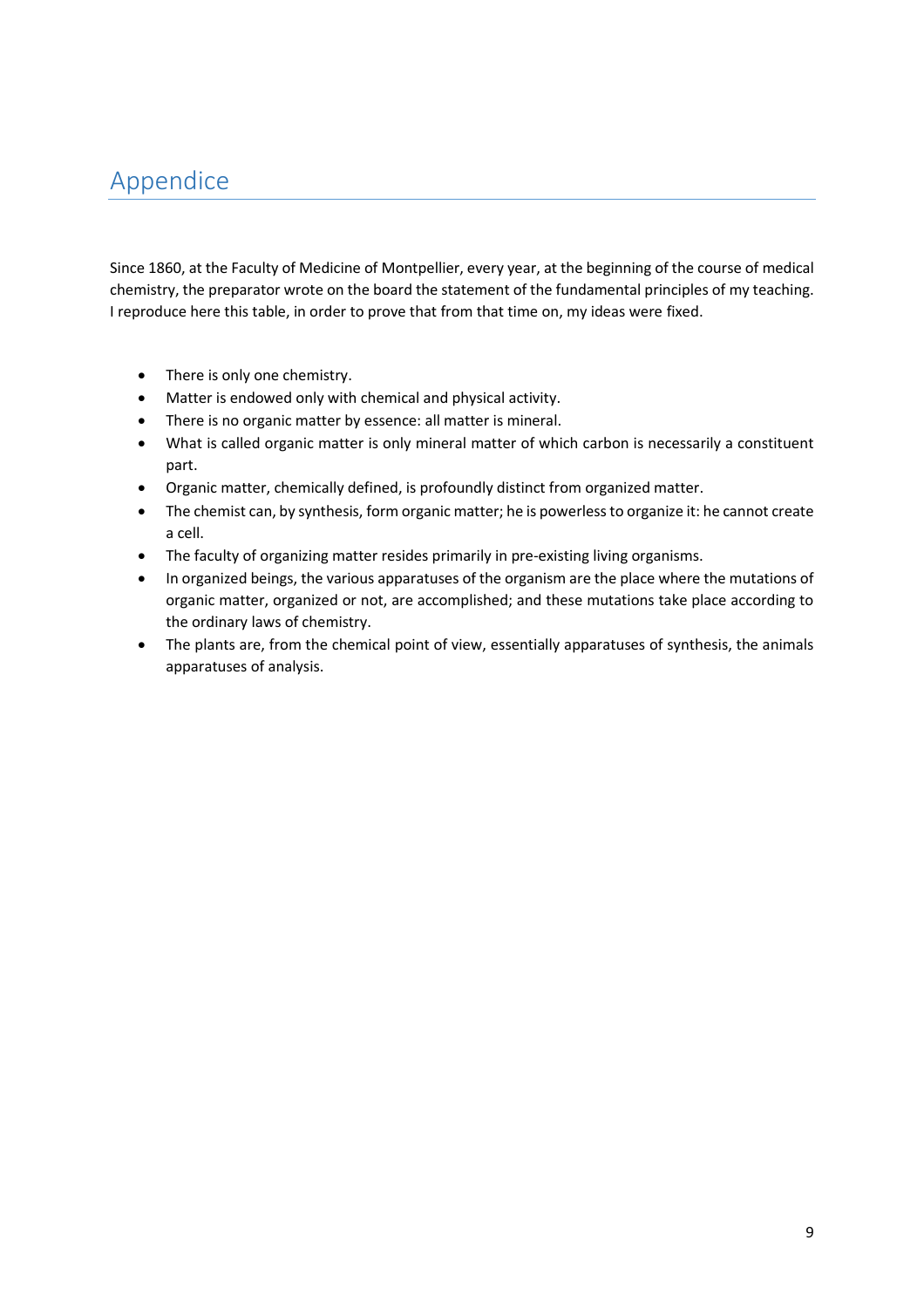# Appendice

Since 1860, at the Faculty of Medicine of Montpellier, every year, at the beginning of the course of medical chemistry, the preparator wrote on the board the statement of the fundamental principles of my teaching. I reproduce here this table, in order to prove that from that time on, my ideas were fixed.

- There is only one chemistry.
- Matter is endowed only with chemical and physical activity.
- There is no organic matter by essence: all matter is mineral.
- What is called organic matter is only mineral matter of which carbon is necessarily a constituent part.
- Organic matter, chemically defined, is profoundly distinct from organized matter.
- The chemist can, by synthesis, form organic matter; he is powerless to organize it: he cannot create a cell.
- The faculty of organizing matter resides primarily in pre-existing living organisms.
- In organized beings, the various apparatuses of the organism are the place where the mutations of organic matter, organized or not, are accomplished; and these mutations take place according to the ordinary laws of chemistry.
- The plants are, from the chemical point of view, essentially apparatuses of synthesis, the animals apparatuses of analysis.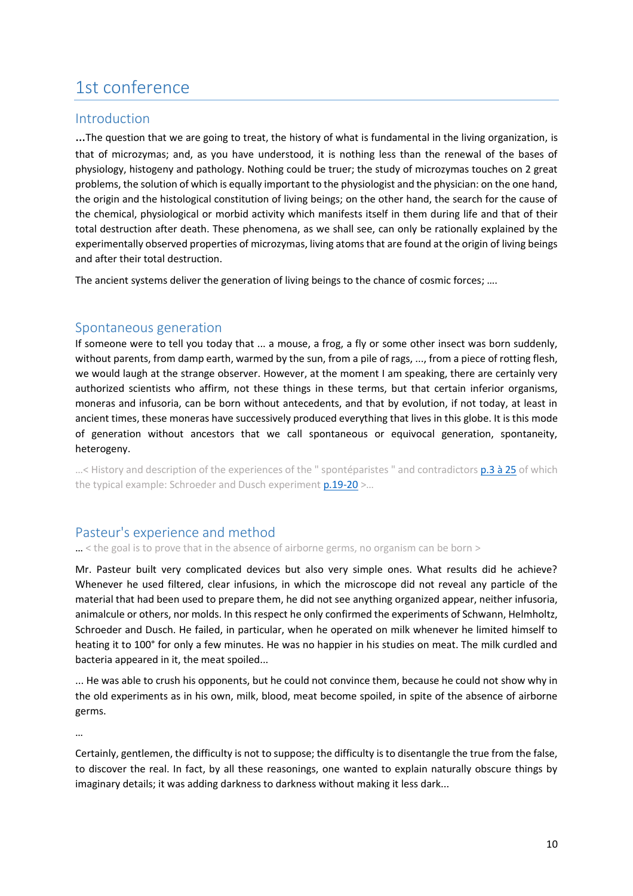# 1st conference

## Introduction

...The question that we are going to treat, the history of what is fundamental in the living organization, is that of microzymas; and, as you have understood, it is nothing less than the renewal of the bases of physiology, histogeny and pathology. Nothing could be truer; the study of microzymas touches on 2 great problems, the solution of which is equally important to the physiologist and the physician: on the one hand, the origin and the histological constitution of living beings; on the other hand, the search for the cause of the chemical, physiological or morbid activity which manifests itself in them during life and that of their total destruction after death. These phenomena, as we shall see, can only be rationally explained by the experimentally observed properties of microzymas, living atoms that are found at the origin of living beings and after their total destruction.

The ancient systems deliver the generation of living beings to the chance of cosmic forces; ....

## Spontaneous generation

If someone were to tell you today that ... a mouse, a frog, a fly or some other insect was born suddenly, without parents, from damp earth, warmed by the sun, from a pile of rags, ..., from a piece of rotting flesh, we would laugh at the strange observer. However, at the moment I am speaking, there are certainly very authorized scientists who affirm, not these things in these terms, but that certain inferior organisms, moneras and infusoria, can be born without antecedents, and that by evolution, if not today, at least in ancient times, these moneras have successively produced everything that lives in this globe. It is this mode of generation without ancestors that we call spontaneous or equivocal generation, spontaneity, heterogeny.

...< History and description of the experiences of the " spontéparistes " and contradictors p.3 à 25 of which the typical example: Schroeder and Dusch experiment p.19-20 >...

## Pasteur's experience and method

... < the goal is to prove that in the absence of airborne germs, no organism can be born >

Mr. Pasteur built very complicated devices but also very simple ones. What results did he achieve? Whenever he used filtered, clear infusions, in which the microscope did not reveal any particle of the material that had been used to prepare them, he did not see anything organized appear, neither infusoria, animalcule or others, nor molds. In this respect he only confirmed the experiments of Schwann, Helmholtz, Schroeder and Dusch. He failed, in particular, when he operated on milk whenever he limited himself to heating it to 100° for only a few minutes. He was no happier in his studies on meat. The milk curdled and bacteria appeared in it, the meat spoiled...

... He was able to crush his opponents, but he could not convince them, because he could not show why in the old experiments as in his own, milk, blood, meat become spoiled, in spite of the absence of airborne germs.

...

Certainly, gentlemen, the difficulty is not to suppose; the difficulty is to disentangle the true from the false, to discover the real. In fact, by all these reasonings, one wanted to explain naturally obscure things by imaginary details; it was adding darkness to darkness without making it less dark...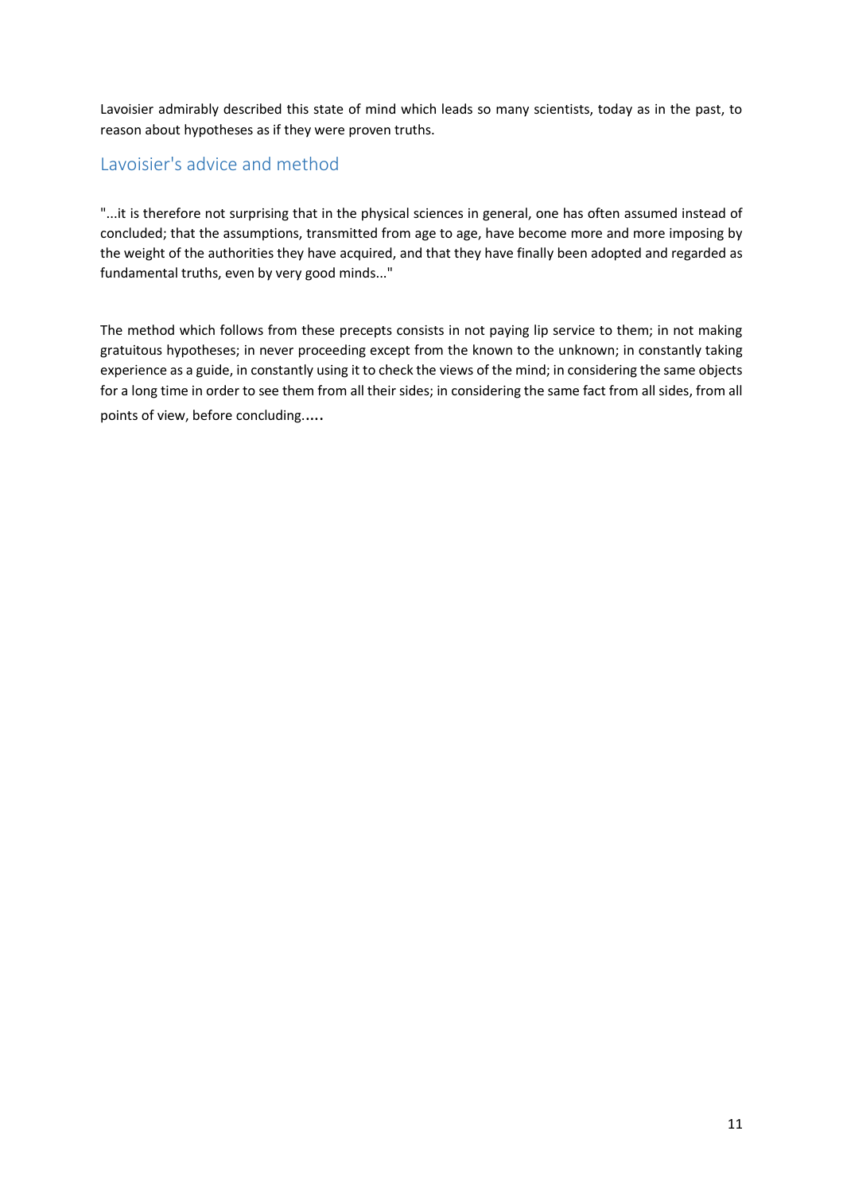Lavoisier admirably described this state of mind which leads so many scientists, today as in the past, to reason about hypotheses as if they were proven truths.

## Lavoisier's advice and method

"...it is therefore not surprising that in the physical sciences in general, one has often assumed instead of concluded; that the assumptions, transmitted from age to age, have become more and more imposing by the weight of the authorities they have acquired, and that they have finally been adopted and regarded as fundamental truths, even by very good minds..."

The method which follows from these precepts consists in not paying lip service to them; in not making gratuitous hypotheses; in never proceeding except from the known to the unknown; in constantly taking experience as a guide, in constantly using it to check the views of the mind; in considering the same objects for a long time in order to see them from all their sides; in considering the same fact from all sides, from all points of view, before concluding.....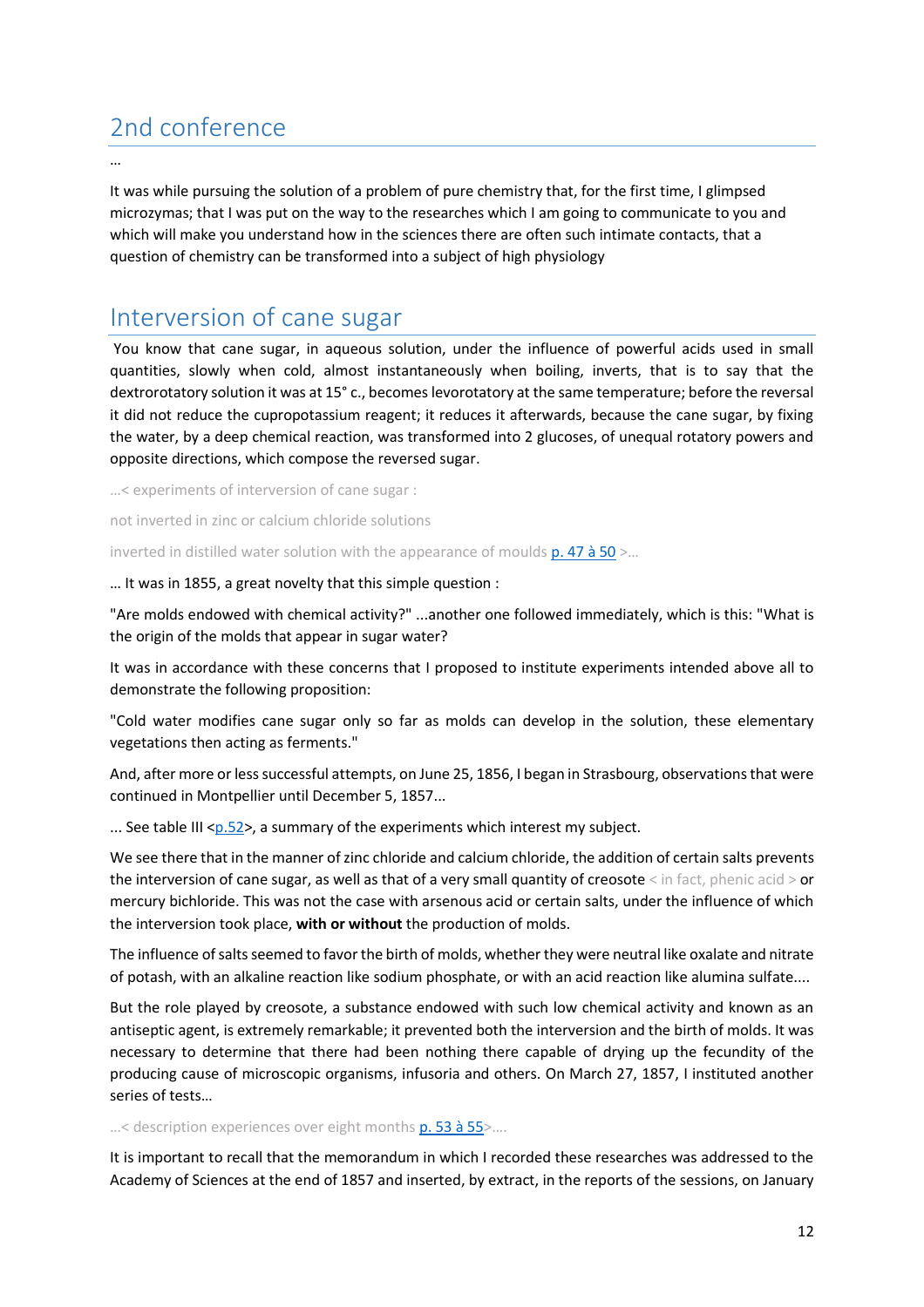## 2nd conference

…

It was while pursuing the solution of a problem of pure chemistry that, for the first time, I glimpsed microzymas; that I was put on the way to the researches which I am going to communicate to you and which will make you understand how in the sciences there are often such intimate contacts, that a question of chemistry can be transformed into a subject of high physiology

## Interversion of cane sugar

You know that cane sugar, in aqueous solution, under the influence of powerful acids used in small quantities, slowly when cold, almost instantaneously when boiling, inverts, that is to say that the dextrorotatory solution it was at 15° c., becomes levorotatory at the same temperature; before the reversal it did not reduce the cupropotassium reagent; it reduces it afterwards, because the cane sugar, by fixing the water, by a deep chemical reaction, was transformed into 2 glucoses, of unequal rotatory powers and opposite directions, which compose the reversed sugar.

…< experiments of interversion of cane sugar :

not inverted in zinc or calcium chloride solutions

inverted in distilled water solution with the appearance of moulds p. 47 à 50 >…

… It was in 1855, a great novelty that this simple question :

"Are molds endowed with chemical activity?" ...another one followed immediately, which is this: "What is the origin of the molds that appear in sugar water?

It was in accordance with these concerns that I proposed to institute experiments intended above all to demonstrate the following proposition:

"Cold water modifies cane sugar only so far as molds can develop in the solution, these elementary vegetations then acting as ferments."

And, after more or less successful attempts, on June 25, 1856, I began in Strasbourg, observations that were continued in Montpellier until December 5, 1857...

... See table III <p.52>, a summary of the experiments which interest my subject.

We see there that in the manner of zinc chloride and calcium chloride, the addition of certain salts prevents the interversion of cane sugar, as well as that of a very small quantity of creosote < in fact, phenic acid > or mercury bichloride. This was not the case with arsenous acid or certain salts, under the influence of which the interversion took place, **with or without** the production of molds.

The influence of salts seemed to favor the birth of molds, whether they were neutral like oxalate and nitrate of potash, with an alkaline reaction like sodium phosphate, or with an acid reaction like alumina sulfate....

But the role played by creosote, a substance endowed with such low chemical activity and known as an antiseptic agent, is extremely remarkable; it prevented both the interversion and the birth of molds. It was necessary to determine that there had been nothing there capable of drying up the fecundity of the producing cause of microscopic organisms, infusoria and others. On March 27, 1857, I instituted another series of tests…

…< description experiences over eight months p. 53 à 55>….

It is important to recall that the memorandum in which I recorded these researches was addressed to the Academy of Sciences at the end of 1857 and inserted, by extract, in the reports of the sessions, on January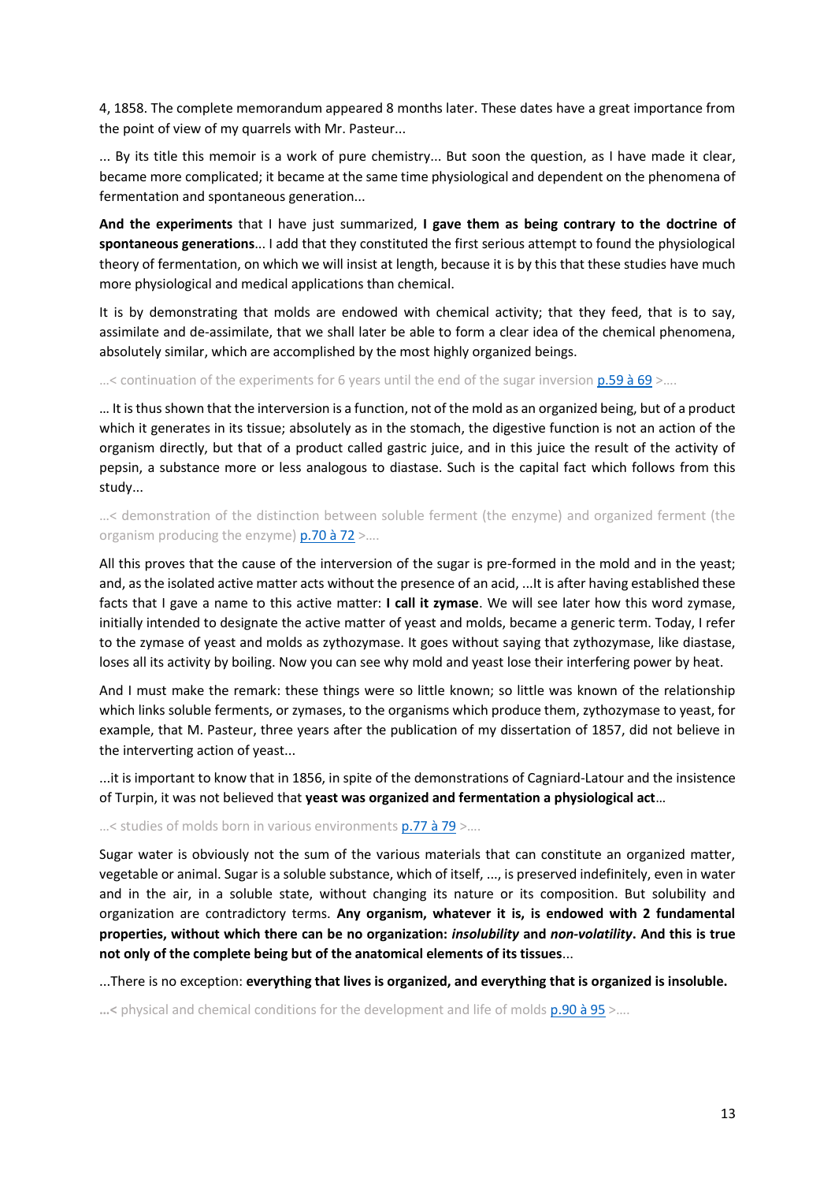4, 1858. The complete memorandum appeared 8 months later. These dates have a great importance from the point of view of my quarrels with Mr. Pasteur...

... By its title this memoir is a work of pure chemistry... But soon the question, as I have made it clear, became more complicated; it became at the same time physiological and dependent on the phenomena of fermentation and spontaneous generation...

**And the experiments** that I have just summarized, **I gave them as being contrary to the doctrine of spontaneous generations**... I add that they constituted the first serious attempt to found the physiological theory of fermentation, on which we will insist at length, because it is by this that these studies have much more physiological and medical applications than chemical.

It is by demonstrating that molds are endowed with chemical activity; that they feed, that is to say, assimilate and de-assimilate, that we shall later be able to form a clear idea of the chemical phenomena, absolutely similar, which are accomplished by the most highly organized beings.

...< continuation of the experiments for 6 years until the end of the sugar inversion [p.59 à 69](#) >....

... It is thus shown that the interversion is a function, not of the mold as an organized being, but of a product which it generates in its tissue; absolutely as in the stomach, the digestive function is not an action of the organism directly, but that of a product called gastric juice, and in this juice the result of the activity of pepsin, a substance more or less analogous to diastase. Such is the capital fact which follows from this study...

...< demonstration of the distinction between soluble ferment (the enzyme) and organized ferment (the organism producing the enzyme) [p.70 à 72](#) >....

All this proves that the cause of the interversion of the sugar is pre-formed in the mold and in the yeast; and, as the isolated active matter acts without the presence of an acid, ...It is after having established these facts that I gave a name to this active matter: **I call it zymase**. We will see later how this word zymase, initially intended to designate the active matter of yeast and molds, became a generic term. Today, I refer to the zymase of yeast and molds as zythozymase. It goes without saying that zythozymase, like diastase, loses all its activity by boiling. Now you can see why mold and yeast lose their interfering power by heat.

And I must make the remark: these things were so little known; so little was known of the relationship which links soluble ferments, or zymases, to the organisms which produce them, zythozymase to yeast, for example, that M. Pasteur, three years after the publication of my dissertation of 1857, did not believe in the interverting action of yeast...

...it is important to know that in 1856, in spite of the demonstrations of Cagniard-Latour and the insistence of Turpin, it was not believed that **yeast was organized and fermentation a physiological act**...

...< studies of molds born in various environments [p.77 à 79](#) >....

Sugar water is obviously not the sum of the various materials that can constitute an organized matter, vegetable or animal. Sugar is a soluble substance, which of itself, ..., is preserved indefinitely, even in water and in the air, in a soluble state, without changing its nature or its composition. But solubility and organization are contradictory terms. **Any organism, whatever it is, is endowed with 2 fundamental properties, without which there can be no organization: *insolubility* and *non-volatility*. And this is true not only of the complete being but of the anatomical elements of its tissues**...

...There is no exception: **everything that lives is organized, and everything that is organized is insoluble.**

**...<** physical and chemical conditions for the development and life of molds [p.90 à 95](#) >....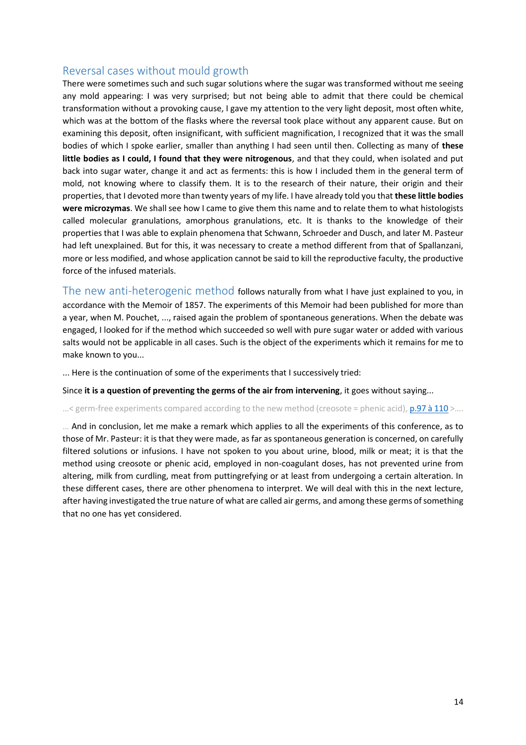## Reversal cases without mould growth

There were sometimes such and such sugar solutions where the sugar was transformed without me seeing any mold appearing: I was very surprised; but not being able to admit that there could be chemical transformation without a provoking cause, I gave my attention to the very light deposit, most often white, which was at the bottom of the flasks where the reversal took place without any apparent cause. But on examining this deposit, often insignificant, with sufficient magnification, I recognized that it was the small bodies of which I spoke earlier, smaller than anything I had seen until then. Collecting as many of **these little bodies as I could, I found that they were nitrogenous**, and that they could, when isolated and put back into sugar water, change it and act as ferments: this is how I included them in the general term of mold, not knowing where to classify them. It is to the research of their nature, their origin and their properties, that I devoted more than twenty years of my life. I have already told you that **these little bodies were microzymas**. We shall see how I came to give them this name and to relate them to what histologists called molecular granulations, amorphous granulations, etc. It is thanks to the knowledge of their properties that I was able to explain phenomena that Schwann, Schroeder and Dusch, and later M. Pasteur had left unexplained. But for this, it was necessary to create a method different from that of Spallanzani, more or less modified, and whose application cannot be said to kill the reproductive faculty, the productive force of the infused materials.

## The new anti-heterogenic method

follows naturally from what I have just explained to you, in accordance with the Memoir of 1857. The experiments of this Memoir had been published for more than a year, when M. Pouchet, ..., raised again the problem of spontaneous generations. When the debate was engaged, I looked for if the method which succeeded so well with pure sugar water or added with various salts would not be applicable in all cases. Such is the object of the experiments which it remains for me to make known to you...

... Here is the continuation of some of the experiments that I successively tried:

Since **it is a question of preventing the germs of the air from intervening**, it goes without saying...

...< germ-free experiments compared according to the new method (creosote = phenic acid), p.97 à 110 >....

... And in conclusion, let me make a remark which applies to all the experiments of this conference, as to those of Mr. Pasteur: it is that they were made, as far as spontaneous generation is concerned, on carefully filtered solutions or infusions. I have not spoken to you about urine, blood, milk or meat; it is that the method using creosote or phenic acid, employed in non-coagulant doses, has not prevented urine from altering, milk from curdling, meat from puttingrefying or at least from undergoing a certain alteration. In these different cases, there are other phenomena to interpret. We will deal with this in the next lecture, after having investigated the true nature of what are called air germs, and among these germs of something that no one has yet considered.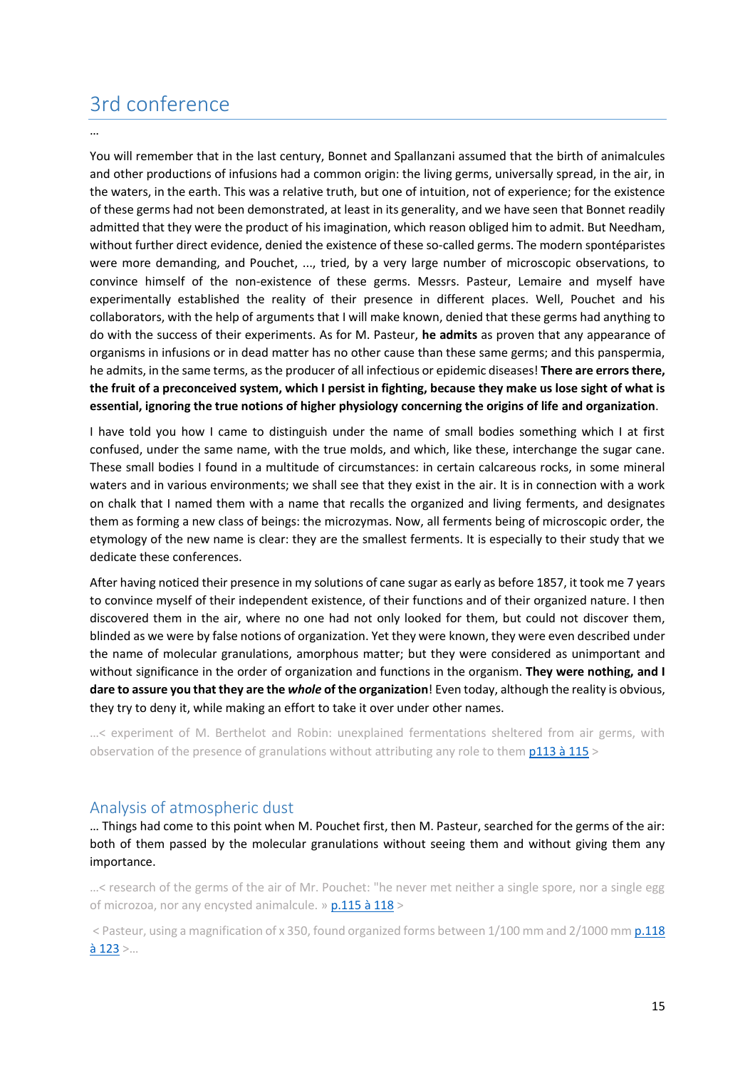## 3rd conference

…

You will remember that in the last century, Bonnet and Spallanzani assumed that the birth of animalcules and other productions of infusions had a common origin: the living germs, universally spread, in the air, in the waters, in the earth. This was a relative truth, but one of intuition, not of experience; for the existence of these germs had not been demonstrated, at least in its generality, and we have seen that Bonnet readily admitted that they were the product of his imagination, which reason obliged him to admit. But Needham, without further direct evidence, denied the existence of these so-called germs. The modern spontéparistes were more demanding, and Pouchet, ..., tried, by a very large number of microscopic observations, to convince himself of the non-existence of these germs. Messrs. Pasteur, Lemaire and myself have experimentally established the reality of their presence in different places. Well, Pouchet and his collaborators, with the help of arguments that I will make known, denied that these germs had anything to do with the success of their experiments. As for M. Pasteur, **he admits** as proven that any appearance of organisms in infusions or in dead matter has no other cause than these same germs; and this panspermia, he admits, in the same terms, as the producer of all infectious or epidemic diseases! **There are errors there, the fruit of a preconceived system, which I persist in fighting, because they make us lose sight of what is essential, ignoring the true notions of higher physiology concerning the origins of life and organization**.

I have told you how I came to distinguish under the name of small bodies something which I at first confused, under the same name, with the true molds, and which, like these, interchange the sugar cane. These small bodies I found in a multitude of circumstances: in certain calcareous rocks, in some mineral waters and in various environments; we shall see that they exist in the air. It is in connection with a work on chalk that I named them with a name that recalls the organized and living ferments, and designates them as forming a new class of beings: the microzymas. Now, all ferments being of microscopic order, the etymology of the new name is clear: they are the smallest ferments. It is especially to their study that we dedicate these conferences.

After having noticed their presence in my solutions of cane sugar as early as before 1857, it took me 7 years to convince myself of their independent existence, of their functions and of their organized nature. I then discovered them in the air, where no one had not only looked for them, but could not discover them, blinded as we were by false notions of organization. Yet they were known, they were even described under the name of molecular granulations, amorphous matter; but they were considered as unimportant and without significance in the order of organization and functions in the organism. **They were nothing, and I dare to assure you that they are the *whole* of the organization**! Even today, although the reality is obvious, they try to deny it, while making an effort to take it over under other names.

…< experiment of M. Berthelot and Robin: unexplained fermentations sheltered from air germs, with observation of the presence of granulations without attributing any role to them p113 à 115 >

### Analysis of atmospheric dust

… Things had come to this point when M. Pouchet first, then M. Pasteur, searched for the germs of the air: both of them passed by the molecular granulations without seeing them and without giving them any importance.

…< research of the germs of the air of Mr. Pouchet: "he never met neither a single spore, nor a single egg of microzoa, nor any encysted animalcule. » p.115 à 118 >

< Pasteur, using a magnification of x 350, found organized forms between 1/100 mm and 2/1000 mm p.118 à 123 >…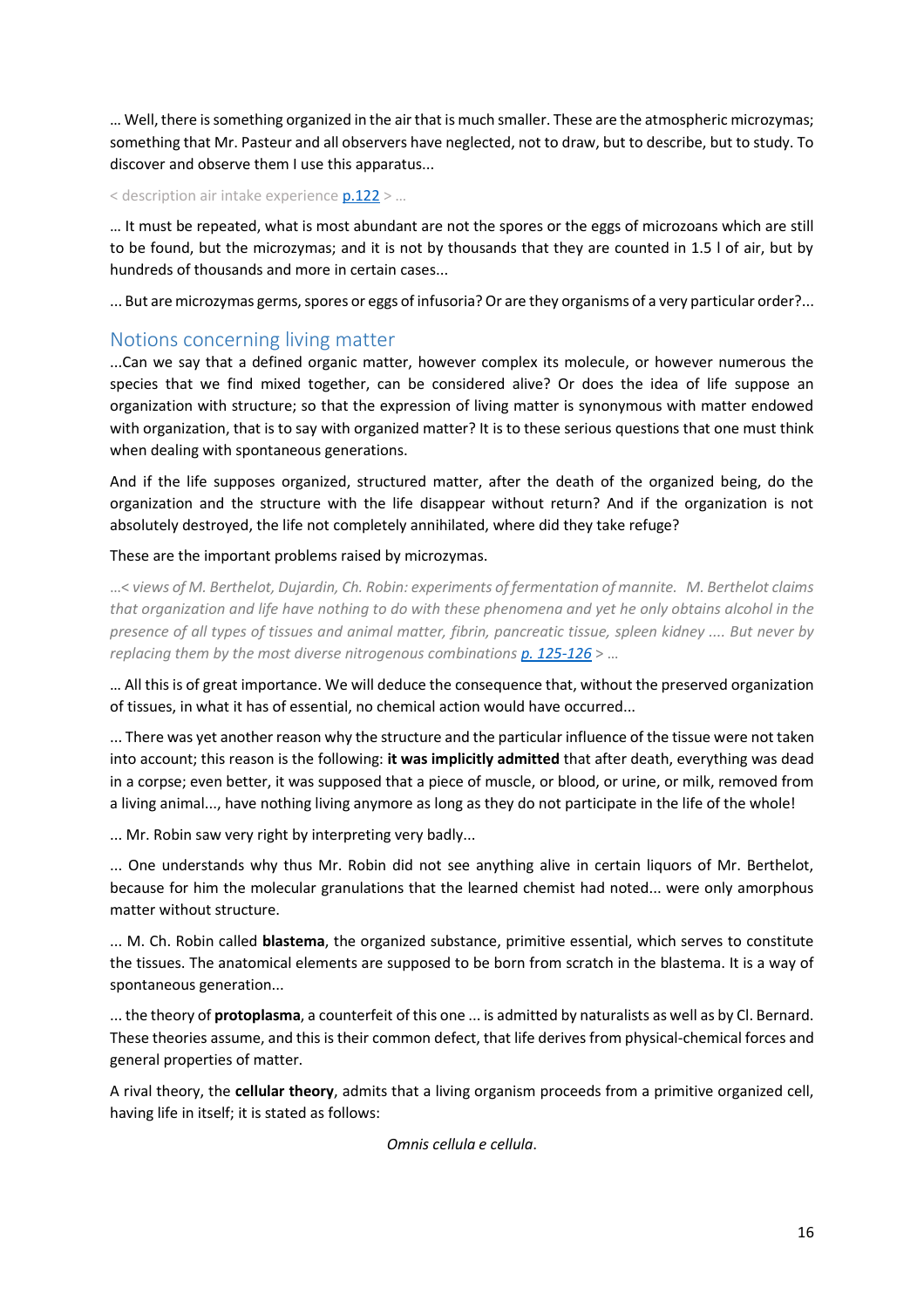… Well, there is something organized in the air that is much smaller. These are the atmospheric microzymas; something that Mr. Pasteur and all observers have neglected, not to draw, but to describe, but to study. To discover and observe them I use this apparatus...

< description air intake experience p.122 > ...

… It must be repeated, what is most abundant are not the spores or the eggs of microzoans which are still to be found, but the microzymas; and it is not by thousands that they are counted in 1.5 l of air, but by hundreds of thousands and more in certain cases...

... But are microzymas germs, spores or eggs of infusoria? Or are they organisms of a very particular order?...

## Notions concerning living matter

...Can we say that a defined organic matter, however complex its molecule, or however numerous the species that we find mixed together, can be considered alive? Or does the idea of life suppose an organization with structure; so that the expression of living matter is synonymous with matter endowed with organization, that is to say with organized matter? It is to these serious questions that one must think when dealing with spontaneous generations.

And if the life supposes organized, structured matter, after the death of the organized being, do the organization and the structure with the life disappear without return? And if the organization is not absolutely destroyed, the life not completely annihilated, where did they take refuge?

These are the important problems raised by microzymas.

*…< views of M. Berthelot, Dujardin, Ch. Robin: experiments of fermentation of mannite. M. Berthelot claims that organization and life have nothing to do with these phenomena and yet he only obtains alcohol in the presence of all types of tissues and animal matter, fibrin, pancreatic tissue, spleen kidney .... But never by replacing them by the most diverse nitrogenous combinations p. 125-126 > …*

… All this is of great importance. We will deduce the consequence that, without the preserved organization of tissues, in what it has of essential, no chemical action would have occurred...

... There was yet another reason why the structure and the particular influence of the tissue were not taken into account; this reason is the following: **it was implicitly admitted** that after death, everything was dead in a corpse; even better, it was supposed that a piece of muscle, or blood, or urine, or milk, removed from a living animal..., have nothing living anymore as long as they do not participate in the life of the whole!

... Mr. Robin saw very right by interpreting very badly...

... One understands why thus Mr. Robin did not see anything alive in certain liquors of Mr. Berthelot, because for him the molecular granulations that the learned chemist had noted... were only amorphous matter without structure.

... M. Ch. Robin called **blastema**, the organized substance, primitive essential, which serves to constitute the tissues. The anatomical elements are supposed to be born from scratch in the blastema. It is a way of spontaneous generation...

... the theory of **protoplasma**, a counterfeit of this one ... is admitted by naturalists as well as by Cl. Bernard. These theories assume, and this is their common defect, that life derives from physical-chemical forces and general properties of matter.

A rival theory, the **cellular theory**, admits that a living organism proceeds from a primitive organized cell, having life in itself; it is stated as follows:

*Omnis cellula e cellula*.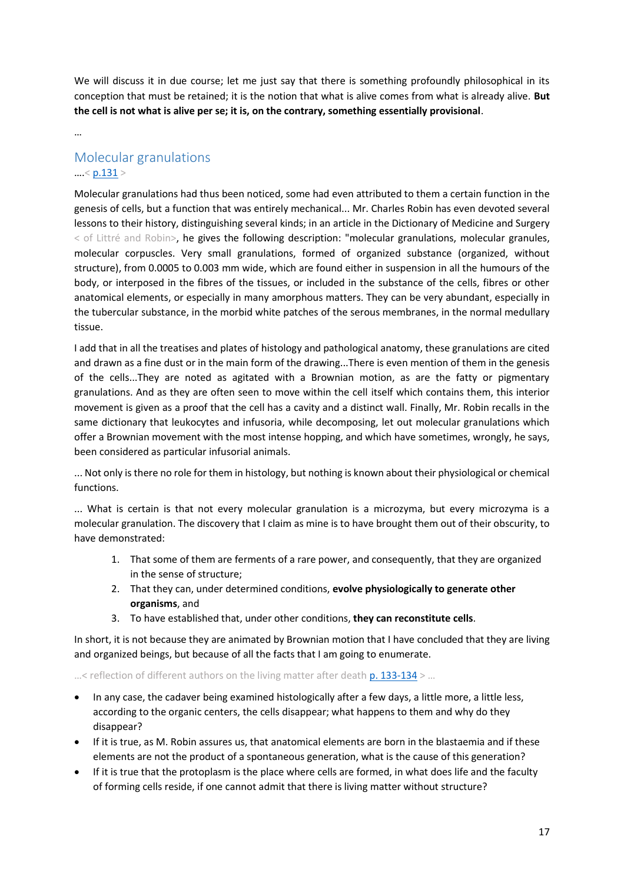We will discuss it in due course; let me just say that there is something profoundly philosophical in its conception that must be retained; it is the notion that what is alive comes from what is already alive. **But the cell is not what is alive per se; it is, on the contrary, something essentially provisional**.

…

## Molecular granulations

….< p.131 >

Molecular granulations had thus been noticed, some had even attributed to them a certain function in the genesis of cells, but a function that was entirely mechanical... Mr. Charles Robin has even devoted several lessons to their history, distinguishing several kinds; in an article in the Dictionary of Medicine and Surgery < of Littré and Robin>, he gives the following description: "molecular granulations, molecular granules, molecular corpuscles. Very small granulations, formed of organized substance (organized, without structure), from 0.0005 to 0.003 mm wide, which are found either in suspension in all the humours of the body, or interposed in the fibres of the tissues, or included in the substance of the cells, fibres or other anatomical elements, or especially in many amorphous matters. They can be very abundant, especially in the tubercular substance, in the morbid white patches of the serous membranes, in the normal medullary tissue.

I add that in all the treatises and plates of histology and pathological anatomy, these granulations are cited and drawn as a fine dust or in the main form of the drawing...There is even mention of them in the genesis of the cells...They are noted as agitated with a Brownian motion, as are the fatty or pigmentary granulations. And as they are often seen to move within the cell itself which contains them, this interior movement is given as a proof that the cell has a cavity and a distinct wall. Finally, Mr. Robin recalls in the same dictionary that leukocytes and infusoria, while decomposing, let out molecular granulations which offer a Brownian movement with the most intense hopping, and which have sometimes, wrongly, he says, been considered as particular infusorial animals.

... Not only is there no role for them in histology, but nothing is known about their physiological or chemical functions.

... What is certain is that not every molecular granulation is a microzyma, but every microzyma is a molecular granulation. The discovery that I claim as mine is to have brought them out of their obscurity, to have demonstrated:

1. That some of them are ferments of a rare power, and consequently, that they are organized in the sense of structure;
2. That they can, under determined conditions, **evolve physiologically to generate other organisms**, and
3. To have established that, under other conditions, **they can reconstitute cells**.

In short, it is not because they are animated by Brownian motion that I have concluded that they are living and organized beings, but because of all the facts that I am going to enumerate.

…< reflection of different authors on the living matter after death p. 133-134 > …

- In any case, the cadaver being examined histologically after a few days, a little more, a little less, according to the organic centers, the cells disappear; what happens to them and why do they disappear?
- If it is true, as M. Robin assures us, that anatomical elements are born in the blastaemia and if these elements are not the product of a spontaneous generation, what is the cause of this generation?
- If it is true that the protoplasm is the place where cells are formed, in what does life and the faculty of forming cells reside, if one cannot admit that there is living matter without structure?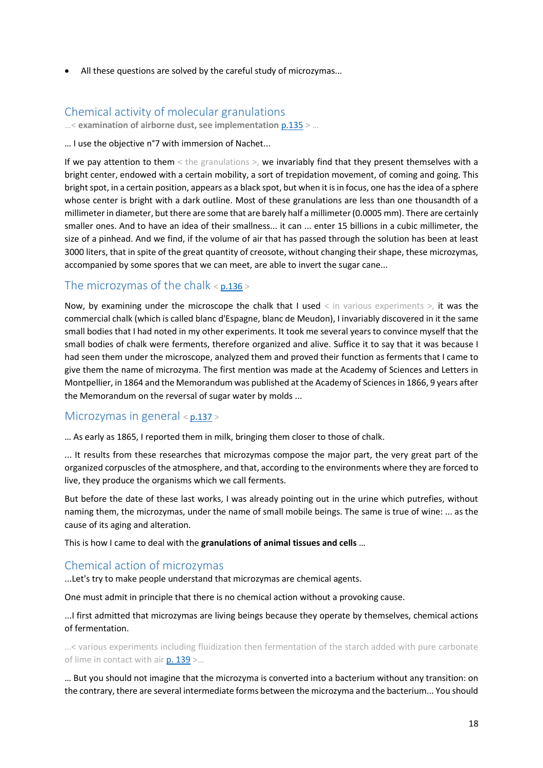- All these questions are solved by the careful study of microzymas...

## Chemical activity of molecular granulations

...< **examination of airborne dust, see implementation** p.135 > ...

... I use the objective n°7 with immersion of Nachet...

If we pay attention to them < the granulations >, we invariably find that they present themselves with a bright center, endowed with a certain mobility, a sort of trepidation movement, of coming and going. This bright spot, in a certain position, appears as a black spot, but when it is in focus, one has the idea of a sphere whose center is bright with a dark outline. Most of these granulations are less than one thousandth of a millimeter in diameter, but there are some that are barely half a millimeter (0.0005 mm). There are certainly smaller ones. And to have an idea of their smallness... it can ... enter 15 billions in a cubic millimeter, the size of a pinhead. And we find, if the volume of air that has passed through the solution has been at least 3000 liters, that in spite of the great quantity of creosote, without changing their shape, these microzymas, accompanied by some spores that we can meet, are able to invert the sugar cane...

## The microzymas of the chalk < p.136 >

Now, by examining under the microscope the chalk that I used < in various experiments >, it was the commercial chalk (which is called blanc d'Espagne, blanc de Meudon), I invariably discovered in it the same small bodies that I had noted in my other experiments. It took me several years to convince myself that the small bodies of chalk were ferments, therefore organized and alive. Suffice it to say that it was because I had seen them under the microscope, analyzed them and proved their function as ferments that I came to give them the name of microzyma. The first mention was made at the Academy of Sciences and Letters in Montpellier, in 1864 and the Memorandum was published at the Academy of Sciences in 1866, 9 years after the Memorandum on the reversal of sugar water by molds ...

## Microzymas in general < p.137 >

... As early as 1865, I reported them in milk, bringing them closer to those of chalk.

... It results from these researches that microzymas compose the major part, the very great part of the organized corpuscles of the atmosphere, and that, according to the environments where they are forced to live, they produce the organisms which we call ferments.

But before the date of these last works, I was already pointing out in the urine which putrefies, without naming them, the microzymas, under the name of small mobile beings. The same is true of wine: ... as the cause of its aging and alteration.

This is how I came to deal with the **granulations of animal tissues and cells** ...

## Chemical action of microzymas

...Let's try to make people understand that microzymas are chemical agents.

One must admit in principle that there is no chemical action without a provoking cause.

...I first admitted that microzymas are living beings because they operate by themselves, chemical actions of fermentation.

...< various experiments including fluidization then fermentation of the starch added with pure carbonate of lime in contact with air p. 139 >...

... But you should not imagine that the microzyma is converted into a bacterium without any transition: on the contrary, there are several intermediate forms between the microzyma and the bacterium... You should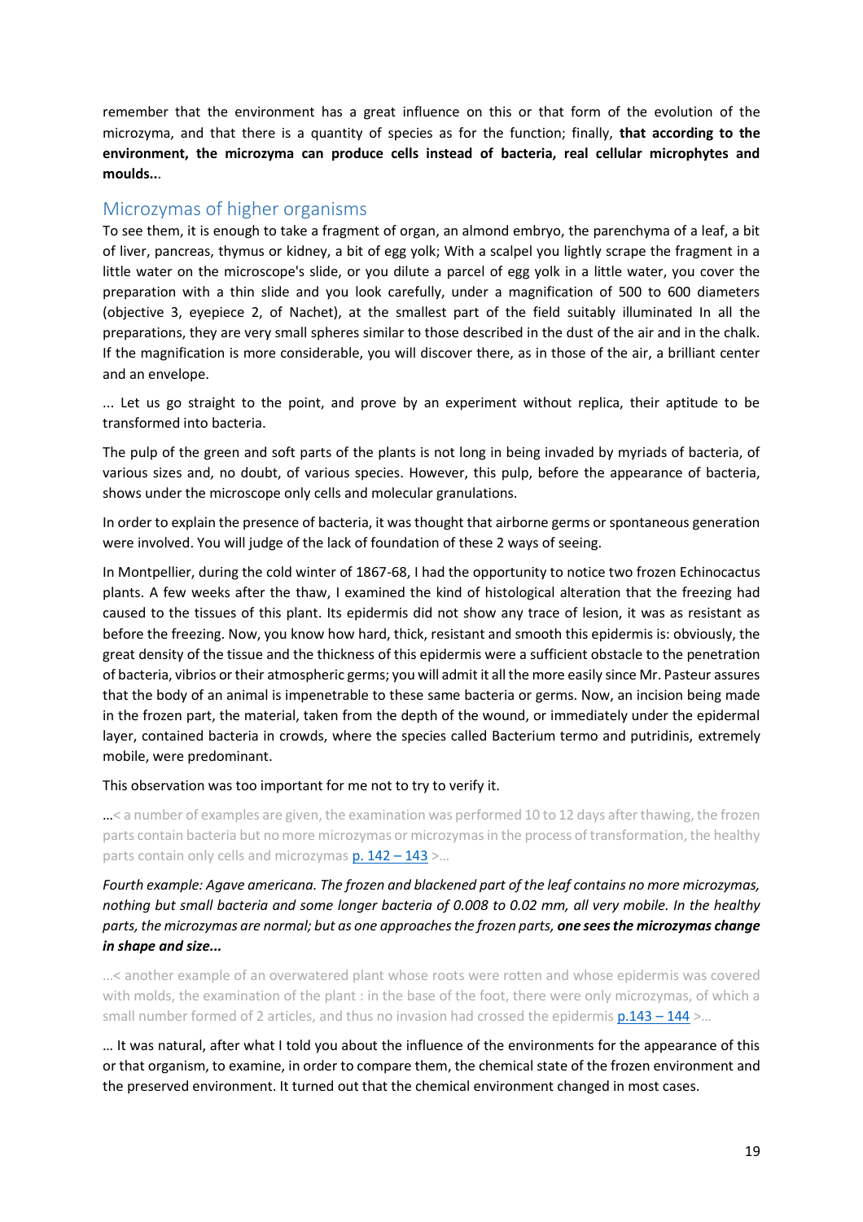remember that the environment has a great influence on this or that form of the evolution of the microzyma, and that there is a quantity of species as for the function; finally, **that according to the environment, the microzyma can produce cells instead of bacteria, real cellular microphytes and moulds..**.

## Microzymas of higher organisms

To see them, it is enough to take a fragment of organ, an almond embryo, the parenchyma of a leaf, a bit of liver, pancreas, thymus or kidney, a bit of egg yolk; With a scalpel you lightly scrape the fragment in a little water on the microscope's slide, or you dilute a parcel of egg yolk in a little water, you cover the preparation with a thin slide and you look carefully, under a magnification of 500 to 600 diameters (objective 3, eyepiece 2, of Nachet), at the smallest part of the field suitably illuminated In all the preparations, they are very small spheres similar to those described in the dust of the air and in the chalk. If the magnification is more considerable, you will discover there, as in those of the air, a brilliant center and an envelope.

... Let us go straight to the point, and prove by an experiment without replica, their aptitude to be transformed into bacteria.

The pulp of the green and soft parts of the plants is not long in being invaded by myriads of bacteria, of various sizes and, no doubt, of various species. However, this pulp, before the appearance of bacteria, shows under the microscope only cells and molecular granulations.

In order to explain the presence of bacteria, it was thought that airborne germs or spontaneous generation were involved. You will judge of the lack of foundation of these 2 ways of seeing.

In Montpellier, during the cold winter of 1867-68, I had the opportunity to notice two frozen Echinocactus plants. A few weeks after the thaw, I examined the kind of histological alteration that the freezing had caused to the tissues of this plant. Its epidermis did not show any trace of lesion, it was as resistant as before the freezing. Now, you know how hard, thick, resistant and smooth this epidermis is: obviously, the great density of the tissue and the thickness of this epidermis were a sufficient obstacle to the penetration of bacteria, vibrios or their atmospheric germs; you will admit it all the more easily since Mr. Pasteur assures that the body of an animal is impenetrable to these same bacteria or germs. Now, an incision being made in the frozen part, the material, taken from the depth of the wound, or immediately under the epidermal layer, contained bacteria in crowds, where the species called Bacterium termo and putridinis, extremely mobile, were predominant.

This observation was too important for me not to try to verify it.

…< a number of examples are given, the examination was performed 10 to 12 days after thawing, the frozen parts contain bacteria but no more microzymas or microzymas in the process of transformation, the healthy parts contain only cells and microzymas p. 142 – 143 >…

*Fourth example: Agave americana. The frozen and blackened part of the leaf contains no more microzymas, nothing but small bacteria and some longer bacteria of 0.008 to 0.02 mm, all very mobile. In the healthy parts, the microzymas are normal; but as one approaches the frozen parts,* ***one sees the microzymas change in shape and size...***

…< another example of an overwatered plant whose roots were rotten and whose epidermis was covered with molds, the examination of the plant : in the base of the foot, there were only microzymas, of which a small number formed of 2 articles, and thus no invasion had crossed the epidermis p.143 – 144 >…

… It was natural, after what I told you about the influence of the environments for the appearance of this or that organism, to examine, in order to compare them, the chemical state of the frozen environment and the preserved environment. It turned out that the chemical environment changed in most cases.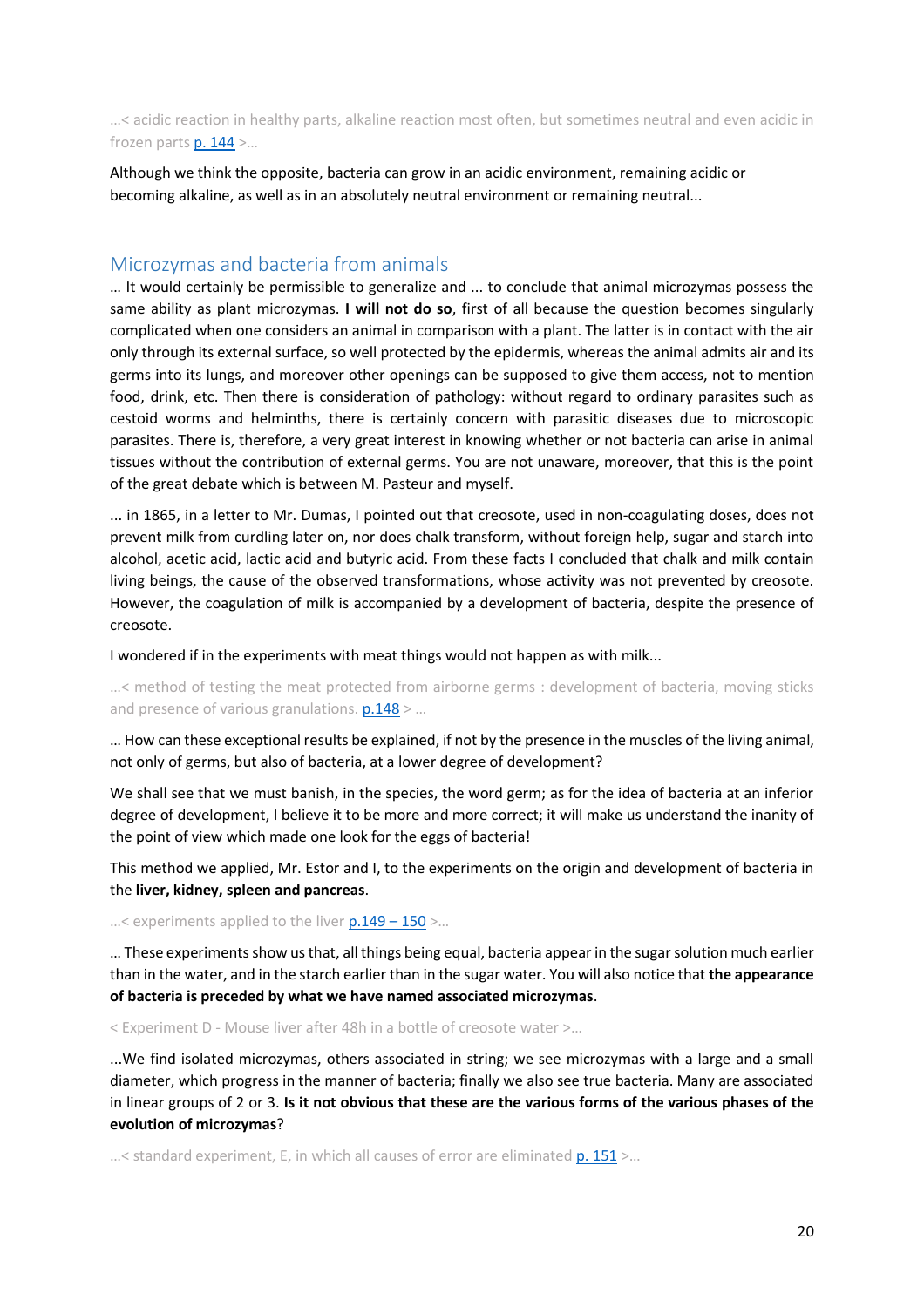…< acidic reaction in healthy parts, alkaline reaction most often, but sometimes neutral and even acidic in frozen parts p. 144 >…

Although we think the opposite, bacteria can grow in an acidic environment, remaining acidic or becoming alkaline, as well as in an absolutely neutral environment or remaining neutral...

## Microzymas and bacteria from animals

… It would certainly be permissible to generalize and ... to conclude that animal microzymas possess the same ability as plant microzymas. **I will not do so**, first of all because the question becomes singularly complicated when one considers an animal in comparison with a plant. The latter is in contact with the air only through its external surface, so well protected by the epidermis, whereas the animal admits air and its germs into its lungs, and moreover other openings can be supposed to give them access, not to mention food, drink, etc. Then there is consideration of pathology: without regard to ordinary parasites such as cestoid worms and helminths, there is certainly concern with parasitic diseases due to microscopic parasites. There is, therefore, a very great interest in knowing whether or not bacteria can arise in animal tissues without the contribution of external germs. You are not unaware, moreover, that this is the point of the great debate which is between M. Pasteur and myself.

... in 1865, in a letter to Mr. Dumas, I pointed out that creosote, used in non-coagulating doses, does not prevent milk from curdling later on, nor does chalk transform, without foreign help, sugar and starch into alcohol, acetic acid, lactic acid and butyric acid. From these facts I concluded that chalk and milk contain living beings, the cause of the observed transformations, whose activity was not prevented by creosote. However, the coagulation of milk is accompanied by a development of bacteria, despite the presence of creosote.

I wondered if in the experiments with meat things would not happen as with milk...

…< method of testing the meat protected from airborne germs : development of bacteria, moving sticks and presence of various granulations. p.148 > …

… How can these exceptional results be explained, if not by the presence in the muscles of the living animal, not only of germs, but also of bacteria, at a lower degree of development?

We shall see that we must banish, in the species, the word germ; as for the idea of bacteria at an inferior degree of development, I believe it to be more and more correct; it will make us understand the inanity of the point of view which made one look for the eggs of bacteria!

This method we applied, Mr. Estor and I, to the experiments on the origin and development of bacteria in the **liver, kidney, spleen and pancreas**.

…< experiments applied to the liver p.149 – 150 >…

… These experiments show us that, all things being equal, bacteria appear in the sugar solution much earlier than in the water, and in the starch earlier than in the sugar water. You will also notice that **the appearance of bacteria is preceded by what we have named associated microzymas**.

< Experiment D - Mouse liver after 48h in a bottle of creosote water >…

...We find isolated microzymas, others associated in string; we see microzymas with a large and a small diameter, which progress in the manner of bacteria; finally we also see true bacteria. Many are associated in linear groups of 2 or 3. **Is it not obvious that these are the various forms of the various phases of the evolution of microzymas**?

…< standard experiment, E, in which all causes of error are eliminated p. 151 >…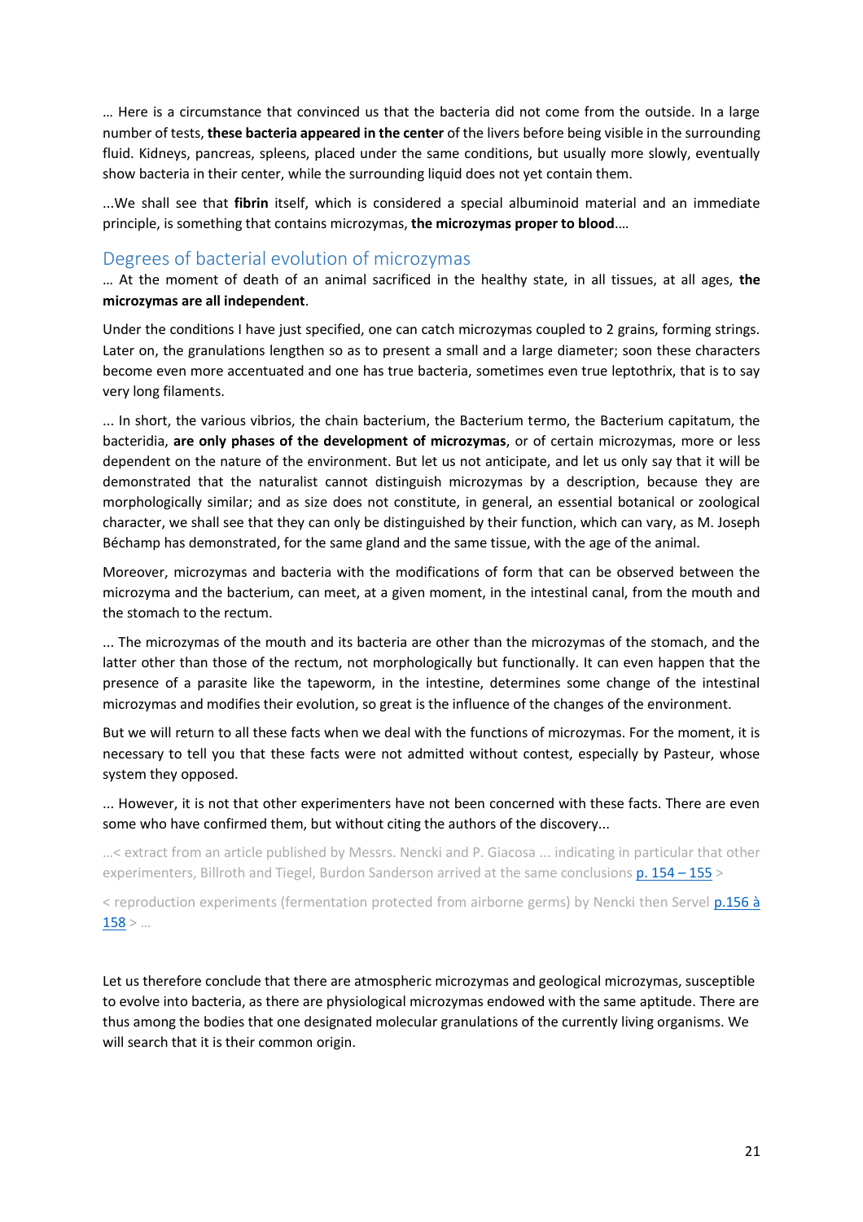… Here is a circumstance that convinced us that the bacteria did not come from the outside. In a large number of tests, **these bacteria appeared in the center** of the livers before being visible in the surrounding fluid. Kidneys, pancreas, spleens, placed under the same conditions, but usually more slowly, eventually show bacteria in their center, while the surrounding liquid does not yet contain them.

...We shall see that **fibrin** itself, which is considered a special albuminoid material and an immediate principle, is something that contains microzymas, **the microzymas proper to blood**.…

## Degrees of bacterial evolution of microzymas

… At the moment of death of an animal sacrificed in the healthy state, in all tissues, at all ages, **the microzymas are all independent**.

Under the conditions I have just specified, one can catch microzymas coupled to 2 grains, forming strings. Later on, the granulations lengthen so as to present a small and a large diameter; soon these characters become even more accentuated and one has true bacteria, sometimes even true leptothrix, that is to say very long filaments.

... In short, the various vibrios, the chain bacterium, the Bacterium termo, the Bacterium capitatum, the bacteridia, **are only phases of the development of microzymas**, or of certain microzymas, more or less dependent on the nature of the environment. But let us not anticipate, and let us only say that it will be demonstrated that the naturalist cannot distinguish microzymas by a description, because they are morphologically similar; and as size does not constitute, in general, an essential botanical or zoological character, we shall see that they can only be distinguished by their function, which can vary, as M. Joseph Béchamp has demonstrated, for the same gland and the same tissue, with the age of the animal.

Moreover, microzymas and bacteria with the modifications of form that can be observed between the microzyma and the bacterium, can meet, at a given moment, in the intestinal canal, from the mouth and the stomach to the rectum.

... The microzymas of the mouth and its bacteria are other than the microzymas of the stomach, and the latter other than those of the rectum, not morphologically but functionally. It can even happen that the presence of a parasite like the tapeworm, in the intestine, determines some change of the intestinal microzymas and modifies their evolution, so great is the influence of the changes of the environment.

But we will return to all these facts when we deal with the functions of microzymas. For the moment, it is necessary to tell you that these facts were not admitted without contest, especially by Pasteur, whose system they opposed.

... However, it is not that other experimenters have not been concerned with these facts. There are even some who have confirmed them, but without citing the authors of the discovery...

…< extract from an article published by Messrs. Nencki and P. Giacosa ... indicating in particular that other experimenters, Billroth and Tiegel, Burdon Sanderson arrived at the same conclusions p. 154 – 155 >

< reproduction experiments (fermentation protected from airborne germs) by Nencki then Servel p.156 à 158 > …

Let us therefore conclude that there are atmospheric microzymas and geological microzymas, susceptible to evolve into bacteria, as there are physiological microzymas endowed with the same aptitude. There are thus among the bodies that one designated molecular granulations of the currently living organisms. We will search that it is their common origin.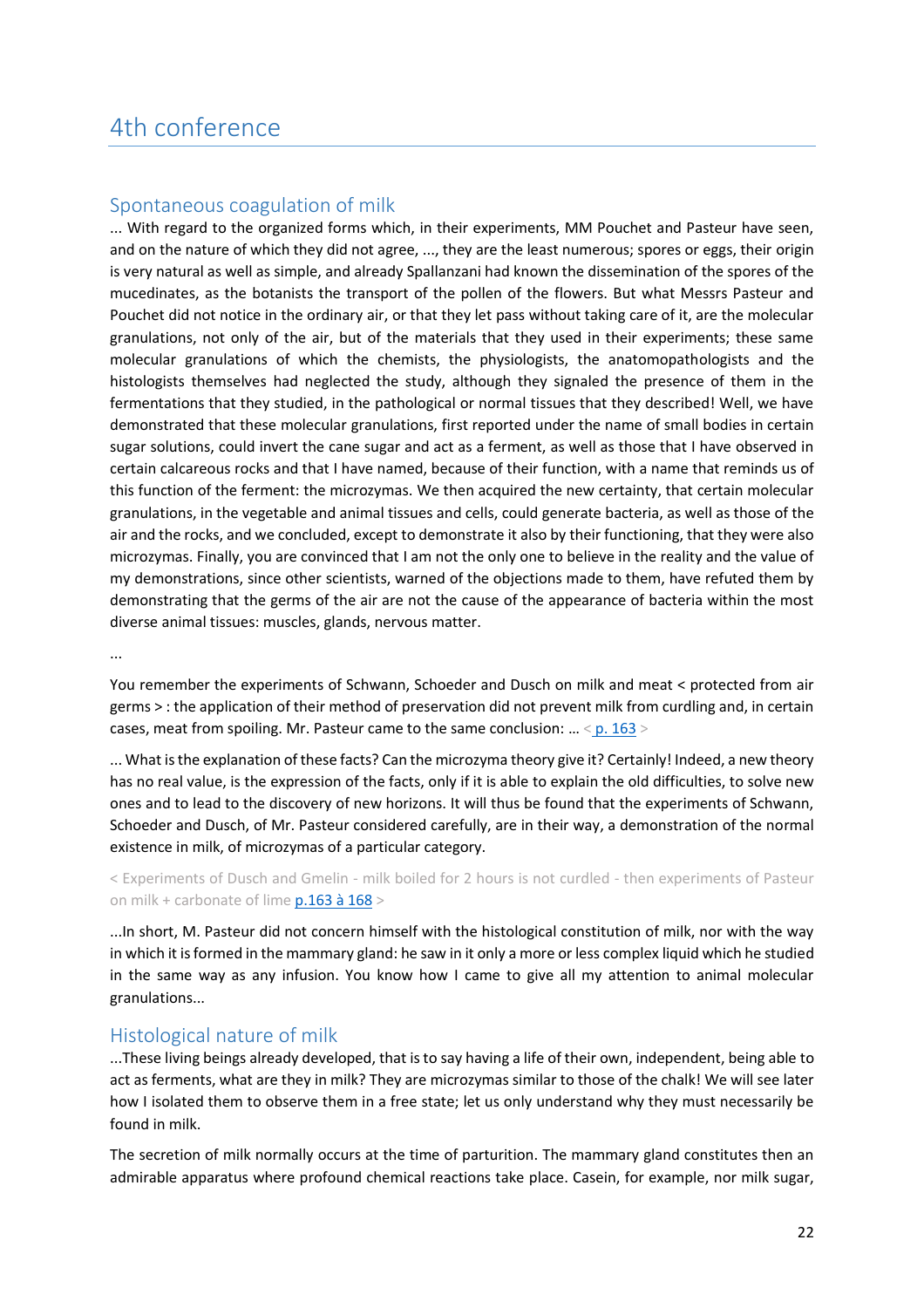# 4th conference

## Spontaneous coagulation of milk

... With regard to the organized forms which, in their experiments, MM Pouchet and Pasteur have seen, and on the nature of which they did not agree, ..., they are the least numerous; spores or eggs, their origin is very natural as well as simple, and already Spallanzani had known the dissemination of the spores of the mucedinates, as the botanists the transport of the pollen of the flowers. But what Messrs Pasteur and Pouchet did not notice in the ordinary air, or that they let pass without taking care of it, are the molecular granulations, not only of the air, but of the materials that they used in their experiments; these same molecular granulations of which the chemists, the physiologists, the anatomopathologists and the histologists themselves had neglected the study, although they signaled the presence of them in the fermentations that they studied, in the pathological or normal tissues that they described! Well, we have demonstrated that these molecular granulations, first reported under the name of small bodies in certain sugar solutions, could invert the cane sugar and act as a ferment, as well as those that I have observed in certain calcareous rocks and that I have named, because of their function, with a name that reminds us of this function of the ferment: the microzymas. We then acquired the new certainty, that certain molecular granulations, in the vegetable and animal tissues and cells, could generate bacteria, as well as those of the air and the rocks, and we concluded, except to demonstrate it also by their functioning, that they were also microzymas. Finally, you are convinced that I am not the only one to believe in the reality and the value of my demonstrations, since other scientists, warned of the objections made to them, have refuted them by demonstrating that the germs of the air are not the cause of the appearance of bacteria within the most diverse animal tissues: muscles, glands, nervous matter.

...

You remember the experiments of Schwann, Schoeder and Dusch on milk and meat < protected from air germs > : the application of their method of preservation did not prevent milk from curdling and, in certain cases, meat from spoiling. Mr. Pasteur came to the same conclusion: ... < p. 163 >

... What is the explanation of these facts? Can the microzyma theory give it? Certainly! Indeed, a new theory has no real value, is the expression of the facts, only if it is able to explain the old difficulties, to solve new ones and to lead to the discovery of new horizons. It will thus be found that the experiments of Schwann, Schoeder and Dusch, of Mr. Pasteur considered carefully, are in their way, a demonstration of the normal existence in milk, of microzymas of a particular category.

< Experiments of Dusch and Gmelin - milk boiled for 2 hours is not curdled - then experiments of Pasteur on milk + carbonate of lime p.163 à 168 >

...In short, M. Pasteur did not concern himself with the histological constitution of milk, nor with the way in which it is formed in the mammary gland: he saw in it only a more or less complex liquid which he studied in the same way as any infusion. You know how I came to give all my attention to animal molecular granulations...

## Histological nature of milk

...These living beings already developed, that is to say having a life of their own, independent, being able to act as ferments, what are they in milk? They are microzymas similar to those of the chalk! We will see later how I isolated them to observe them in a free state; let us only understand why they must necessarily be found in milk.

The secretion of milk normally occurs at the time of parturition. The mammary gland constitutes then an admirable apparatus where profound chemical reactions take place. Casein, for example, nor milk sugar,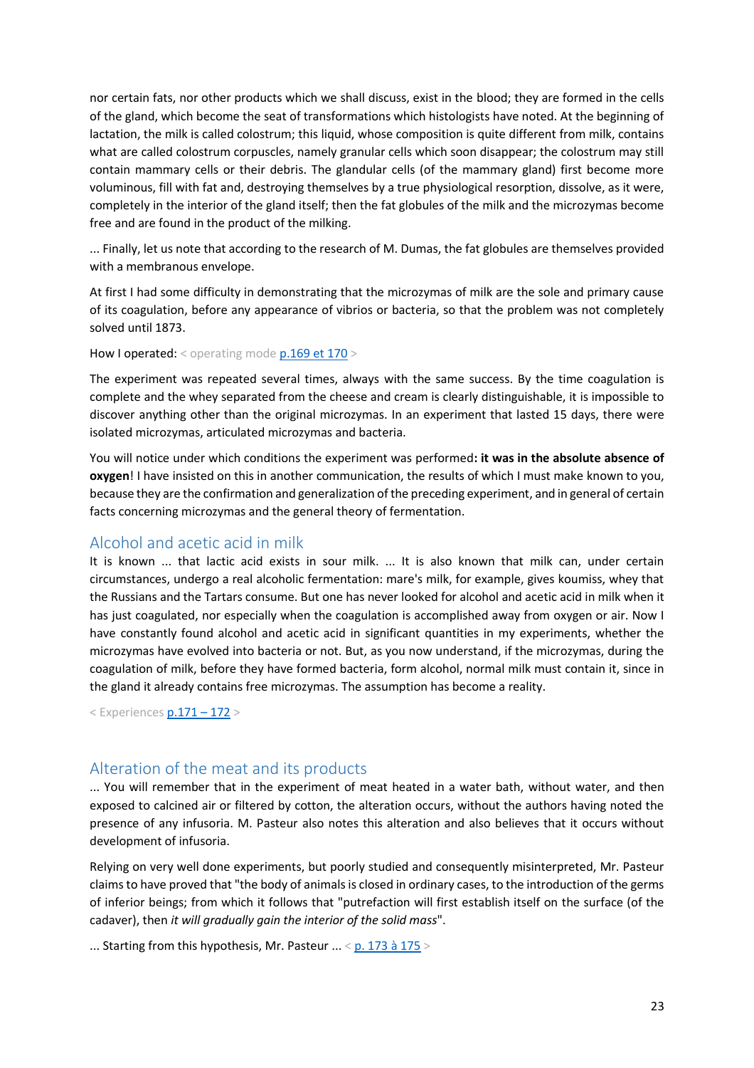nor certain fats, nor other products which we shall discuss, exist in the blood; they are formed in the cells of the gland, which become the seat of transformations which histologists have noted. At the beginning of lactation, the milk is called colostrum; this liquid, whose composition is quite different from milk, contains what are called colostrum corpuscles, namely granular cells which soon disappear; the colostrum may still contain mammary cells or their debris. The glandular cells (of the mammary gland) first become more voluminous, fill with fat and, destroying themselves by a true physiological resorption, dissolve, as it were, completely in the interior of the gland itself; then the fat globules of the milk and the microzymas become free and are found in the product of the milking.

... Finally, let us note that according to the research of M. Dumas, the fat globules are themselves provided with a membranous envelope.

At first I had some difficulty in demonstrating that the microzymas of milk are the sole and primary cause of its coagulation, before any appearance of vibrios or bacteria, so that the problem was not completely solved until 1873.

How I operated: < operating mode p.169 et 170 >

The experiment was repeated several times, always with the same success. By the time coagulation is complete and the whey separated from the cheese and cream is clearly distinguishable, it is impossible to discover anything other than the original microzymas. In an experiment that lasted 15 days, there were isolated microzymas, articulated microzymas and bacteria.

You will notice under which conditions the experiment was performed**: it was in the absolute absence of oxygen**! I have insisted on this in another communication, the results of which I must make known to you, because they are the confirmation and generalization of the preceding experiment, and in general of certain facts concerning microzymas and the general theory of fermentation.

## Alcohol and acetic acid in milk

It is known ... that lactic acid exists in sour milk. ... It is also known that milk can, under certain circumstances, undergo a real alcoholic fermentation: mare's milk, for example, gives koumiss, whey that the Russians and the Tartars consume. But one has never looked for alcohol and acetic acid in milk when it has just coagulated, nor especially when the coagulation is accomplished away from oxygen or air. Now I have constantly found alcohol and acetic acid in significant quantities in my experiments, whether the microzymas have evolved into bacteria or not. But, as you now understand, if the microzymas, during the coagulation of milk, before they have formed bacteria, form alcohol, normal milk must contain it, since in the gland it already contains free microzymas. The assumption has become a reality.

< Experiences p.171 – 172 >

## Alteration of the meat and its products

... You will remember that in the experiment of meat heated in a water bath, without water, and then exposed to calcined air or filtered by cotton, the alteration occurs, without the authors having noted the presence of any infusoria. M. Pasteur also notes this alteration and also believes that it occurs without development of infusoria.

Relying on very well done experiments, but poorly studied and consequently misinterpreted, Mr. Pasteur claims to have proved that "the body of animals is closed in ordinary cases, to the introduction of the germs of inferior beings; from which it follows that "putrefaction will first establish itself on the surface (of the cadaver), then *it will gradually gain the interior of the solid mass*".

... Starting from this hypothesis, Mr. Pasteur ... < p. 173 à 175 >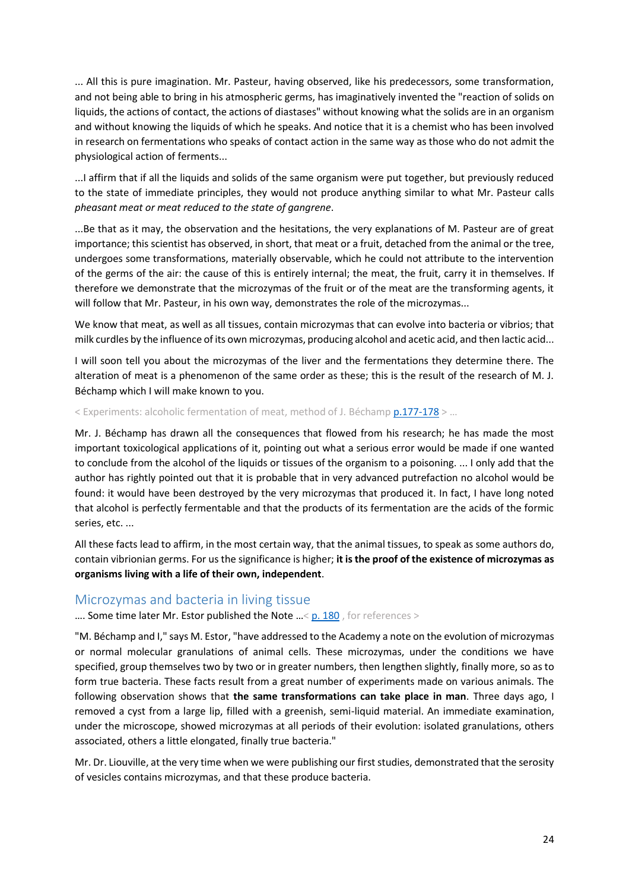... All this is pure imagination. Mr. Pasteur, having observed, like his predecessors, some transformation, and not being able to bring in his atmospheric germs, has imaginatively invented the "reaction of solids on liquids, the actions of contact, the actions of diastases" without knowing what the solids are in an organism and without knowing the liquids of which he speaks. And notice that it is a chemist who has been involved in research on fermentations who speaks of contact action in the same way as those who do not admit the physiological action of ferments...

...I affirm that if all the liquids and solids of the same organism were put together, but previously reduced to the state of immediate principles, they would not produce anything similar to what Mr. Pasteur calls *pheasant meat or meat reduced to the state of gangrene*.

...Be that as it may, the observation and the hesitations, the very explanations of M. Pasteur are of great importance; this scientist has observed, in short, that meat or a fruit, detached from the animal or the tree, undergoes some transformations, materially observable, which he could not attribute to the intervention of the germs of the air: the cause of this is entirely internal; the meat, the fruit, carry it in themselves. If therefore we demonstrate that the microzymas of the fruit or of the meat are the transforming agents, it will follow that Mr. Pasteur, in his own way, demonstrates the role of the microzymas...

We know that meat, as well as all tissues, contain microzymas that can evolve into bacteria or vibrios; that milk curdles by the influence of its own microzymas, producing alcohol and acetic acid, and then lactic acid...

I will soon tell you about the microzymas of the liver and the fermentations they determine there. The alteration of meat is a phenomenon of the same order as these; this is the result of the research of M. J. Béchamp which I will make known to you.

< Experiments: alcoholic fermentation of meat, method of J. Béchamp p.177-178 > ...

Mr. J. Béchamp has drawn all the consequences that flowed from his research; he has made the most important toxicological applications of it, pointing out what a serious error would be made if one wanted to conclude from the alcohol of the liquids or tissues of the organism to a poisoning. ... I only add that the author has rightly pointed out that it is probable that in very advanced putrefaction no alcohol would be found: it would have been destroyed by the very microzymas that produced it. In fact, I have long noted that alcohol is perfectly fermentable and that the products of its fermentation are the acids of the formic series, etc. ...

All these facts lead to affirm, in the most certain way, that the animal tissues, to speak as some authors do, contain vibrionian germs. For us the significance is higher; **it is the proof of the existence of microzymas as organisms living with a life of their own, independent**.

## Microzymas and bacteria in living tissue

.... Some time later Mr. Estor published the Note ...< p. 180 , for references >

"M. Béchamp and I," says M. Estor, "have addressed to the Academy a note on the evolution of microzymas or normal molecular granulations of animal cells. These microzymas, under the conditions we have specified, group themselves two by two or in greater numbers, then lengthen slightly, finally more, so as to form true bacteria. These facts result from a great number of experiments made on various animals. The following observation shows that **the same transformations can take place in man**. Three days ago, I removed a cyst from a large lip, filled with a greenish, semi-liquid material. An immediate examination, under the microscope, showed microzymas at all periods of their evolution: isolated granulations, others associated, others a little elongated, finally true bacteria."

Mr. Dr. Liouville, at the very time when we were publishing our first studies, demonstrated that the serosity of vesicles contains microzymas, and that these produce bacteria.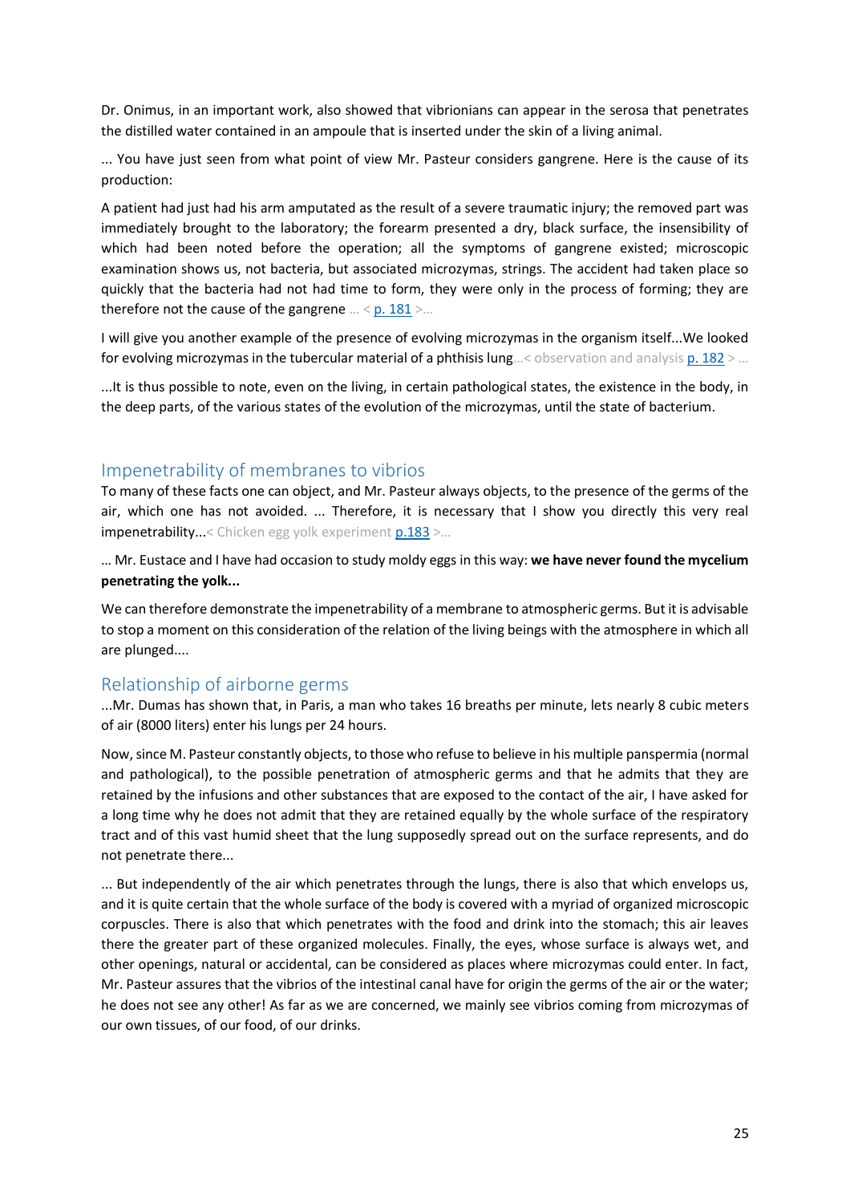Dr. Onimus, in an important work, also showed that vibrionians can appear in the serosa that penetrates the distilled water contained in an ampoule that is inserted under the skin of a living animal.

... You have just seen from what point of view Mr. Pasteur considers gangrene. Here is the cause of its production:

A patient had just had his arm amputated as the result of a severe traumatic injury; the removed part was immediately brought to the laboratory; the forearm presented a dry, black surface, the insensibility of which had been noted before the operation; all the symptoms of gangrene existed; microscopic examination shows us, not bacteria, but associated microzymas, strings. The accident had taken place so quickly that the bacteria had not had time to form, they were only in the process of forming; they are therefore not the cause of the gangrene ... < p. 181 >...

I will give you another example of the presence of evolving microzymas in the organism itself...We looked for evolving microzymas in the tubercular material of a phthisis lung...< observation and analysis p. 182 > ...

...It is thus possible to note, even on the living, in certain pathological states, the existence in the body, in the deep parts, of the various states of the evolution of the microzymas, until the state of bacterium.

## Impenetrability of membranes to vibrios

To many of these facts one can object, and Mr. Pasteur always objects, to the presence of the germs of the air, which one has not avoided. ... Therefore, it is necessary that I show you directly this very real impenetrability...< Chicken egg yolk experiment p.183 >...

... Mr. Eustace and I have had occasion to study moldy eggs in this way: **we have never found the mycelium penetrating the yolk...**

We can therefore demonstrate the impenetrability of a membrane to atmospheric germs. But it is advisable to stop a moment on this consideration of the relation of the living beings with the atmosphere in which all are plunged....

## Relationship of airborne germs

...Mr. Dumas has shown that, in Paris, a man who takes 16 breaths per minute, lets nearly 8 cubic meters of air (8000 liters) enter his lungs per 24 hours.

Now, since M. Pasteur constantly objects, to those who refuse to believe in his multiple panspermia (normal and pathological), to the possible penetration of atmospheric germs and that he admits that they are retained by the infusions and other substances that are exposed to the contact of the air, I have asked for a long time why he does not admit that they are retained equally by the whole surface of the respiratory tract and of this vast humid sheet that the lung supposedly spread out on the surface represents, and do not penetrate there...

... But independently of the air which penetrates through the lungs, there is also that which envelops us, and it is quite certain that the whole surface of the body is covered with a myriad of organized microscopic corpuscles. There is also that which penetrates with the food and drink into the stomach; this air leaves there the greater part of these organized molecules. Finally, the eyes, whose surface is always wet, and other openings, natural or accidental, can be considered as places where microzymas could enter. In fact, Mr. Pasteur assures that the vibrios of the intestinal canal have for origin the germs of the air or the water; he does not see any other! As far as we are concerned, we mainly see vibrios coming from microzymas of our own tissues, of our food, of our drinks.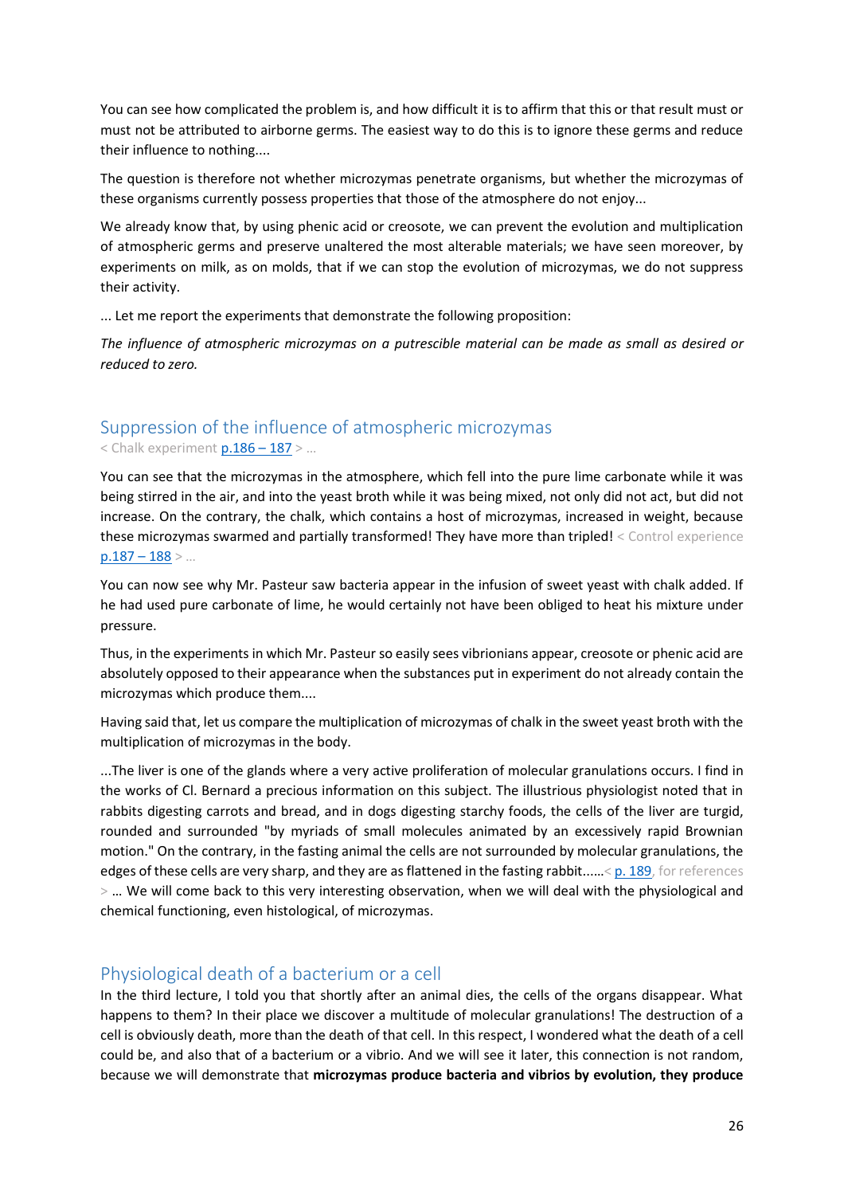You can see how complicated the problem is, and how difficult it is to affirm that this or that result must or must not be attributed to airborne germs. The easiest way to do this is to ignore these germs and reduce their influence to nothing....

The question is therefore not whether microzymas penetrate organisms, but whether the microzymas of these organisms currently possess properties that those of the atmosphere do not enjoy...

We already know that, by using phenic acid or creosote, we can prevent the evolution and multiplication of atmospheric germs and preserve unaltered the most alterable materials; we have seen moreover, by experiments on milk, as on molds, that if we can stop the evolution of microzymas, we do not suppress their activity.

... Let me report the experiments that demonstrate the following proposition:

*The influence of atmospheric microzymas on a putrescible material can be made as small as desired or reduced to zero.*

## Suppression of the influence of atmospheric microzymas

< Chalk experiment p.186 – 187 > ...

You can see that the microzymas in the atmosphere, which fell into the pure lime carbonate while it was being stirred in the air, and into the yeast broth while it was being mixed, not only did not act, but did not increase. On the contrary, the chalk, which contains a host of microzymas, increased in weight, because these microzymas swarmed and partially transformed! They have more than tripled! < Control experience p.187 – 188 > ...

You can now see why Mr. Pasteur saw bacteria appear in the infusion of sweet yeast with chalk added. If he had used pure carbonate of lime, he would certainly not have been obliged to heat his mixture under pressure.

Thus, in the experiments in which Mr. Pasteur so easily sees vibrionians appear, creosote or phenic acid are absolutely opposed to their appearance when the substances put in experiment do not already contain the microzymas which produce them....

Having said that, let us compare the multiplication of microzymas of chalk in the sweet yeast broth with the multiplication of microzymas in the body.

...The liver is one of the glands where a very active proliferation of molecular granulations occurs. I find in the works of Cl. Bernard a precious information on this subject. The illustrious physiologist noted that in rabbits digesting carrots and bread, and in dogs digesting starchy foods, the cells of the liver are turgid, rounded and surrounded "by myriads of small molecules animated by an excessively rapid Brownian motion." On the contrary, in the fasting animal the cells are not surrounded by molecular granulations, the edges of these cells are very sharp, and they are as flattened in the fasting rabbit......< p. 189, for references > ... We will come back to this very interesting observation, when we will deal with the physiological and chemical functioning, even histological, of microzymas.

## Physiological death of a bacterium or a cell

In the third lecture, I told you that shortly after an animal dies, the cells of the organs disappear. What happens to them? In their place we discover a multitude of molecular granulations! The destruction of a cell is obviously death, more than the death of that cell. In this respect, I wondered what the death of a cell could be, and also that of a bacterium or a vibrio. And we will see it later, this connection is not random, because we will demonstrate that **microzymas produce bacteria and vibrios by evolution, they produce**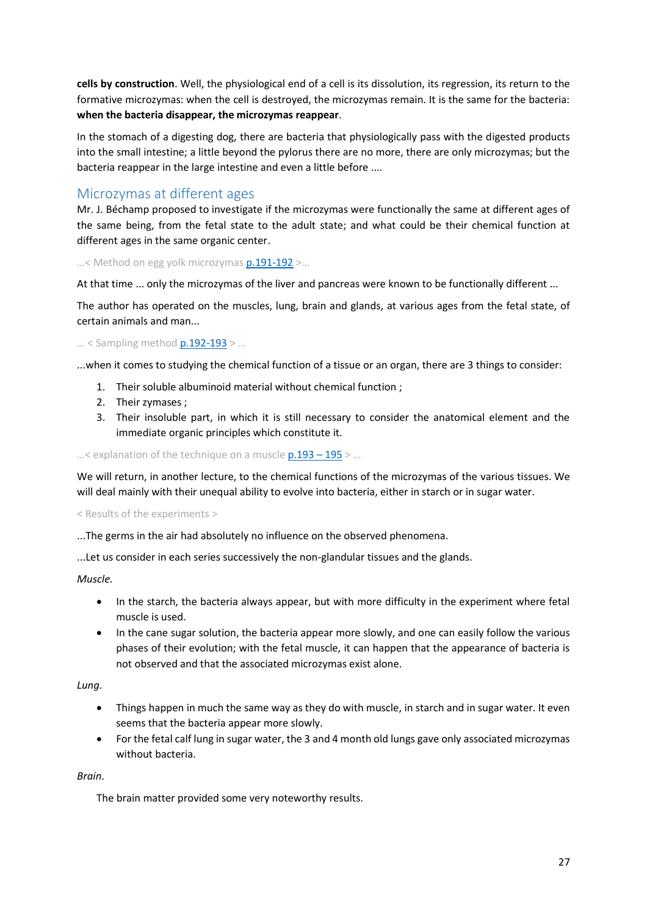**cells by construction**. Well, the physiological end of a cell is its dissolution, its regression, its return to the formative microzymas: when the cell is destroyed, the microzymas remain. It is the same for the bacteria: **when the bacteria disappear, the microzymas reappear**.

In the stomach of a digesting dog, there are bacteria that physiologically pass with the digested products into the small intestine; a little beyond the pylorus there are no more, there are only microzymas; but the bacteria reappear in the large intestine and even a little before ....

## Microzymas at different ages

Mr. J. Béchamp proposed to investigate if the microzymas were functionally the same at different ages of the same being, from the fetal state to the adult state; and what could be their chemical function at different ages in the same organic center.

...< Method on egg yolk microzymas p.191-192 >...

At that time ... only the microzymas of the liver and pancreas were known to be functionally different ...

The author has operated on the muscles, lung, brain and glands, at various ages from the fetal state, of certain animals and man...

... < Sampling method p.192-193 > ...

...when it comes to studying the chemical function of a tissue or an organ, there are 3 things to consider:

1. Their soluble albuminoid material without chemical function ;
2. Their zymases ;
3. Their insoluble part, in which it is still necessary to consider the anatomical element and the immediate organic principles which constitute it.

...< explanation of the technique on a muscle p.193 – 195 > ...

We will return, in another lecture, to the chemical functions of the microzymas of the various tissues. We will deal mainly with their unequal ability to evolve into bacteria, either in starch or in sugar water.

< Results of the experiments >

...The germs in the air had absolutely no influence on the observed phenomena.

...Let us consider in each series successively the non-glandular tissues and the glands.

*Muscle.*

- In the starch, the bacteria always appear, but with more difficulty in the experiment where fetal muscle is used.
- In the cane sugar solution, the bacteria appear more slowly, and one can easily follow the various phases of their evolution; with the fetal muscle, it can happen that the appearance of bacteria is not observed and that the associated microzymas exist alone.

*Lung.*

- Things happen in much the same way as they do with muscle, in starch and in sugar water. It even seems that the bacteria appear more slowly.
- For the fetal calf lung in sugar water, the 3 and 4 month old lungs gave only associated microzymas without bacteria.

*Brain.*

The brain matter provided some very noteworthy results.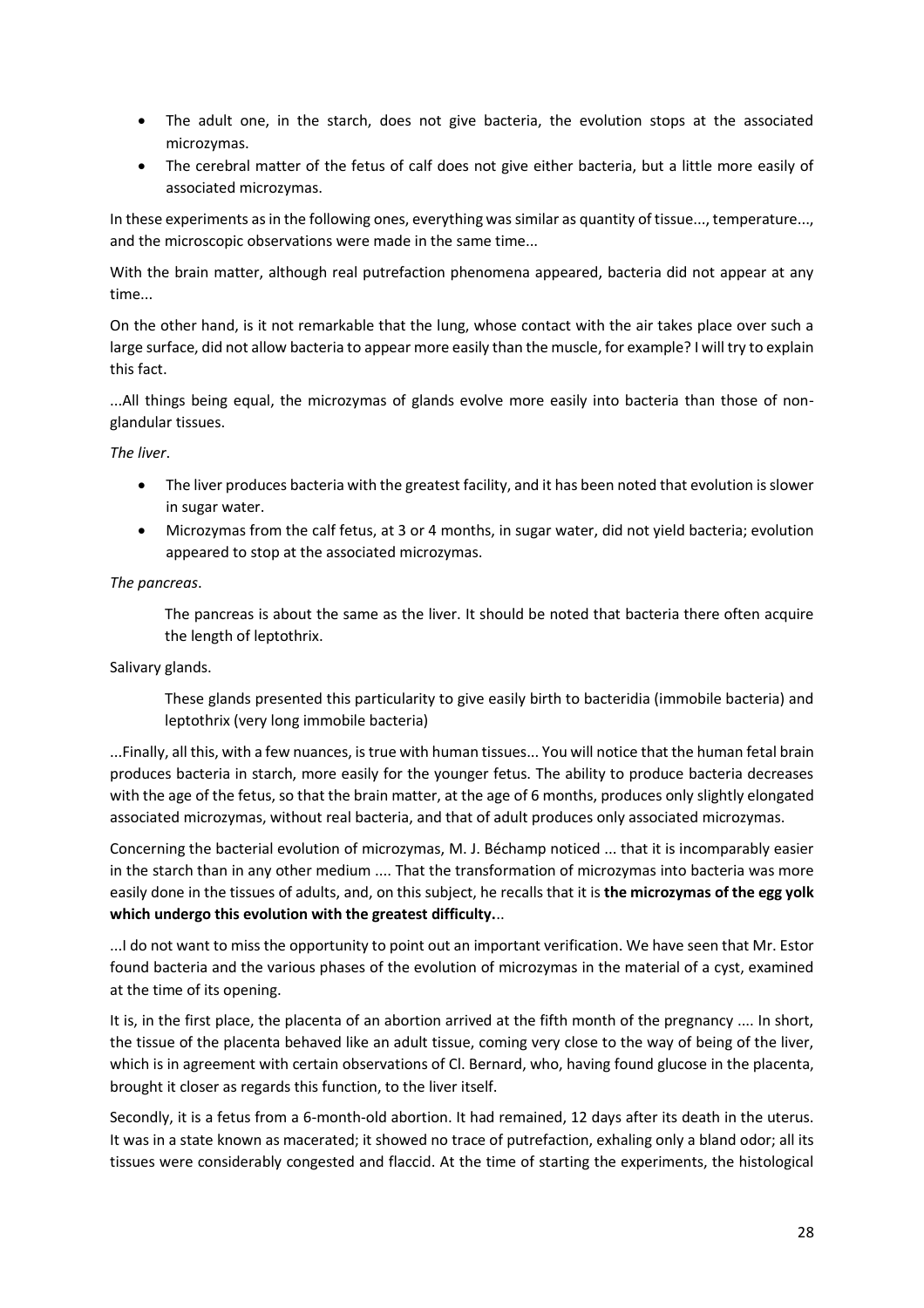- The adult one, in the starch, does not give bacteria, the evolution stops at the associated microzymas.
- The cerebral matter of the fetus of calf does not give either bacteria, but a little more easily of associated microzymas.

In these experiments as in the following ones, everything was similar as quantity of tissue..., temperature..., and the microscopic observations were made in the same time...

With the brain matter, although real putrefaction phenomena appeared, bacteria did not appear at any time...

On the other hand, is it not remarkable that the lung, whose contact with the air takes place over such a large surface, did not allow bacteria to appear more easily than the muscle, for example? I will try to explain this fact.

...All things being equal, the microzymas of glands evolve more easily into bacteria than those of non-glandular tissues.

*The liver*.

- The liver produces bacteria with the greatest facility, and it has been noted that evolution is slower in sugar water.
- Microzymas from the calf fetus, at 3 or 4 months, in sugar water, did not yield bacteria; evolution appeared to stop at the associated microzymas.

*The pancreas*.

The pancreas is about the same as the liver. It should be noted that bacteria there often acquire the length of leptothrix.

Salivary glands.

These glands presented this particularity to give easily birth to bacteridia (immobile bacteria) and leptothrix (very long immobile bacteria)

...Finally, all this, with a few nuances, is true with human tissues... You will notice that the human fetal brain produces bacteria in starch, more easily for the younger fetus. The ability to produce bacteria decreases with the age of the fetus, so that the brain matter, at the age of 6 months, produces only slightly elongated associated microzymas, without real bacteria, and that of adult produces only associated microzymas.

Concerning the bacterial evolution of microzymas, M. J. Béchamp noticed ... that it is incomparably easier in the starch than in any other medium .... That the transformation of microzymas into bacteria was more easily done in the tissues of adults, and, on this subject, he recalls that it is **the microzymas of the egg yolk which undergo this evolution with the greatest difficulty.**..

...I do not want to miss the opportunity to point out an important verification. We have seen that Mr. Estor found bacteria and the various phases of the evolution of microzymas in the material of a cyst, examined at the time of its opening.

It is, in the first place, the placenta of an abortion arrived at the fifth month of the pregnancy .... In short, the tissue of the placenta behaved like an adult tissue, coming very close to the way of being of the liver, which is in agreement with certain observations of Cl. Bernard, who, having found glucose in the placenta, brought it closer as regards this function, to the liver itself.

Secondly, it is a fetus from a 6-month-old abortion. It had remained, 12 days after its death in the uterus. It was in a state known as macerated; it showed no trace of putrefaction, exhaling only a bland odor; all its tissues were considerably congested and flaccid. At the time of starting the experiments, the histological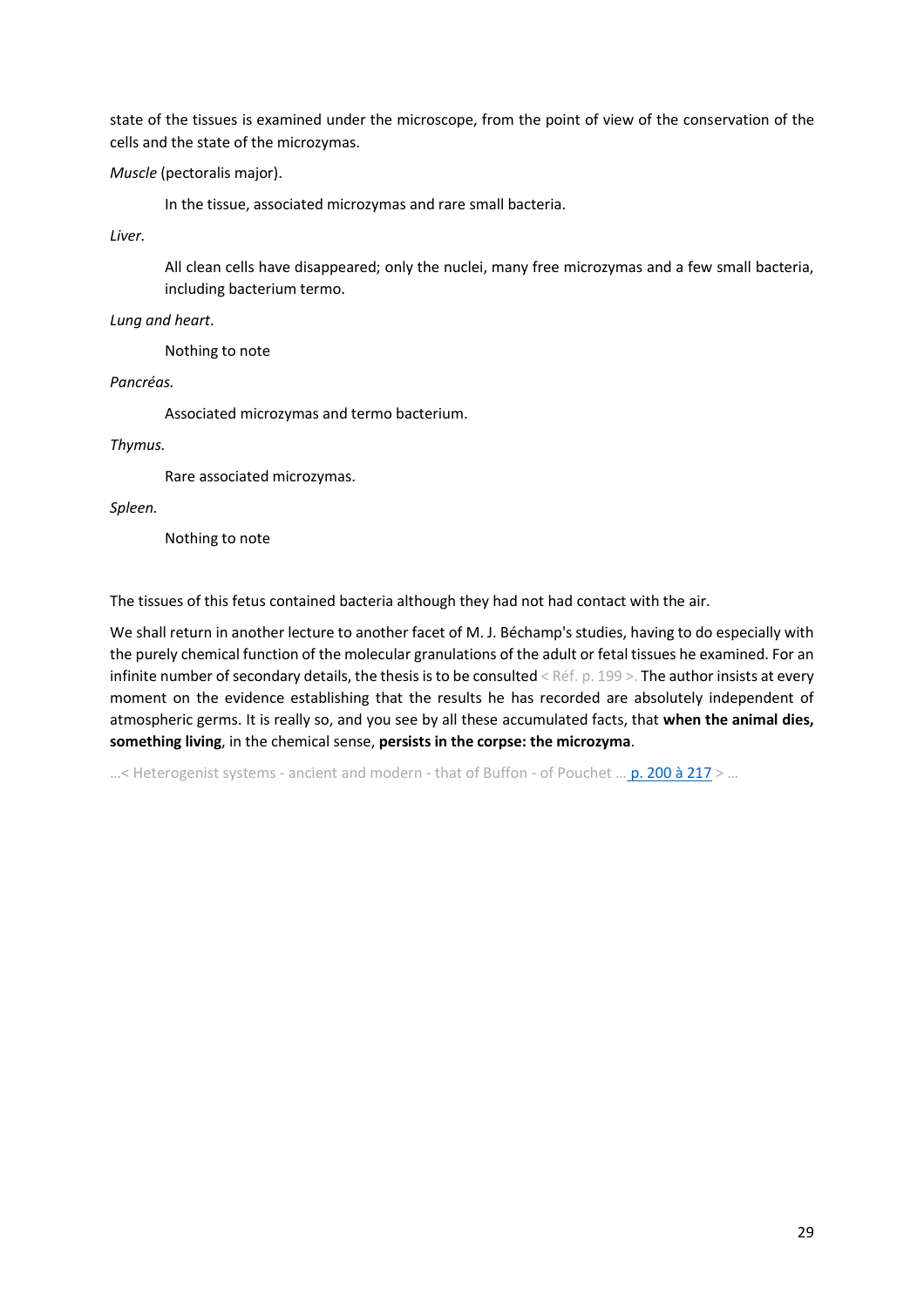state of the tissues is examined under the microscope, from the point of view of the conservation of the cells and the state of the microzymas.

*Muscle* (pectoralis major).

> In the tissue, associated microzymas and rare small bacteria.

*Liver.*

> All clean cells have disappeared; only the nuclei, many free microzymas and a few small bacteria, including bacterium termo.

*Lung and heart*.

> Nothing to note

*Pancréas.*

> Associated microzymas and termo bacterium.

*Thymus.*

> Rare associated microzymas.

*Spleen.*

> Nothing to note

The tissues of this fetus contained bacteria although they had not had contact with the air.

We shall return in another lecture to another facet of M. J. Béchamp's studies, having to do especially with the purely chemical function of the molecular granulations of the adult or fetal tissues he examined. For an infinite number of secondary details, the thesis is to be consulted < Réf. p. 199 >. The author insists at every moment on the evidence establishing that the results he has recorded are absolutely independent of atmospheric germs. It is really so, and you see by all these accumulated facts, that **when the animal dies, something living**, in the chemical sense, **persists in the corpse: the microzyma**.

…< Heterogenist systems - ancient and modern - that of Buffon - of Pouchet … p. 200 à 217 > …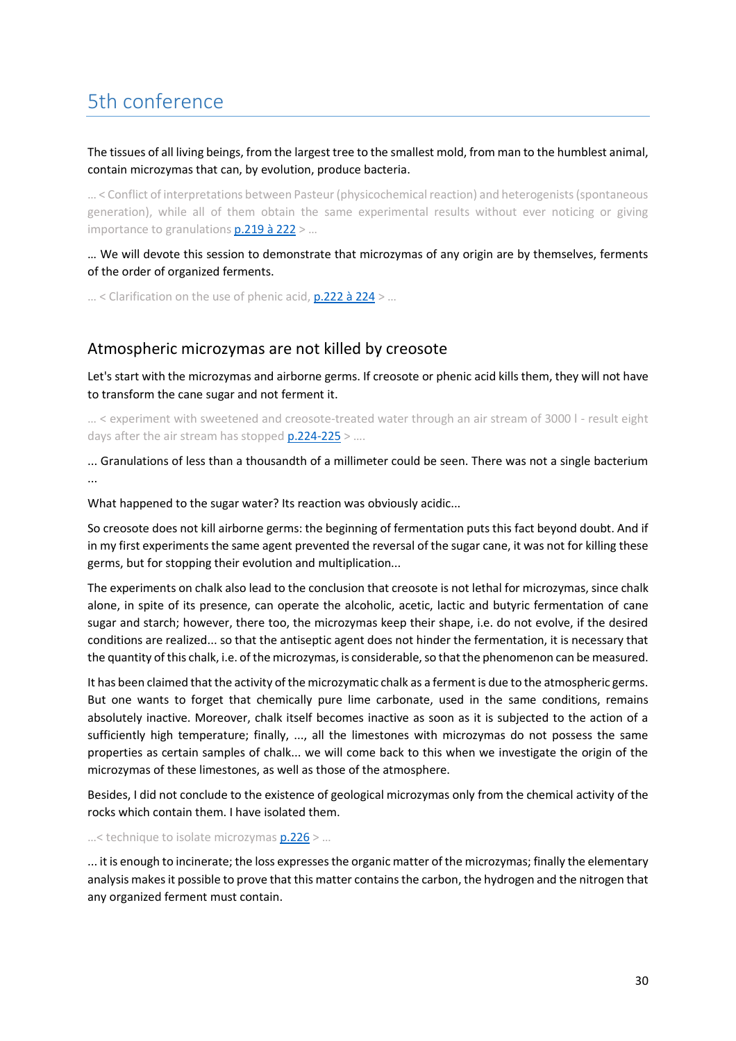# 5th conference

The tissues of all living beings, from the largest tree to the smallest mold, from man to the humblest animal, contain microzymas that can, by evolution, produce bacteria.

… < Conflict of interpretations between Pasteur (physicochemical reaction) and heterogenists (spontaneous generation), while all of them obtain the same experimental results without ever noticing or giving importance to granulations p.219 à 222 > …

… We will devote this session to demonstrate that microzymas of any origin are by themselves, ferments of the order of organized ferments.

… < Clarification on the use of phenic acid, p.222 à 224 > …

## Atmospheric microzymas are not killed by creosote

Let's start with the microzymas and airborne germs. If creosote or phenic acid kills them, they will not have to transform the cane sugar and not ferment it.

… < experiment with sweetened and creosote-treated water through an air stream of 3000 l - result eight days after the air stream has stopped p.224-225 > ….

... Granulations of less than a thousandth of a millimeter could be seen. There was not a single bacterium ...

What happened to the sugar water? Its reaction was obviously acidic...

So creosote does not kill airborne germs: the beginning of fermentation puts this fact beyond doubt. And if in my first experiments the same agent prevented the reversal of the sugar cane, it was not for killing these germs, but for stopping their evolution and multiplication...

The experiments on chalk also lead to the conclusion that creosote is not lethal for microzymas, since chalk alone, in spite of its presence, can operate the alcoholic, acetic, lactic and butyric fermentation of cane sugar and starch; however, there too, the microzymas keep their shape, i.e. do not evolve, if the desired conditions are realized... so that the antiseptic agent does not hinder the fermentation, it is necessary that the quantity of this chalk, i.e. of the microzymas, is considerable, so that the phenomenon can be measured.

It has been claimed that the activity of the microzymatic chalk as a ferment is due to the atmospheric germs. But one wants to forget that chemically pure lime carbonate, used in the same conditions, remains absolutely inactive. Moreover, chalk itself becomes inactive as soon as it is subjected to the action of a sufficiently high temperature; finally, ..., all the limestones with microzymas do not possess the same properties as certain samples of chalk... we will come back to this when we investigate the origin of the microzymas of these limestones, as well as those of the atmosphere.

Besides, I did not conclude to the existence of geological microzymas only from the chemical activity of the rocks which contain them. I have isolated them.

…< technique to isolate microzymas p.226 > …

... it is enough to incinerate; the loss expresses the organic matter of the microzymas; finally the elementary analysis makes it possible to prove that this matter contains the carbon, the hydrogen and the nitrogen that any organized ferment must contain.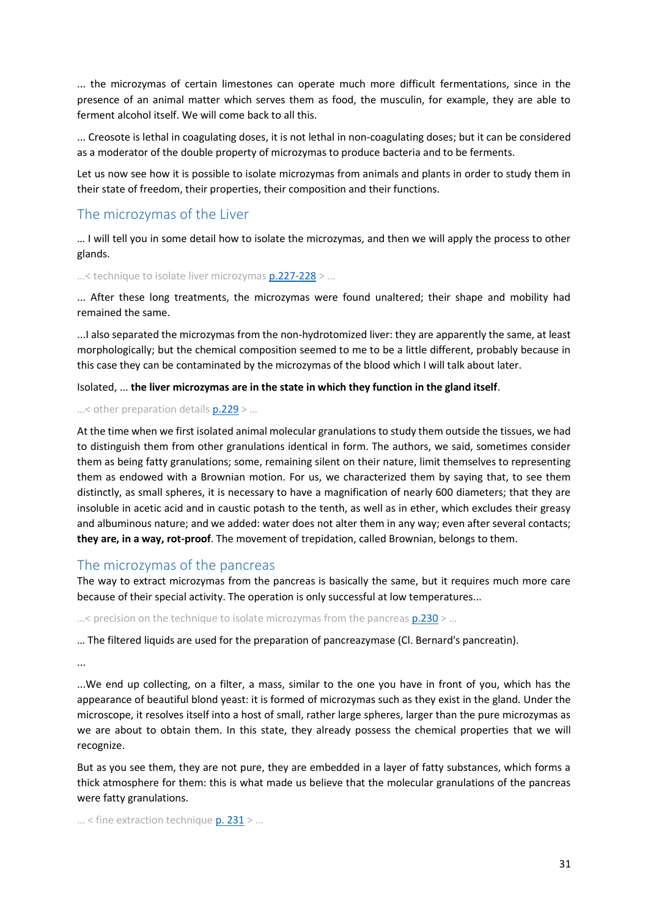... the microzymas of certain limestones can operate much more difficult fermentations, since in the presence of an animal matter which serves them as food, the musculin, for example, they are able to ferment alcohol itself. We will come back to all this.

... Creosote is lethal in coagulating doses, it is not lethal in non-coagulating doses; but it can be considered as a moderator of the double property of microzymas to produce bacteria and to be ferments.

Let us now see how it is possible to isolate microzymas from animals and plants in order to study them in their state of freedom, their properties, their composition and their functions.

## The microzymas of the Liver

… I will tell you in some detail how to isolate the microzymas, and then we will apply the process to other glands.

…< technique to isolate liver microzymas p.227-228 > …

... After these long treatments, the microzymas were found unaltered; their shape and mobility had remained the same.

...I also separated the microzymas from the non-hydrotomized liver: they are apparently the same, at least morphologically; but the chemical composition seemed to me to be a little different, probably because in this case they can be contaminated by the microzymas of the blood which I will talk about later.

Isolated, ... **the liver microzymas are in the state in which they function in the gland itself**.

…< other preparation details p.229 > …

At the time when we first isolated animal molecular granulations to study them outside the tissues, we had to distinguish them from other granulations identical in form. The authors, we said, sometimes consider them as being fatty granulations; some, remaining silent on their nature, limit themselves to representing them as endowed with a Brownian motion. For us, we characterized them by saying that, to see them distinctly, as small spheres, it is necessary to have a magnification of nearly 600 diameters; that they are insoluble in acetic acid and in caustic potash to the tenth, as well as in ether, which excludes their greasy and albuminous nature; and we added: water does not alter them in any way; even after several contacts; **they are, in a way, rot-proof**. The movement of trepidation, called Brownian, belongs to them.

## The microzymas of the pancreas

The way to extract microzymas from the pancreas is basically the same, but it requires much more care because of their special activity. The operation is only successful at low temperatures...

…< precision on the technique to isolate microzymas from the pancreas p.230 > …

… The filtered liquids are used for the preparation of pancreazymase (Cl. Bernard's pancreatin).

...

...We end up collecting, on a filter, a mass, similar to the one you have in front of you, which has the appearance of beautiful blond yeast: it is formed of microzymas such as they exist in the gland. Under the microscope, it resolves itself into a host of small, rather large spheres, larger than the pure microzymas as we are about to obtain them. In this state, they already possess the chemical properties that we will recognize.

But as you see them, they are not pure, they are embedded in a layer of fatty substances, which forms a thick atmosphere for them: this is what made us believe that the molecular granulations of the pancreas were fatty granulations.

… < fine extraction technique p. 231 > …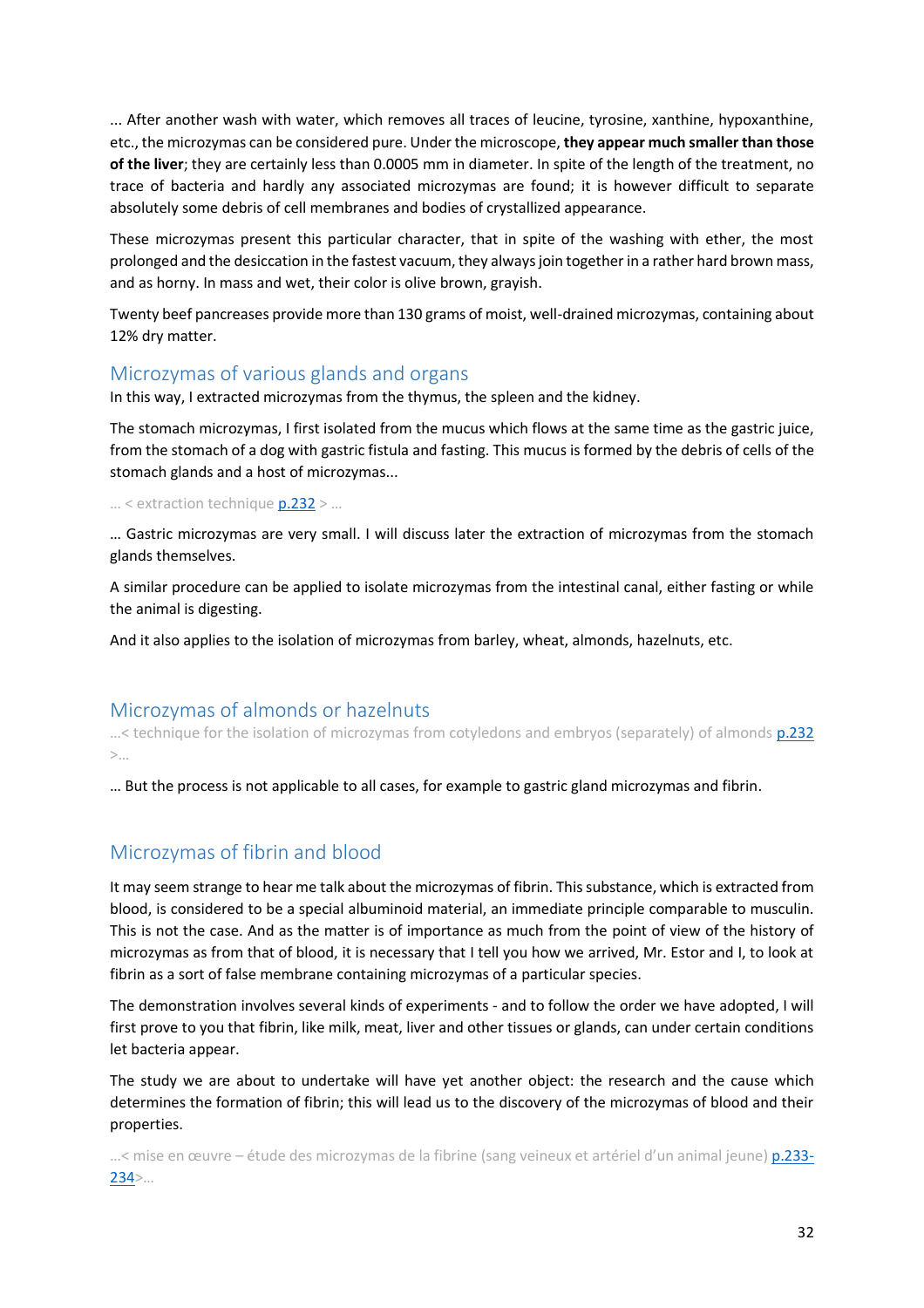... After another wash with water, which removes all traces of leucine, tyrosine, xanthine, hypoxanthine, etc., the microzymas can be considered pure. Under the microscope, **they appear much smaller than those of the liver**; they are certainly less than 0.0005 mm in diameter. In spite of the length of the treatment, no trace of bacteria and hardly any associated microzymas are found; it is however difficult to separate absolutely some debris of cell membranes and bodies of crystallized appearance.

These microzymas present this particular character, that in spite of the washing with ether, the most prolonged and the desiccation in the fastest vacuum, they always join together in a rather hard brown mass, and as horny. In mass and wet, their color is olive brown, grayish.

Twenty beef pancreases provide more than 130 grams of moist, well-drained microzymas, containing about 12% dry matter.

## Microzymas of various glands and organs

In this way, I extracted microzymas from the thymus, the spleen and the kidney.

The stomach microzymas, I first isolated from the mucus which flows at the same time as the gastric juice, from the stomach of a dog with gastric fistula and fasting. This mucus is formed by the debris of cells of the stomach glands and a host of microzymas...

... < extraction technique p.232 > ...

... Gastric microzymas are very small. I will discuss later the extraction of microzymas from the stomach glands themselves.

A similar procedure can be applied to isolate microzymas from the intestinal canal, either fasting or while the animal is digesting.

And it also applies to the isolation of microzymas from barley, wheat, almonds, hazelnuts, etc.

## Microzymas of almonds or hazelnuts

...< technique for the isolation of microzymas from cotyledons and embryos (separately) of almonds p.232 >...

... But the process is not applicable to all cases, for example to gastric gland microzymas and fibrin.

## Microzymas of fibrin and blood

It may seem strange to hear me talk about the microzymas of fibrin. This substance, which is extracted from blood, is considered to be a special albuminoid material, an immediate principle comparable to musculin. This is not the case. And as the matter is of importance as much from the point of view of the history of microzymas as from that of blood, it is necessary that I tell you how we arrived, Mr. Estor and I, to look at fibrin as a sort of false membrane containing microzymas of a particular species.

The demonstration involves several kinds of experiments - and to follow the order we have adopted, I will first prove to you that fibrin, like milk, meat, liver and other tissues or glands, can under certain conditions let bacteria appear.

The study we are about to undertake will have yet another object: the research and the cause which determines the formation of fibrin; this will lead us to the discovery of the microzymas of blood and their properties.

...< mise en œuvre – étude des microzymas de la fibrine (sang veineux et artériel d'un animal jeune) p.233-234>...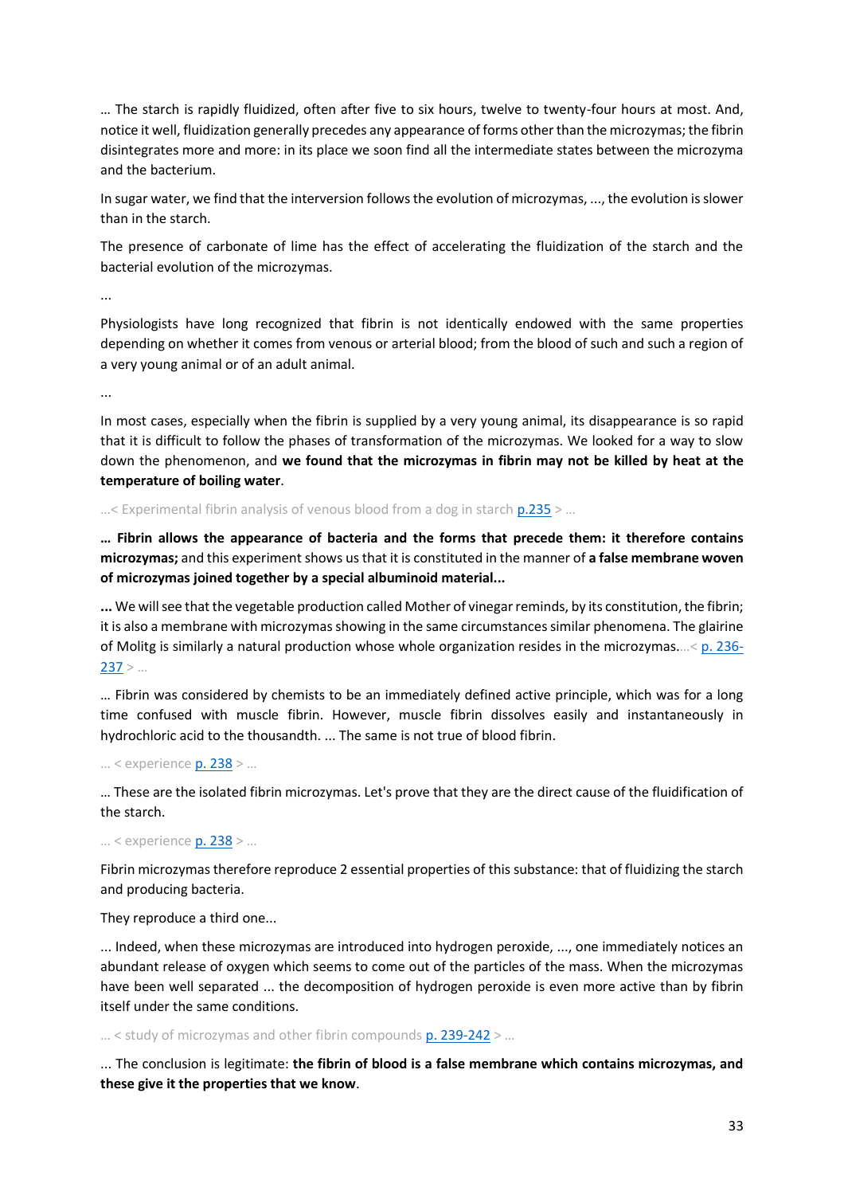… The starch is rapidly fluidized, often after five to six hours, twelve to twenty-four hours at most. And, notice it well, fluidization generally precedes any appearance of forms other than the microzymas; the fibrin disintegrates more and more: in its place we soon find all the intermediate states between the microzyma and the bacterium.

In sugar water, we find that the interversion follows the evolution of microzymas, ..., the evolution is slower than in the starch.

The presence of carbonate of lime has the effect of accelerating the fluidization of the starch and the bacterial evolution of the microzymas.

...

Physiologists have long recognized that fibrin is not identically endowed with the same properties depending on whether it comes from venous or arterial blood; from the blood of such and such a region of a very young animal or of an adult animal.

...

In most cases, especially when the fibrin is supplied by a very young animal, its disappearance is so rapid that it is difficult to follow the phases of transformation of the microzymas. We looked for a way to slow down the phenomenon, and **we found that the microzymas in fibrin may not be killed by heat at the temperature of boiling water**.

…< Experimental fibrin analysis of venous blood from a dog in starch p.235 > …

**… Fibrin allows the appearance of bacteria and the forms that precede them: it therefore contains microzymas;** and this experiment shows us that it is constituted in the manner of **a false membrane woven of microzymas joined together by a special albuminoid material...**

**...** We will see that the vegetable production called Mother of vinegar reminds, by its constitution, the fibrin; it is also a membrane with microzymas showing in the same circumstances similar phenomena. The glairine of Molitg is similarly a natural production whose whole organization resides in the microzymas.…< p. 236-237 > …

… Fibrin was considered by chemists to be an immediately defined active principle, which was for a long time confused with muscle fibrin. However, muscle fibrin dissolves easily and instantaneously in hydrochloric acid to the thousandth. ... The same is not true of blood fibrin.

… < experience p. 238 > …

… These are the isolated fibrin microzymas. Let's prove that they are the direct cause of the fluidification of the starch.

… < experience p. 238 > …

Fibrin microzymas therefore reproduce 2 essential properties of this substance: that of fluidizing the starch and producing bacteria.

They reproduce a third one...

... Indeed, when these microzymas are introduced into hydrogen peroxide, ..., one immediately notices an abundant release of oxygen which seems to come out of the particles of the mass. When the microzymas have been well separated ... the decomposition of hydrogen peroxide is even more active than by fibrin itself under the same conditions.

… < study of microzymas and other fibrin compounds p. 239-242 > …

... The conclusion is legitimate: **the fibrin of blood is a false membrane which contains microzymas, and these give it the properties that we know**.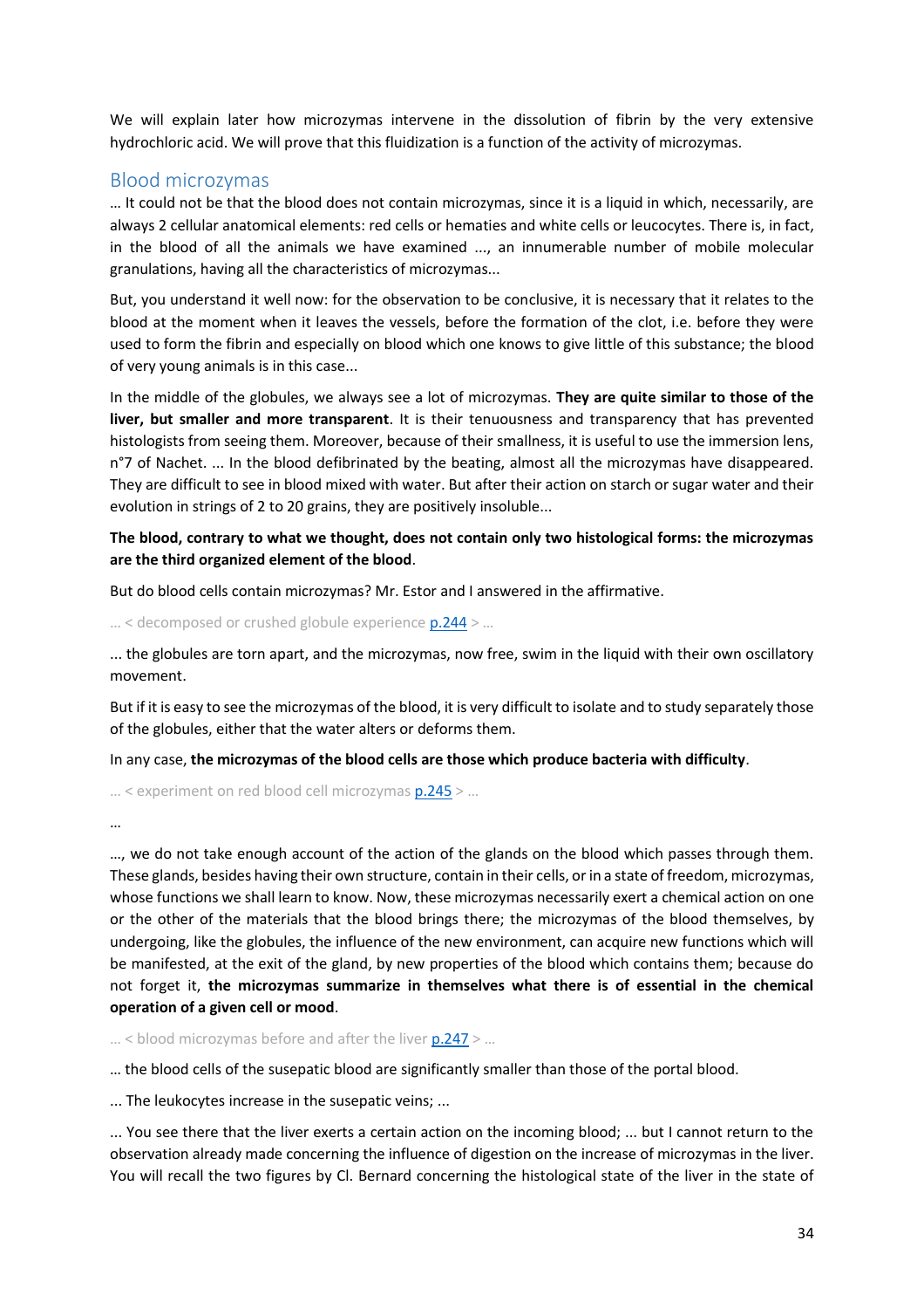We will explain later how microzymas intervene in the dissolution of fibrin by the very extensive hydrochloric acid. We will prove that this fluidization is a function of the activity of microzymas.

## Blood microzymas

… It could not be that the blood does not contain microzymas, since it is a liquid in which, necessarily, are always 2 cellular anatomical elements: red cells or hematies and white cells or leucocytes. There is, in fact, in the blood of all the animals we have examined ..., an innumerable number of mobile molecular granulations, having all the characteristics of microzymas...

But, you understand it well now: for the observation to be conclusive, it is necessary that it relates to the blood at the moment when it leaves the vessels, before the formation of the clot, i.e. before they were used to form the fibrin and especially on blood which one knows to give little of this substance; the blood of very young animals is in this case...

In the middle of the globules, we always see a lot of microzymas. **They are quite similar to those of the liver, but smaller and more transparent**. It is their tenuousness and transparency that has prevented histologists from seeing them. Moreover, because of their smallness, it is useful to use the immersion lens, n°7 of Nachet. ... In the blood defibrinated by the beating, almost all the microzymas have disappeared. They are difficult to see in blood mixed with water. But after their action on starch or sugar water and their evolution in strings of 2 to 20 grains, they are positively insoluble...

**The blood, contrary to what we thought, does not contain only two histological forms: the microzymas are the third organized element of the blood**.

But do blood cells contain microzymas? Mr. Estor and I answered in the affirmative.

... < decomposed or crushed globule experience p.244 > ...

... the globules are torn apart, and the microzymas, now free, swim in the liquid with their own oscillatory movement.

But if it is easy to see the microzymas of the blood, it is very difficult to isolate and to study separately those of the globules, either that the water alters or deforms them.

In any case, **the microzymas of the blood cells are those which produce bacteria with difficulty**.

... < experiment on red blood cell microzymas p.245 > ...

…

…, we do not take enough account of the action of the glands on the blood which passes through them. These glands, besides having their own structure, contain in their cells, or in a state of freedom, microzymas, whose functions we shall learn to know. Now, these microzymas necessarily exert a chemical action on one or the other of the materials that the blood brings there; the microzymas of the blood themselves, by undergoing, like the globules, the influence of the new environment, can acquire new functions which will be manifested, at the exit of the gland, by new properties of the blood which contains them; because do not forget it, **the microzymas summarize in themselves what there is of essential in the chemical operation of a given cell or mood**.

... < blood microzymas before and after the liver p.247 > ...

… the blood cells of the susepatic blood are significantly smaller than those of the portal blood.

... The leukocytes increase in the susepatic veins; ...

... You see there that the liver exerts a certain action on the incoming blood; ... but I cannot return to the observation already made concerning the influence of digestion on the increase of microzymas in the liver. You will recall the two figures by Cl. Bernard concerning the histological state of the liver in the state of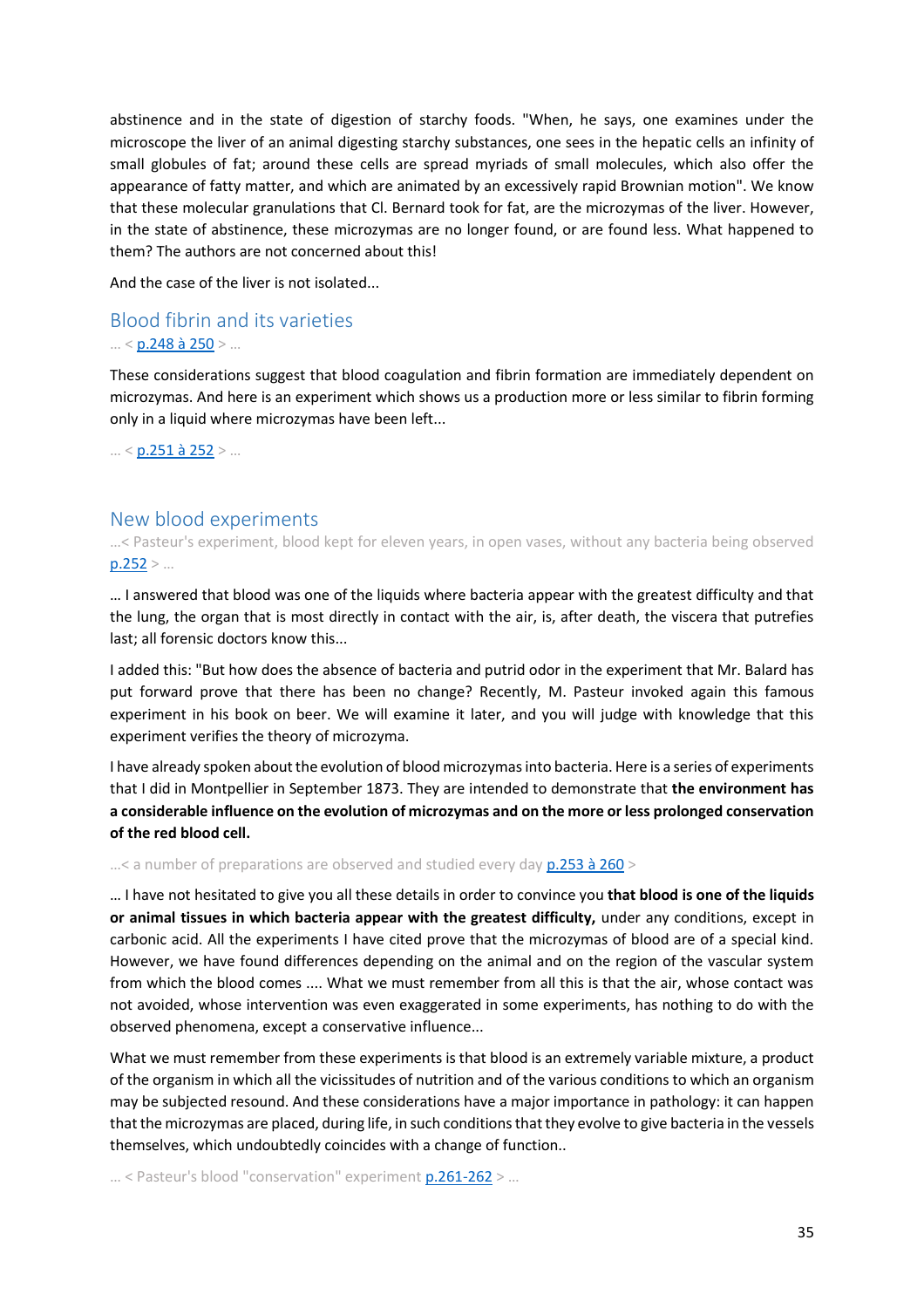abstinence and in the state of digestion of starchy foods. "When, he says, one examines under the microscope the liver of an animal digesting starchy substances, one sees in the hepatic cells an infinity of small globules of fat; around these cells are spread myriads of small molecules, which also offer the appearance of fatty matter, and which are animated by an excessively rapid Brownian motion". We know that these molecular granulations that Cl. Bernard took for fat, are the microzymas of the liver. However, in the state of abstinence, these microzymas are no longer found, or are found less. What happened to them? The authors are not concerned about this!

And the case of the liver is not isolated...

## Blood fibrin and its varieties

... < p.248 à 250 > ...

These considerations suggest that blood coagulation and fibrin formation are immediately dependent on microzymas. And here is an experiment which shows us a production more or less similar to fibrin forming only in a liquid where microzymas have been left...

... < p.251 à 252 > ...

## New blood experiments

...< Pasteur's experiment, blood kept for eleven years, in open vases, without any bacteria being observed p.252 > ...

... I answered that blood was one of the liquids where bacteria appear with the greatest difficulty and that the lung, the organ that is most directly in contact with the air, is, after death, the viscera that putrefies last; all forensic doctors know this...

I added this: "But how does the absence of bacteria and putrid odor in the experiment that Mr. Balard has put forward prove that there has been no change? Recently, M. Pasteur invoked again this famous experiment in his book on beer. We will examine it later, and you will judge with knowledge that this experiment verifies the theory of microzyma.

I have already spoken about the evolution of blood microzymas into bacteria. Here is a series of experiments that I did in Montpellier in September 1873. They are intended to demonstrate that **the environment has a considerable influence on the evolution of microzymas and on the more or less prolonged conservation of the red blood cell.**

...< a number of preparations are observed and studied every day p.253 à 260 >

... I have not hesitated to give you all these details in order to convince you **that blood is one of the liquids or animal tissues in which bacteria appear with the greatest difficulty,** under any conditions, except in carbonic acid. All the experiments I have cited prove that the microzymas of blood are of a special kind. However, we have found differences depending on the animal and on the region of the vascular system from which the blood comes .... What we must remember from all this is that the air, whose contact was not avoided, whose intervention was even exaggerated in some experiments, has nothing to do with the observed phenomena, except a conservative influence...

What we must remember from these experiments is that blood is an extremely variable mixture, a product of the organism in which all the vicissitudes of nutrition and of the various conditions to which an organism may be subjected resound. And these considerations have a major importance in pathology: it can happen that the microzymas are placed, during life, in such conditions that they evolve to give bacteria in the vessels themselves, which undoubtedly coincides with a change of function..

... < Pasteur's blood "conservation" experiment p.261-262 > ...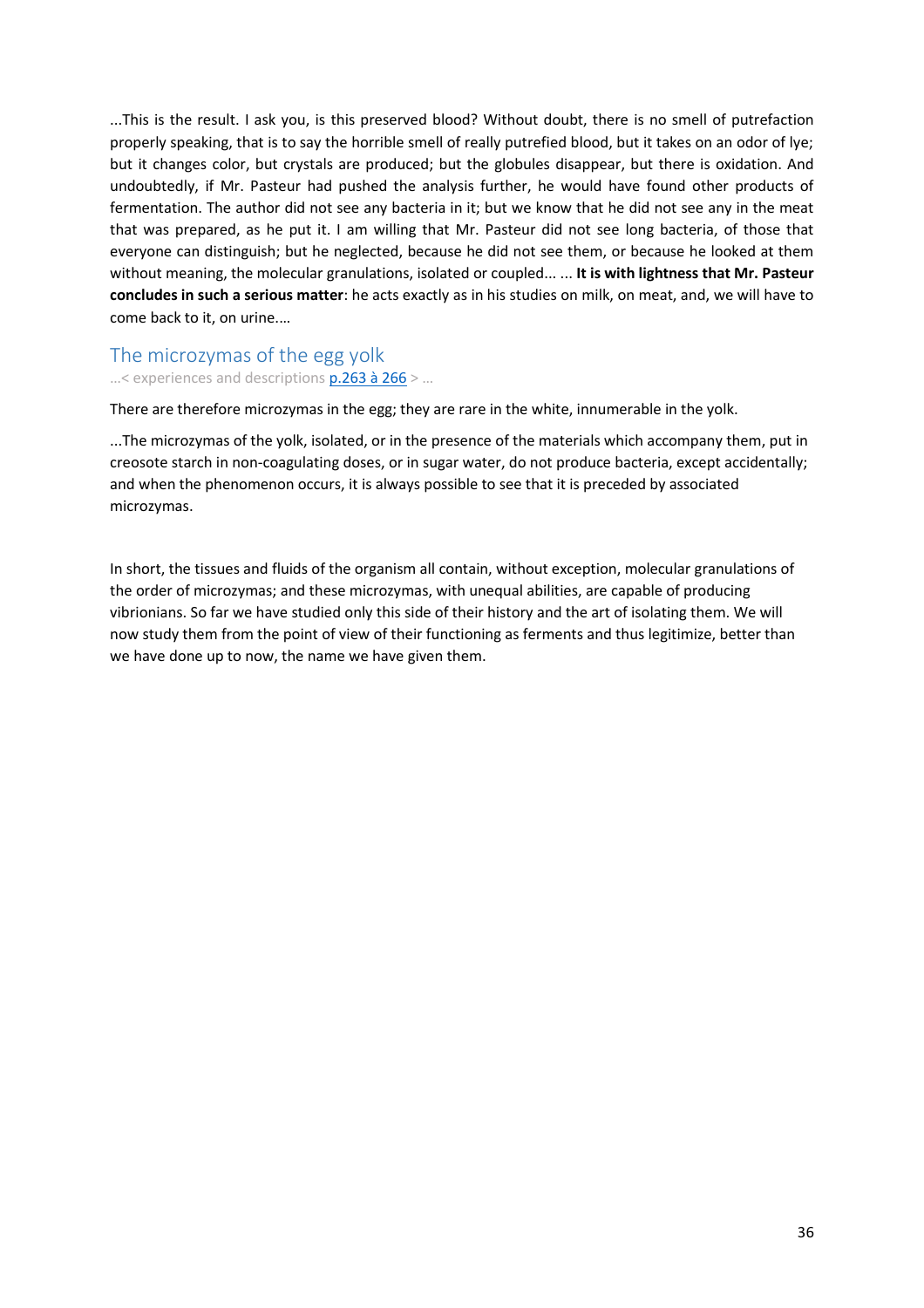...This is the result. I ask you, is this preserved blood? Without doubt, there is no smell of putrefaction properly speaking, that is to say the horrible smell of really putrefied blood, but it takes on an odor of lye; but it changes color, but crystals are produced; but the globules disappear, but there is oxidation. And undoubtedly, if Mr. Pasteur had pushed the analysis further, he would have found other products of fermentation. The author did not see any bacteria in it; but we know that he did not see any in the meat that was prepared, as he put it. I am willing that Mr. Pasteur did not see long bacteria, of those that everyone can distinguish; but he neglected, because he did not see them, or because he looked at them without meaning, the molecular granulations, isolated or coupled... ... **It is with lightness that Mr. Pasteur concludes in such a serious matter**: he acts exactly as in his studies on milk, on meat, and, we will have to come back to it, on urine....

## The microzymas of the egg yolk

...< experiences and descriptions [p.263 à 266] > ...

There are therefore microzymas in the egg; they are rare in the white, innumerable in the yolk.

...The microzymas of the yolk, isolated, or in the presence of the materials which accompany them, put in creosote starch in non-coagulating doses, or in sugar water, do not produce bacteria, except accidentally; and when the phenomenon occurs, it is always possible to see that it is preceded by associated microzymas.

In short, the tissues and fluids of the organism all contain, without exception, molecular granulations of the order of microzymas; and these microzymas, with unequal abilities, are capable of producing vibrionians. So far we have studied only this side of their history and the art of isolating them. We will now study them from the point of view of their functioning as ferments and thus legitimize, better than we have done up to now, the name we have given them.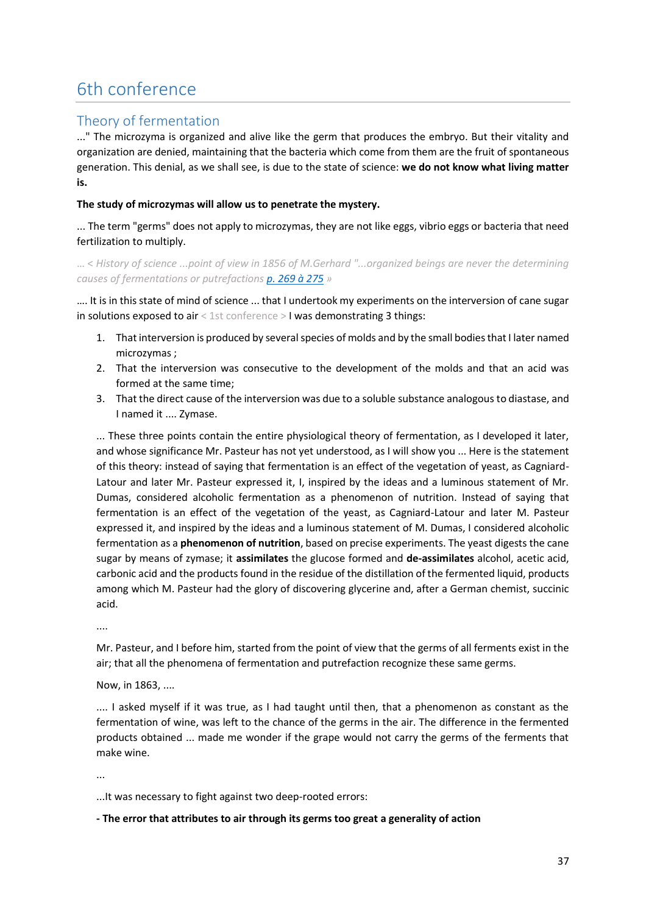# 6th conference

## Theory of fermentation

..." The microzyma is organized and alive like the germ that produces the embryo. But their vitality and organization are denied, maintaining that the bacteria which come from them are the fruit of spontaneous generation. This denial, as we shall see, is due to the state of science: **we do not know what living matter is.**

**The study of microzymas will allow us to penetrate the mystery.**

... The term "germs" does not apply to microzymas, they are not like eggs, vibrio eggs or bacteria that need fertilization to multiply.

*... < History of science ...point of view in 1856 of M.Gerhard "...organized beings are never the determining causes of fermentations or putrefactions p. 269 à 275 »*

…. It is in this state of mind of science ... that I undertook my experiments on the interversion of cane sugar in solutions exposed to air < 1st conference > I was demonstrating 3 things:

1. That interversion is produced by several species of molds and by the small bodies that I later named microzymas ;
2. That the interversion was consecutive to the development of the molds and that an acid was formed at the same time;
3. That the direct cause of the interversion was due to a soluble substance analogous to diastase, and I named it .... Zymase.

... These three points contain the entire physiological theory of fermentation, as I developed it later, and whose significance Mr. Pasteur has not yet understood, as I will show you ... Here is the statement of this theory: instead of saying that fermentation is an effect of the vegetation of yeast, as Cagniard-Latour and later Mr. Pasteur expressed it, I, inspired by the ideas and a luminous statement of Mr. Dumas, considered alcoholic fermentation as a phenomenon of nutrition. Instead of saying that fermentation is an effect of the vegetation of the yeast, as Cagniard-Latour and later M. Pasteur expressed it, and inspired by the ideas and a luminous statement of M. Dumas, I considered alcoholic fermentation as a **phenomenon of nutrition**, based on precise experiments. The yeast digests the cane sugar by means of zymase; it **assimilates** the glucose formed and **de-assimilates** alcohol, acetic acid, carbonic acid and the products found in the residue of the distillation of the fermented liquid, products among which M. Pasteur had the glory of discovering glycerine and, after a German chemist, succinic acid.

....

Mr. Pasteur, and I before him, started from the point of view that the germs of all ferments exist in the air; that all the phenomena of fermentation and putrefaction recognize these same germs.

Now, in 1863, ....

.... I asked myself if it was true, as I had taught until then, that a phenomenon as constant as the fermentation of wine, was left to the chance of the germs in the air. The difference in the fermented products obtained ... made me wonder if the grape would not carry the germs of the ferments that make wine.

...

...It was necessary to fight against two deep-rooted errors:

**- The error that attributes to air through its germs too great a generality of action**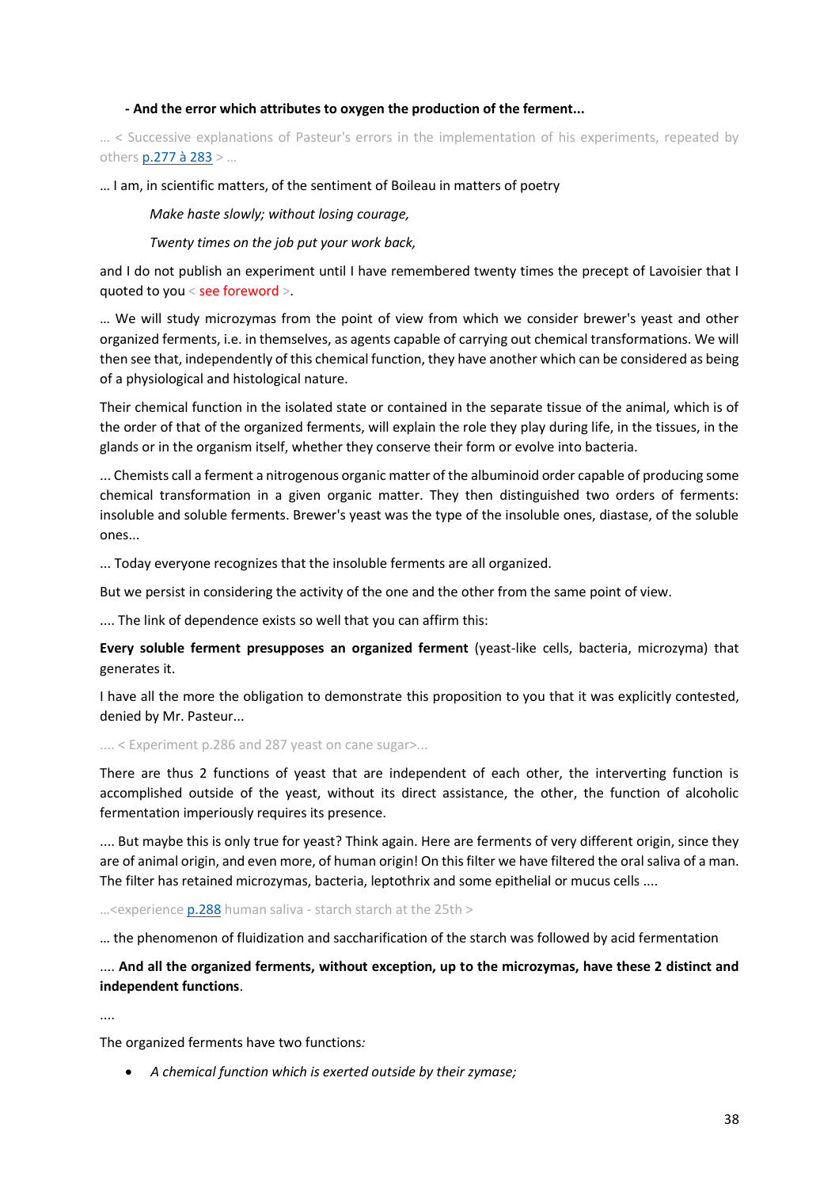**- And the error which attributes to oxygen the production of the ferment...**

… < Successive explanations of Pasteur's errors in the implementation of his experiments, repeated by others p.277 à 283 > …

… I am, in scientific matters, of the sentiment of Boileau in matters of poetry

*Make haste slowly; without losing courage,*

*Twenty times on the job put your work back,*

and I do not publish an experiment until I have remembered twenty times the precept of Lavoisier that I quoted to you < see foreword >.

… We will study microzymas from the point of view from which we consider brewer's yeast and other organized ferments, i.e. in themselves, as agents capable of carrying out chemical transformations. We will then see that, independently of this chemical function, they have another which can be considered as being of a physiological and histological nature.

Their chemical function in the isolated state or contained in the separate tissue of the animal, which is of the order of that of the organized ferments, will explain the role they play during life, in the tissues, in the glands or in the organism itself, whether they conserve their form or evolve into bacteria.

... Chemists call a ferment a nitrogenous organic matter of the albuminoid order capable of producing some chemical transformation in a given organic matter. They then distinguished two orders of ferments: insoluble and soluble ferments. Brewer's yeast was the type of the insoluble ones, diastase, of the soluble ones...

... Today everyone recognizes that the insoluble ferments are all organized.

But we persist in considering the activity of the one and the other from the same point of view.

.... The link of dependence exists so well that you can affirm this:

**Every soluble ferment presupposes an organized ferment** (yeast-like cells, bacteria, microzyma) that generates it.

I have all the more the obligation to demonstrate this proposition to you that it was explicitly contested, denied by Mr. Pasteur...

.... < Experiment p.286 and 287 yeast on cane sugar>...

There are thus 2 functions of yeast that are independent of each other, the interverting function is accomplished outside of the yeast, without its direct assistance, the other, the function of alcoholic fermentation imperiously requires its presence.

.... But maybe this is only true for yeast? Think again. Here are ferments of very different origin, since they are of animal origin, and even more, of human origin! On this filter we have filtered the oral saliva of a man. The filter has retained microzymas, bacteria, leptothrix and some epithelial or mucus cells ....

…<experience p.288 human saliva - starch starch at the 25th >

… the phenomenon of fluidization and saccharification of the starch was followed by acid fermentation

.... **And all the organized ferments, without exception, up to the microzymas, have these 2 distinct and independent functions**.

....

The organized ferments have two functions*:*

- *A chemical function which is exerted outside by their zymase;*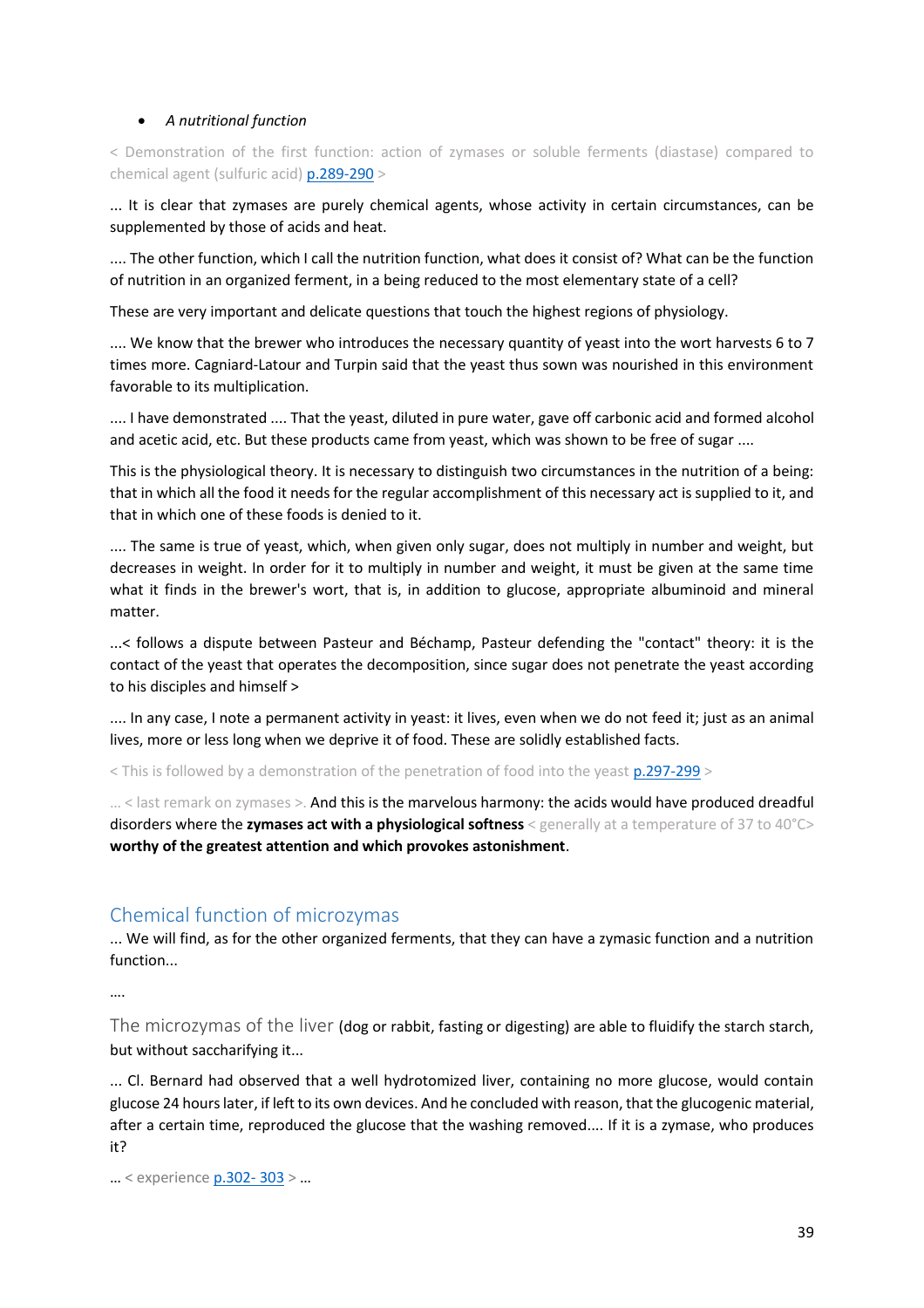- *A nutritional function*

< Demonstration of the first function: action of zymases or soluble ferments (diastase) compared to chemical agent (sulfuric acid) p.289-290 >

... It is clear that zymases are purely chemical agents, whose activity in certain circumstances, can be supplemented by those of acids and heat.

.... The other function, which I call the nutrition function, what does it consist of? What can be the function of nutrition in an organized ferment, in a being reduced to the most elementary state of a cell?

These are very important and delicate questions that touch the highest regions of physiology.

.... We know that the brewer who introduces the necessary quantity of yeast into the wort harvests 6 to 7 times more. Cagniard-Latour and Turpin said that the yeast thus sown was nourished in this environment favorable to its multiplication.

.... I have demonstrated .... That the yeast, diluted in pure water, gave off carbonic acid and formed alcohol and acetic acid, etc. But these products came from yeast, which was shown to be free of sugar ....

This is the physiological theory. It is necessary to distinguish two circumstances in the nutrition of a being: that in which all the food it needs for the regular accomplishment of this necessary act is supplied to it, and that in which one of these foods is denied to it.

.... The same is true of yeast, which, when given only sugar, does not multiply in number and weight, but decreases in weight. In order for it to multiply in number and weight, it must be given at the same time what it finds in the brewer's wort, that is, in addition to glucose, appropriate albuminoid and mineral matter.

...< follows a dispute between Pasteur and Béchamp, Pasteur defending the "contact" theory: it is the contact of the yeast that operates the decomposition, since sugar does not penetrate the yeast according to his disciples and himself >

.... In any case, I note a permanent activity in yeast: it lives, even when we do not feed it; just as an animal lives, more or less long when we deprive it of food. These are solidly established facts.

< This is followed by a demonstration of the penetration of food into the yeast p.297-299 >

... < last remark on zymases >. And this is the marvelous harmony: the acids would have produced dreadful disorders where the **zymases act with a physiological softness** < generally at a temperature of 37 to 40°C> **worthy of the greatest attention and which provokes astonishment**.

## Chemical function of microzymas

... We will find, as for the other organized ferments, that they can have a zymasic function and a nutrition function...

....

The microzymas of the liver (dog or rabbit, fasting or digesting) are able to fluidify the starch starch, but without saccharifying it...

... Cl. Bernard had observed that a well hydrotomized liver, containing no more glucose, would contain glucose 24 hours later, if left to its own devices. And he concluded with reason, that the glucogenic material, after a certain time, reproduced the glucose that the washing removed.... If it is a zymase, who produces it?

... < experience p.302- 303 > ...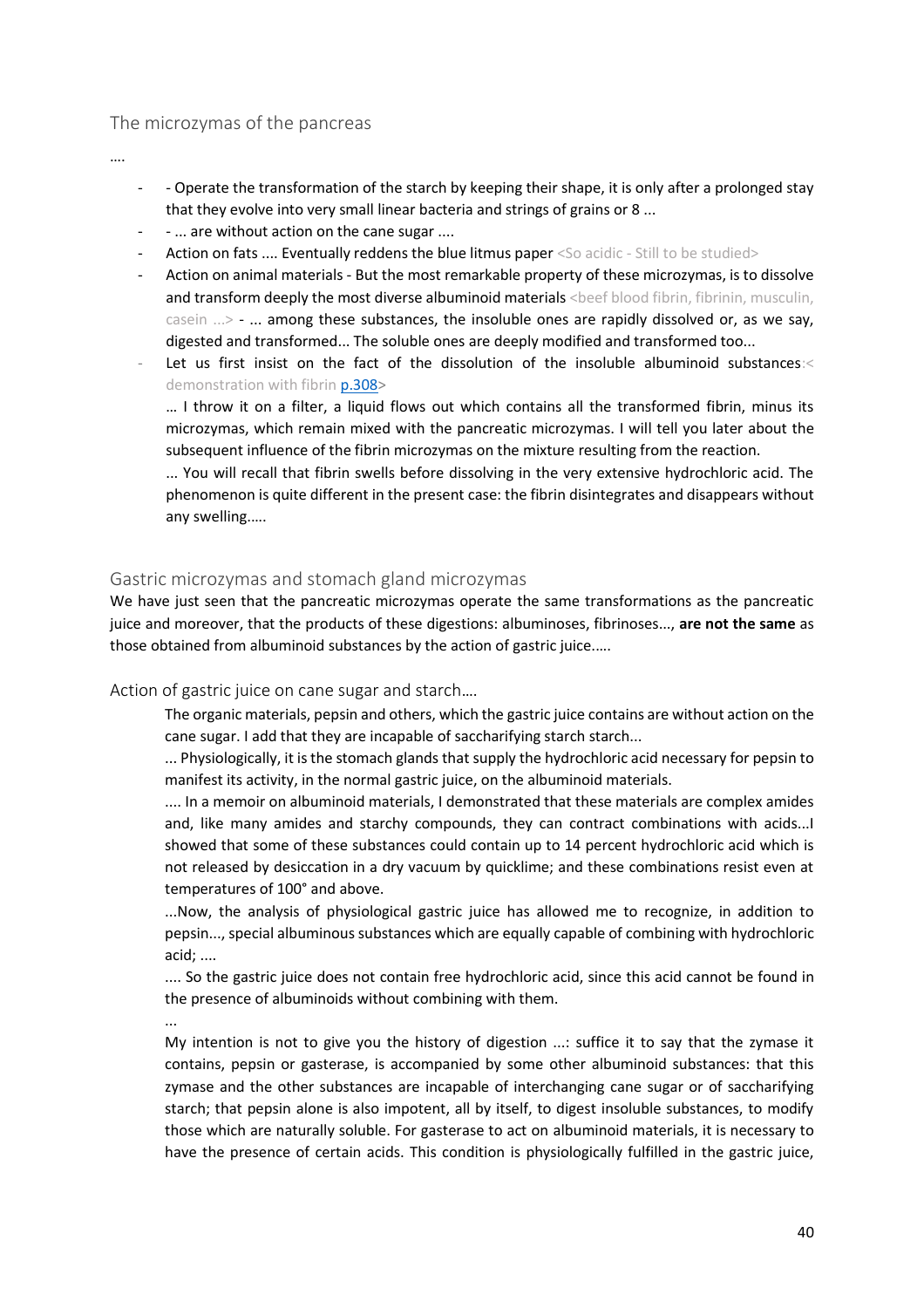## The microzymas of the pancreas

….

- - Operate the transformation of the starch by keeping their shape, it is only after a prolonged stay that they evolve into very small linear bacteria and strings of grains or 8 ...
- - ... are without action on the cane sugar ....
- Action on fats .... Eventually reddens the blue litmus paper <So acidic - Still to be studied>
- Action on animal materials - But the most remarkable property of these microzymas, is to dissolve and transform deeply the most diverse albuminoid materials <beef blood fibrin, fibrinin, musculin, casein ...> - ... among these substances, the insoluble ones are rapidly dissolved or, as we say, digested and transformed... The soluble ones are deeply modified and transformed too...
- Let us first insist on the fact of the dissolution of the insoluble albuminoid substances:< demonstration with fibrin [p.308](p.308)>

  … I throw it on a filter, a liquid flows out which contains all the transformed fibrin, minus its microzymas, which remain mixed with the pancreatic microzymas. I will tell you later about the subsequent influence of the fibrin microzymas on the mixture resulting from the reaction.

  ... You will recall that fibrin swells before dissolving in the very extensive hydrochloric acid. The phenomenon is quite different in the present case: the fibrin disintegrates and disappears without any swelling.….

## Gastric microzymas and stomach gland microzymas

We have just seen that the pancreatic microzymas operate the same transformations as the pancreatic juice and moreover, that the products of these digestions: albuminoses, fibrinoses..., **are not the same** as those obtained from albuminoid substances by the action of gastric juice.….

## Action of gastric juice on cane sugar and starch….

The organic materials, pepsin and others, which the gastric juice contains are without action on the cane sugar. I add that they are incapable of saccharifying starch starch...

... Physiologically, it is the stomach glands that supply the hydrochloric acid necessary for pepsin to manifest its activity, in the normal gastric juice, on the albuminoid materials.

.... In a memoir on albuminoid materials, I demonstrated that these materials are complex amides and, like many amides and starchy compounds, they can contract combinations with acids...I showed that some of these substances could contain up to 14 percent hydrochloric acid which is not released by desiccation in a dry vacuum by quicklime; and these combinations resist even at temperatures of 100° and above.

...Now, the analysis of physiological gastric juice has allowed me to recognize, in addition to pepsin..., special albuminous substances which are equally capable of combining with hydrochloric acid; ....

.... So the gastric juice does not contain free hydrochloric acid, since this acid cannot be found in the presence of albuminoids without combining with them.

...

My intention is not to give you the history of digestion ...: suffice it to say that the zymase it contains, pepsin or gasterase, is accompanied by some other albuminoid substances: that this zymase and the other substances are incapable of interchanging cane sugar or of saccharifying starch; that pepsin alone is also impotent, all by itself, to digest insoluble substances, to modify those which are naturally soluble. For gasterase to act on albuminoid materials, it is necessary to have the presence of certain acids. This condition is physiologically fulfilled in the gastric juice,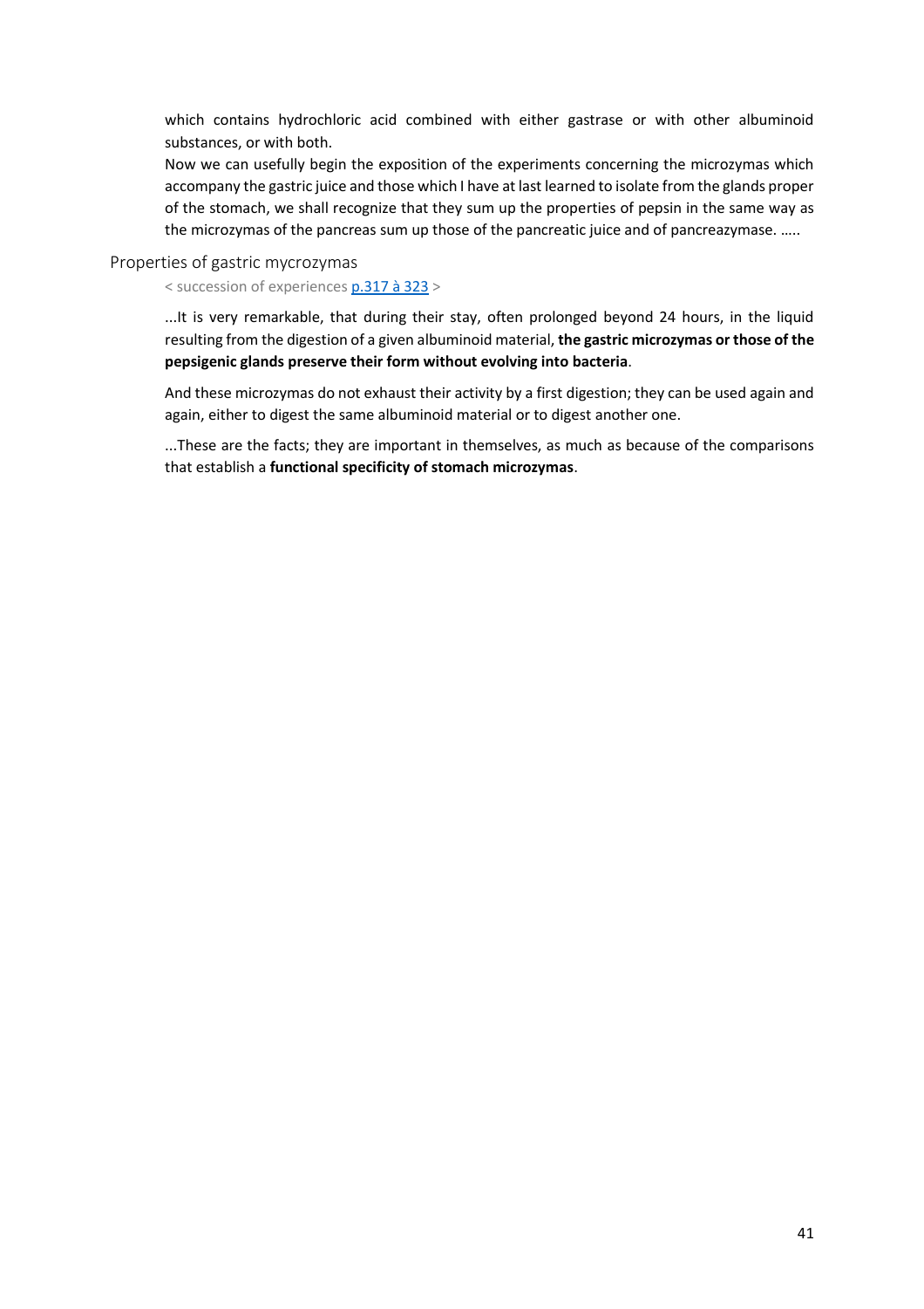which contains hydrochloric acid combined with either gastrase or with other albuminoid substances, or with both.

Now we can usefully begin the exposition of the experiments concerning the microzymas which accompany the gastric juice and those which I have at last learned to isolate from the glands proper of the stomach, we shall recognize that they sum up the properties of pepsin in the same way as the microzymas of the pancreas sum up those of the pancreatic juice and of pancreazymase. …..

## Properties of gastric mycrozymas

< succession of experiences p.317 à 323 >

...It is very remarkable, that during their stay, often prolonged beyond 24 hours, in the liquid resulting from the digestion of a given albuminoid material, **the gastric microzymas or those of the pepsigenic glands preserve their form without evolving into bacteria**.

And these microzymas do not exhaust their activity by a first digestion; they can be used again and again, either to digest the same albuminoid material or to digest another one.

...These are the facts; they are important in themselves, as much as because of the comparisons that establish a **functional specificity of stomach microzymas**.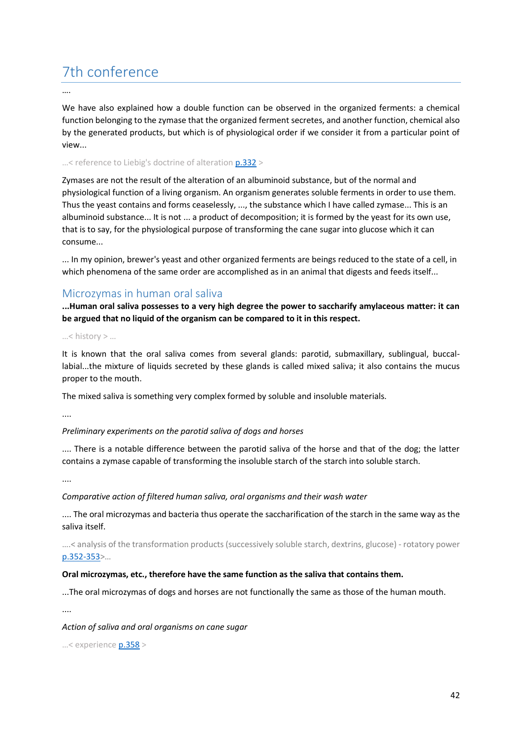# 7th conference

....

We have also explained how a double function can be observed in the organized ferments: a chemical function belonging to the zymase that the organized ferment secretes, and another function, chemical also by the generated products, but which is of physiological order if we consider it from a particular point of view...

...< reference to Liebig's doctrine of alteration p.332 >

Zymases are not the result of the alteration of an albuminoid substance, but of the normal and physiological function of a living organism. An organism generates soluble ferments in order to use them. Thus the yeast contains and forms ceaselessly, ..., the substance which I have called zymase... This is an albuminoid substance... It is not ... a product of decomposition; it is formed by the yeast for its own use, that is to say, for the physiological purpose of transforming the cane sugar into glucose which it can consume...

... In my opinion, brewer's yeast and other organized ferments are beings reduced to the state of a cell, in which phenomena of the same order are accomplished as in an animal that digests and feeds itself...

## Microzymas in human oral saliva

**...Human oral saliva possesses to a very high degree the power to saccharify amylaceous matter: it can be argued that no liquid of the organism can be compared to it in this respect.**

...< history > ...

It is known that the oral saliva comes from several glands: parotid, submaxillary, sublingual, buccal-labial...the mixture of liquids secreted by these glands is called mixed saliva; it also contains the mucus proper to the mouth.

The mixed saliva is something very complex formed by soluble and insoluble materials.

....

*Preliminary experiments on the parotid saliva of dogs and horses*

.... There is a notable difference between the parotid saliva of the horse and that of the dog; the latter contains a zymase capable of transforming the insoluble starch of the starch into soluble starch.

....

*Comparative action of filtered human saliva, oral organisms and their wash water*

.... The oral microzymas and bacteria thus operate the saccharification of the starch in the same way as the saliva itself.

....< analysis of the transformation products (successively soluble starch, dextrins, glucose) - rotatory power p.352-353>...

**Oral microzymas, etc., therefore have the same function as the saliva that contains them.**

...The oral microzymas of dogs and horses are not functionally the same as those of the human mouth.

....

*Action of saliva and oral organisms on cane sugar*

...< experience p.358 >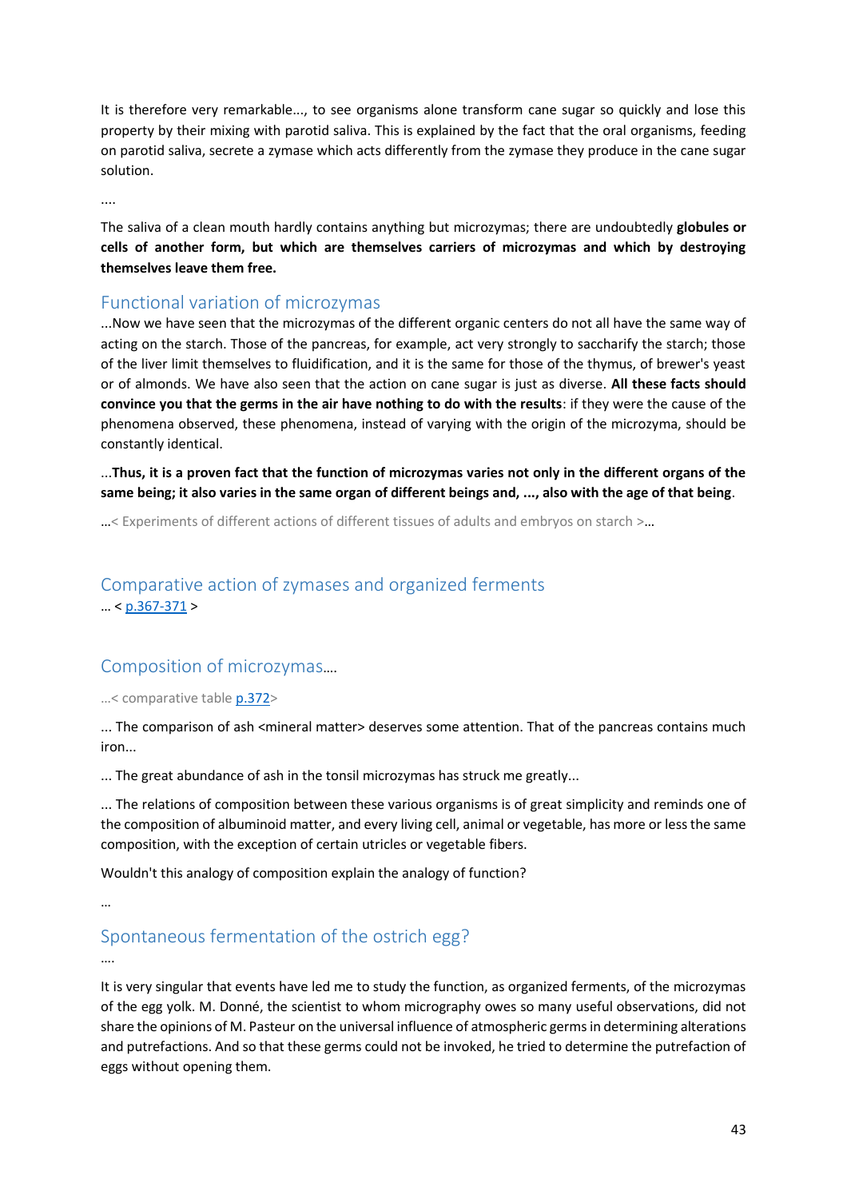It is therefore very remarkable..., to see organisms alone transform cane sugar so quickly and lose this property by their mixing with parotid saliva. This is explained by the fact that the oral organisms, feeding on parotid saliva, secrete a zymase which acts differently from the zymase they produce in the cane sugar solution.

....

The saliva of a clean mouth hardly contains anything but microzymas; there are undoubtedly **globules or cells of another form, but which are themselves carriers of microzymas and which by destroying themselves leave them free.**

## Functional variation of microzymas

...Now we have seen that the microzymas of the different organic centers do not all have the same way of acting on the starch. Those of the pancreas, for example, act very strongly to saccharify the starch; those of the liver limit themselves to fluidification, and it is the same for those of the thymus, of brewer's yeast or of almonds. We have also seen that the action on cane sugar is just as diverse. **All these facts should convince you that the germs in the air have nothing to do with the results**: if they were the cause of the phenomena observed, these phenomena, instead of varying with the origin of the microzyma, should be constantly identical.

...**Thus, it is a proven fact that the function of microzymas varies not only in the different organs of the same being; it also varies in the same organ of different beings and, ..., also with the age of that being**.

…< Experiments of different actions of different tissues of adults and embryos on starch >…

## Comparative action of zymases and organized ferments

… < p.367-371 >

## Composition of microzymas….

…< comparative table p.372>

... The comparison of ash <mineral matter> deserves some attention. That of the pancreas contains much iron...

... The great abundance of ash in the tonsil microzymas has struck me greatly...

... The relations of composition between these various organisms is of great simplicity and reminds one of the composition of albuminoid matter, and every living cell, animal or vegetable, has more or less the same composition, with the exception of certain utricles or vegetable fibers.

Wouldn't this analogy of composition explain the analogy of function?

…

## Spontaneous fermentation of the ostrich egg?

….

It is very singular that events have led me to study the function, as organized ferments, of the microzymas of the egg yolk. M. Donné, the scientist to whom micrography owes so many useful observations, did not share the opinions of M. Pasteur on the universal influence of atmospheric germs in determining alterations and putrefactions. And so that these germs could not be invoked, he tried to determine the putrefaction of eggs without opening them.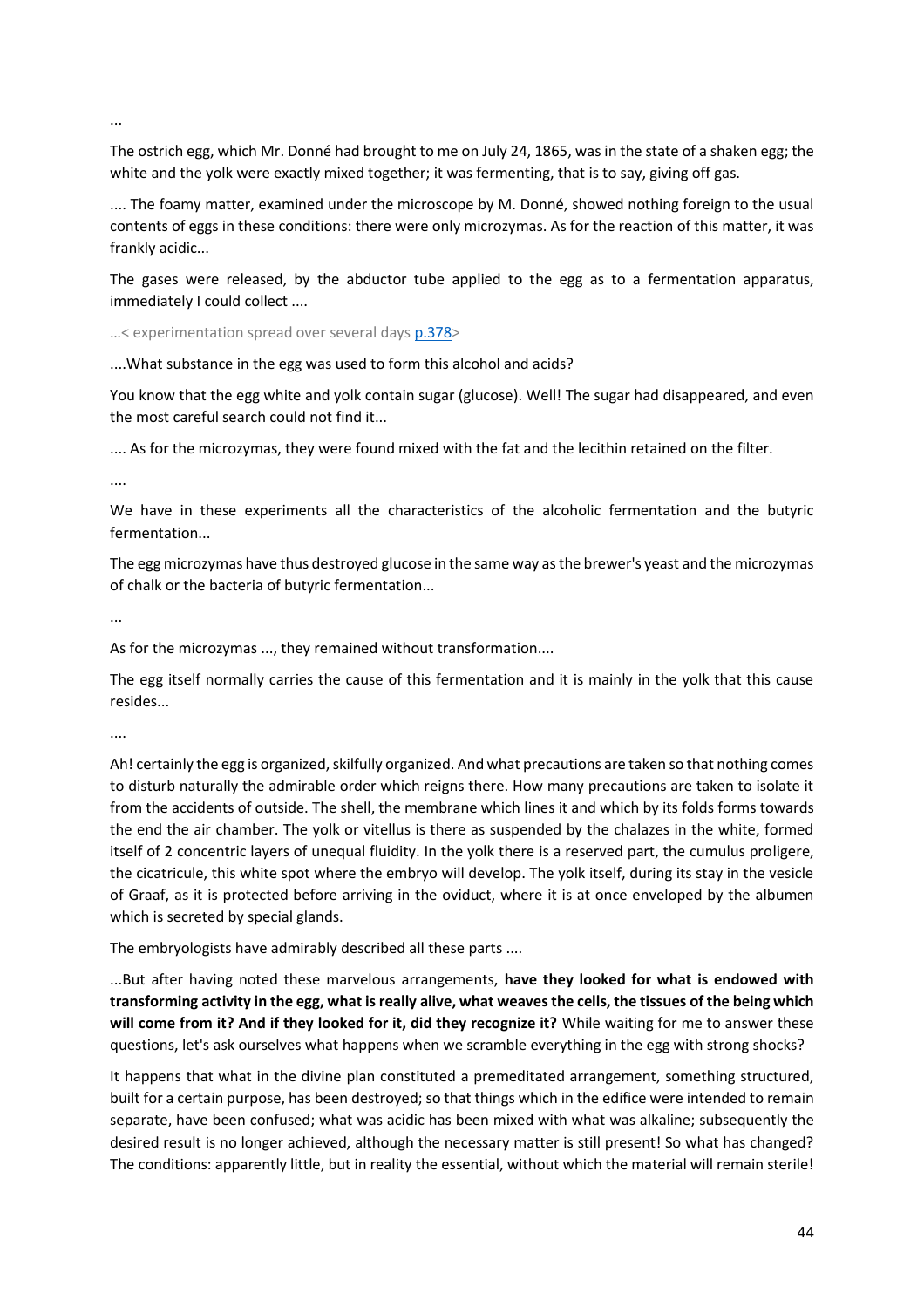...

The ostrich egg, which Mr. Donné had brought to me on July 24, 1865, was in the state of a shaken egg; the white and the yolk were exactly mixed together; it was fermenting, that is to say, giving off gas.

.... The foamy matter, examined under the microscope by M. Donné, showed nothing foreign to the usual contents of eggs in these conditions: there were only microzymas. As for the reaction of this matter, it was frankly acidic...

The gases were released, by the abductor tube applied to the egg as to a fermentation apparatus, immediately I could collect ....

...< experimentation spread over several days p.378>

....What substance in the egg was used to form this alcohol and acids?

You know that the egg white and yolk contain sugar (glucose). Well! The sugar had disappeared, and even the most careful search could not find it...

.... As for the microzymas, they were found mixed with the fat and the lecithin retained on the filter.

....

We have in these experiments all the characteristics of the alcoholic fermentation and the butyric fermentation...

The egg microzymas have thus destroyed glucose in the same way as the brewer's yeast and the microzymas of chalk or the bacteria of butyric fermentation...

...

As for the microzymas ..., they remained without transformation....

The egg itself normally carries the cause of this fermentation and it is mainly in the yolk that this cause resides...

....

Ah! certainly the egg is organized, skilfully organized. And what precautions are taken so that nothing comes to disturb naturally the admirable order which reigns there. How many precautions are taken to isolate it from the accidents of outside. The shell, the membrane which lines it and which by its folds forms towards the end the air chamber. The yolk or vitellus is there as suspended by the chalazes in the white, formed itself of 2 concentric layers of unequal fluidity. In the yolk there is a reserved part, the cumulus proligere, the cicatricule, this white spot where the embryo will develop. The yolk itself, during its stay in the vesicle of Graaf, as it is protected before arriving in the oviduct, where it is at once enveloped by the albumen which is secreted by special glands.

The embryologists have admirably described all these parts ....

...But after having noted these marvelous arrangements, **have they looked for what is endowed with transforming activity in the egg, what is really alive, what weaves the cells, the tissues of the being which will come from it? And if they looked for it, did they recognize it?** While waiting for me to answer these questions, let's ask ourselves what happens when we scramble everything in the egg with strong shocks?

It happens that what in the divine plan constituted a premeditated arrangement, something structured, built for a certain purpose, has been destroyed; so that things which in the edifice were intended to remain separate, have been confused; what was acidic has been mixed with what was alkaline; subsequently the desired result is no longer achieved, although the necessary matter is still present! So what has changed? The conditions: apparently little, but in reality the essential, without which the material will remain sterile!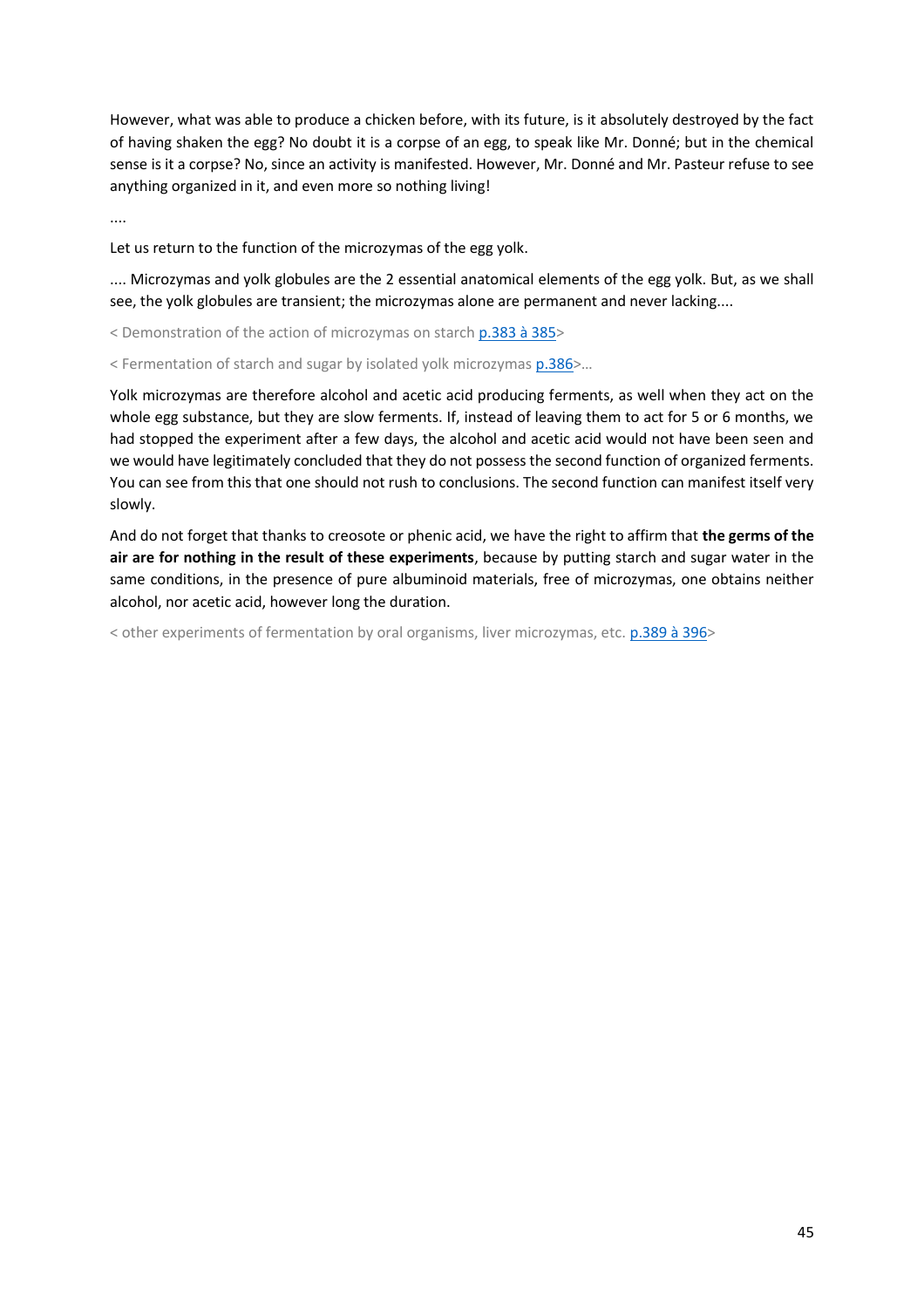However, what was able to produce a chicken before, with its future, is it absolutely destroyed by the fact of having shaken the egg? No doubt it is a corpse of an egg, to speak like Mr. Donné; but in the chemical sense is it a corpse? No, since an activity is manifested. However, Mr. Donné and Mr. Pasteur refuse to see anything organized in it, and even more so nothing living!

....

Let us return to the function of the microzymas of the egg yolk.

.... Microzymas and yolk globules are the 2 essential anatomical elements of the egg yolk. But, as we shall see, the yolk globules are transient; the microzymas alone are permanent and never lacking....

< Demonstration of the action of microzymas on starch p.383 à 385>

< Fermentation of starch and sugar by isolated yolk microzymas p.386>…

Yolk microzymas are therefore alcohol and acetic acid producing ferments, as well when they act on the whole egg substance, but they are slow ferments. If, instead of leaving them to act for 5 or 6 months, we had stopped the experiment after a few days, the alcohol and acetic acid would not have been seen and we would have legitimately concluded that they do not possess the second function of organized ferments. You can see from this that one should not rush to conclusions. The second function can manifest itself very slowly.

And do not forget that thanks to creosote or phenic acid, we have the right to affirm that **the germs of the air are for nothing in the result of these experiments**, because by putting starch and sugar water in the same conditions, in the presence of pure albuminoid materials, free of microzymas, one obtains neither alcohol, nor acetic acid, however long the duration.

< other experiments of fermentation by oral organisms, liver microzymas, etc. p.389 à 396>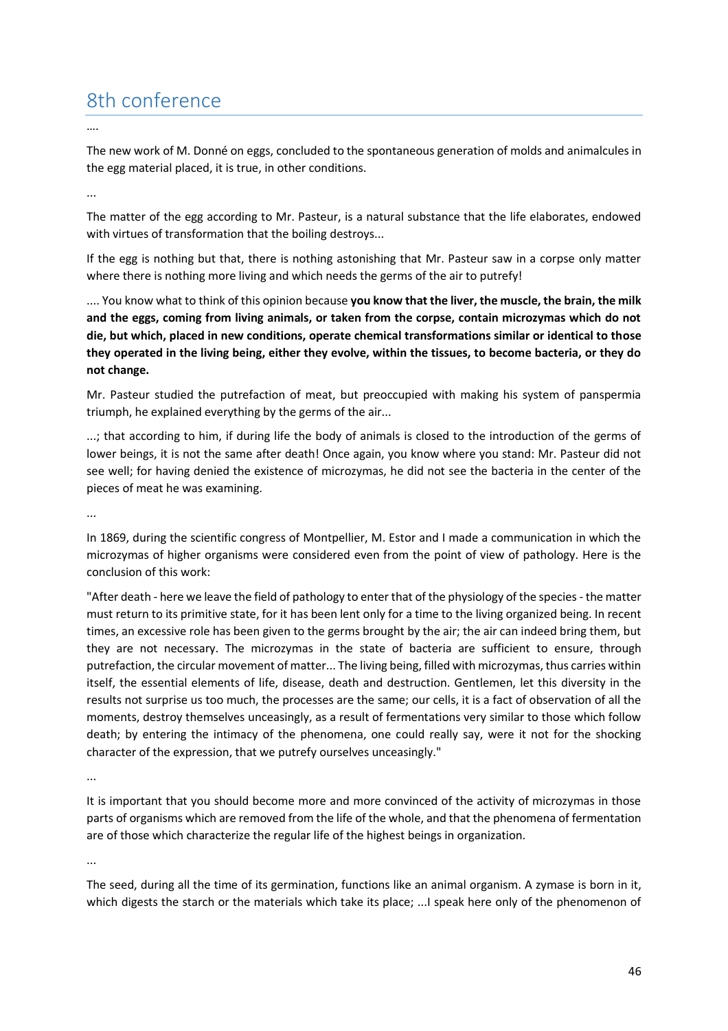## 8th conference

….

The new work of M. Donné on eggs, concluded to the spontaneous generation of molds and animalcules in the egg material placed, it is true, in other conditions.

...

The matter of the egg according to Mr. Pasteur, is a natural substance that the life elaborates, endowed with virtues of transformation that the boiling destroys...

If the egg is nothing but that, there is nothing astonishing that Mr. Pasteur saw in a corpse only matter where there is nothing more living and which needs the germs of the air to putrefy!

.... You know what to think of this opinion because **you know that the liver, the muscle, the brain, the milk and the eggs, coming from living animals, or taken from the corpse, contain microzymas which do not die, but which, placed in new conditions, operate chemical transformations similar or identical to those they operated in the living being, either they evolve, within the tissues, to become bacteria, or they do not change.**

Mr. Pasteur studied the putrefaction of meat, but preoccupied with making his system of panspermia triumph, he explained everything by the germs of the air...

...; that according to him, if during life the body of animals is closed to the introduction of the germs of lower beings, it is not the same after death! Once again, you know where you stand: Mr. Pasteur did not see well; for having denied the existence of microzymas, he did not see the bacteria in the center of the pieces of meat he was examining.

...

In 1869, during the scientific congress of Montpellier, M. Estor and I made a communication in which the microzymas of higher organisms were considered even from the point of view of pathology. Here is the conclusion of this work:

"After death - here we leave the field of pathology to enter that of the physiology of the species - the matter must return to its primitive state, for it has been lent only for a time to the living organized being. In recent times, an excessive role has been given to the germs brought by the air; the air can indeed bring them, but they are not necessary. The microzymas in the state of bacteria are sufficient to ensure, through putrefaction, the circular movement of matter... The living being, filled with microzymas, thus carries within itself, the essential elements of life, disease, death and destruction. Gentlemen, let this diversity in the results not surprise us too much, the processes are the same; our cells, it is a fact of observation of all the moments, destroy themselves unceasingly, as a result of fermentations very similar to those which follow death; by entering the intimacy of the phenomena, one could really say, were it not for the shocking character of the expression, that we putrefy ourselves unceasingly."

...

It is important that you should become more and more convinced of the activity of microzymas in those parts of organisms which are removed from the life of the whole, and that the phenomena of fermentation are of those which characterize the regular life of the highest beings in organization.

...

The seed, during all the time of its germination, functions like an animal organism. A zymase is born in it, which digests the starch or the materials which take its place; ...I speak here only of the phenomenon of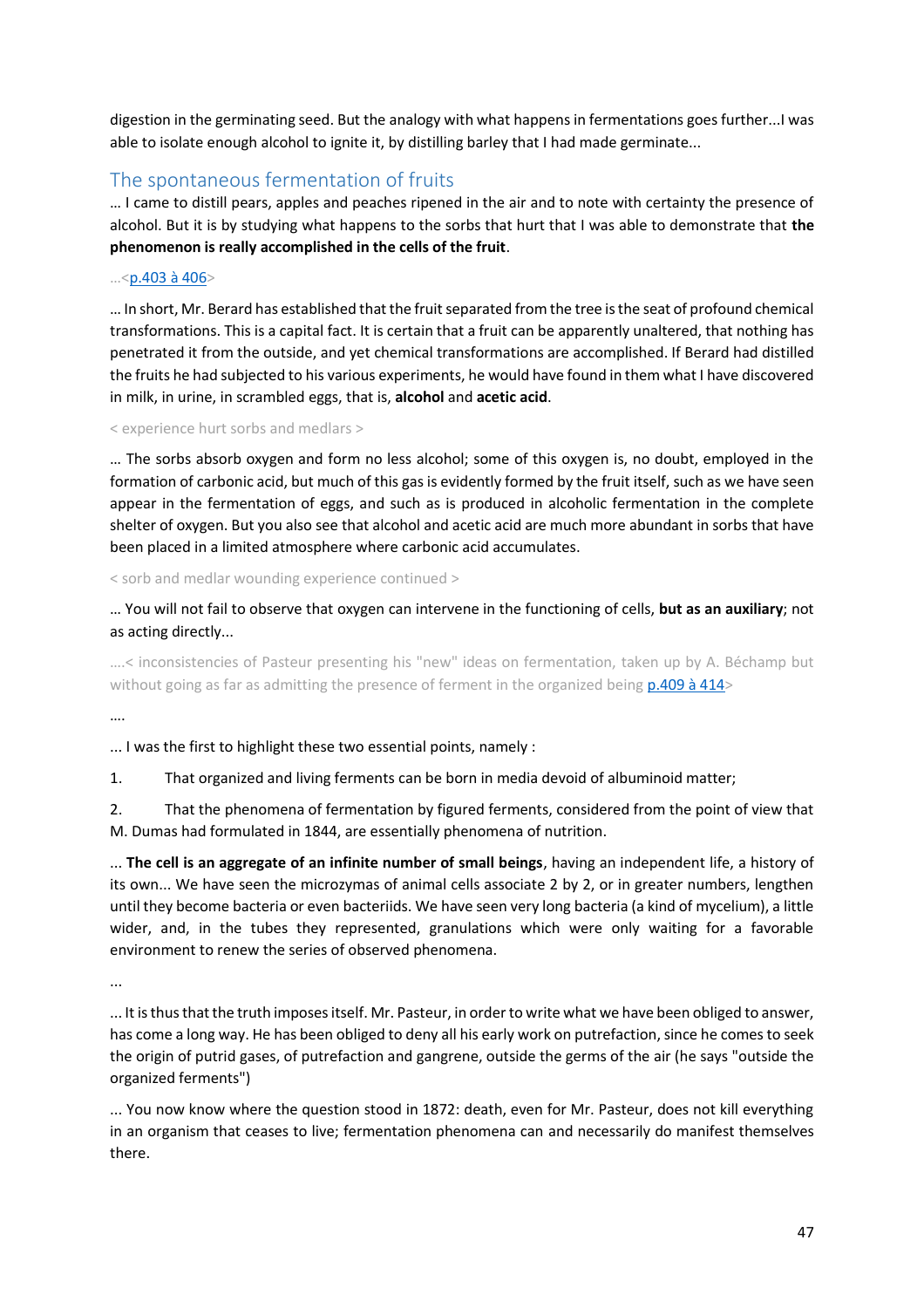digestion in the germinating seed. But the analogy with what happens in fermentations goes further...I was able to isolate enough alcohol to ignite it, by distilling barley that I had made germinate...

## The spontaneous fermentation of fruits

… I came to distill pears, apples and peaches ripened in the air and to note with certainty the presence of alcohol. But it is by studying what happens to the sorbs that hurt that I was able to demonstrate that **the phenomenon is really accomplished in the cells of the fruit**.

…<p.403 à 406>

… In short, Mr. Berard has established that the fruit separated from the tree is the seat of profound chemical transformations. This is a capital fact. It is certain that a fruit can be apparently unaltered, that nothing has penetrated it from the outside, and yet chemical transformations are accomplished. If Berard had distilled the fruits he had subjected to his various experiments, he would have found in them what I have discovered in milk, in urine, in scrambled eggs, that is, **alcohol** and **acetic acid**.

< experience hurt sorbs and medlars >

… The sorbs absorb oxygen and form no less alcohol; some of this oxygen is, no doubt, employed in the formation of carbonic acid, but much of this gas is evidently formed by the fruit itself, such as we have seen appear in the fermentation of eggs, and such as is produced in alcoholic fermentation in the complete shelter of oxygen. But you also see that alcohol and acetic acid are much more abundant in sorbs that have been placed in a limited atmosphere where carbonic acid accumulates.

< sorb and medlar wounding experience continued >

… You will not fail to observe that oxygen can intervene in the functioning of cells, **but as an auxiliary**; not as acting directly...

….< inconsistencies of Pasteur presenting his "new" ideas on fermentation, taken up by A. Béchamp but without going as far as admitting the presence of ferment in the organized being p.409 à 414>

….

... I was the first to highlight these two essential points, namely :

1. That organized and living ferments can be born in media devoid of albuminoid matter;
2. That the phenomena of fermentation by figured ferments, considered from the point of view that M. Dumas had formulated in 1844, are essentially phenomena of nutrition.

... **The cell is an aggregate of an infinite number of small beings**, having an independent life, a history of its own... We have seen the microzymas of animal cells associate 2 by 2, or in greater numbers, lengthen until they become bacteria or even bacteriids. We have seen very long bacteria (a kind of mycelium), a little wider, and, in the tubes they represented, granulations which were only waiting for a favorable environment to renew the series of observed phenomena.

...

... It is thus that the truth imposes itself. Mr. Pasteur, in order to write what we have been obliged to answer, has come a long way. He has been obliged to deny all his early work on putrefaction, since he comes to seek the origin of putrid gases, of putrefaction and gangrene, outside the germs of the air (he says "outside the organized ferments")

... You now know where the question stood in 1872: death, even for Mr. Pasteur, does not kill everything in an organism that ceases to live; fermentation phenomena can and necessarily do manifest themselves there.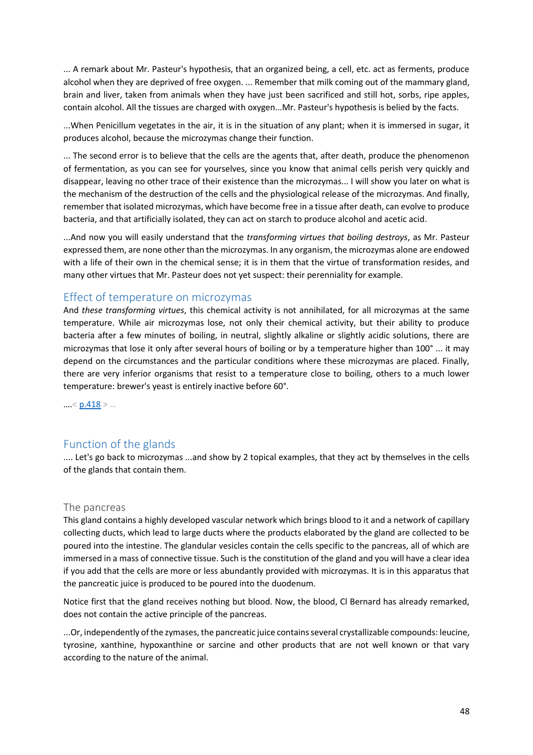... A remark about Mr. Pasteur's hypothesis, that an organized being, a cell, etc. act as ferments, produce alcohol when they are deprived of free oxygen. ... Remember that milk coming out of the mammary gland, brain and liver, taken from animals when they have just been sacrificed and still hot, sorbs, ripe apples, contain alcohol. All the tissues are charged with oxygen...Mr. Pasteur's hypothesis is belied by the facts.

...When Penicillum vegetates in the air, it is in the situation of any plant; when it is immersed in sugar, it produces alcohol, because the microzymas change their function.

... The second error is to believe that the cells are the agents that, after death, produce the phenomenon of fermentation, as you can see for yourselves, since you know that animal cells perish very quickly and disappear, leaving no other trace of their existence than the microzymas... I will show you later on what is the mechanism of the destruction of the cells and the physiological release of the microzymas. And finally, remember that isolated microzymas, which have become free in a tissue after death, can evolve to produce bacteria, and that artificially isolated, they can act on starch to produce alcohol and acetic acid.

...And now you will easily understand that the *transforming virtues that boiling destroys*, as Mr. Pasteur expressed them, are none other than the microzymas. In any organism, the microzymas alone are endowed with a life of their own in the chemical sense; it is in them that the virtue of transformation resides, and many other virtues that Mr. Pasteur does not yet suspect: their perenniality for example.

## Effect of temperature on microzymas

And *these transforming virtues*, this chemical activity is not annihilated, for all microzymas at the same temperature. While air microzymas lose, not only their chemical activity, but their ability to produce bacteria after a few minutes of boiling, in neutral, slightly alkaline or slightly acidic solutions, there are microzymas that lose it only after several hours of boiling or by a temperature higher than 100° ... it may depend on the circumstances and the particular conditions where these microzymas are placed. Finally, there are very inferior organisms that resist to a temperature close to boiling, others to a much lower temperature: brewer's yeast is entirely inactive before 60°.

….< p.418 > ...

## Function of the glands

.... Let's go back to microzymas ...and show by 2 topical examples, that they act by themselves in the cells of the glands that contain them.

### The pancreas

This gland contains a highly developed vascular network which brings blood to it and a network of capillary collecting ducts, which lead to large ducts where the products elaborated by the gland are collected to be poured into the intestine. The glandular vesicles contain the cells specific to the pancreas, all of which are immersed in a mass of connective tissue. Such is the constitution of the gland and you will have a clear idea if you add that the cells are more or less abundantly provided with microzymas. It is in this apparatus that the pancreatic juice is produced to be poured into the duodenum.

Notice first that the gland receives nothing but blood. Now, the blood, Cl Bernard has already remarked, does not contain the active principle of the pancreas.

...Or, independently of the zymases, the pancreatic juice contains several crystallizable compounds: leucine, tyrosine, xanthine, hypoxanthine or sarcine and other products that are not well known or that vary according to the nature of the animal.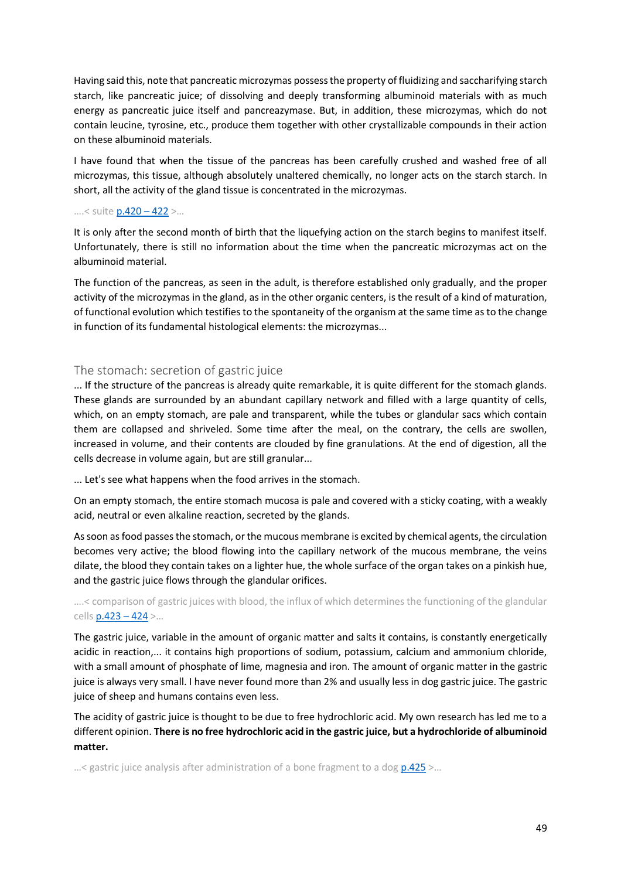Having said this, note that pancreatic microzymas possess the property of fluidizing and saccharifying starch starch, like pancreatic juice; of dissolving and deeply transforming albuminoid materials with as much energy as pancreatic juice itself and pancreazymase. But, in addition, these microzymas, which do not contain leucine, tyrosine, etc., produce them together with other crystallizable compounds in their action on these albuminoid materials.

I have found that when the tissue of the pancreas has been carefully crushed and washed free of all microzymas, this tissue, although absolutely unaltered chemically, no longer acts on the starch starch. In short, all the activity of the gland tissue is concentrated in the microzymas.

....< suite p.420 – 422 >...

It is only after the second month of birth that the liquefying action on the starch begins to manifest itself. Unfortunately, there is still no information about the time when the pancreatic microzymas act on the albuminoid material.

The function of the pancreas, as seen in the adult, is therefore established only gradually, and the proper activity of the microzymas in the gland, as in the other organic centers, is the result of a kind of maturation, of functional evolution which testifies to the spontaneity of the organism at the same time as to the change in function of its fundamental histological elements: the microzymas...

## The stomach: secretion of gastric juice

... If the structure of the pancreas is already quite remarkable, it is quite different for the stomach glands. These glands are surrounded by an abundant capillary network and filled with a large quantity of cells, which, on an empty stomach, are pale and transparent, while the tubes or glandular sacs which contain them are collapsed and shriveled. Some time after the meal, on the contrary, the cells are swollen, increased in volume, and their contents are clouded by fine granulations. At the end of digestion, all the cells decrease in volume again, but are still granular...

... Let's see what happens when the food arrives in the stomach.

On an empty stomach, the entire stomach mucosa is pale and covered with a sticky coating, with a weakly acid, neutral or even alkaline reaction, secreted by the glands.

As soon as food passes the stomach, or the mucous membrane is excited by chemical agents, the circulation becomes very active; the blood flowing into the capillary network of the mucous membrane, the veins dilate, the blood they contain takes on a lighter hue, the whole surface of the organ takes on a pinkish hue, and the gastric juice flows through the glandular orifices.

....< comparison of gastric juices with blood, the influx of which determines the functioning of the glandular cells p.423 – 424 >...

The gastric juice, variable in the amount of organic matter and salts it contains, is constantly energetically acidic in reaction,... it contains high proportions of sodium, potassium, calcium and ammonium chloride, with a small amount of phosphate of lime, magnesia and iron. The amount of organic matter in the gastric juice is always very small. I have never found more than 2% and usually less in dog gastric juice. The gastric juice of sheep and humans contains even less.

The acidity of gastric juice is thought to be due to free hydrochloric acid. My own research has led me to a different opinion. **There is no free hydrochloric acid in the gastric juice, but a hydrochloride of albuminoid matter.**

...< gastric juice analysis after administration of a bone fragment to a dog p.425 >...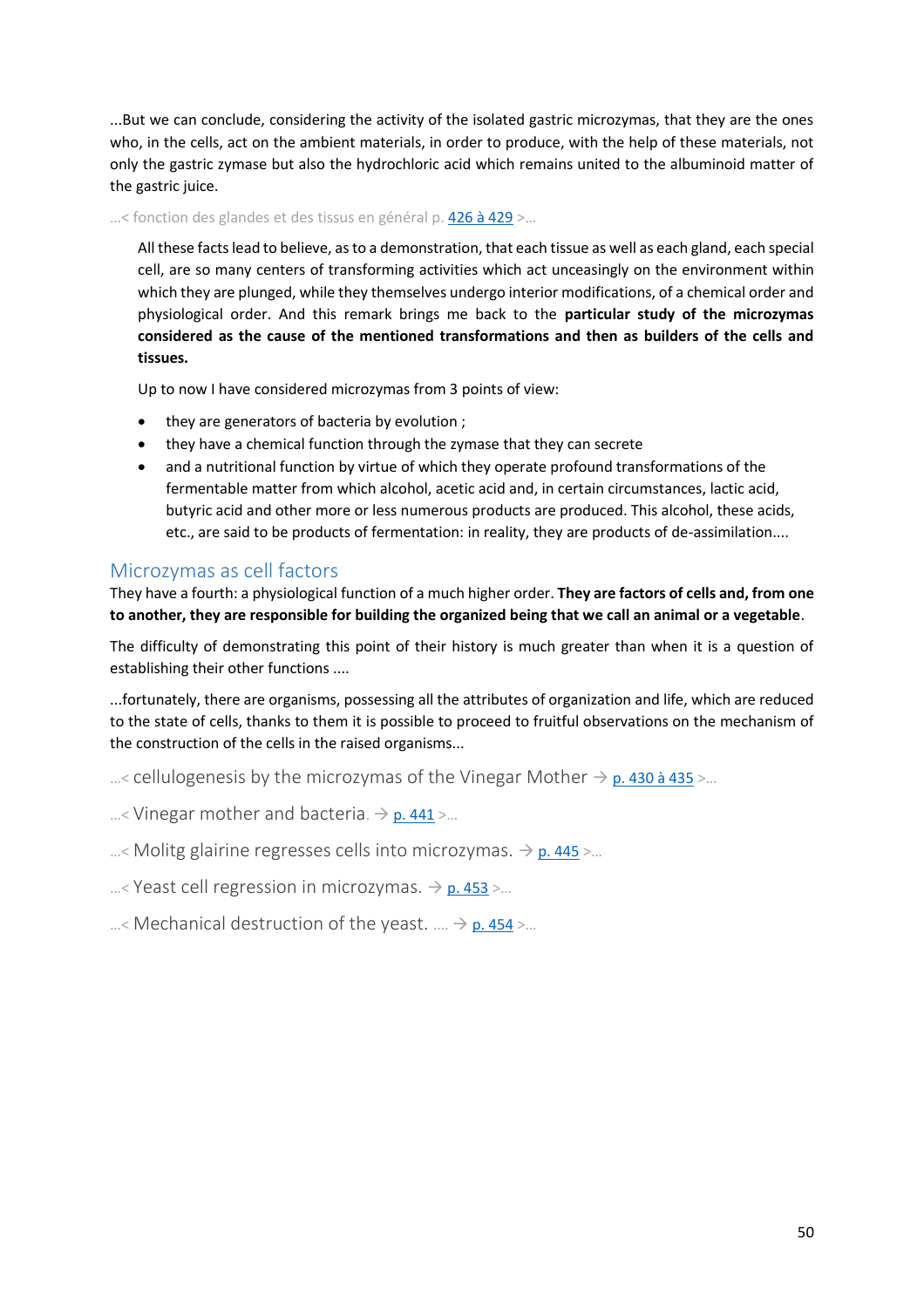...But we can conclude, considering the activity of the isolated gastric microzymas, that they are the ones who, in the cells, act on the ambient materials, in order to produce, with the help of these materials, not only the gastric zymase but also the hydrochloric acid which remains united to the albuminoid matter of the gastric juice.

...< fonction des glandes et des tissus en général p. 426 à 429 >...

> All these facts lead to believe, as to a demonstration, that each tissue as well as each gland, each special cell, are so many centers of transforming activities which act unceasingly on the environment within which they are plunged, while they themselves undergo interior modifications, of a chemical order and physiological order. And this remark brings me back to the **particular study of the microzymas considered as the cause of the mentioned transformations and then as builders of the cells and tissues.**
>
> Up to now I have considered microzymas from 3 points of view:
>
> - they are generators of bacteria by evolution ;
> - they have a chemical function through the zymase that they can secrete
> - and a nutritional function by virtue of which they operate profound transformations of the fermentable matter from which alcohol, acetic acid and, in certain circumstances, lactic acid, butyric acid and other more or less numerous products are produced. This alcohol, these acids, etc., are said to be products of fermentation: in reality, they are products of de-assimilation....

## Microzymas as cell factors

They have a fourth: a physiological function of a much higher order. **They are factors of cells and, from one to another, they are responsible for building the organized being that we call an animal or a vegetable**.

The difficulty of demonstrating this point of their history is much greater than when it is a question of establishing their other functions ....

...fortunately, there are organisms, possessing all the attributes of organization and life, which are reduced to the state of cells, thanks to them it is possible to proceed to fruitful observations on the mechanism of the construction of the cells in the raised organisms...

...< cellulogenesis by the microzymas of the Vinegar Mother → p. 430 à 435 >...

...< Vinegar mother and bacteria. → p. 441 >...

...< Molitg glairine regresses cells into microzymas. → p. 445 >...

...< Yeast cell regression in microzymas. → p. 453 >...

...< Mechanical destruction of the yeast. .... → p. 454 >...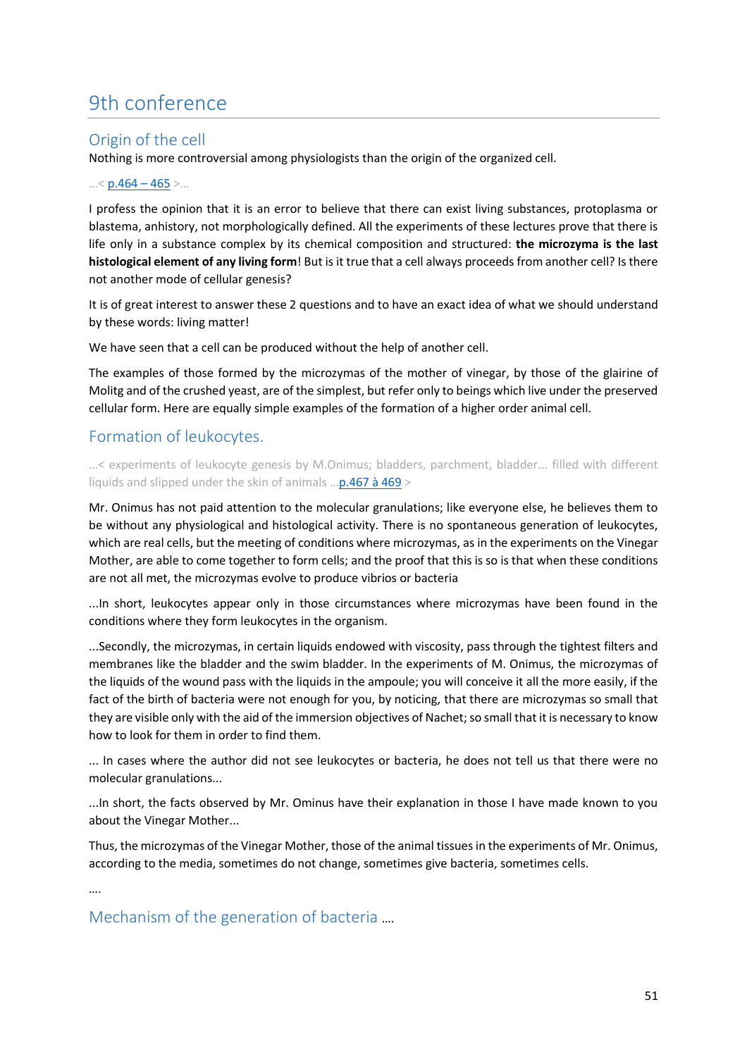# 9th conference

## Origin of the cell

Nothing is more controversial among physiologists than the origin of the organized cell.

...< p.464 – 465 >...

I profess the opinion that it is an error to believe that there can exist living substances, protoplasma or blastema, anhistory, not morphologically defined. All the experiments of these lectures prove that there is life only in a substance complex by its chemical composition and structured: **the microzyma is the last histological element of any living form**! But is it true that a cell always proceeds from another cell? Is there not another mode of cellular genesis?

It is of great interest to answer these 2 questions and to have an exact idea of what we should understand by these words: living matter!

We have seen that a cell can be produced without the help of another cell.

The examples of those formed by the microzymas of the mother of vinegar, by those of the glairine of Molitg and of the crushed yeast, are of the simplest, but refer only to beings which live under the preserved cellular form. Here are equally simple examples of the formation of a higher order animal cell.

## Formation of leukocytes.

...< experiments of leukocyte genesis by M.Onimus; bladders, parchment, bladder... filled with different liquids and slipped under the skin of animals ...p.467 à 469 >

Mr. Onimus has not paid attention to the molecular granulations; like everyone else, he believes them to be without any physiological and histological activity. There is no spontaneous generation of leukocytes, which are real cells, but the meeting of conditions where microzymas, as in the experiments on the Vinegar Mother, are able to come together to form cells; and the proof that this is so is that when these conditions are not all met, the microzymas evolve to produce vibrios or bacteria

...In short, leukocytes appear only in those circumstances where microzymas have been found in the conditions where they form leukocytes in the organism.

...Secondly, the microzymas, in certain liquids endowed with viscosity, pass through the tightest filters and membranes like the bladder and the swim bladder. In the experiments of M. Onimus, the microzymas of the liquids of the wound pass with the liquids in the ampoule; you will conceive it all the more easily, if the fact of the birth of bacteria were not enough for you, by noticing, that there are microzymas so small that they are visible only with the aid of the immersion objectives of Nachet; so small that it is necessary to know how to look for them in order to find them.

... In cases where the author did not see leukocytes or bacteria, he does not tell us that there were no molecular granulations...

...In short, the facts observed by Mr. Ominus have their explanation in those I have made known to you about the Vinegar Mother...

Thus, the microzymas of the Vinegar Mother, those of the animal tissues in the experiments of Mr. Onimus, according to the media, sometimes do not change, sometimes give bacteria, sometimes cells.

....

## Mechanism of the generation of bacteria ....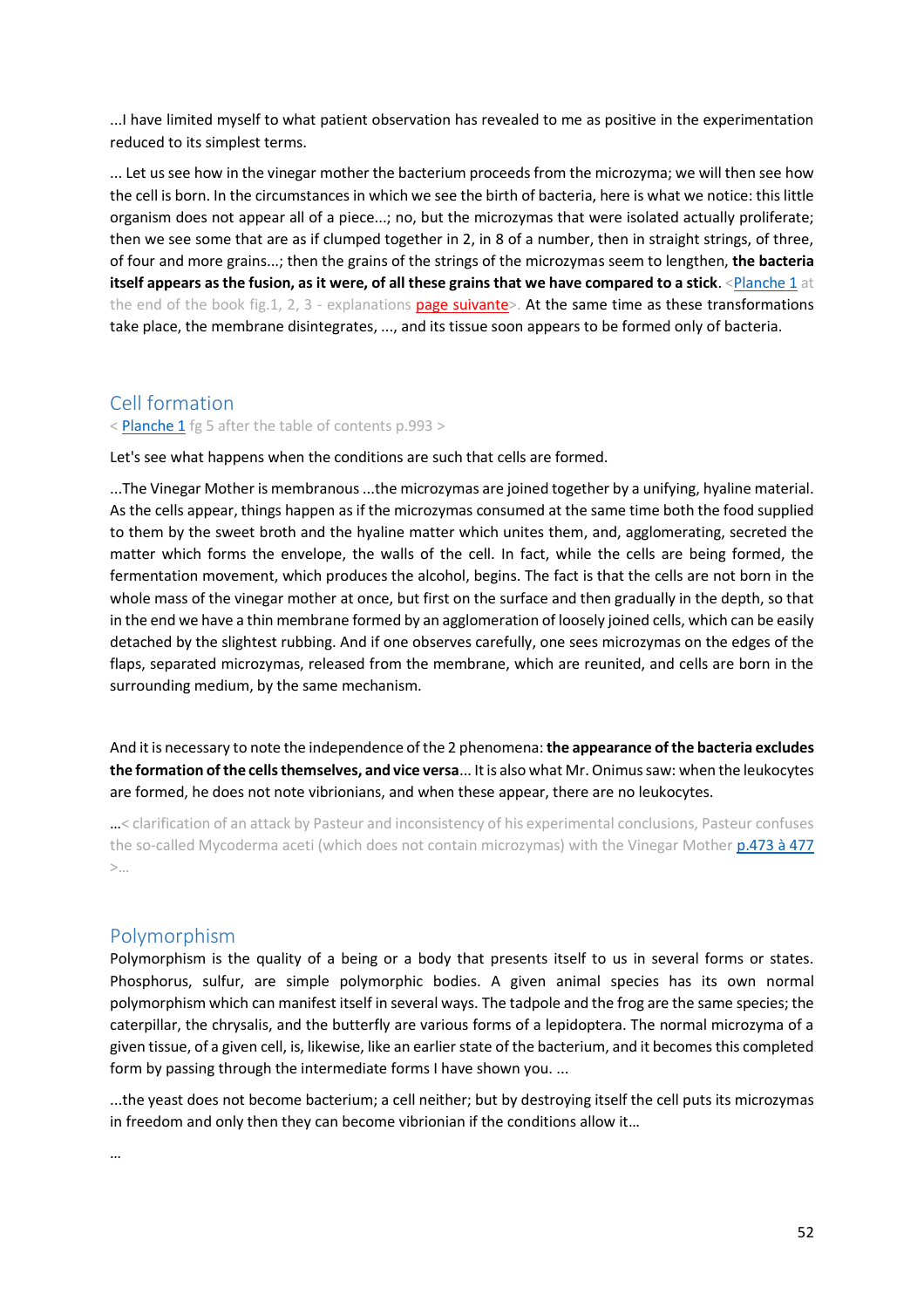...I have limited myself to what patient observation has revealed to me as positive in the experimentation reduced to its simplest terms.

... Let us see how in the vinegar mother the bacterium proceeds from the microzyma; we will then see how the cell is born. In the circumstances in which we see the birth of bacteria, here is what we notice: this little organism does not appear all of a piece...; no, but the microzymas that were isolated actually proliferate; then we see some that are as if clumped together in 2, in 8 of a number, then in straight strings, of three, of four and more grains...; then the grains of the strings of the microzymas seem to lengthen, **the bacteria itself appears as the fusion, as it were, of all these grains that we have compared to a stick**. <Planche 1 at the end of the book fig.1, 2, 3 - explanations page suivante>. At the same time as these transformations take place, the membrane disintegrates, ..., and its tissue soon appears to be formed only of bacteria.

## Cell formation

< Planche 1 fg 5 after the table of contents p.993 >

Let's see what happens when the conditions are such that cells are formed.

...The Vinegar Mother is membranous ...the microzymas are joined together by a unifying, hyaline material. As the cells appear, things happen as if the microzymas consumed at the same time both the food supplied to them by the sweet broth and the hyaline matter which unites them, and, agglomerating, secreted the matter which forms the envelope, the walls of the cell. In fact, while the cells are being formed, the fermentation movement, which produces the alcohol, begins. The fact is that the cells are not born in the whole mass of the vinegar mother at once, but first on the surface and then gradually in the depth, so that in the end we have a thin membrane formed by an agglomeration of loosely joined cells, which can be easily detached by the slightest rubbing. And if one observes carefully, one sees microzymas on the edges of the flaps, separated microzymas, released from the membrane, which are reunited, and cells are born in the surrounding medium, by the same mechanism.

And it is necessary to note the independence of the 2 phenomena: **the appearance of the bacteria excludes the formation of the cells themselves, and vice versa**... It is also what Mr. Onimus saw: when the leukocytes are formed, he does not note vibrionians, and when these appear, there are no leukocytes.

...< clarification of an attack by Pasteur and inconsistency of his experimental conclusions, Pasteur confuses the so-called Mycoderma aceti (which does not contain microzymas) with the Vinegar Mother p.473 à 477 >...

## Polymorphism

Polymorphism is the quality of a being or a body that presents itself to us in several forms or states. Phosphorus, sulfur, are simple polymorphic bodies. A given animal species has its own normal polymorphism which can manifest itself in several ways. The tadpole and the frog are the same species; the caterpillar, the chrysalis, and the butterfly are various forms of a lepidoptera. The normal microzyma of a given tissue, of a given cell, is, likewise, like an earlier state of the bacterium, and it becomes this completed form by passing through the intermediate forms I have shown you. ...

...the yeast does not become bacterium; a cell neither; but by destroying itself the cell puts its microzymas in freedom and only then they can become vibrionian if the conditions allow it…

…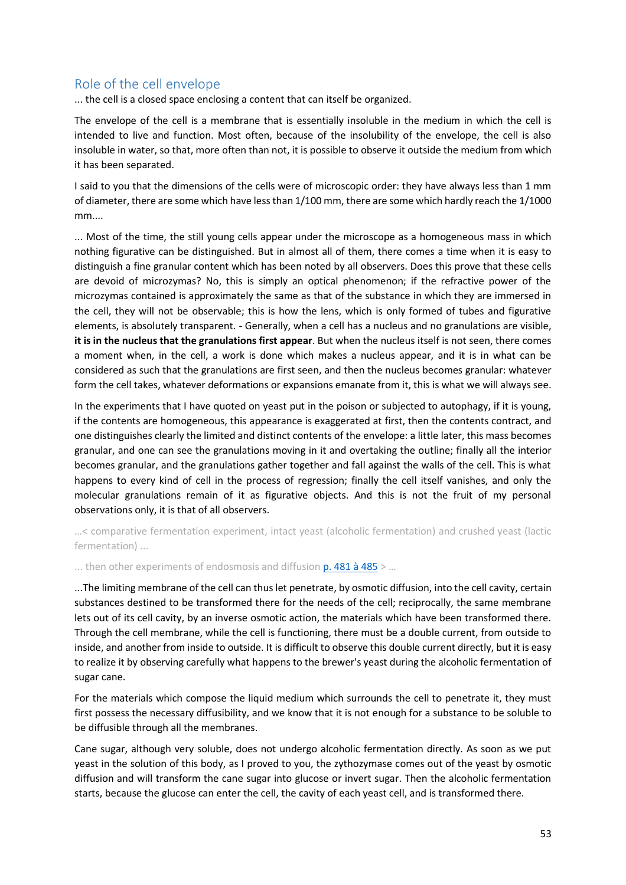## Role of the cell envelope

... the cell is a closed space enclosing a content that can itself be organized.

The envelope of the cell is a membrane that is essentially insoluble in the medium in which the cell is intended to live and function. Most often, because of the insolubility of the envelope, the cell is also insoluble in water, so that, more often than not, it is possible to observe it outside the medium from which it has been separated.

I said to you that the dimensions of the cells were of microscopic order: they have always less than 1 mm of diameter, there are some which have less than 1/100 mm, there are some which hardly reach the 1/1000 mm....

... Most of the time, the still young cells appear under the microscope as a homogeneous mass in which nothing figurative can be distinguished. But in almost all of them, there comes a time when it is easy to distinguish a fine granular content which has been noted by all observers. Does this prove that these cells are devoid of microzymas? No, this is simply an optical phenomenon; if the refractive power of the microzymas contained is approximately the same as that of the substance in which they are immersed in the cell, they will not be observable; this is how the lens, which is only formed of tubes and figurative elements, is absolutely transparent. - Generally, when a cell has a nucleus and no granulations are visible, **it is in the nucleus that the granulations first appear**. But when the nucleus itself is not seen, there comes a moment when, in the cell, a work is done which makes a nucleus appear, and it is in what can be considered as such that the granulations are first seen, and then the nucleus becomes granular: whatever form the cell takes, whatever deformations or expansions emanate from it, this is what we will always see.

In the experiments that I have quoted on yeast put in the poison or subjected to autophagy, if it is young, if the contents are homogeneous, this appearance is exaggerated at first, then the contents contract, and one distinguishes clearly the limited and distinct contents of the envelope: a little later, this mass becomes granular, and one can see the granulations moving in it and overtaking the outline; finally all the interior becomes granular, and the granulations gather together and fall against the walls of the cell. This is what happens to every kind of cell in the process of regression; finally the cell itself vanishes, and only the molecular granulations remain of it as figurative objects. And this is not the fruit of my personal observations only, it is that of all observers.

…< comparative fermentation experiment, intact yeast (alcoholic fermentation) and crushed yeast (lactic fermentation) ...

... then other experiments of endosmosis and diffusion [p. 481 à 485] > …

...The limiting membrane of the cell can thus let penetrate, by osmotic diffusion, into the cell cavity, certain substances destined to be transformed there for the needs of the cell; reciprocally, the same membrane lets out of its cell cavity, by an inverse osmotic action, the materials which have been transformed there. Through the cell membrane, while the cell is functioning, there must be a double current, from outside to inside, and another from inside to outside. It is difficult to observe this double current directly, but it is easy to realize it by observing carefully what happens to the brewer's yeast during the alcoholic fermentation of sugar cane.

For the materials which compose the liquid medium which surrounds the cell to penetrate it, they must first possess the necessary diffusibility, and we know that it is not enough for a substance to be soluble to be diffusible through all the membranes.

Cane sugar, although very soluble, does not undergo alcoholic fermentation directly. As soon as we put yeast in the solution of this body, as I proved to you, the zythozymase comes out of the yeast by osmotic diffusion and will transform the cane sugar into glucose or invert sugar. Then the alcoholic fermentation starts, because the glucose can enter the cell, the cavity of each yeast cell, and is transformed there.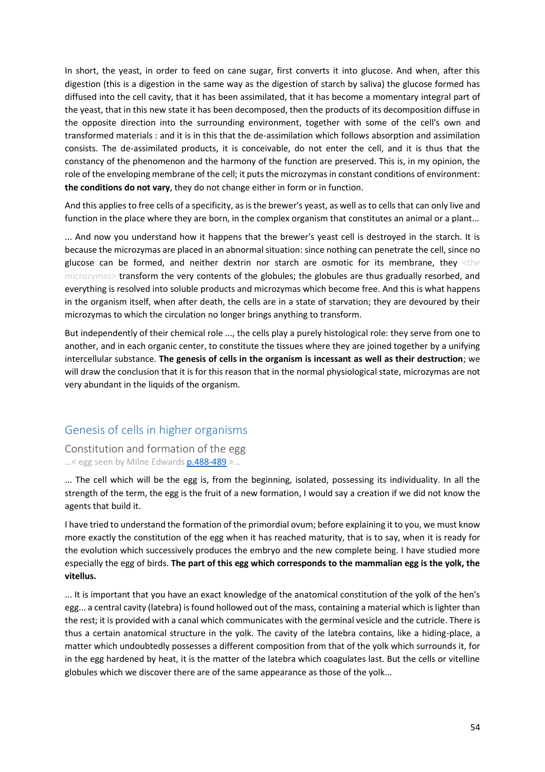In short, the yeast, in order to feed on cane sugar, first converts it into glucose. And when, after this digestion (this is a digestion in the same way as the digestion of starch by saliva) the glucose formed has diffused into the cell cavity, that it has been assimilated, that it has become a momentary integral part of the yeast, that in this new state it has been decomposed, then the products of its decomposition diffuse in the opposite direction into the surrounding environment, together with some of the cell's own and transformed materials : and it is in this that the de-assimilation which follows absorption and assimilation consists. The de-assimilated products, it is conceivable, do not enter the cell, and it is thus that the constancy of the phenomenon and the harmony of the function are preserved. This is, in my opinion, the role of the enveloping membrane of the cell; it puts the microzymas in constant conditions of environment: **the conditions do not vary**, they do not change either in form or in function.

And this applies to free cells of a specificity, as is the brewer's yeast, as well as to cells that can only live and function in the place where they are born, in the complex organism that constitutes an animal or a plant...

... And now you understand how it happens that the brewer's yeast cell is destroyed in the starch. It is because the microzymas are placed in an abnormal situation: since nothing can penetrate the cell, since no glucose can be formed, and neither dextrin nor starch are osmotic for its membrane, they <the microzymas> transform the very contents of the globules; the globules are thus gradually resorbed, and everything is resolved into soluble products and microzymas which become free. And this is what happens in the organism itself, when after death, the cells are in a state of starvation; they are devoured by their microzymas to which the circulation no longer brings anything to transform.

But independently of their chemical role ..., the cells play a purely histological role: they serve from one to another, and in each organic center, to constitute the tissues where they are joined together by a unifying intercellular substance. **The genesis of cells in the organism is incessant as well as their destruction**; we will draw the conclusion that it is for this reason that in the normal physiological state, microzymas are not very abundant in the liquids of the organism.

## Genesis of cells in higher organisms

### Constitution and formation of the egg

...< egg seen by Milne Edwards p.488-489 >...

... The cell which will be the egg is, from the beginning, isolated, possessing its individuality. In all the strength of the term, the egg is the fruit of a new formation, I would say a creation if we did not know the agents that build it.

I have tried to understand the formation of the primordial ovum; before explaining it to you, we must know more exactly the constitution of the egg when it has reached maturity, that is to say, when it is ready for the evolution which successively produces the embryo and the new complete being. I have studied more especially the egg of birds. **The part of this egg which corresponds to the mammalian egg is the yolk, the vitellus.**

... It is important that you have an exact knowledge of the anatomical constitution of the yolk of the hen's egg... a central cavity (latebra) is found hollowed out of the mass, containing a material which is lighter than the rest; it is provided with a canal which communicates with the germinal vesicle and the cutricle. There is thus a certain anatomical structure in the yolk. The cavity of the latebra contains, like a hiding-place, a matter which undoubtedly possesses a different composition from that of the yolk which surrounds it, for in the egg hardened by heat, it is the matter of the latebra which coagulates last. But the cells or vitelline globules which we discover there are of the same appearance as those of the yolk...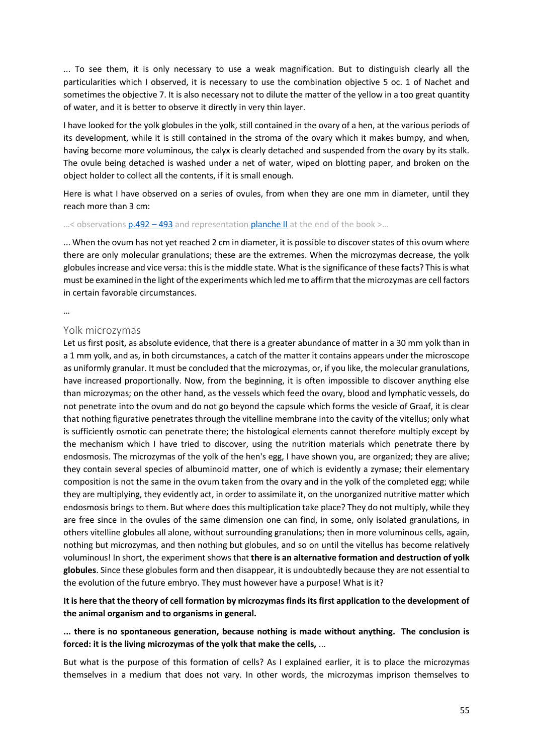... To see them, it is only necessary to use a weak magnification. But to distinguish clearly all the particularities which I observed, it is necessary to use the combination objective 5 oc. 1 of Nachet and sometimes the objective 7. It is also necessary not to dilute the matter of the yellow in a too great quantity of water, and it is better to observe it directly in very thin layer.

I have looked for the yolk globules in the yolk, still contained in the ovary of a hen, at the various periods of its development, while it is still contained in the stroma of the ovary which it makes bumpy, and when, having become more voluminous, the calyx is clearly detached and suspended from the ovary by its stalk. The ovule being detached is washed under a net of water, wiped on blotting paper, and broken on the object holder to collect all the contents, if it is small enough.

Here is what I have observed on a series of ovules, from when they are one mm in diameter, until they reach more than 3 cm:

…< observations p.492 – 493 and representation planche II at the end of the book >…

... When the ovum has not yet reached 2 cm in diameter, it is possible to discover states of this ovum where there are only molecular granulations; these are the extremes. When the microzymas decrease, the yolk globules increase and vice versa: this is the middle state. What is the significance of these facts? This is what must be examined in the light of the experiments which led me to affirm that the microzymas are cell factors in certain favorable circumstances.

…

## Yolk microzymas

Let us first posit, as absolute evidence, that there is a greater abundance of matter in a 30 mm yolk than in a 1 mm yolk, and as, in both circumstances, a catch of the matter it contains appears under the microscope as uniformly granular. It must be concluded that the microzymas, or, if you like, the molecular granulations, have increased proportionally. Now, from the beginning, it is often impossible to discover anything else than microzymas; on the other hand, as the vessels which feed the ovary, blood and lymphatic vessels, do not penetrate into the ovum and do not go beyond the capsule which forms the vesicle of Graaf, it is clear that nothing figurative penetrates through the vitelline membrane into the cavity of the vitellus; only what is sufficiently osmotic can penetrate there; the histological elements cannot therefore multiply except by the mechanism which I have tried to discover, using the nutrition materials which penetrate there by endosmosis. The microzymas of the yolk of the hen's egg, I have shown you, are organized; they are alive; they contain several species of albuminoid matter, one of which is evidently a zymase; their elementary composition is not the same in the ovum taken from the ovary and in the yolk of the completed egg; while they are multiplying, they evidently act, in order to assimilate it, on the unorganized nutritive matter which endosmosis brings to them. But where does this multiplication take place? They do not multiply, while they are free since in the ovules of the same dimension one can find, in some, only isolated granulations, in others vitelline globules all alone, without surrounding granulations; then in more voluminous cells, again, nothing but microzymas, and then nothing but globules, and so on until the vitellus has become relatively voluminous! In short, the experiment shows that **there is an alternative formation and destruction of yolk globules**. Since these globules form and then disappear, it is undoubtedly because they are not essential to the evolution of the future embryo. They must however have a purpose! What is it?

**It is here that the theory of cell formation by microzymas finds its first application to the development of the animal organism and to organisms in general.**

**... there is no spontaneous generation, because nothing is made without anything. The conclusion is forced: it is the living microzymas of the yolk that make the cells,** ...

But what is the purpose of this formation of cells? As I explained earlier, it is to place the microzymas themselves in a medium that does not vary. In other words, the microzymas imprison themselves to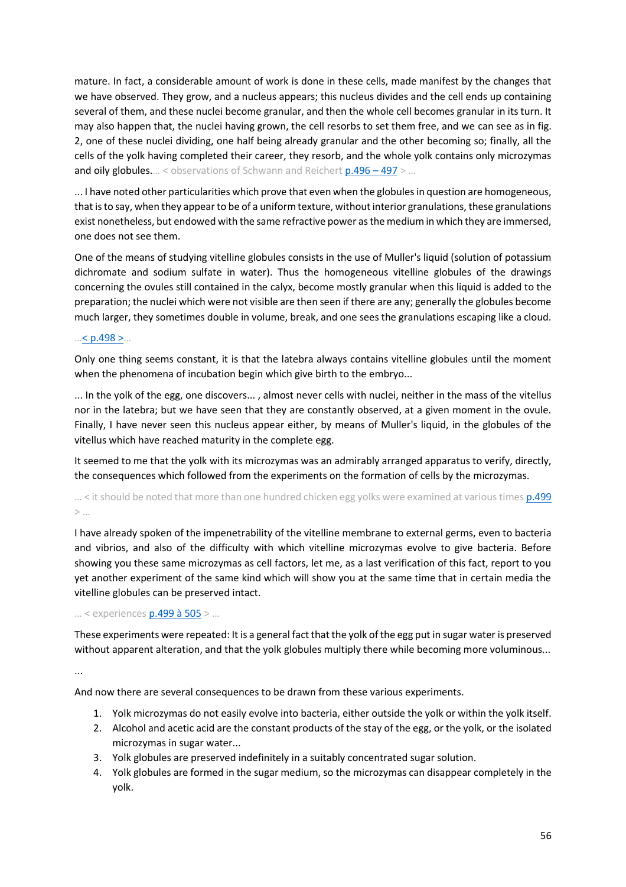mature. In fact, a considerable amount of work is done in these cells, made manifest by the changes that we have observed. They grow, and a nucleus appears; this nucleus divides and the cell ends up containing several of them, and these nuclei become granular, and then the whole cell becomes granular in its turn. It may also happen that, the nuclei having grown, the cell resorbs to set them free, and we can see as in fig. 2, one of these nuclei dividing, one half being already granular and the other becoming so; finally, all the cells of the yolk having completed their career, they resorb, and the whole yolk contains only microzymas and oily globules.... < observations of Schwann and Reichert p.496 – 497 > ...

... I have noted other particularities which prove that even when the globules in question are homogeneous, that is to say, when they appear to be of a uniform texture, without interior granulations, these granulations exist nonetheless, but endowed with the same refractive power as the medium in which they are immersed, one does not see them.

One of the means of studying vitelline globules consists in the use of Muller's liquid (solution of potassium dichromate and sodium sulfate in water). Thus the homogeneous vitelline globules of the drawings concerning the ovules still contained in the calyx, become mostly granular when this liquid is added to the preparation; the nuclei which were not visible are then seen if there are any; generally the globules become much larger, they sometimes double in volume, break, and one sees the granulations escaping like a cloud.

...< p.498 >...

Only one thing seems constant, it is that the latebra always contains vitelline globules until the moment when the phenomena of incubation begin which give birth to the embryo...

... In the yolk of the egg, one discovers... , almost never cells with nuclei, neither in the mass of the vitellus nor in the latebra; but we have seen that they are constantly observed, at a given moment in the ovule. Finally, I have never seen this nucleus appear either, by means of Muller's liquid, in the globules of the vitellus which have reached maturity in the complete egg.

It seemed to me that the yolk with its microzymas was an admirably arranged apparatus to verify, directly, the consequences which followed from the experiments on the formation of cells by the microzymas.

... < it should be noted that more than one hundred chicken egg yolks were examined at various times p.499 > ...

I have already spoken of the impenetrability of the vitelline membrane to external germs, even to bacteria and vibrios, and also of the difficulty with which vitelline microzymas evolve to give bacteria. Before showing you these same microzymas as cell factors, let me, as a last verification of this fact, report to you yet another experiment of the same kind which will show you at the same time that in certain media the vitelline globules can be preserved intact.

... < experiences p.499 à 505 > ...

These experiments were repeated: It is a general fact that the yolk of the egg put in sugar water is preserved without apparent alteration, and that the yolk globules multiply there while becoming more voluminous...

...

And now there are several consequences to be drawn from these various experiments.

1. Yolk microzymas do not easily evolve into bacteria, either outside the yolk or within the yolk itself.
2. Alcohol and acetic acid are the constant products of the stay of the egg, or the yolk, or the isolated microzymas in sugar water...
3. Yolk globules are preserved indefinitely in a suitably concentrated sugar solution.
4. Yolk globules are formed in the sugar medium, so the microzymas can disappear completely in the yolk.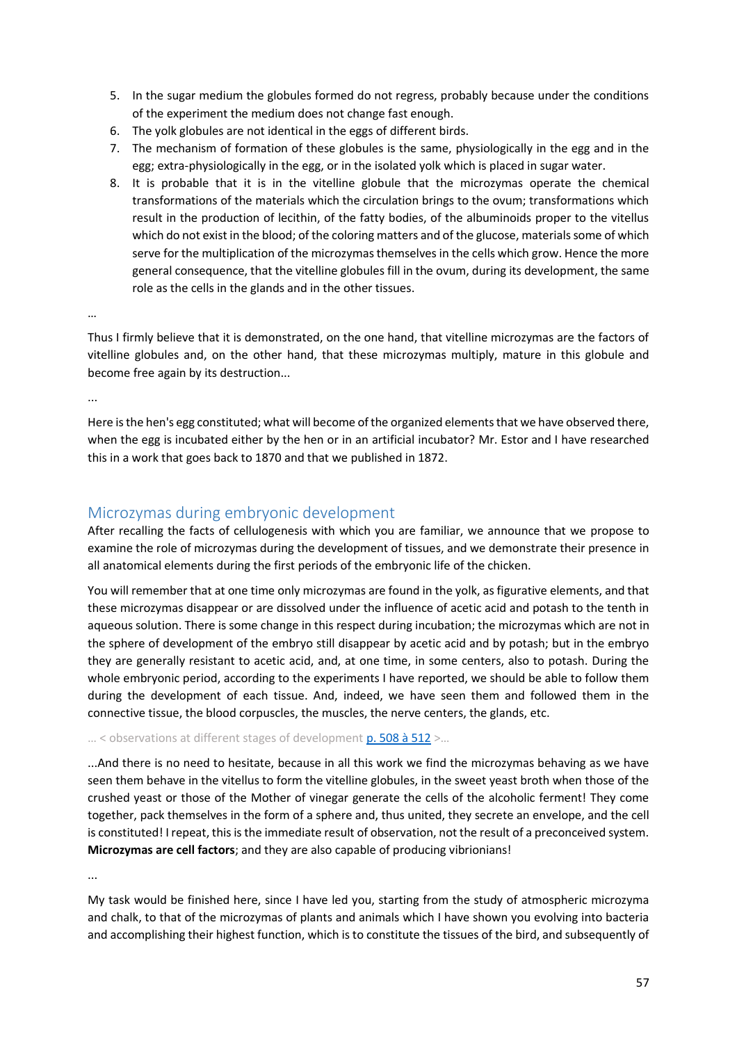5. In the sugar medium the globules formed do not regress, probably because under the conditions of the experiment the medium does not change fast enough.
6. The yolk globules are not identical in the eggs of different birds.
7. The mechanism of formation of these globules is the same, physiologically in the egg and in the egg; extra-physiologically in the egg, or in the isolated yolk which is placed in sugar water.
8. It is probable that it is in the vitelline globule that the microzymas operate the chemical transformations of the materials which the circulation brings to the ovum; transformations which result in the production of lecithin, of the fatty bodies, of the albuminoids proper to the vitellus which do not exist in the blood; of the coloring matters and of the glucose, materials some of which serve for the multiplication of the microzymas themselves in the cells which grow. Hence the more general consequence, that the vitelline globules fill in the ovum, during its development, the same role as the cells in the glands and in the other tissues.

…

Thus I firmly believe that it is demonstrated, on the one hand, that vitelline microzymas are the factors of vitelline globules and, on the other hand, that these microzymas multiply, mature in this globule and become free again by its destruction...

...

Here is the hen's egg constituted; what will become of the organized elements that we have observed there, when the egg is incubated either by the hen or in an artificial incubator? Mr. Estor and I have researched this in a work that goes back to 1870 and that we published in 1872.

## Microzymas during embryonic development

After recalling the facts of cellulogenesis with which you are familiar, we announce that we propose to examine the role of microzymas during the development of tissues, and we demonstrate their presence in all anatomical elements during the first periods of the embryonic life of the chicken.

You will remember that at one time only microzymas are found in the yolk, as figurative elements, and that these microzymas disappear or are dissolved under the influence of acetic acid and potash to the tenth in aqueous solution. There is some change in this respect during incubation; the microzymas which are not in the sphere of development of the embryo still disappear by acetic acid and by potash; but in the embryo they are generally resistant to acetic acid, and, at one time, in some centers, also to potash. During the whole embryonic period, according to the experiments I have reported, we should be able to follow them during the development of each tissue. And, indeed, we have seen them and followed them in the connective tissue, the blood corpuscles, the muscles, the nerve centers, the glands, etc.

… < observations at different stages of development p. 508 à 512 >…

...And there is no need to hesitate, because in all this work we find the microzymas behaving as we have seen them behave in the vitellus to form the vitelline globules, in the sweet yeast broth when those of the crushed yeast or those of the Mother of vinegar generate the cells of the alcoholic ferment! They come together, pack themselves in the form of a sphere and, thus united, they secrete an envelope, and the cell is constituted! I repeat, this is the immediate result of observation, not the result of a preconceived system. **Microzymas are cell factors**; and they are also capable of producing vibrionians!

...

My task would be finished here, since I have led you, starting from the study of atmospheric microzyma and chalk, to that of the microzymas of plants and animals which I have shown you evolving into bacteria and accomplishing their highest function, which is to constitute the tissues of the bird, and subsequently of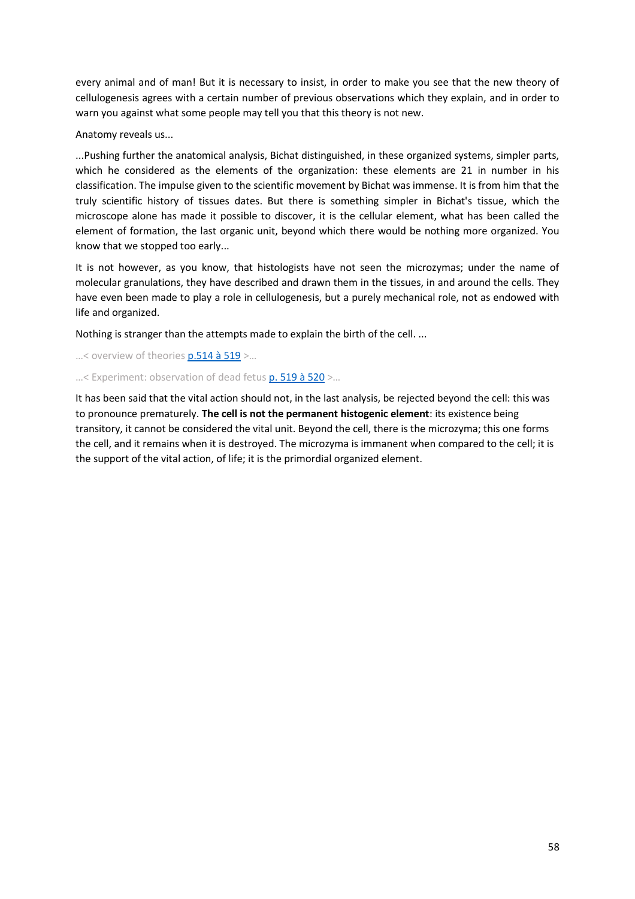every animal and of man! But it is necessary to insist, in order to make you see that the new theory of cellulogenesis agrees with a certain number of previous observations which they explain, and in order to warn you against what some people may tell you that this theory is not new.

Anatomy reveals us...

...Pushing further the anatomical analysis, Bichat distinguished, in these organized systems, simpler parts, which he considered as the elements of the organization: these elements are 21 in number in his classification. The impulse given to the scientific movement by Bichat was immense. It is from him that the truly scientific history of tissues dates. But there is something simpler in Bichat's tissue, which the microscope alone has made it possible to discover, it is the cellular element, what has been called the element of formation, the last organic unit, beyond which there would be nothing more organized. You know that we stopped too early...

It is not however, as you know, that histologists have not seen the microzymas; under the name of molecular granulations, they have described and drawn them in the tissues, in and around the cells. They have even been made to play a role in cellulogenesis, but a purely mechanical role, not as endowed with life and organized.

Nothing is stranger than the attempts made to explain the birth of the cell. ...

...< overview of theories p.514 à 519 >...

...< Experiment: observation of dead fetus p. 519 à 520 >...

It has been said that the vital action should not, in the last analysis, be rejected beyond the cell: this was to pronounce prematurely. **The cell is not the permanent histogenic element**: its existence being transitory, it cannot be considered the vital unit. Beyond the cell, there is the microzyma; this one forms the cell, and it remains when it is destroyed. The microzyma is immanent when compared to the cell; it is the support of the vital action, of life; it is the primordial organized element.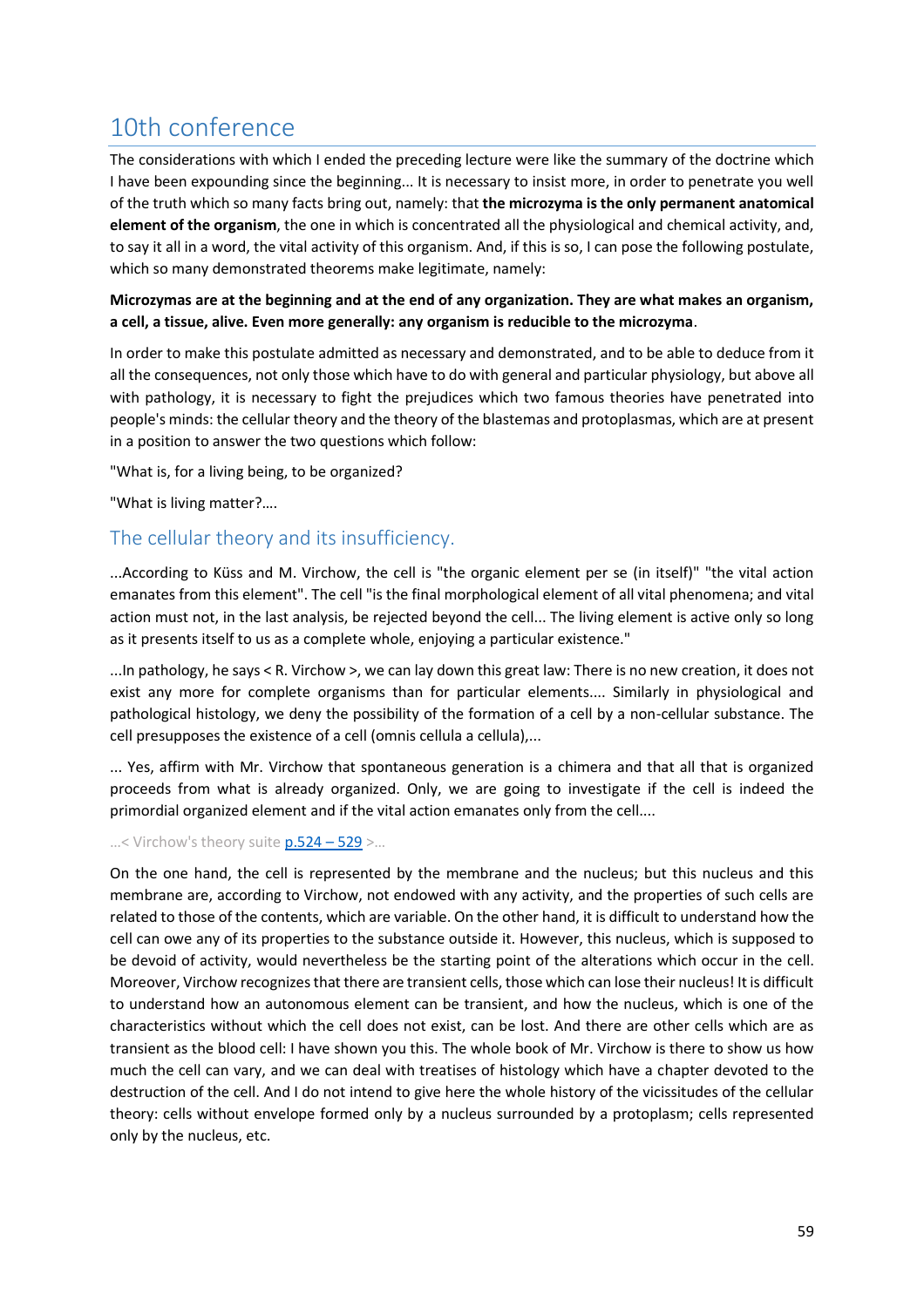# 10th conference

The considerations with which I ended the preceding lecture were like the summary of the doctrine which I have been expounding since the beginning... It is necessary to insist more, in order to penetrate you well of the truth which so many facts bring out, namely: that **the microzyma is the only permanent anatomical element of the organism**, the one in which is concentrated all the physiological and chemical activity, and, to say it all in a word, the vital activity of this organism. And, if this is so, I can pose the following postulate, which so many demonstrated theorems make legitimate, namely:

**Microzymas are at the beginning and at the end of any organization. They are what makes an organism, a cell, a tissue, alive. Even more generally: any organism is reducible to the microzyma**.

In order to make this postulate admitted as necessary and demonstrated, and to be able to deduce from it all the consequences, not only those which have to do with general and particular physiology, but above all with pathology, it is necessary to fight the prejudices which two famous theories have penetrated into people's minds: the cellular theory and the theory of the blastemas and protoplasmas, which are at present in a position to answer the two questions which follow:

"What is, for a living being, to be organized?

"What is living matter?….

## The cellular theory and its insufficiency.

...According to Küss and M. Virchow, the cell is "the organic element per se (in itself)" "the vital action emanates from this element". The cell "is the final morphological element of all vital phenomena; and vital action must not, in the last analysis, be rejected beyond the cell... The living element is active only so long as it presents itself to us as a complete whole, enjoying a particular existence."

...In pathology, he says < R. Virchow >, we can lay down this great law: There is no new creation, it does not exist any more for complete organisms than for particular elements.... Similarly in physiological and pathological histology, we deny the possibility of the formation of a cell by a non-cellular substance. The cell presupposes the existence of a cell (omnis cellula a cellula),...

... Yes, affirm with Mr. Virchow that spontaneous generation is a chimera and that all that is organized proceeds from what is already organized. Only, we are going to investigate if the cell is indeed the primordial organized element and if the vital action emanates only from the cell....

…< Virchow's theory suite p.524 – 529 >…

On the one hand, the cell is represented by the membrane and the nucleus; but this nucleus and this membrane are, according to Virchow, not endowed with any activity, and the properties of such cells are related to those of the contents, which are variable. On the other hand, it is difficult to understand how the cell can owe any of its properties to the substance outside it. However, this nucleus, which is supposed to be devoid of activity, would nevertheless be the starting point of the alterations which occur in the cell. Moreover, Virchow recognizes that there are transient cells, those which can lose their nucleus! It is difficult to understand how an autonomous element can be transient, and how the nucleus, which is one of the characteristics without which the cell does not exist, can be lost. And there are other cells which are as transient as the blood cell: I have shown you this. The whole book of Mr. Virchow is there to show us how much the cell can vary, and we can deal with treatises of histology which have a chapter devoted to the destruction of the cell. And I do not intend to give here the whole history of the vicissitudes of the cellular theory: cells without envelope formed only by a nucleus surrounded by a protoplasm; cells represented only by the nucleus, etc.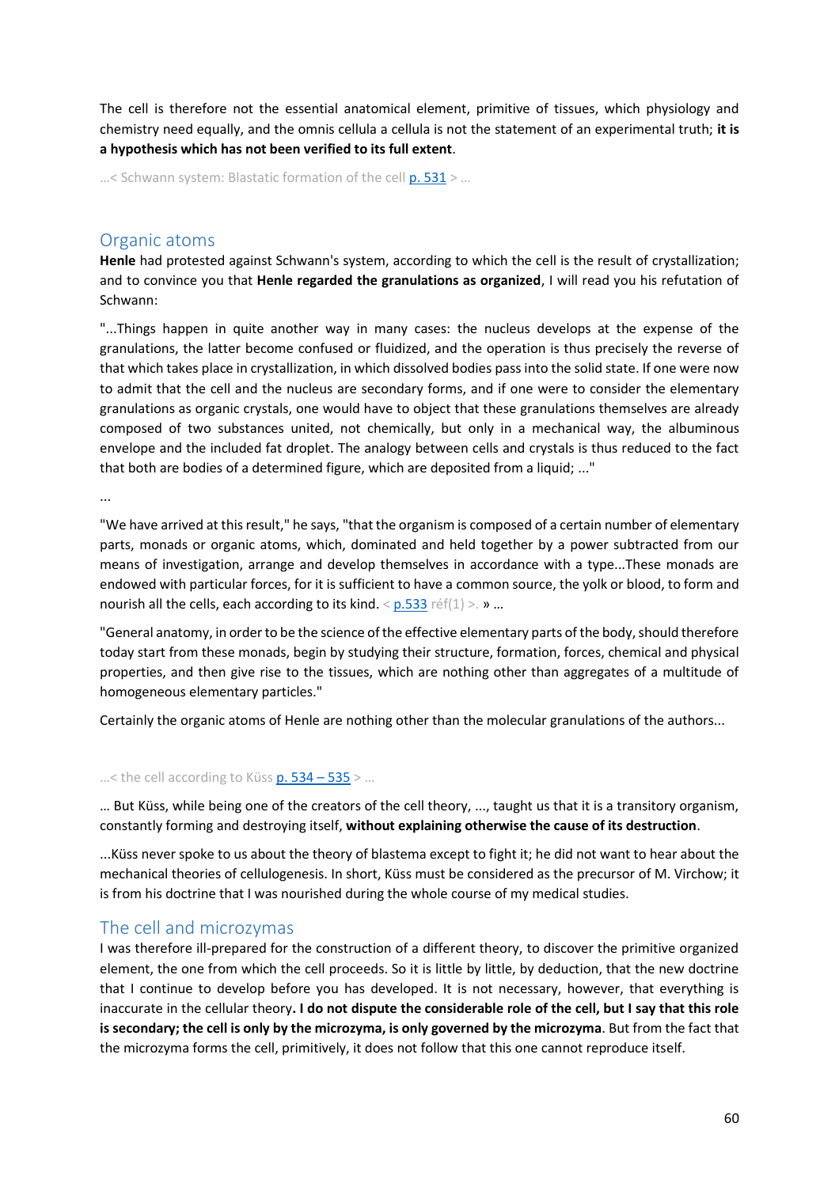The cell is therefore not the essential anatomical element, primitive of tissues, which physiology and chemistry need equally, and the omnis cellula a cellula is not the statement of an experimental truth; **it is a hypothesis which has not been verified to its full extent**.

…< Schwann system: Blastatic formation of the cell p. 531 > …

## Organic atoms

**Henle** had protested against Schwann's system, according to which the cell is the result of crystallization; and to convince you that **Henle regarded the granulations as organized**, I will read you his refutation of Schwann:

"...Things happen in quite another way in many cases: the nucleus develops at the expense of the granulations, the latter become confused or fluidized, and the operation is thus precisely the reverse of that which takes place in crystallization, in which dissolved bodies pass into the solid state. If one were now to admit that the cell and the nucleus are secondary forms, and if one were to consider the elementary granulations as organic crystals, one would have to object that these granulations themselves are already composed of two substances united, not chemically, but only in a mechanical way, the albuminous envelope and the included fat droplet. The analogy between cells and crystals is thus reduced to the fact that both are bodies of a determined figure, which are deposited from a liquid; ..."

...

"We have arrived at this result," he says, "that the organism is composed of a certain number of elementary parts, monads or organic atoms, which, dominated and held together by a power subtracted from our means of investigation, arrange and develop themselves in accordance with a type...These monads are endowed with particular forces, for it is sufficient to have a common source, the yolk or blood, to form and nourish all the cells, each according to its kind. < p.533 réf(1) >. » …

"General anatomy, in order to be the science of the effective elementary parts of the body, should therefore today start from these monads, begin by studying their structure, formation, forces, chemical and physical properties, and then give rise to the tissues, which are nothing other than aggregates of a multitude of homogeneous elementary particles."

Certainly the organic atoms of Henle are nothing other than the molecular granulations of the authors...

…< the cell according to Küss p. 534 – 535 > …

… But Küss, while being one of the creators of the cell theory, ..., taught us that it is a transitory organism, constantly forming and destroying itself, **without explaining otherwise the cause of its destruction**.

...Küss never spoke to us about the theory of blastema except to fight it; he did not want to hear about the mechanical theories of cellulogenesis. In short, Küss must be considered as the precursor of M. Virchow; it is from his doctrine that I was nourished during the whole course of my medical studies.

## The cell and microzymas

I was therefore ill-prepared for the construction of a different theory, to discover the primitive organized element, the one from which the cell proceeds. So it is little by little, by deduction, that the new doctrine that I continue to develop before you has developed. It is not necessary, however, that everything is inaccurate in the cellular theory**. I do not dispute the considerable role of the cell, but I say that this role is secondary; the cell is only by the microzyma, is only governed by the microzyma**. But from the fact that the microzyma forms the cell, primitively, it does not follow that this one cannot reproduce itself.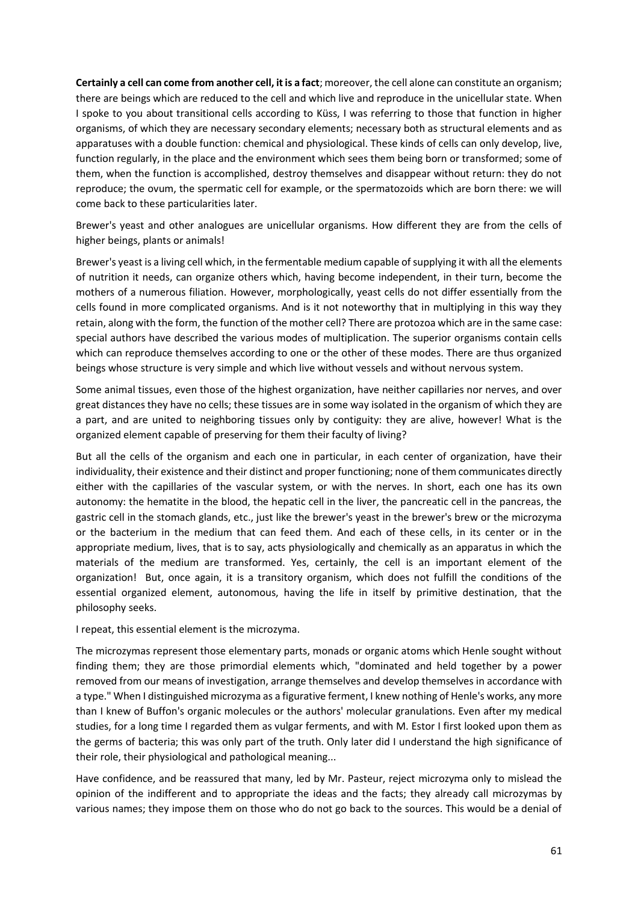**Certainly a cell can come from another cell, it is a fact**; moreover, the cell alone can constitute an organism; there are beings which are reduced to the cell and which live and reproduce in the unicellular state. When I spoke to you about transitional cells according to Küss, I was referring to those that function in higher organisms, of which they are necessary secondary elements; necessary both as structural elements and as apparatuses with a double function: chemical and physiological. These kinds of cells can only develop, live, function regularly, in the place and the environment which sees them being born or transformed; some of them, when the function is accomplished, destroy themselves and disappear without return: they do not reproduce; the ovum, the spermatic cell for example, or the spermatozoids which are born there: we will come back to these particularities later.

Brewer's yeast and other analogues are unicellular organisms. How different they are from the cells of higher beings, plants or animals!

Brewer's yeast is a living cell which, in the fermentable medium capable of supplying it with all the elements of nutrition it needs, can organize others which, having become independent, in their turn, become the mothers of a numerous filiation. However, morphologically, yeast cells do not differ essentially from the cells found in more complicated organisms. And is it not noteworthy that in multiplying in this way they retain, along with the form, the function of the mother cell? There are protozoa which are in the same case: special authors have described the various modes of multiplication. The superior organisms contain cells which can reproduce themselves according to one or the other of these modes. There are thus organized beings whose structure is very simple and which live without vessels and without nervous system.

Some animal tissues, even those of the highest organization, have neither capillaries nor nerves, and over great distances they have no cells; these tissues are in some way isolated in the organism of which they are a part, and are united to neighboring tissues only by contiguity: they are alive, however! What is the organized element capable of preserving for them their faculty of living?

But all the cells of the organism and each one in particular, in each center of organization, have their individuality, their existence and their distinct and proper functioning; none of them communicates directly either with the capillaries of the vascular system, or with the nerves. In short, each one has its own autonomy: the hematite in the blood, the hepatic cell in the liver, the pancreatic cell in the pancreas, the gastric cell in the stomach glands, etc., just like the brewer's yeast in the brewer's brew or the microzyma or the bacterium in the medium that can feed them. And each of these cells, in its center or in the appropriate medium, lives, that is to say, acts physiologically and chemically as an apparatus in which the materials of the medium are transformed. Yes, certainly, the cell is an important element of the organization! But, once again, it is a transitory organism, which does not fulfill the conditions of the essential organized element, autonomous, having the life in itself by primitive destination, that the philosophy seeks.

I repeat, this essential element is the microzyma.

The microzymas represent those elementary parts, monads or organic atoms which Henle sought without finding them; they are those primordial elements which, "dominated and held together by a power removed from our means of investigation, arrange themselves and develop themselves in accordance with a type." When I distinguished microzyma as a figurative ferment, I knew nothing of Henle's works, any more than I knew of Buffon's organic molecules or the authors' molecular granulations. Even after my medical studies, for a long time I regarded them as vulgar ferments, and with M. Estor I first looked upon them as the germs of bacteria; this was only part of the truth. Only later did I understand the high significance of their role, their physiological and pathological meaning...

Have confidence, and be reassured that many, led by Mr. Pasteur, reject microzyma only to mislead the opinion of the indifferent and to appropriate the ideas and the facts; they already call microzymas by various names; they impose them on those who do not go back to the sources. This would be a denial of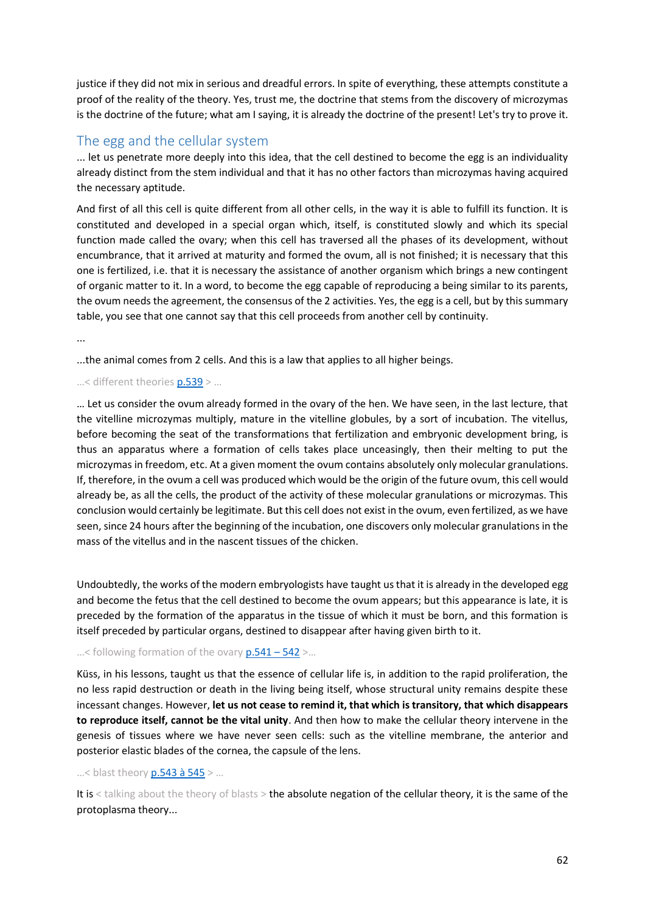justice if they did not mix in serious and dreadful errors. In spite of everything, these attempts constitute a proof of the reality of the theory. Yes, trust me, the doctrine that stems from the discovery of microzymas is the doctrine of the future; what am I saying, it is already the doctrine of the present! Let's try to prove it.

## The egg and the cellular system

... let us penetrate more deeply into this idea, that the cell destined to become the egg is an individuality already distinct from the stem individual and that it has no other factors than microzymas having acquired the necessary aptitude.

And first of all this cell is quite different from all other cells, in the way it is able to fulfill its function. It is constituted and developed in a special organ which, itself, is constituted slowly and which its special function made called the ovary; when this cell has traversed all the phases of its development, without encumbrance, that it arrived at maturity and formed the ovum, all is not finished; it is necessary that this one is fertilized, i.e. that it is necessary the assistance of another organism which brings a new contingent of organic matter to it. In a word, to become the egg capable of reproducing a being similar to its parents, the ovum needs the agreement, the consensus of the 2 activities. Yes, the egg is a cell, but by this summary table, you see that one cannot say that this cell proceeds from another cell by continuity.

...

...the animal comes from 2 cells. And this is a law that applies to all higher beings.

...< different theories p.539 > ...

... Let us consider the ovum already formed in the ovary of the hen. We have seen, in the last lecture, that the vitelline microzymas multiply, mature in the vitelline globules, by a sort of incubation. The vitellus, before becoming the seat of the transformations that fertilization and embryonic development bring, is thus an apparatus where a formation of cells takes place unceasingly, then their melting to put the microzymas in freedom, etc. At a given moment the ovum contains absolutely only molecular granulations. If, therefore, in the ovum a cell was produced which would be the origin of the future ovum, this cell would already be, as all the cells, the product of the activity of these molecular granulations or microzymas. This conclusion would certainly be legitimate. But this cell does not exist in the ovum, even fertilized, as we have seen, since 24 hours after the beginning of the incubation, one discovers only molecular granulations in the mass of the vitellus and in the nascent tissues of the chicken.

Undoubtedly, the works of the modern embryologists have taught us that it is already in the developed egg and become the fetus that the cell destined to become the ovum appears; but this appearance is late, it is preceded by the formation of the apparatus in the tissue of which it must be born, and this formation is itself preceded by particular organs, destined to disappear after having given birth to it.

...< following formation of the ovary p.541 – 542 >...

Küss, in his lessons, taught us that the essence of cellular life is, in addition to the rapid proliferation, the no less rapid destruction or death in the living being itself, whose structural unity remains despite these incessant changes. However, **let us not cease to remind it, that which is transitory, that which disappears to reproduce itself, cannot be the vital unity**. And then how to make the cellular theory intervene in the genesis of tissues where we have never seen cells: such as the vitelline membrane, the anterior and posterior elastic blades of the cornea, the capsule of the lens.

...< blast theory p.543 à 545 > ...

It is < talking about the theory of blasts > the absolute negation of the cellular theory, it is the same of the protoplasma theory...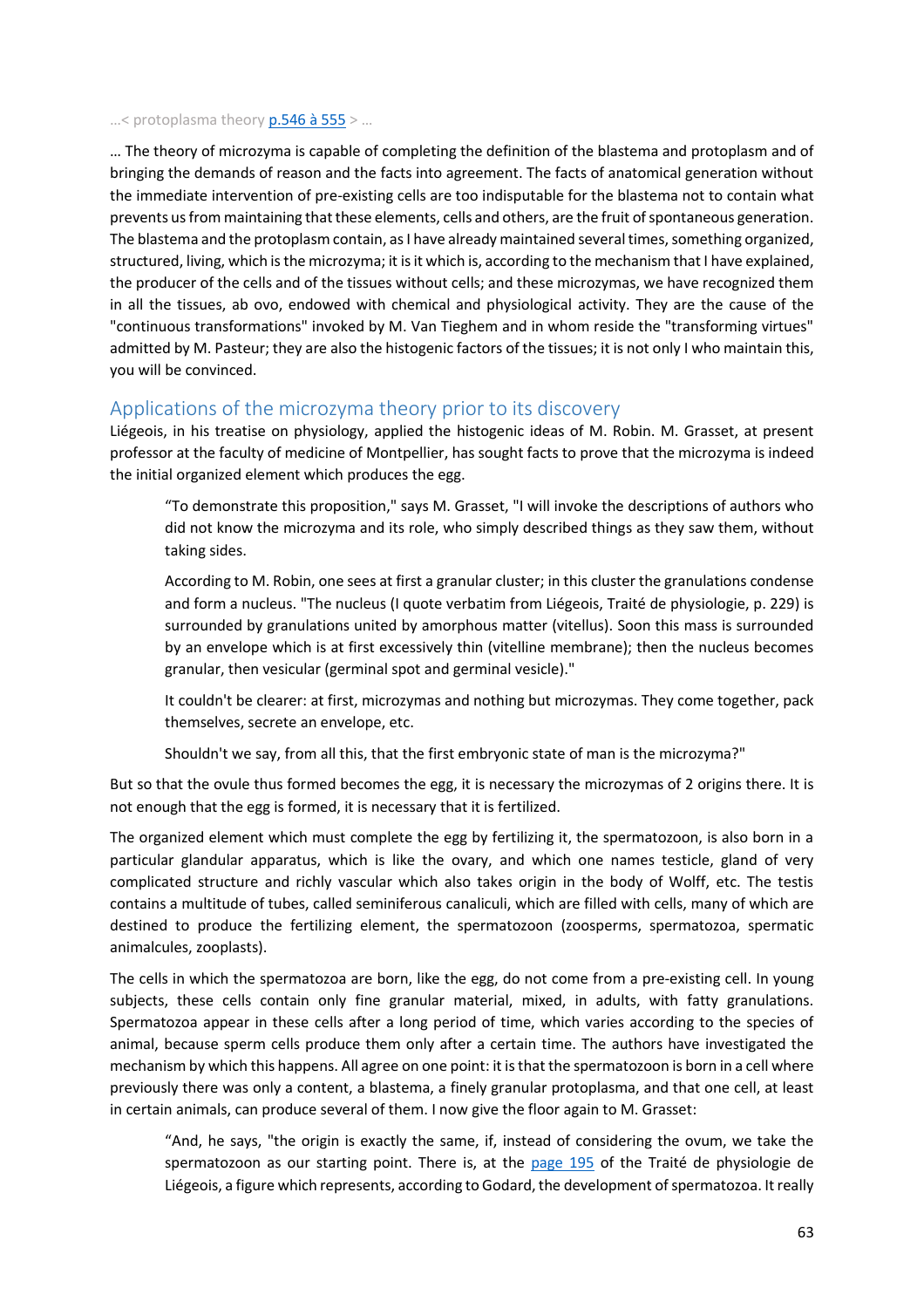…< protoplasma theory p.546 à 555 > …

… The theory of microzyma is capable of completing the definition of the blastema and protoplasm and of bringing the demands of reason and the facts into agreement. The facts of anatomical generation without the immediate intervention of pre-existing cells are too indisputable for the blastema not to contain what prevents us from maintaining that these elements, cells and others, are the fruit of spontaneous generation. The blastema and the protoplasm contain, as I have already maintained several times, something organized, structured, living, which is the microzyma; it is it which is, according to the mechanism that I have explained, the producer of the cells and of the tissues without cells; and these microzymas, we have recognized them in all the tissues, ab ovo, endowed with chemical and physiological activity. They are the cause of the "continuous transformations" invoked by M. Van Tieghem and in whom reside the "transforming virtues" admitted by M. Pasteur; they are also the histogenic factors of the tissues; it is not only I who maintain this, you will be convinced.

## Applications of the microzyma theory prior to its discovery

Liégeois, in his treatise on physiology, applied the histogenic ideas of M. Robin. M. Grasset, at present professor at the faculty of medicine of Montpellier, has sought facts to prove that the microzyma is indeed the initial organized element which produces the egg.

> “To demonstrate this proposition," says M. Grasset, "I will invoke the descriptions of authors who did not know the microzyma and its role, who simply described things as they saw them, without taking sides.
>
> According to M. Robin, one sees at first a granular cluster; in this cluster the granulations condense and form a nucleus. "The nucleus (I quote verbatim from Liégeois, Traité de physiologie, p. 229) is surrounded by granulations united by amorphous matter (vitellus). Soon this mass is surrounded by an envelope which is at first excessively thin (vitelline membrane); then the nucleus becomes granular, then vesicular (germinal spot and germinal vesicle)."
>
> It couldn't be clearer: at first, microzymas and nothing but microzymas. They come together, pack themselves, secrete an envelope, etc.
>
> Shouldn't we say, from all this, that the first embryonic state of man is the microzyma?"

But so that the ovule thus formed becomes the egg, it is necessary the microzymas of 2 origins there. It is not enough that the egg is formed, it is necessary that it is fertilized.

The organized element which must complete the egg by fertilizing it, the spermatozoon, is also born in a particular glandular apparatus, which is like the ovary, and which one names testicle, gland of very complicated structure and richly vascular which also takes origin in the body of Wolff, etc. The testis contains a multitude of tubes, called seminiferous canaliculi, which are filled with cells, many of which are destined to produce the fertilizing element, the spermatozoon (zoosperms, spermatozoa, spermatic animalcules, zooplasts).

The cells in which the spermatozoa are born, like the egg, do not come from a pre-existing cell. In young subjects, these cells contain only fine granular material, mixed, in adults, with fatty granulations. Spermatozoa appear in these cells after a long period of time, which varies according to the species of animal, because sperm cells produce them only after a certain time. The authors have investigated the mechanism by which this happens. All agree on one point: it is that the spermatozoon is born in a cell where previously there was only a content, a blastema, a finely granular protoplasma, and that one cell, at least in certain animals, can produce several of them. I now give the floor again to M. Grasset:

> “And, he says, "the origin is exactly the same, if, instead of considering the ovum, we take the spermatozoon as our starting point. There is, at the page 195 of the Traité de physiologie de Liégeois, a figure which represents, according to Godard, the development of spermatozoa. It really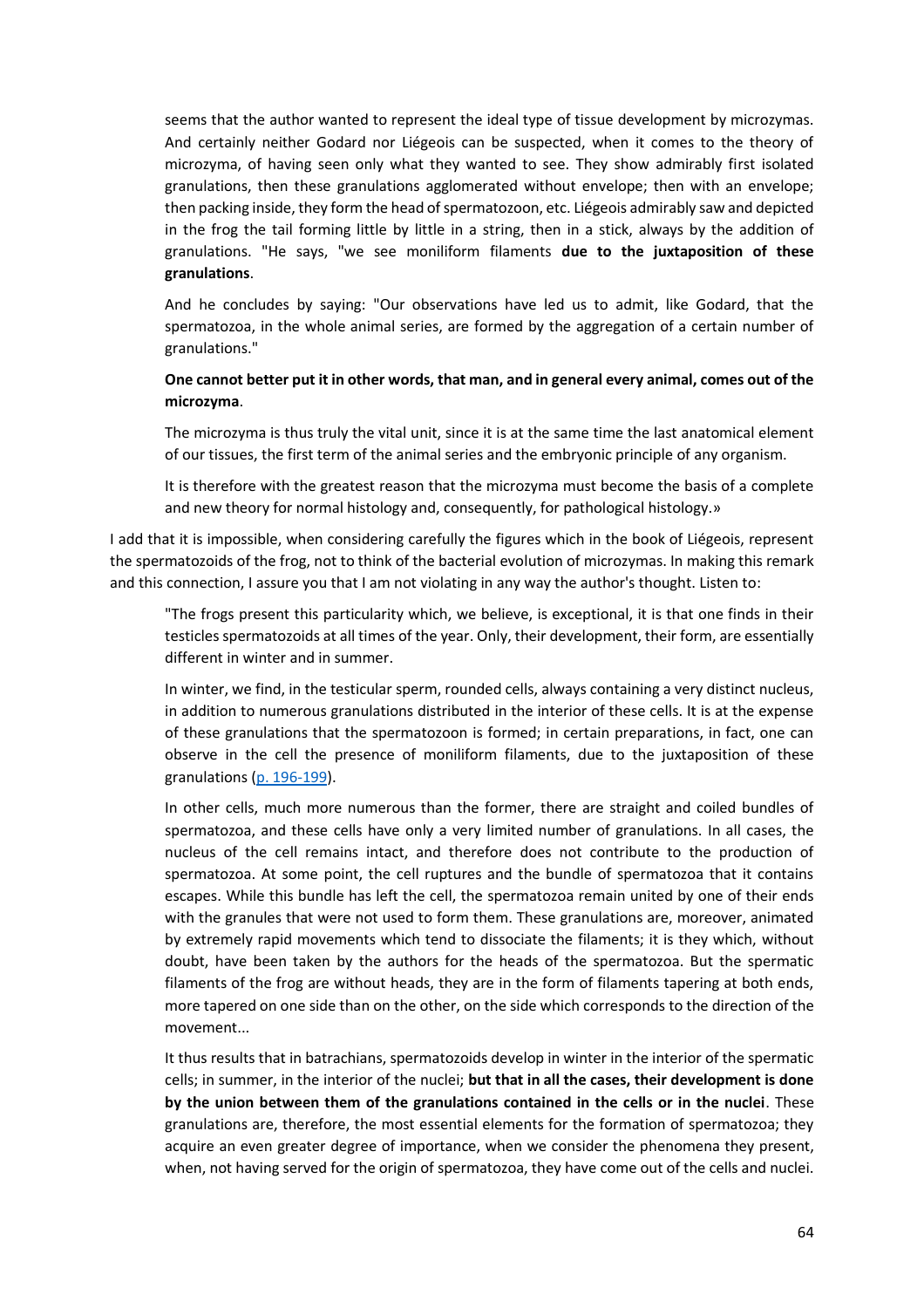> seems that the author wanted to represent the ideal type of tissue development by microzymas. And certainly neither Godard nor Liégeois can be suspected, when it comes to the theory of microzyma, of having seen only what they wanted to see. They show admirably first isolated granulations, then these granulations agglomerated without envelope; then with an envelope; then packing inside, they form the head of spermatozoon, etc. Liégeois admirably saw and depicted in the frog the tail forming little by little in a string, then in a stick, always by the addition of granulations. "He says, "we see moniliform filaments **due to the juxtaposition of these granulations**.
>
> And he concludes by saying: "Our observations have led us to admit, like Godard, that the spermatozoa, in the whole animal series, are formed by the aggregation of a certain number of granulations."
>
> **One cannot better put it in other words, that man, and in general every animal, comes out of the microzyma**.
>
> The microzyma is thus truly the vital unit, since it is at the same time the last anatomical element of our tissues, the first term of the animal series and the embryonic principle of any organism.
>
> It is therefore with the greatest reason that the microzyma must become the basis of a complete and new theory for normal histology and, consequently, for pathological histology.»

I add that it is impossible, when considering carefully the figures which in the book of Liégeois, represent the spermatozoids of the frog, not to think of the bacterial evolution of microzymas. In making this remark and this connection, I assure you that I am not violating in any way the author's thought. Listen to:

> "The frogs present this particularity which, we believe, is exceptional, it is that one finds in their testicles spermatozoids at all times of the year. Only, their development, their form, are essentially different in winter and in summer.
>
> In winter, we find, in the testicular sperm, rounded cells, always containing a very distinct nucleus, in addition to numerous granulations distributed in the interior of these cells. It is at the expense of these granulations that the spermatozoon is formed; in certain preparations, in fact, one can observe in the cell the presence of moniliform filaments, due to the juxtaposition of these granulations (p. 196-199).
>
> In other cells, much more numerous than the former, there are straight and coiled bundles of spermatozoa, and these cells have only a very limited number of granulations. In all cases, the nucleus of the cell remains intact, and therefore does not contribute to the production of spermatozoa. At some point, the cell ruptures and the bundle of spermatozoa that it contains escapes. While this bundle has left the cell, the spermatozoa remain united by one of their ends with the granules that were not used to form them. These granulations are, moreover, animated by extremely rapid movements which tend to dissociate the filaments; it is they which, without doubt, have been taken by the authors for the heads of the spermatozoa. But the spermatic filaments of the frog are without heads, they are in the form of filaments tapering at both ends, more tapered on one side than on the other, on the side which corresponds to the direction of the movement...
>
> It thus results that in batrachians, spermatozoids develop in winter in the interior of the spermatic cells; in summer, in the interior of the nuclei; **but that in all the cases, their development is done by the union between them of the granulations contained in the cells or in the nuclei**. These granulations are, therefore, the most essential elements for the formation of spermatozoa; they acquire an even greater degree of importance, when we consider the phenomena they present, when, not having served for the origin of spermatozoa, they have come out of the cells and nuclei.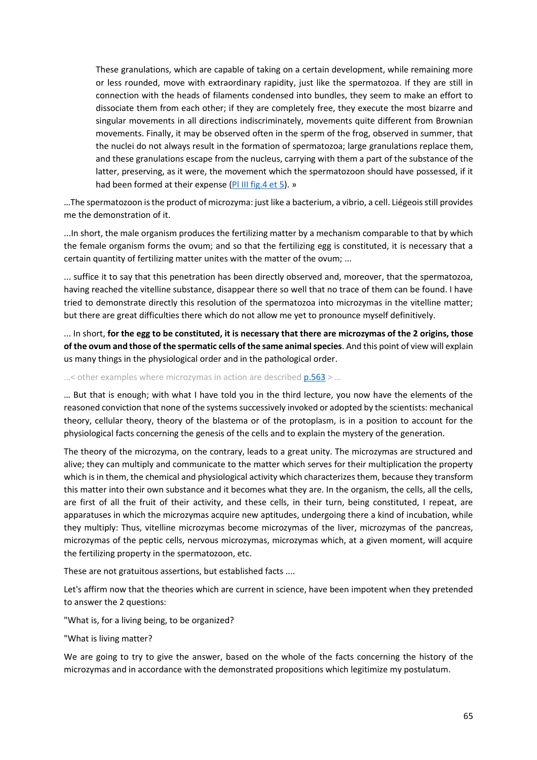> These granulations, which are capable of taking on a certain development, while remaining more or less rounded, move with extraordinary rapidity, just like the spermatozoa. If they are still in connection with the heads of filaments condensed into bundles, they seem to make an effort to dissociate them from each other; if they are completely free, they execute the most bizarre and singular movements in all directions indiscriminately, movements quite different from Brownian movements. Finally, it may be observed often in the sperm of the frog, observed in summer, that the nuclei do not always result in the formation of spermatozoa; large granulations replace them, and these granulations escape from the nucleus, carrying with them a part of the substance of the latter, preserving, as it were, the movement which the spermatozoon should have possessed, if it had been formed at their expense (Pl III fig.4 et 5). »

…The spermatozoon is the product of microzyma: just like a bacterium, a vibrio, a cell. Liégeois still provides me the demonstration of it.

...In short, the male organism produces the fertilizing matter by a mechanism comparable to that by which the female organism forms the ovum; and so that the fertilizing egg is constituted, it is necessary that a certain quantity of fertilizing matter unites with the matter of the ovum; ...

... suffice it to say that this penetration has been directly observed and, moreover, that the spermatozoa, having reached the vitelline substance, disappear there so well that no trace of them can be found. I have tried to demonstrate directly this resolution of the spermatozoa into microzymas in the vitelline matter; but there are great difficulties there which do not allow me yet to pronounce myself definitively.

... In short, **for the egg to be constituted, it is necessary that there are microzymas of the 2 origins, those of the ovum and those of the spermatic cells of the same animal species**. And this point of view will explain us many things in the physiological order and in the pathological order.

…< other examples where microzymas in action are described p.563 > …

… But that is enough; with what I have told you in the third lecture, you now have the elements of the reasoned conviction that none of the systems successively invoked or adopted by the scientists: mechanical theory, cellular theory, theory of the blastema or of the protoplasm, is in a position to account for the physiological facts concerning the genesis of the cells and to explain the mystery of the generation.

The theory of the microzyma, on the contrary, leads to a great unity. The microzymas are structured and alive; they can multiply and communicate to the matter which serves for their multiplication the property which is in them, the chemical and physiological activity which characterizes them, because they transform this matter into their own substance and it becomes what they are. In the organism, the cells, all the cells, are first of all the fruit of their activity, and these cells, in their turn, being constituted, I repeat, are apparatuses in which the microzymas acquire new aptitudes, undergoing there a kind of incubation, while they multiply: Thus, vitelline microzymas become microzymas of the liver, microzymas of the pancreas, microzymas of the peptic cells, nervous microzymas, microzymas which, at a given moment, will acquire the fertilizing property in the spermatozoon, etc.

These are not gratuitous assertions, but established facts ....

Let's affirm now that the theories which are current in science, have been impotent when they pretended to answer the 2 questions:

"What is, for a living being, to be organized?

"What is living matter?

We are going to try to give the answer, based on the whole of the facts concerning the history of the microzymas and in accordance with the demonstrated propositions which legitimize my postulatum.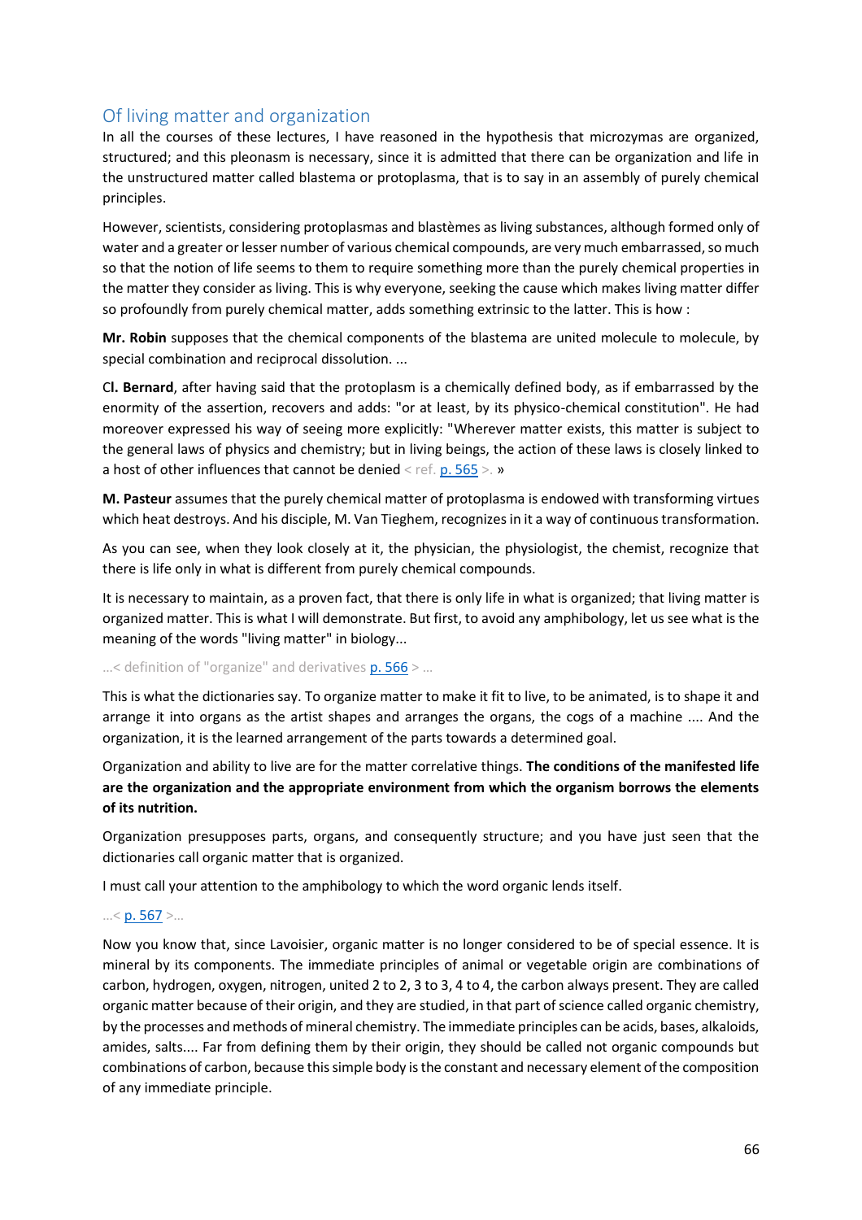## Of living matter and organization

In all the courses of these lectures, I have reasoned in the hypothesis that microzymas are organized, structured; and this pleonasm is necessary, since it is admitted that there can be organization and life in the unstructured matter called blastema or protoplasma, that is to say in an assembly of purely chemical principles.

However, scientists, considering protoplasmas and blastèmes as living substances, although formed only of water and a greater or lesser number of various chemical compounds, are very much embarrassed, so much so that the notion of life seems to them to require something more than the purely chemical properties in the matter they consider as living. This is why everyone, seeking the cause which makes living matter differ so profoundly from purely chemical matter, adds something extrinsic to the latter. This is how :

**Mr. Robin** supposes that the chemical components of the blastema are united molecule to molecule, by special combination and reciprocal dissolution. ...

C**l. Bernard**, after having said that the protoplasm is a chemically defined body, as if embarrassed by the enormity of the assertion, recovers and adds: "or at least, by its physico-chemical constitution". He had moreover expressed his way of seeing more explicitly: "Wherever matter exists, this matter is subject to the general laws of physics and chemistry; but in living beings, the action of these laws is closely linked to a host of other influences that cannot be denied < ref. p. 565 >. »

**M. Pasteur** assumes that the purely chemical matter of protoplasma is endowed with transforming virtues which heat destroys. And his disciple, M. Van Tieghem, recognizes in it a way of continuous transformation.

As you can see, when they look closely at it, the physician, the physiologist, the chemist, recognize that there is life only in what is different from purely chemical compounds.

It is necessary to maintain, as a proven fact, that there is only life in what is organized; that living matter is organized matter. This is what I will demonstrate. But first, to avoid any amphibology, let us see what is the meaning of the words "living matter" in biology...

...< definition of "organize" and derivatives p. 566 > ...

This is what the dictionaries say. To organize matter to make it fit to live, to be animated, is to shape it and arrange it into organs as the artist shapes and arranges the organs, the cogs of a machine .... And the organization, it is the learned arrangement of the parts towards a determined goal.

Organization and ability to live are for the matter correlative things. **The conditions of the manifested life are the organization and the appropriate environment from which the organism borrows the elements of its nutrition.**

Organization presupposes parts, organs, and consequently structure; and you have just seen that the dictionaries call organic matter that is organized.

I must call your attention to the amphibology to which the word organic lends itself.

...< p. 567 >...

Now you know that, since Lavoisier, organic matter is no longer considered to be of special essence. It is mineral by its components. The immediate principles of animal or vegetable origin are combinations of carbon, hydrogen, oxygen, nitrogen, united 2 to 2, 3 to 3, 4 to 4, the carbon always present. They are called organic matter because of their origin, and they are studied, in that part of science called organic chemistry, by the processes and methods of mineral chemistry. The immediate principles can be acids, bases, alkaloids, amides, salts.... Far from defining them by their origin, they should be called not organic compounds but combinations of carbon, because this simple body is the constant and necessary element of the composition of any immediate principle.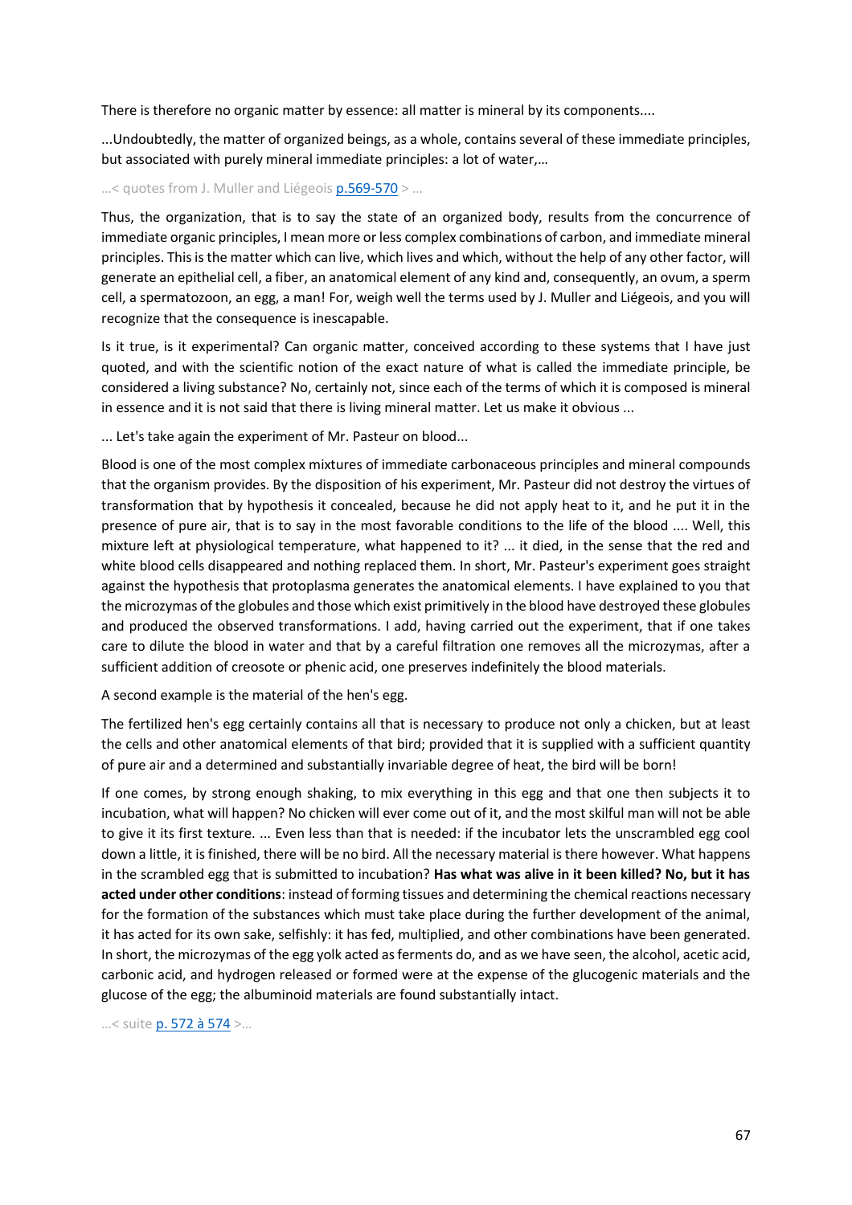There is therefore no organic matter by essence: all matter is mineral by its components....

...Undoubtedly, the matter of organized beings, as a whole, contains several of these immediate principles, but associated with purely mineral immediate principles: a lot of water,…

…< quotes from J. Muller and Liégeois p.569-570 > …

Thus, the organization, that is to say the state of an organized body, results from the concurrence of immediate organic principles, I mean more or less complex combinations of carbon, and immediate mineral principles. This is the matter which can live, which lives and which, without the help of any other factor, will generate an epithelial cell, a fiber, an anatomical element of any kind and, consequently, an ovum, a sperm cell, a spermatozoon, an egg, a man! For, weigh well the terms used by J. Muller and Liégeois, and you will recognize that the consequence is inescapable.

Is it true, is it experimental? Can organic matter, conceived according to these systems that I have just quoted, and with the scientific notion of the exact nature of what is called the immediate principle, be considered a living substance? No, certainly not, since each of the terms of which it is composed is mineral in essence and it is not said that there is living mineral matter. Let us make it obvious ...

... Let's take again the experiment of Mr. Pasteur on blood...

Blood is one of the most complex mixtures of immediate carbonaceous principles and mineral compounds that the organism provides. By the disposition of his experiment, Mr. Pasteur did not destroy the virtues of transformation that by hypothesis it concealed, because he did not apply heat to it, and he put it in the presence of pure air, that is to say in the most favorable conditions to the life of the blood .... Well, this mixture left at physiological temperature, what happened to it? ... it died, in the sense that the red and white blood cells disappeared and nothing replaced them. In short, Mr. Pasteur's experiment goes straight against the hypothesis that protoplasma generates the anatomical elements. I have explained to you that the microzymas of the globules and those which exist primitively in the blood have destroyed these globules and produced the observed transformations. I add, having carried out the experiment, that if one takes care to dilute the blood in water and that by a careful filtration one removes all the microzymas, after a sufficient addition of creosote or phenic acid, one preserves indefinitely the blood materials.

A second example is the material of the hen's egg.

The fertilized hen's egg certainly contains all that is necessary to produce not only a chicken, but at least the cells and other anatomical elements of that bird; provided that it is supplied with a sufficient quantity of pure air and a determined and substantially invariable degree of heat, the bird will be born!

If one comes, by strong enough shaking, to mix everything in this egg and that one then subjects it to incubation, what will happen? No chicken will ever come out of it, and the most skilful man will not be able to give it its first texture. ... Even less than that is needed: if the incubator lets the unscrambled egg cool down a little, it is finished, there will be no bird. All the necessary material is there however. What happens in the scrambled egg that is submitted to incubation? **Has what was alive in it been killed? No, but it has acted under other conditions**: instead of forming tissues and determining the chemical reactions necessary for the formation of the substances which must take place during the further development of the animal, it has acted for its own sake, selfishly: it has fed, multiplied, and other combinations have been generated. In short, the microzymas of the egg yolk acted as ferments do, and as we have seen, the alcohol, acetic acid, carbonic acid, and hydrogen released or formed were at the expense of the glucogenic materials and the glucose of the egg; the albuminoid materials are found substantially intact.

…< suite p. 572 à 574 >…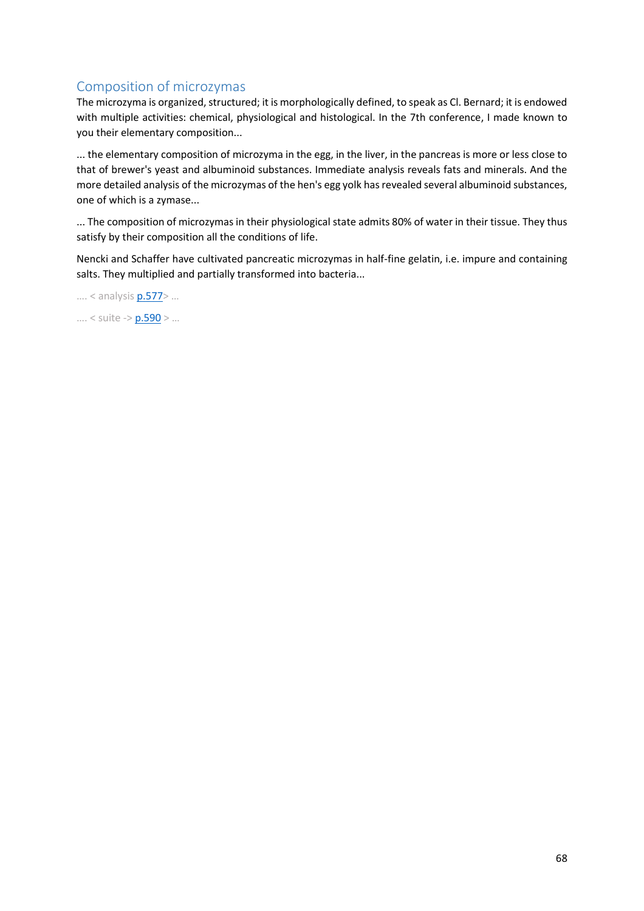## Composition of microzymas

The microzyma is organized, structured; it is morphologically defined, to speak as Cl. Bernard; it is endowed with multiple activities: chemical, physiological and histological. In the 7th conference, I made known to you their elementary composition...

... the elementary composition of microzyma in the egg, in the liver, in the pancreas is more or less close to that of brewer's yeast and albuminoid substances. Immediate analysis reveals fats and minerals. And the more detailed analysis of the microzymas of the hen's egg yolk has revealed several albuminoid substances, one of which is a zymase...

... The composition of microzymas in their physiological state admits 80% of water in their tissue. They thus satisfy by their composition all the conditions of life.

Nencki and Schaffer have cultivated pancreatic microzymas in half-fine gelatin, i.e. impure and containing salts. They multiplied and partially transformed into bacteria...

.... < analysis p.577> ...

.... < suite -> p.590 > ...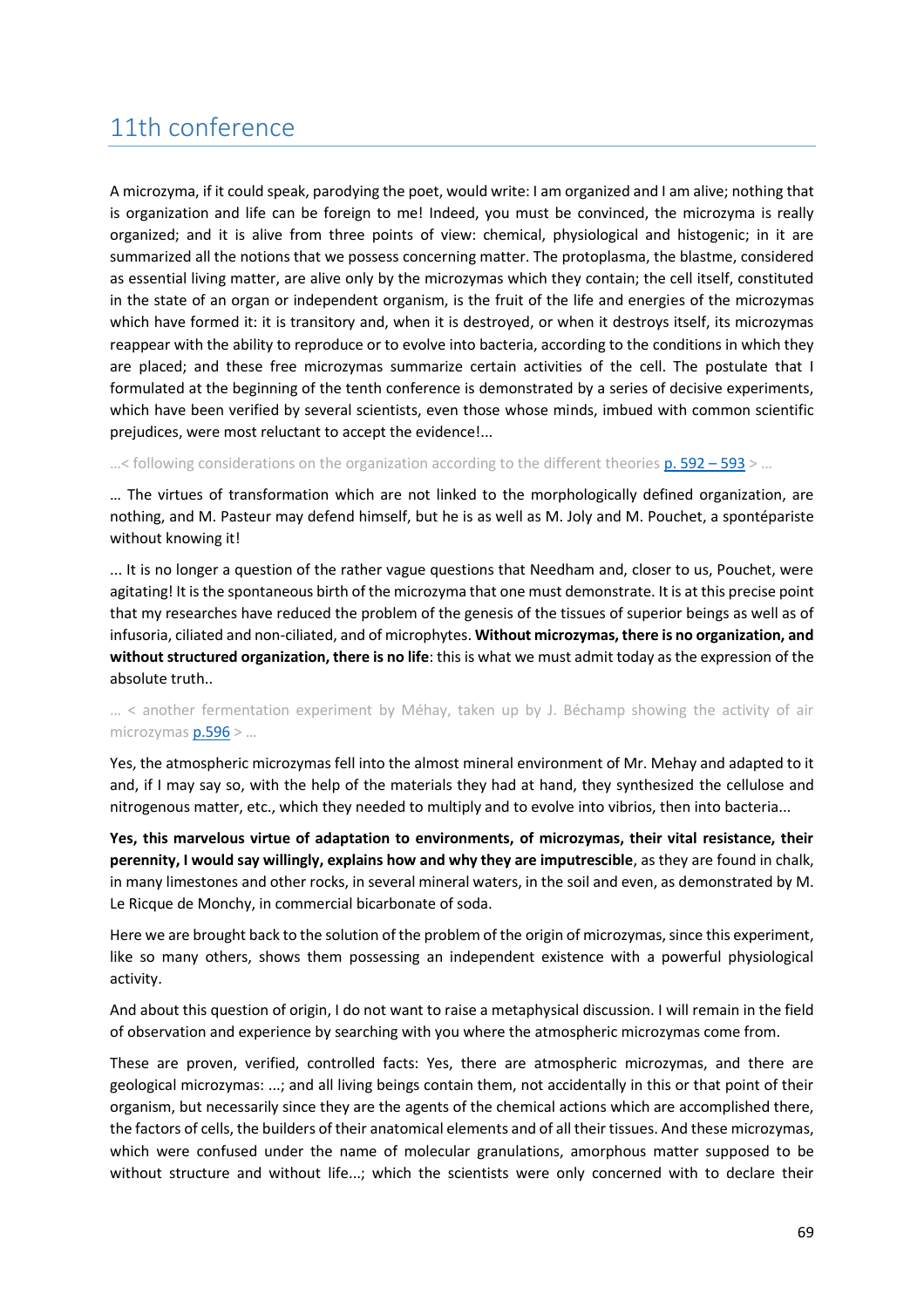## 11th conference

A microzyma, if it could speak, parodying the poet, would write: I am organized and I am alive; nothing that is organization and life can be foreign to me! Indeed, you must be convinced, the microzyma is really organized; and it is alive from three points of view: chemical, physiological and histogenic; in it are summarized all the notions that we possess concerning matter. The protoplasma, the blastme, considered as essential living matter, are alive only by the microzymas which they contain; the cell itself, constituted in the state of an organ or independent organism, is the fruit of the life and energies of the microzymas which have formed it: it is transitory and, when it is destroyed, or when it destroys itself, its microzymas reappear with the ability to reproduce or to evolve into bacteria, according to the conditions in which they are placed; and these free microzymas summarize certain activities of the cell. The postulate that I formulated at the beginning of the tenth conference is demonstrated by a series of decisive experiments, which have been verified by several scientists, even those whose minds, imbued with common scientific prejudices, were most reluctant to accept the evidence!...

…< following considerations on the organization according to the different theories p. 592 – 593 > …

… The virtues of transformation which are not linked to the morphologically defined organization, are nothing, and M. Pasteur may defend himself, but he is as well as M. Joly and M. Pouchet, a spontépariste without knowing it!

... It is no longer a question of the rather vague questions that Needham and, closer to us, Pouchet, were agitating! It is the spontaneous birth of the microzyma that one must demonstrate. It is at this precise point that my researches have reduced the problem of the genesis of the tissues of superior beings as well as of infusoria, ciliated and non-ciliated, and of microphytes. **Without microzymas, there is no organization, and without structured organization, there is no life**: this is what we must admit today as the expression of the absolute truth..

… < another fermentation experiment by Méhay, taken up by J. Béchamp showing the activity of air microzymas p.596 > …

Yes, the atmospheric microzymas fell into the almost mineral environment of Mr. Mehay and adapted to it and, if I may say so, with the help of the materials they had at hand, they synthesized the cellulose and nitrogenous matter, etc., which they needed to multiply and to evolve into vibrios, then into bacteria...

**Yes, this marvelous virtue of adaptation to environments, of microzymas, their vital resistance, their perennity, I would say willingly, explains how and why they are imputrescible**, as they are found in chalk, in many limestones and other rocks, in several mineral waters, in the soil and even, as demonstrated by M. Le Ricque de Monchy, in commercial bicarbonate of soda.

Here we are brought back to the solution of the problem of the origin of microzymas, since this experiment, like so many others, shows them possessing an independent existence with a powerful physiological activity.

And about this question of origin, I do not want to raise a metaphysical discussion. I will remain in the field of observation and experience by searching with you where the atmospheric microzymas come from.

These are proven, verified, controlled facts: Yes, there are atmospheric microzymas, and there are geological microzymas: ...; and all living beings contain them, not accidentally in this or that point of their organism, but necessarily since they are the agents of the chemical actions which are accomplished there, the factors of cells, the builders of their anatomical elements and of all their tissues. And these microzymas, which were confused under the name of molecular granulations, amorphous matter supposed to be without structure and without life...; which the scientists were only concerned with to declare their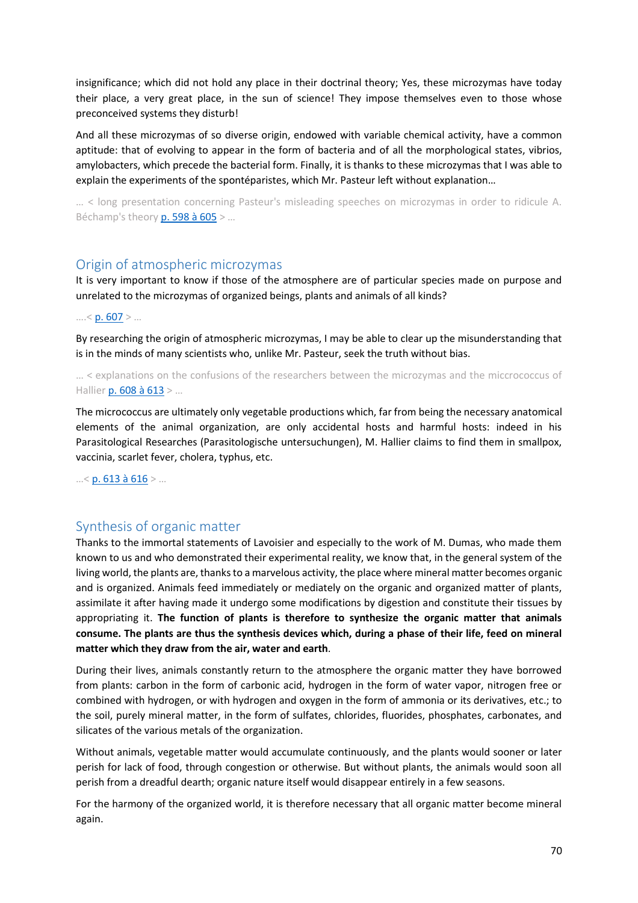insignificance; which did not hold any place in their doctrinal theory; Yes, these microzymas have today their place, a very great place, in the sun of science! They impose themselves even to those whose preconceived systems they disturb!

And all these microzymas of so diverse origin, endowed with variable chemical activity, have a common aptitude: that of evolving to appear in the form of bacteria and of all the morphological states, vibrios, amylobacters, which precede the bacterial form. Finally, it is thanks to these microzymas that I was able to explain the experiments of the spontéparistes, which Mr. Pasteur left without explanation…

… < long presentation concerning Pasteur's misleading speeches on microzymas in order to ridicule A. Béchamp's theory p. 598 à 605 > …

## Origin of atmospheric microzymas

It is very important to know if those of the atmosphere are of particular species made on purpose and unrelated to the microzymas of organized beings, plants and animals of all kinds?

….< p. 607 > …

By researching the origin of atmospheric microzymas, I may be able to clear up the misunderstanding that is in the minds of many scientists who, unlike Mr. Pasteur, seek the truth without bias.

… < explanations on the confusions of the researchers between the microzymas and the micrococcus of Hallier p. 608 à 613 > …

The micrococcus are ultimately only vegetable productions which, far from being the necessary anatomical elements of the animal organization, are only accidental hosts and harmful hosts: indeed in his Parasitological Researches (Parasitologische untersuchungen), M. Hallier claims to find them in smallpox, vaccinia, scarlet fever, cholera, typhus, etc.

…< p. 613 à 616 > …

## Synthesis of organic matter

Thanks to the immortal statements of Lavoisier and especially to the work of M. Dumas, who made them known to us and who demonstrated their experimental reality, we know that, in the general system of the living world, the plants are, thanks to a marvelous activity, the place where mineral matter becomes organic and is organized. Animals feed immediately or mediately on the organic and organized matter of plants, assimilate it after having made it undergo some modifications by digestion and constitute their tissues by appropriating it. **The function of plants is therefore to synthesize the organic matter that animals consume. The plants are thus the synthesis devices which, during a phase of their life, feed on mineral matter which they draw from the air, water and earth**.

During their lives, animals constantly return to the atmosphere the organic matter they have borrowed from plants: carbon in the form of carbonic acid, hydrogen in the form of water vapor, nitrogen free or combined with hydrogen, or with hydrogen and oxygen in the form of ammonia or its derivatives, etc.; to the soil, purely mineral matter, in the form of sulfates, chlorides, fluorides, phosphates, carbonates, and silicates of the various metals of the organization.

Without animals, vegetable matter would accumulate continuously, and the plants would sooner or later perish for lack of food, through congestion or otherwise. But without plants, the animals would soon all perish from a dreadful dearth; organic nature itself would disappear entirely in a few seasons.

For the harmony of the organized world, it is therefore necessary that all organic matter become mineral again.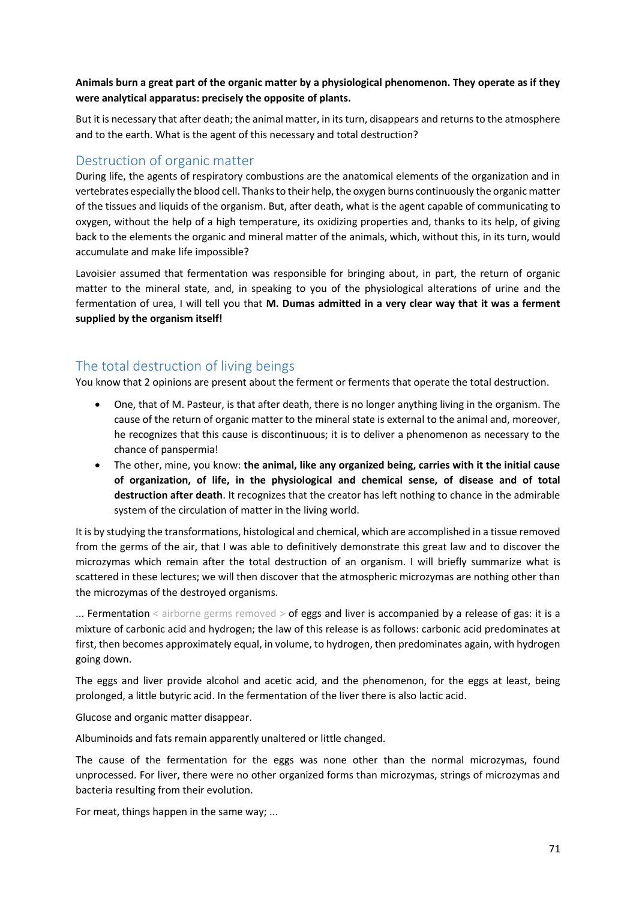**Animals burn a great part of the organic matter by a physiological phenomenon. They operate as if they were analytical apparatus: precisely the opposite of plants.**

But it is necessary that after death; the animal matter, in its turn, disappears and returns to the atmosphere and to the earth. What is the agent of this necessary and total destruction?

## Destruction of organic matter

During life, the agents of respiratory combustions are the anatomical elements of the organization and in vertebrates especially the blood cell. Thanks to their help, the oxygen burns continuously the organic matter of the tissues and liquids of the organism. But, after death, what is the agent capable of communicating to oxygen, without the help of a high temperature, its oxidizing properties and, thanks to its help, of giving back to the elements the organic and mineral matter of the animals, which, without this, in its turn, would accumulate and make life impossible?

Lavoisier assumed that fermentation was responsible for bringing about, in part, the return of organic matter to the mineral state, and, in speaking to you of the physiological alterations of urine and the fermentation of urea, I will tell you that **M. Dumas admitted in a very clear way that it was a ferment supplied by the organism itself!**

## The total destruction of living beings

You know that 2 opinions are present about the ferment or ferments that operate the total destruction.

- One, that of M. Pasteur, is that after death, there is no longer anything living in the organism. The cause of the return of organic matter to the mineral state is external to the animal and, moreover, he recognizes that this cause is discontinuous; it is to deliver a phenomenon as necessary to the chance of panspermia!
- The other, mine, you know: **the animal, like any organized being, carries with it the initial cause of organization, of life, in the physiological and chemical sense, of disease and of total destruction after death**. It recognizes that the creator has left nothing to chance in the admirable system of the circulation of matter in the living world.

It is by studying the transformations, histological and chemical, which are accomplished in a tissue removed from the germs of the air, that I was able to definitively demonstrate this great law and to discover the microzymas which remain after the total destruction of an organism. I will briefly summarize what is scattered in these lectures; we will then discover that the atmospheric microzymas are nothing other than the microzymas of the destroyed organisms.

... Fermentation < airborne germs removed > of eggs and liver is accompanied by a release of gas: it is a mixture of carbonic acid and hydrogen; the law of this release is as follows: carbonic acid predominates at first, then becomes approximately equal, in volume, to hydrogen, then predominates again, with hydrogen going down.

The eggs and liver provide alcohol and acetic acid, and the phenomenon, for the eggs at least, being prolonged, a little butyric acid. In the fermentation of the liver there is also lactic acid.

Glucose and organic matter disappear.

Albuminoids and fats remain apparently unaltered or little changed.

The cause of the fermentation for the eggs was none other than the normal microzymas, found unprocessed. For liver, there were no other organized forms than microzymas, strings of microzymas and bacteria resulting from their evolution.

For meat, things happen in the same way; ...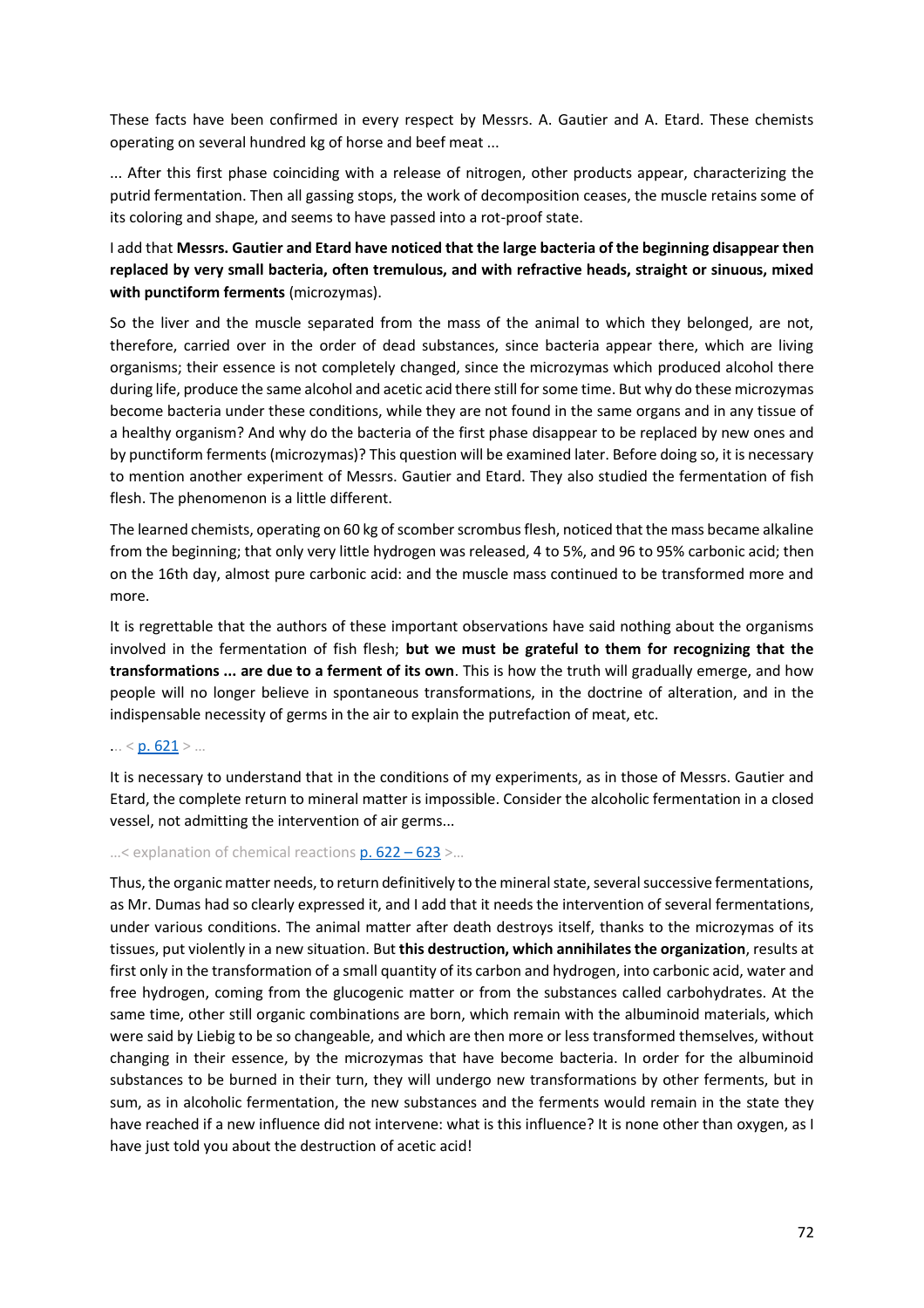These facts have been confirmed in every respect by Messrs. A. Gautier and A. Etard. These chemists operating on several hundred kg of horse and beef meat ...

... After this first phase coinciding with a release of nitrogen, other products appear, characterizing the putrid fermentation. Then all gassing stops, the work of decomposition ceases, the muscle retains some of its coloring and shape, and seems to have passed into a rot-proof state.

I add that **Messrs. Gautier and Etard have noticed that the large bacteria of the beginning disappear then replaced by very small bacteria, often tremulous, and with refractive heads, straight or sinuous, mixed with punctiform ferments** (microzymas).

So the liver and the muscle separated from the mass of the animal to which they belonged, are not, therefore, carried over in the order of dead substances, since bacteria appear there, which are living organisms; their essence is not completely changed, since the microzymas which produced alcohol there during life, produce the same alcohol and acetic acid there still for some time. But why do these microzymas become bacteria under these conditions, while they are not found in the same organs and in any tissue of a healthy organism? And why do the bacteria of the first phase disappear to be replaced by new ones and by punctiform ferments (microzymas)? This question will be examined later. Before doing so, it is necessary to mention another experiment of Messrs. Gautier and Etard. They also studied the fermentation of fish flesh. The phenomenon is a little different.

The learned chemists, operating on 60 kg of scomber scrombus flesh, noticed that the mass became alkaline from the beginning; that only very little hydrogen was released, 4 to 5%, and 96 to 95% carbonic acid; then on the 16th day, almost pure carbonic acid: and the muscle mass continued to be transformed more and more.

It is regrettable that the authors of these important observations have said nothing about the organisms involved in the fermentation of fish flesh; **but we must be grateful to them for recognizing that the transformations ... are due to a ferment of its own**. This is how the truth will gradually emerge, and how people will no longer believe in spontaneous transformations, in the doctrine of alteration, and in the indispensable necessity of germs in the air to explain the putrefaction of meat, etc.

... < p. 621 > ...

It is necessary to understand that in the conditions of my experiments, as in those of Messrs. Gautier and Etard, the complete return to mineral matter is impossible. Consider the alcoholic fermentation in a closed vessel, not admitting the intervention of air germs...

...< explanation of chemical reactions p. 622 – 623 >...

Thus, the organic matter needs, to return definitively to the mineral state, several successive fermentations, as Mr. Dumas had so clearly expressed it, and I add that it needs the intervention of several fermentations, under various conditions. The animal matter after death destroys itself, thanks to the microzymas of its tissues, put violently in a new situation. But **this destruction, which annihilates the organization**, results at first only in the transformation of a small quantity of its carbon and hydrogen, into carbonic acid, water and free hydrogen, coming from the glucogenic matter or from the substances called carbohydrates. At the same time, other still organic combinations are born, which remain with the albuminoid materials, which were said by Liebig to be so changeable, and which are then more or less transformed themselves, without changing in their essence, by the microzymas that have become bacteria. In order for the albuminoid substances to be burned in their turn, they will undergo new transformations by other ferments, but in sum, as in alcoholic fermentation, the new substances and the ferments would remain in the state they have reached if a new influence did not intervene: what is this influence? It is none other than oxygen, as I have just told you about the destruction of acetic acid!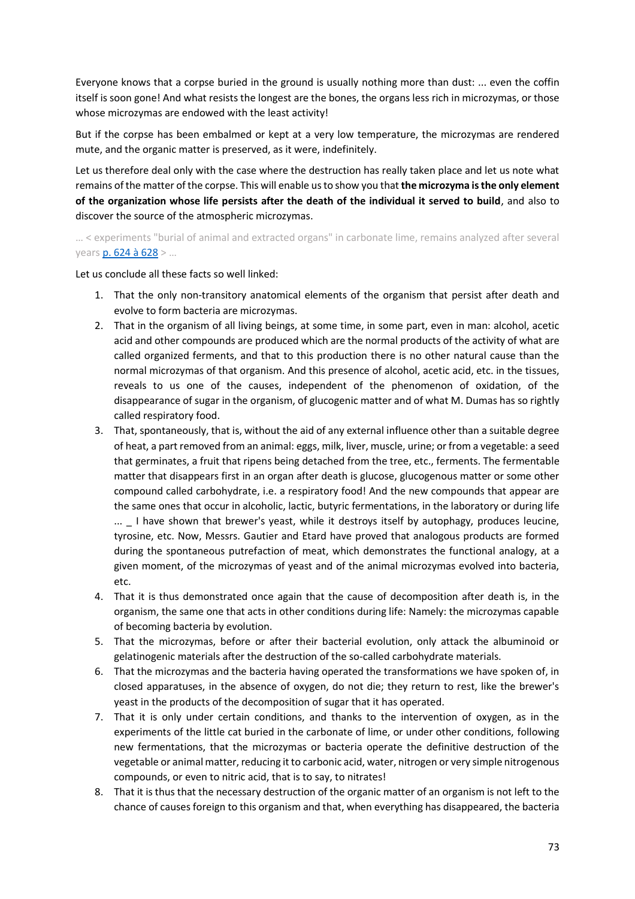Everyone knows that a corpse buried in the ground is usually nothing more than dust: ... even the coffin itself is soon gone! And what resists the longest are the bones, the organs less rich in microzymas, or those whose microzymas are endowed with the least activity!

But if the corpse has been embalmed or kept at a very low temperature, the microzymas are rendered mute, and the organic matter is preserved, as it were, indefinitely.

Let us therefore deal only with the case where the destruction has really taken place and let us note what remains of the matter of the corpse. This will enable us to show you that **the microzyma is the only element of the organization whose life persists after the death of the individual it served to build**, and also to discover the source of the atmospheric microzymas.

... < experiments "burial of animal and extracted organs" in carbonate lime, remains analyzed after several years p. 624 à 628 > ...

Let us conclude all these facts so well linked:

1. That the only non-transitory anatomical elements of the organism that persist after death and evolve to form bacteria are microzymas.
2. That in the organism of all living beings, at some time, in some part, even in man: alcohol, acetic acid and other compounds are produced which are the normal products of the activity of what are called organized ferments, and that to this production there is no other natural cause than the normal microzymas of that organism. And this presence of alcohol, acetic acid, etc. in the tissues, reveals to us one of the causes, independent of the phenomenon of oxidation, of the disappearance of sugar in the organism, of glucogenic matter and of what M. Dumas has so rightly called respiratory food.
3. That, spontaneously, that is, without the aid of any external influence other than a suitable degree of heat, a part removed from an animal: eggs, milk, liver, muscle, urine; or from a vegetable: a seed that germinates, a fruit that ripens being detached from the tree, etc., ferments. The fermentable matter that disappears first in an organ after death is glucose, glucogenous matter or some other compound called carbohydrate, i.e. a respiratory food! And the new compounds that appear are the same ones that occur in alcoholic, lactic, butyric fermentations, in the laboratory or during life ... _ I have shown that brewer's yeast, while it destroys itself by autophagy, produces leucine, tyrosine, etc. Now, Messrs. Gautier and Etard have proved that analogous products are formed during the spontaneous putrefaction of meat, which demonstrates the functional analogy, at a given moment, of the microzymas of yeast and of the animal microzymas evolved into bacteria, etc.
4. That it is thus demonstrated once again that the cause of decomposition after death is, in the organism, the same one that acts in other conditions during life: Namely: the microzymas capable of becoming bacteria by evolution.
5. That the microzymas, before or after their bacterial evolution, only attack the albuminoid or gelatinogenic materials after the destruction of the so-called carbohydrate materials.
6. That the microzymas and the bacteria having operated the transformations we have spoken of, in closed apparatuses, in the absence of oxygen, do not die; they return to rest, like the brewer's yeast in the products of the decomposition of sugar that it has operated.
7. That it is only under certain conditions, and thanks to the intervention of oxygen, as in the experiments of the little cat buried in the carbonate of lime, or under other conditions, following new fermentations, that the microzymas or bacteria operate the definitive destruction of the vegetable or animal matter, reducing it to carbonic acid, water, nitrogen or very simple nitrogenous compounds, or even to nitric acid, that is to say, to nitrates!
8. That it is thus that the necessary destruction of the organic matter of an organism is not left to the chance of causes foreign to this organism and that, when everything has disappeared, the bacteria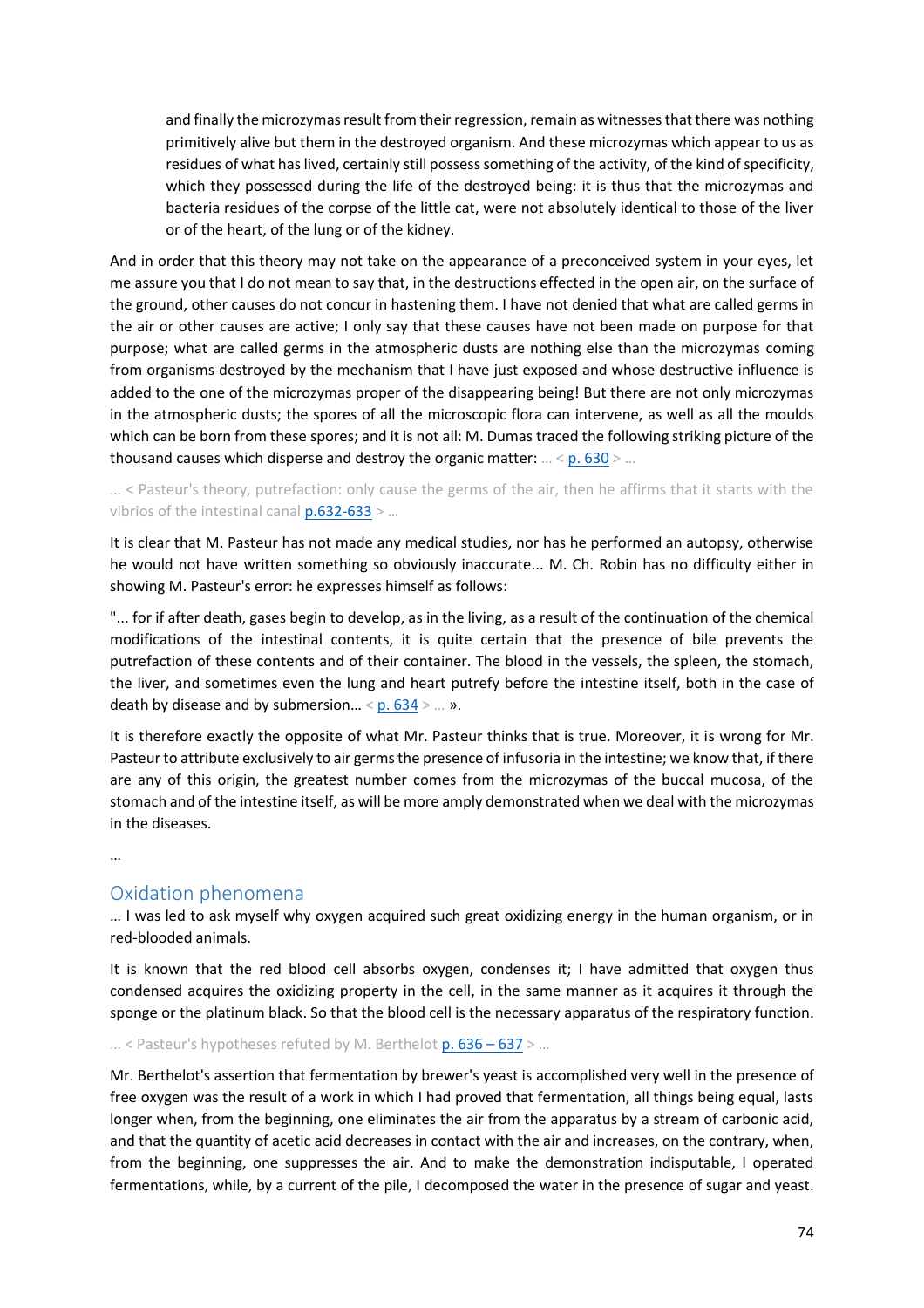> and finally the microzymas result from their regression, remain as witnesses that there was nothing primitively alive but them in the destroyed organism. And these microzymas which appear to us as residues of what has lived, certainly still possess something of the activity, of the kind of specificity, which they possessed during the life of the destroyed being: it is thus that the microzymas and bacteria residues of the corpse of the little cat, were not absolutely identical to those of the liver or of the heart, of the lung or of the kidney.

And in order that this theory may not take on the appearance of a preconceived system in your eyes, let me assure you that I do not mean to say that, in the destructions effected in the open air, on the surface of the ground, other causes do not concur in hastening them. I have not denied that what are called germs in the air or other causes are active; I only say that these causes have not been made on purpose for that purpose; what are called germs in the atmospheric dusts are nothing else than the microzymas coming from organisms destroyed by the mechanism that I have just exposed and whose destructive influence is added to the one of the microzymas proper of the disappearing being! But there are not only microzymas in the atmospheric dusts; the spores of all the microscopic flora can intervene, as well as all the moulds which can be born from these spores; and it is not all: M. Dumas traced the following striking picture of the thousand causes which disperse and destroy the organic matter: … < p. 630 > …

… < Pasteur's theory, putrefaction: only cause the germs of the air, then he affirms that it starts with the vibrios of the intestinal canal p.632-633 > …

It is clear that M. Pasteur has not made any medical studies, nor has he performed an autopsy, otherwise he would not have written something so obviously inaccurate... M. Ch. Robin has no difficulty either in showing M. Pasteur's error: he expresses himself as follows:

"... for if after death, gases begin to develop, as in the living, as a result of the continuation of the chemical modifications of the intestinal contents, it is quite certain that the presence of bile prevents the putrefaction of these contents and of their container. The blood in the vessels, the spleen, the stomach, the liver, and sometimes even the lung and heart putrefy before the intestine itself, both in the case of death by disease and by submersion… < p. 634 > … ».

It is therefore exactly the opposite of what Mr. Pasteur thinks that is true. Moreover, it is wrong for Mr. Pasteur to attribute exclusively to air germs the presence of infusoria in the intestine; we know that, if there are any of this origin, the greatest number comes from the microzymas of the buccal mucosa, of the stomach and of the intestine itself, as will be more amply demonstrated when we deal with the microzymas in the diseases.

…

## Oxidation phenomena

… I was led to ask myself why oxygen acquired such great oxidizing energy in the human organism, or in red-blooded animals.

It is known that the red blood cell absorbs oxygen, condenses it; I have admitted that oxygen thus condensed acquires the oxidizing property in the cell, in the same manner as it acquires it through the sponge or the platinum black. So that the blood cell is the necessary apparatus of the respiratory function.

… < Pasteur's hypotheses refuted by M. Berthelot p. 636 – 637 > …

Mr. Berthelot's assertion that fermentation by brewer's yeast is accomplished very well in the presence of free oxygen was the result of a work in which I had proved that fermentation, all things being equal, lasts longer when, from the beginning, one eliminates the air from the apparatus by a stream of carbonic acid, and that the quantity of acetic acid decreases in contact with the air and increases, on the contrary, when, from the beginning, one suppresses the air. And to make the demonstration indisputable, I operated fermentations, while, by a current of the pile, I decomposed the water in the presence of sugar and yeast.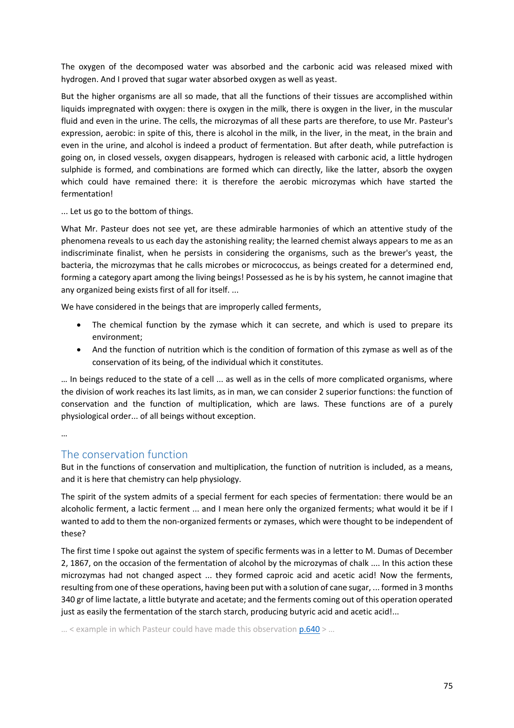The oxygen of the decomposed water was absorbed and the carbonic acid was released mixed with hydrogen. And I proved that sugar water absorbed oxygen as well as yeast.

But the higher organisms are all so made, that all the functions of their tissues are accomplished within liquids impregnated with oxygen: there is oxygen in the milk, there is oxygen in the liver, in the muscular fluid and even in the urine. The cells, the microzymas of all these parts are therefore, to use Mr. Pasteur's expression, aerobic: in spite of this, there is alcohol in the milk, in the liver, in the meat, in the brain and even in the urine, and alcohol is indeed a product of fermentation. But after death, while putrefaction is going on, in closed vessels, oxygen disappears, hydrogen is released with carbonic acid, a little hydrogen sulphide is formed, and combinations are formed which can directly, like the latter, absorb the oxygen which could have remained there: it is therefore the aerobic microzymas which have started the fermentation!

... Let us go to the bottom of things.

What Mr. Pasteur does not see yet, are these admirable harmonies of which an attentive study of the phenomena reveals to us each day the astonishing reality; the learned chemist always appears to me as an indiscriminate finalist, when he persists in considering the organisms, such as the brewer's yeast, the bacteria, the microzymas that he calls microbes or micrococcus, as beings created for a determined end, forming a category apart among the living beings! Possessed as he is by his system, he cannot imagine that any organized being exists first of all for itself. ...

We have considered in the beings that are improperly called ferments,

- The chemical function by the zymase which it can secrete, and which is used to prepare its environment;
- And the function of nutrition which is the condition of formation of this zymase as well as of the conservation of its being, of the individual which it constitutes.

… In beings reduced to the state of a cell ... as well as in the cells of more complicated organisms, where the division of work reaches its last limits, as in man, we can consider 2 superior functions: the function of conservation and the function of multiplication, which are laws. These functions are of a purely physiological order... of all beings without exception.

…

## The conservation function

But in the functions of conservation and multiplication, the function of nutrition is included, as a means, and it is here that chemistry can help physiology.

The spirit of the system admits of a special ferment for each species of fermentation: there would be an alcoholic ferment, a lactic ferment ... and I mean here only the organized ferments; what would it be if I wanted to add to them the non-organized ferments or zymases, which were thought to be independent of these?

The first time I spoke out against the system of specific ferments was in a letter to M. Dumas of December 2, 1867, on the occasion of the fermentation of alcohol by the microzymas of chalk .... In this action these microzymas had not changed aspect ... they formed caproic acid and acetic acid! Now the ferments, resulting from one of these operations, having been put with a solution of cane sugar, ... formed in 3 months 340 gr of lime lactate, a little butyrate and acetate; and the ferments coming out of this operation operated just as easily the fermentation of the starch starch, producing butyric acid and acetic acid!...

… < example in which Pasteur could have made this observation p.640 > …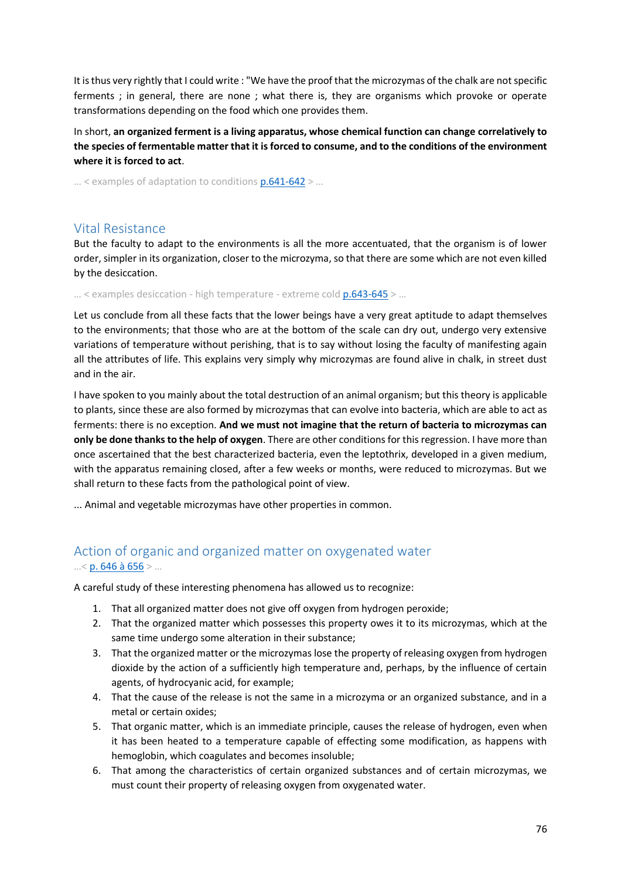It is thus very rightly that I could write : "We have the proof that the microzymas of the chalk are not specific ferments ; in general, there are none ; what there is, they are organisms which provoke or operate transformations depending on the food which one provides them.

In short, **an organized ferment is a living apparatus, whose chemical function can change correlatively to the species of fermentable matter that it is forced to consume, and to the conditions of the environment where it is forced to act**.

… < examples of adaptation to conditions p.641-642 > …

## Vital Resistance

But the faculty to adapt to the environments is all the more accentuated, that the organism is of lower order, simpler in its organization, closer to the microzyma, so that there are some which are not even killed by the desiccation.

… < examples desiccation - high temperature - extreme cold p.643-645 > …

Let us conclude from all these facts that the lower beings have a very great aptitude to adapt themselves to the environments; that those who are at the bottom of the scale can dry out, undergo very extensive variations of temperature without perishing, that is to say without losing the faculty of manifesting again all the attributes of life. This explains very simply why microzymas are found alive in chalk, in street dust and in the air.

I have spoken to you mainly about the total destruction of an animal organism; but this theory is applicable to plants, since these are also formed by microzymas that can evolve into bacteria, which are able to act as ferments: there is no exception. **And we must not imagine that the return of bacteria to microzymas can only be done thanks to the help of oxygen**. There are other conditions for this regression. I have more than once ascertained that the best characterized bacteria, even the leptothrix, developed in a given medium, with the apparatus remaining closed, after a few weeks or months, were reduced to microzymas. But we shall return to these facts from the pathological point of view.

... Animal and vegetable microzymas have other properties in common.

## Action of organic and organized matter on oxygenated water

…< p. 646 à 656 > …

A careful study of these interesting phenomena has allowed us to recognize:

1. That all organized matter does not give off oxygen from hydrogen peroxide;
2. That the organized matter which possesses this property owes it to its microzymas, which at the same time undergo some alteration in their substance;
3. That the organized matter or the microzymas lose the property of releasing oxygen from hydrogen dioxide by the action of a sufficiently high temperature and, perhaps, by the influence of certain agents, of hydrocyanic acid, for example;
4. That the cause of the release is not the same in a microzyma or an organized substance, and in a metal or certain oxides;
5. That organic matter, which is an immediate principle, causes the release of hydrogen, even when it has been heated to a temperature capable of effecting some modification, as happens with hemoglobin, which coagulates and becomes insoluble;
6. That among the characteristics of certain organized substances and of certain microzymas, we must count their property of releasing oxygen from oxygenated water.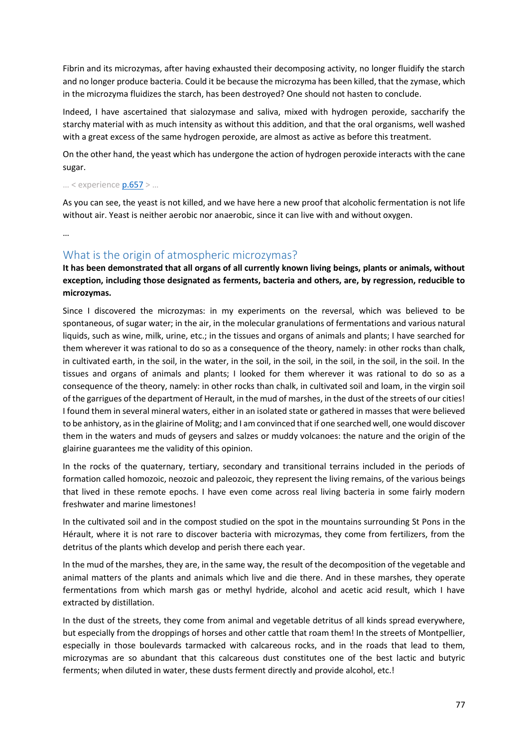Fibrin and its microzymas, after having exhausted their decomposing activity, no longer fluidify the starch and no longer produce bacteria. Could it be because the microzyma has been killed, that the zymase, which in the microzyma fluidizes the starch, has been destroyed? One should not hasten to conclude.

Indeed, I have ascertained that sialozymase and saliva, mixed with hydrogen peroxide, saccharify the starchy material with as much intensity as without this addition, and that the oral organisms, well washed with a great excess of the same hydrogen peroxide, are almost as active as before this treatment.

On the other hand, the yeast which has undergone the action of hydrogen peroxide interacts with the cane sugar.

… < experience p.657 > …

As you can see, the yeast is not killed, and we have here a new proof that alcoholic fermentation is not life without air. Yeast is neither aerobic nor anaerobic, since it can live with and without oxygen.

…

## What is the origin of atmospheric microzymas?

**It has been demonstrated that all organs of all currently known living beings, plants or animals, without exception, including those designated as ferments, bacteria and others, are, by regression, reducible to microzymas.**

Since I discovered the microzymas: in my experiments on the reversal, which was believed to be spontaneous, of sugar water; in the air, in the molecular granulations of fermentations and various natural liquids, such as wine, milk, urine, etc.; in the tissues and organs of animals and plants; I have searched for them wherever it was rational to do so as a consequence of the theory, namely: in other rocks than chalk, in cultivated earth, in the soil, in the water, in the soil, in the soil, in the soil, in the soil, in the soil. In the tissues and organs of animals and plants; I looked for them wherever it was rational to do so as a consequence of the theory, namely: in other rocks than chalk, in cultivated soil and loam, in the virgin soil of the garrigues of the department of Herault, in the mud of marshes, in the dust of the streets of our cities! I found them in several mineral waters, either in an isolated state or gathered in masses that were believed to be anhistory, as in the glairine of Molitg; and I am convinced that if one searched well, one would discover them in the waters and muds of geysers and salzes or muddy volcanoes: the nature and the origin of the glairine guarantees me the validity of this opinion.

In the rocks of the quaternary, tertiary, secondary and transitional terrains included in the periods of formation called homozoic, neozoic and paleozoic, they represent the living remains, of the various beings that lived in these remote epochs. I have even come across real living bacteria in some fairly modern freshwater and marine limestones!

In the cultivated soil and in the compost studied on the spot in the mountains surrounding St Pons in the Hérault, where it is not rare to discover bacteria with microzymas, they come from fertilizers, from the detritus of the plants which develop and perish there each year.

In the mud of the marshes, they are, in the same way, the result of the decomposition of the vegetable and animal matters of the plants and animals which live and die there. And in these marshes, they operate fermentations from which marsh gas or methyl hydride, alcohol and acetic acid result, which I have extracted by distillation.

In the dust of the streets, they come from animal and vegetable detritus of all kinds spread everywhere, but especially from the droppings of horses and other cattle that roam them! In the streets of Montpellier, especially in those boulevards tarmacked with calcareous rocks, and in the roads that lead to them, microzymas are so abundant that this calcareous dust constitutes one of the best lactic and butyric ferments; when diluted in water, these dusts ferment directly and provide alcohol, etc.!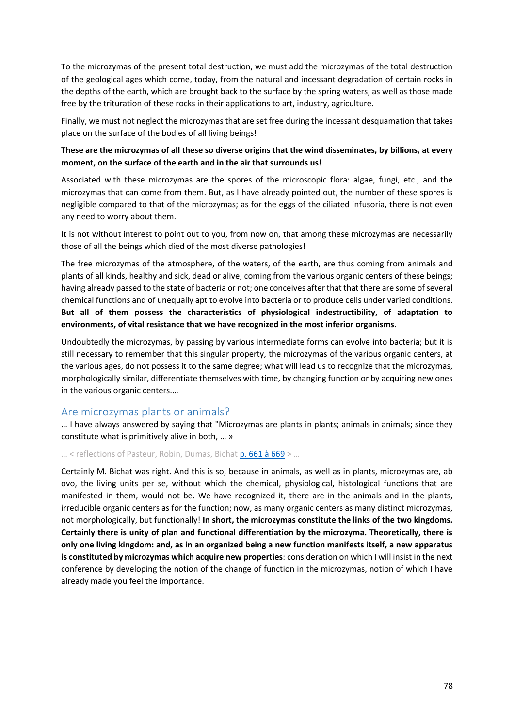To the microzymas of the present total destruction, we must add the microzymas of the total destruction of the geological ages which come, today, from the natural and incessant degradation of certain rocks in the depths of the earth, which are brought back to the surface by the spring waters; as well as those made free by the trituration of these rocks in their applications to art, industry, agriculture.

Finally, we must not neglect the microzymas that are set free during the incessant desquamation that takes place on the surface of the bodies of all living beings!

**These are the microzymas of all these so diverse origins that the wind disseminates, by billions, at every moment, on the surface of the earth and in the air that surrounds us!**

Associated with these microzymas are the spores of the microscopic flora: algae, fungi, etc., and the microzymas that can come from them. But, as I have already pointed out, the number of these spores is negligible compared to that of the microzymas; as for the eggs of the ciliated infusoria, there is not even any need to worry about them.

It is not without interest to point out to you, from now on, that among these microzymas are necessarily those of all the beings which died of the most diverse pathologies!

The free microzymas of the atmosphere, of the waters, of the earth, are thus coming from animals and plants of all kinds, healthy and sick, dead or alive; coming from the various organic centers of these beings; having already passed to the state of bacteria or not; one conceives after that that there are some of several chemical functions and of unequally apt to evolve into bacteria or to produce cells under varied conditions. **But all of them possess the characteristics of physiological indestructibility, of adaptation to environments, of vital resistance that we have recognized in the most inferior organisms**.

Undoubtedly the microzymas, by passing by various intermediate forms can evolve into bacteria; but it is still necessary to remember that this singular property, the microzymas of the various organic centers, at the various ages, do not possess it to the same degree; what will lead us to recognize that the microzymas, morphologically similar, differentiate themselves with time, by changing function or by acquiring new ones in the various organic centers....

## Are microzymas plants or animals?

… I have always answered by saying that "Microzymas are plants in plants; animals in animals; since they constitute what is primitively alive in both, … »

… < reflections of Pasteur, Robin, Dumas, Bichat p. 661 à 669 > …

Certainly M. Bichat was right. And this is so, because in animals, as well as in plants, microzymas are, ab ovo, the living units per se, without which the chemical, physiological, histological functions that are manifested in them, would not be. We have recognized it, there are in the animals and in the plants, irreducible organic centers as for the function; now, as many organic centers as many distinct microzymas, not morphologically, but functionally! **In short, the microzymas constitute the links of the two kingdoms. Certainly there is unity of plan and functional differentiation by the microzyma. Theoretically, there is only one living kingdom: and, as in an organized being a new function manifests itself, a new apparatus is constituted by microzymas which acquire new properties**: consideration on which I will insist in the next conference by developing the notion of the change of function in the microzymas, notion of which I have already made you feel the importance.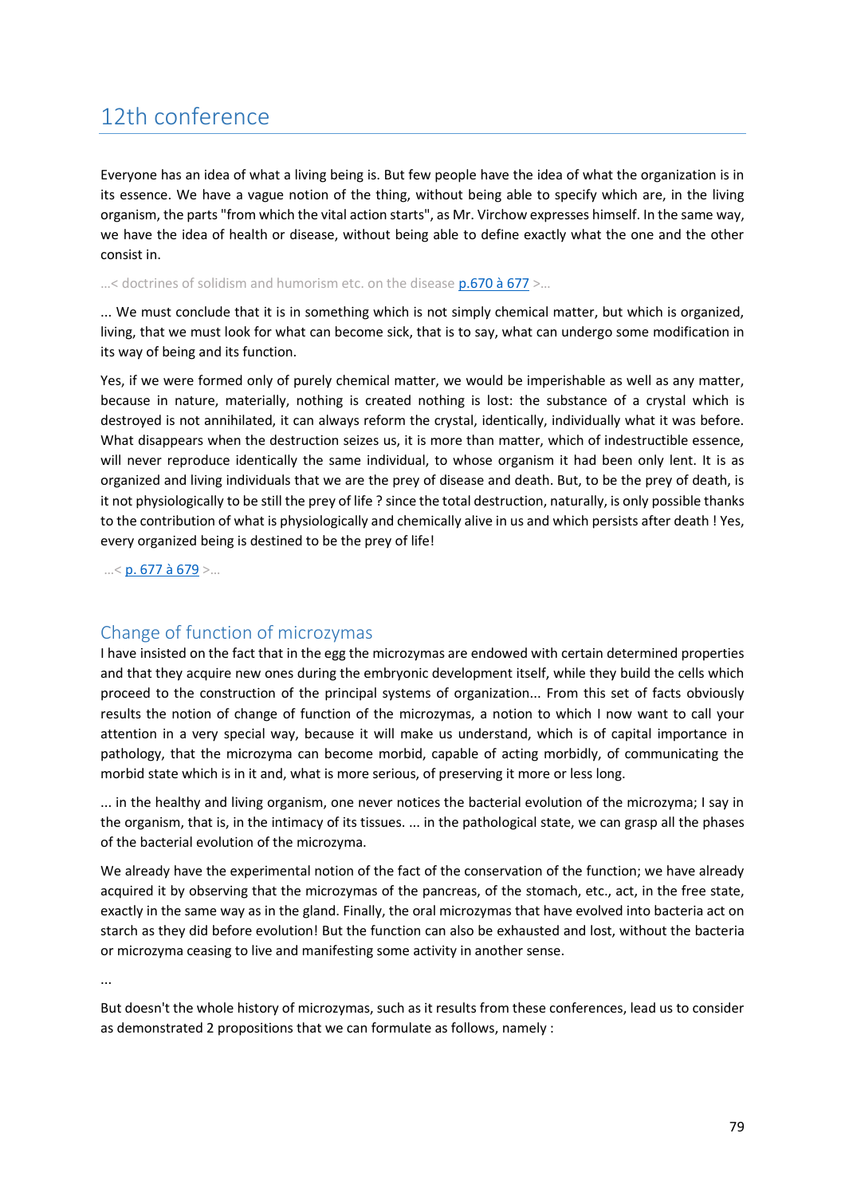# 12th conference

Everyone has an idea of what a living being is. But few people have the idea of what the organization is in its essence. We have a vague notion of the thing, without being able to specify which are, in the living organism, the parts "from which the vital action starts", as Mr. Virchow expresses himself. In the same way, we have the idea of health or disease, without being able to define exactly what the one and the other consist in.

...< doctrines of solidism and humorism etc. on the disease p.670 à 677 >...

... We must conclude that it is in something which is not simply chemical matter, but which is organized, living, that we must look for what can become sick, that is to say, what can undergo some modification in its way of being and its function.

Yes, if we were formed only of purely chemical matter, we would be imperishable as well as any matter, because in nature, materially, nothing is created nothing is lost: the substance of a crystal which is destroyed is not annihilated, it can always reform the crystal, identically, individually what it was before. What disappears when the destruction seizes us, it is more than matter, which of indestructible essence, will never reproduce identically the same individual, to whose organism it had been only lent. It is as organized and living individuals that we are the prey of disease and death. But, to be the prey of death, is it not physiologically to be still the prey of life ? since the total destruction, naturally, is only possible thanks to the contribution of what is physiologically and chemically alive in us and which persists after death ! Yes, every organized being is destined to be the prey of life!

...< p. 677 à 679 >...

## Change of function of microzymas

I have insisted on the fact that in the egg the microzymas are endowed with certain determined properties and that they acquire new ones during the embryonic development itself, while they build the cells which proceed to the construction of the principal systems of organization... From this set of facts obviously results the notion of change of function of the microzymas, a notion to which I now want to call your attention in a very special way, because it will make us understand, which is of capital importance in pathology, that the microzyma can become morbid, capable of acting morbidly, of communicating the morbid state which is in it and, what is more serious, of preserving it more or less long.

... in the healthy and living organism, one never notices the bacterial evolution of the microzyma; I say in the organism, that is, in the intimacy of its tissues. ... in the pathological state, we can grasp all the phases of the bacterial evolution of the microzyma.

We already have the experimental notion of the fact of the conservation of the function; we have already acquired it by observing that the microzymas of the pancreas, of the stomach, etc., act, in the free state, exactly in the same way as in the gland. Finally, the oral microzymas that have evolved into bacteria act on starch as they did before evolution! But the function can also be exhausted and lost, without the bacteria or microzyma ceasing to live and manifesting some activity in another sense.

...

But doesn't the whole history of microzymas, such as it results from these conferences, lead us to consider as demonstrated 2 propositions that we can formulate as follows, namely :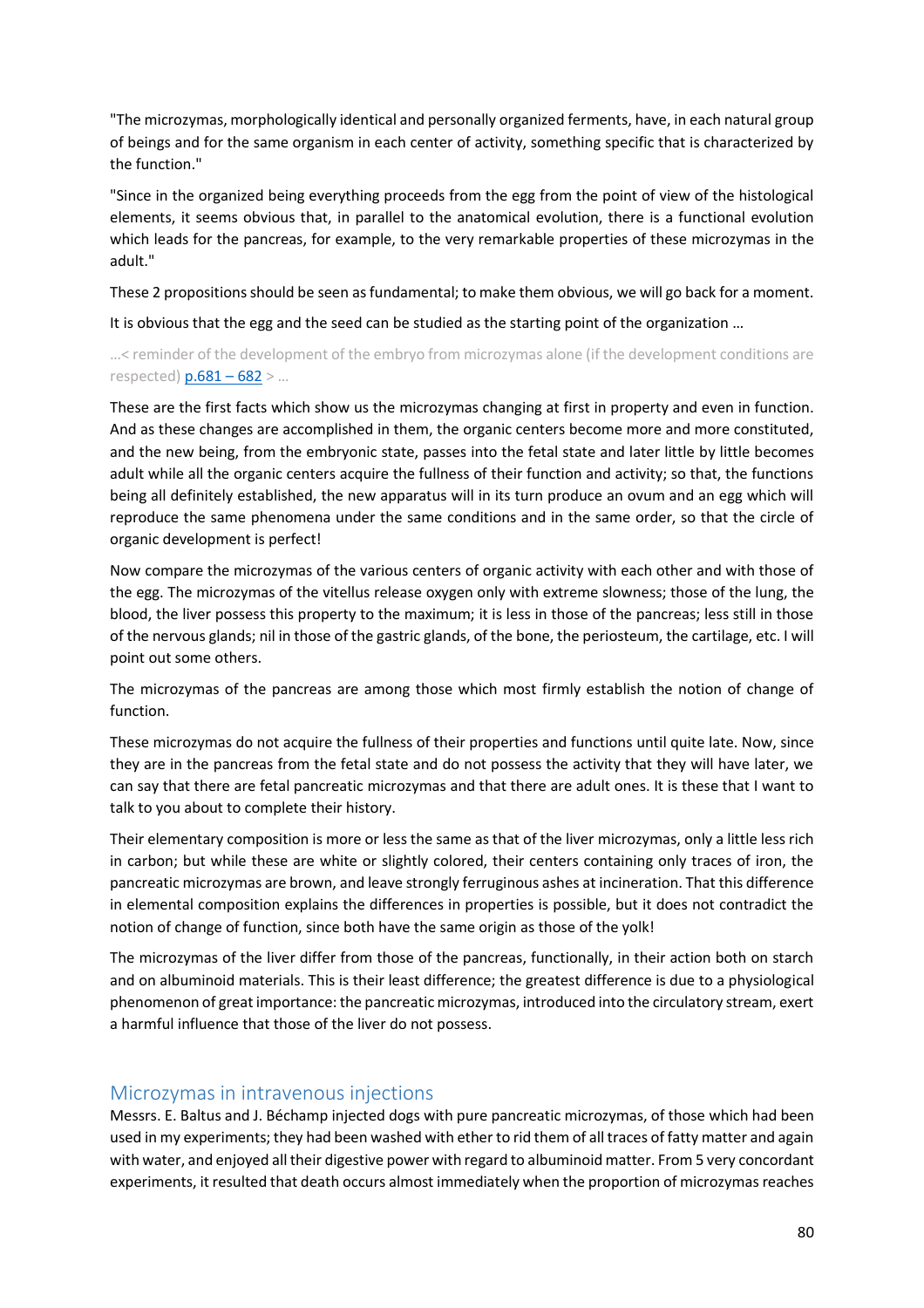"The microzymas, morphologically identical and personally organized ferments, have, in each natural group of beings and for the same organism in each center of activity, something specific that is characterized by the function."

"Since in the organized being everything proceeds from the egg from the point of view of the histological elements, it seems obvious that, in parallel to the anatomical evolution, there is a functional evolution which leads for the pancreas, for example, to the very remarkable properties of these microzymas in the adult."

These 2 propositions should be seen as fundamental; to make them obvious, we will go back for a moment.

It is obvious that the egg and the seed can be studied as the starting point of the organization …

…< reminder of the development of the embryo from microzymas alone (if the development conditions are respected) [p.681 – 682](p.681 – 682) > …

These are the first facts which show us the microzymas changing at first in property and even in function. And as these changes are accomplished in them, the organic centers become more and more constituted, and the new being, from the embryonic state, passes into the fetal state and later little by little becomes adult while all the organic centers acquire the fullness of their function and activity; so that, the functions being all definitely established, the new apparatus will in its turn produce an ovum and an egg which will reproduce the same phenomena under the same conditions and in the same order, so that the circle of organic development is perfect!

Now compare the microzymas of the various centers of organic activity with each other and with those of the egg. The microzymas of the vitellus release oxygen only with extreme slowness; those of the lung, the blood, the liver possess this property to the maximum; it is less in those of the pancreas; less still in those of the nervous glands; nil in those of the gastric glands, of the bone, the periosteum, the cartilage, etc. I will point out some others.

The microzymas of the pancreas are among those which most firmly establish the notion of change of function.

These microzymas do not acquire the fullness of their properties and functions until quite late. Now, since they are in the pancreas from the fetal state and do not possess the activity that they will have later, we can say that there are fetal pancreatic microzymas and that there are adult ones. It is these that I want to talk to you about to complete their history.

Their elementary composition is more or less the same as that of the liver microzymas, only a little less rich in carbon; but while these are white or slightly colored, their centers containing only traces of iron, the pancreatic microzymas are brown, and leave strongly ferruginous ashes at incineration. That this difference in elemental composition explains the differences in properties is possible, but it does not contradict the notion of change of function, since both have the same origin as those of the yolk!

The microzymas of the liver differ from those of the pancreas, functionally, in their action both on starch and on albuminoid materials. This is their least difference; the greatest difference is due to a physiological phenomenon of great importance: the pancreatic microzymas, introduced into the circulatory stream, exert a harmful influence that those of the liver do not possess.

## Microzymas in intravenous injections

Messrs. E. Baltus and J. Béchamp injected dogs with pure pancreatic microzymas, of those which had been used in my experiments; they had been washed with ether to rid them of all traces of fatty matter and again with water, and enjoyed all their digestive power with regard to albuminoid matter. From 5 very concordant experiments, it resulted that death occurs almost immediately when the proportion of microzymas reaches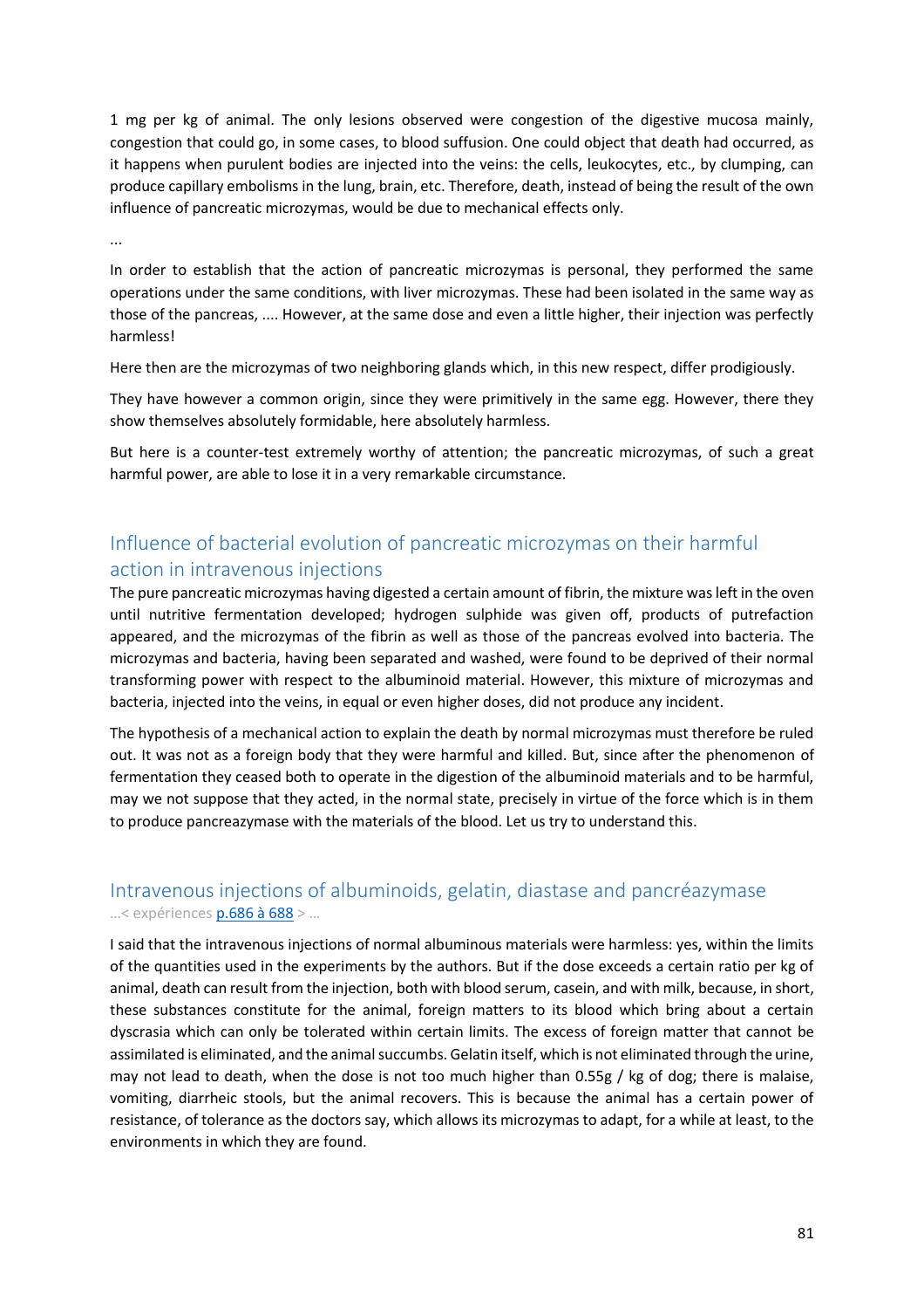1 mg per kg of animal. The only lesions observed were congestion of the digestive mucosa mainly, congestion that could go, in some cases, to blood suffusion. One could object that death had occurred, as it happens when purulent bodies are injected into the veins: the cells, leukocytes, etc., by clumping, can produce capillary embolisms in the lung, brain, etc. Therefore, death, instead of being the result of the own influence of pancreatic microzymas, would be due to mechanical effects only.

...

In order to establish that the action of pancreatic microzymas is personal, they performed the same operations under the same conditions, with liver microzymas. These had been isolated in the same way as those of the pancreas, .... However, at the same dose and even a little higher, their injection was perfectly harmless!

Here then are the microzymas of two neighboring glands which, in this new respect, differ prodigiously.

They have however a common origin, since they were primitively in the same egg. However, there they show themselves absolutely formidable, here absolutely harmless.

But here is a counter-test extremely worthy of attention; the pancreatic microzymas, of such a great harmful power, are able to lose it in a very remarkable circumstance.

## Influence of bacterial evolution of pancreatic microzymas on their harmful action in intravenous injections

The pure pancreatic microzymas having digested a certain amount of fibrin, the mixture was left in the oven until nutritive fermentation developed; hydrogen sulphide was given off, products of putrefaction appeared, and the microzymas of the fibrin as well as those of the pancreas evolved into bacteria. The microzymas and bacteria, having been separated and washed, were found to be deprived of their normal transforming power with respect to the albuminoid material. However, this mixture of microzymas and bacteria, injected into the veins, in equal or even higher doses, did not produce any incident.

The hypothesis of a mechanical action to explain the death by normal microzymas must therefore be ruled out. It was not as a foreign body that they were harmful and killed. But, since after the phenomenon of fermentation they ceased both to operate in the digestion of the albuminoid materials and to be harmful, may we not suppose that they acted, in the normal state, precisely in virtue of the force which is in them to produce pancreazymase with the materials of the blood. Let us try to understand this.

## Intravenous injections of albuminoids, gelatin, diastase and pancréazymase

...< expériences p.686 à 688 > ...

I said that the intravenous injections of normal albuminous materials were harmless: yes, within the limits of the quantities used in the experiments by the authors. But if the dose exceeds a certain ratio per kg of animal, death can result from the injection, both with blood serum, casein, and with milk, because, in short, these substances constitute for the animal, foreign matters to its blood which bring about a certain dyscrasia which can only be tolerated within certain limits. The excess of foreign matter that cannot be assimilated is eliminated, and the animal succumbs. Gelatin itself, which is not eliminated through the urine, may not lead to death, when the dose is not too much higher than 0.55g / kg of dog; there is malaise, vomiting, diarrheic stools, but the animal recovers. This is because the animal has a certain power of resistance, of tolerance as the doctors say, which allows its microzymas to adapt, for a while at least, to the environments in which they are found.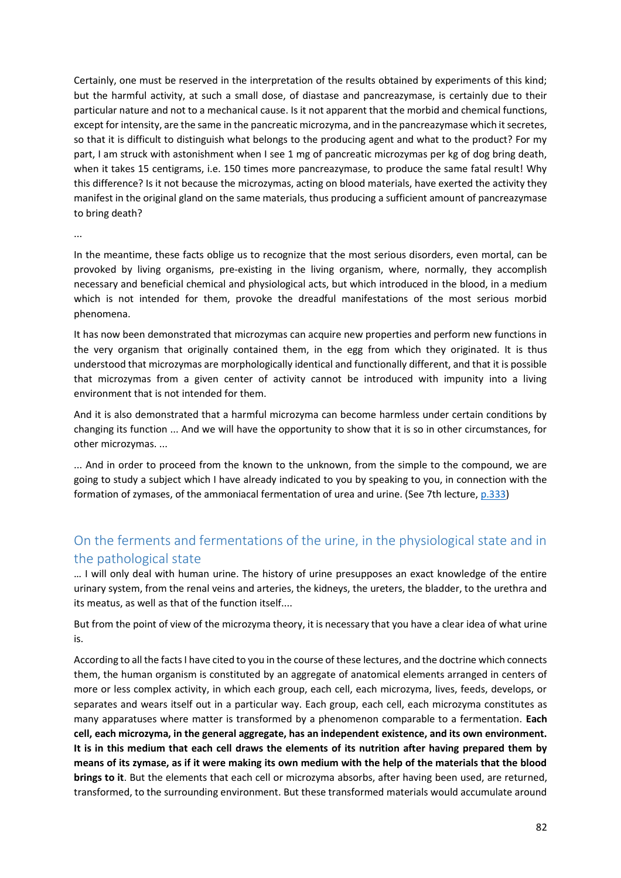Certainly, one must be reserved in the interpretation of the results obtained by experiments of this kind; but the harmful activity, at such a small dose, of diastase and pancreazymase, is certainly due to their particular nature and not to a mechanical cause. Is it not apparent that the morbid and chemical functions, except for intensity, are the same in the pancreatic microzyma, and in the pancreazymase which it secretes, so that it is difficult to distinguish what belongs to the producing agent and what to the product? For my part, I am struck with astonishment when I see 1 mg of pancreatic microzymas per kg of dog bring death, when it takes 15 centigrams, i.e. 150 times more pancreazymase, to produce the same fatal result! Why this difference? Is it not because the microzymas, acting on blood materials, have exerted the activity they manifest in the original gland on the same materials, thus producing a sufficient amount of pancreazymase to bring death?

...

In the meantime, these facts oblige us to recognize that the most serious disorders, even mortal, can be provoked by living organisms, pre-existing in the living organism, where, normally, they accomplish necessary and beneficial chemical and physiological acts, but which introduced in the blood, in a medium which is not intended for them, provoke the dreadful manifestations of the most serious morbid phenomena.

It has now been demonstrated that microzymas can acquire new properties and perform new functions in the very organism that originally contained them, in the egg from which they originated. It is thus understood that microzymas are morphologically identical and functionally different, and that it is possible that microzymas from a given center of activity cannot be introduced with impunity into a living environment that is not intended for them.

And it is also demonstrated that a harmful microzyma can become harmless under certain conditions by changing its function ... And we will have the opportunity to show that it is so in other circumstances, for other microzymas. ...

... And in order to proceed from the known to the unknown, from the simple to the compound, we are going to study a subject which I have already indicated to you by speaking to you, in connection with the formation of zymases, of the ammoniacal fermentation of urea and urine. (See 7th lecture, p.333)

## On the ferments and fermentations of the urine, in the physiological state and in the pathological state

… I will only deal with human urine. The history of urine presupposes an exact knowledge of the entire urinary system, from the renal veins and arteries, the kidneys, the ureters, the bladder, to the urethra and its meatus, as well as that of the function itself....

But from the point of view of the microzyma theory, it is necessary that you have a clear idea of what urine is.

According to all the facts I have cited to you in the course of these lectures, and the doctrine which connects them, the human organism is constituted by an aggregate of anatomical elements arranged in centers of more or less complex activity, in which each group, each cell, each microzyma, lives, feeds, develops, or separates and wears itself out in a particular way. Each group, each cell, each microzyma constitutes as many apparatuses where matter is transformed by a phenomenon comparable to a fermentation. **Each cell, each microzyma, in the general aggregate, has an independent existence, and its own environment. It is in this medium that each cell draws the elements of its nutrition after having prepared them by means of its zymase, as if it were making its own medium with the help of the materials that the blood brings to it**. But the elements that each cell or microzyma absorbs, after having been used, are returned, transformed, to the surrounding environment. But these transformed materials would accumulate around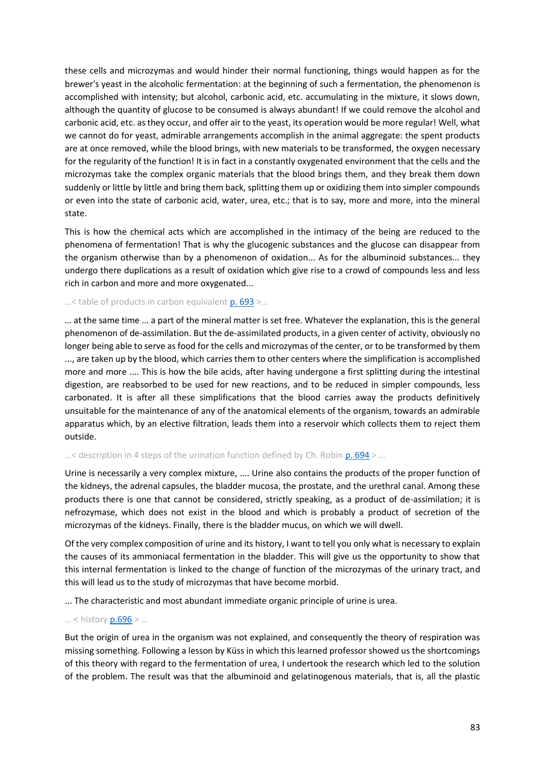these cells and microzymas and would hinder their normal functioning, things would happen as for the brewer's yeast in the alcoholic fermentation: at the beginning of such a fermentation, the phenomenon is accomplished with intensity; but alcohol, carbonic acid, etc. accumulating in the mixture, it slows down, although the quantity of glucose to be consumed is always abundant! If we could remove the alcohol and carbonic acid, etc. as they occur, and offer air to the yeast, its operation would be more regular! Well, what we cannot do for yeast, admirable arrangements accomplish in the animal aggregate: the spent products are at once removed, while the blood brings, with new materials to be transformed, the oxygen necessary for the regularity of the function! It is in fact in a constantly oxygenated environment that the cells and the microzymas take the complex organic materials that the blood brings them, and they break them down suddenly or little by little and bring them back, splitting them up or oxidizing them into simpler compounds or even into the state of carbonic acid, water, urea, etc.; that is to say, more and more, into the mineral state.

This is how the chemical acts which are accomplished in the intimacy of the being are reduced to the phenomena of fermentation! That is why the glucogenic substances and the glucose can disappear from the organism otherwise than by a phenomenon of oxidation... As for the albuminoid substances... they undergo there duplications as a result of oxidation which give rise to a crowd of compounds less and less rich in carbon and more and more oxygenated...

…< table of products in carbon equivalent p. 693 >…

… at the same time ... a part of the mineral matter is set free. Whatever the explanation, this is the general phenomenon of de-assimilation. But the de-assimilated products, in a given center of activity, obviously no longer being able to serve as food for the cells and microzymas of the center, or to be transformed by them ..., are taken up by the blood, which carries them to other centers where the simplification is accomplished more and more .... This is how the bile acids, after having undergone a first splitting during the intestinal digestion, are reabsorbed to be used for new reactions, and to be reduced in simpler compounds, less carbonated. It is after all these simplifications that the blood carries away the products definitively unsuitable for the maintenance of any of the anatomical elements of the organism, towards an admirable apparatus which, by an elective filtration, leads them into a reservoir which collects them to reject them outside.

…< description in 4 steps of the urination function defined by Ch. Robin p. 694 > …

Urine is necessarily a very complex mixture, .... Urine also contains the products of the proper function of the kidneys, the adrenal capsules, the bladder mucosa, the prostate, and the urethral canal. Among these products there is one that cannot be considered, strictly speaking, as a product of de-assimilation; it is nefrozymase, which does not exist in the blood and which is probably a product of secretion of the microzymas of the kidneys. Finally, there is the bladder mucus, on which we will dwell.

Of the very complex composition of urine and its history, I want to tell you only what is necessary to explain the causes of its ammoniacal fermentation in the bladder. This will give us the opportunity to show that this internal fermentation is linked to the change of function of the microzymas of the urinary tract, and this will lead us to the study of microzymas that have become morbid.

... The characteristic and most abundant immediate organic principle of urine is urea.

… < history p.696 > …

But the origin of urea in the organism was not explained, and consequently the theory of respiration was missing something. Following a lesson by Küss in which this learned professor showed us the shortcomings of this theory with regard to the fermentation of urea, I undertook the research which led to the solution of the problem. The result was that the albuminoid and gelatinogenous materials, that is, all the plastic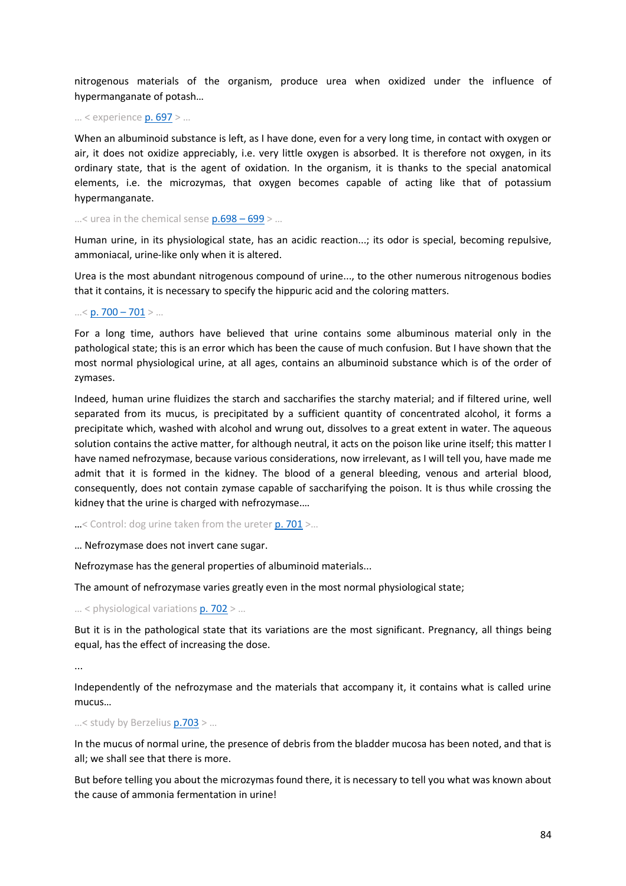nitrogenous materials of the organism, produce urea when oxidized under the influence of hypermanganate of potash…

… < experience p. 697 > …

When an albuminoid substance is left, as I have done, even for a very long time, in contact with oxygen or air, it does not oxidize appreciably, i.e. very little oxygen is absorbed. It is therefore not oxygen, in its ordinary state, that is the agent of oxidation. In the organism, it is thanks to the special anatomical elements, i.e. the microzymas, that oxygen becomes capable of acting like that of potassium hypermanganate.

…< urea in the chemical sense p.698 – 699 > …

Human urine, in its physiological state, has an acidic reaction...; its odor is special, becoming repulsive, ammoniacal, urine-like only when it is altered.

Urea is the most abundant nitrogenous compound of urine..., to the other numerous nitrogenous bodies that it contains, it is necessary to specify the hippuric acid and the coloring matters.

…< p. 700 – 701 > …

For a long time, authors have believed that urine contains some albuminous material only in the pathological state; this is an error which has been the cause of much confusion. But I have shown that the most normal physiological urine, at all ages, contains an albuminoid substance which is of the order of zymases.

Indeed, human urine fluidizes the starch and saccharifies the starchy material; and if filtered urine, well separated from its mucus, is precipitated by a sufficient quantity of concentrated alcohol, it forms a precipitate which, washed with alcohol and wrung out, dissolves to a great extent in water. The aqueous solution contains the active matter, for although neutral, it acts on the poison like urine itself; this matter I have named nefrozymase, because various considerations, now irrelevant, as I will tell you, have made me admit that it is formed in the kidney. The blood of a general bleeding, venous and arterial blood, consequently, does not contain zymase capable of saccharifying the poison. It is thus while crossing the kidney that the urine is charged with nefrozymase.…

…< Control: dog urine taken from the ureter p. 701 >…

… Nefrozymase does not invert cane sugar.

Nefrozymase has the general properties of albuminoid materials...

The amount of nefrozymase varies greatly even in the most normal physiological state;

… < physiological variations p. 702 > …

But it is in the pathological state that its variations are the most significant. Pregnancy, all things being equal, has the effect of increasing the dose.

...

Independently of the nefrozymase and the materials that accompany it, it contains what is called urine mucus…

…< study by Berzelius p.703 > …

In the mucus of normal urine, the presence of debris from the bladder mucosa has been noted, and that is all; we shall see that there is more.

But before telling you about the microzymas found there, it is necessary to tell you what was known about the cause of ammonia fermentation in urine!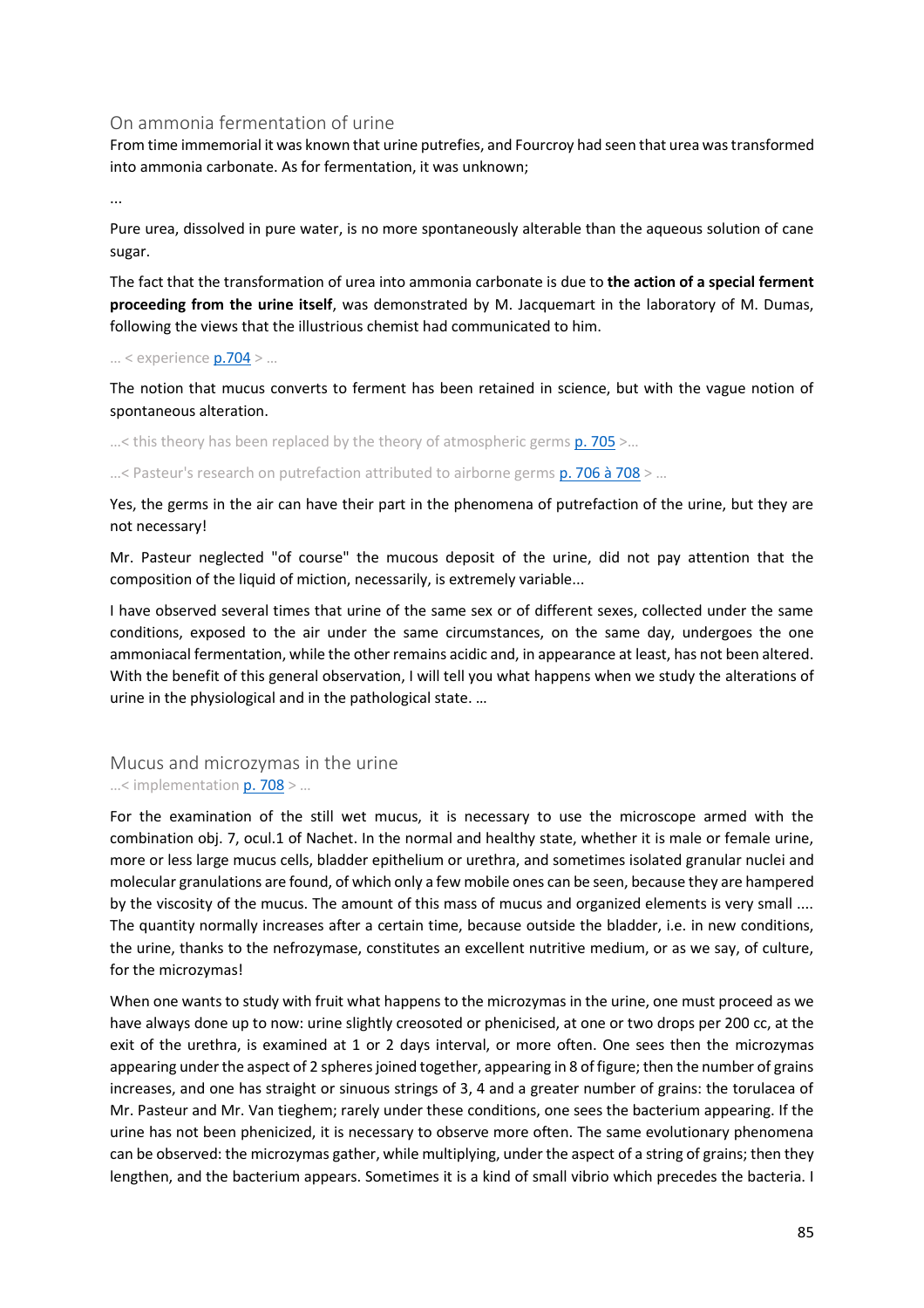## On ammonia fermentation of urine

From time immemorial it was known that urine putrefies, and Fourcroy had seen that urea was transformed into ammonia carbonate. As for fermentation, it was unknown;

...

Pure urea, dissolved in pure water, is no more spontaneously alterable than the aqueous solution of cane sugar.

The fact that the transformation of urea into ammonia carbonate is due to **the action of a special ferment proceeding from the urine itself**, was demonstrated by M. Jacquemart in the laboratory of M. Dumas, following the views that the illustrious chemist had communicated to him.

... < experience p.704 > ...

The notion that mucus converts to ferment has been retained in science, but with the vague notion of spontaneous alteration.

...< this theory has been replaced by the theory of atmospheric germs p. 705 >...

...< Pasteur's research on putrefaction attributed to airborne germs p. 706 à 708 > ...

Yes, the germs in the air can have their part in the phenomena of putrefaction of the urine, but they are not necessary!

Mr. Pasteur neglected "of course" the mucous deposit of the urine, did not pay attention that the composition of the liquid of miction, necessarily, is extremely variable...

I have observed several times that urine of the same sex or of different sexes, collected under the same conditions, exposed to the air under the same circumstances, on the same day, undergoes the one ammoniacal fermentation, while the other remains acidic and, in appearance at least, has not been altered. With the benefit of this general observation, I will tell you what happens when we study the alterations of urine in the physiological and in the pathological state. …

## Mucus and microzymas in the urine

...< implementation p. 708 > ...

For the examination of the still wet mucus, it is necessary to use the microscope armed with the combination obj. 7, ocul.1 of Nachet. In the normal and healthy state, whether it is male or female urine, more or less large mucus cells, bladder epithelium or urethra, and sometimes isolated granular nuclei and molecular granulations are found, of which only a few mobile ones can be seen, because they are hampered by the viscosity of the mucus. The amount of this mass of mucus and organized elements is very small .... The quantity normally increases after a certain time, because outside the bladder, i.e. in new conditions, the urine, thanks to the nefrozymase, constitutes an excellent nutritive medium, or as we say, of culture, for the microzymas!

When one wants to study with fruit what happens to the microzymas in the urine, one must proceed as we have always done up to now: urine slightly creosoted or phenicised, at one or two drops per 200 cc, at the exit of the urethra, is examined at 1 or 2 days interval, or more often. One sees then the microzymas appearing under the aspect of 2 spheres joined together, appearing in 8 of figure; then the number of grains increases, and one has straight or sinuous strings of 3, 4 and a greater number of grains: the torulacea of Mr. Pasteur and Mr. Van tieghem; rarely under these conditions, one sees the bacterium appearing. If the urine has not been phenicized, it is necessary to observe more often. The same evolutionary phenomena can be observed: the microzymas gather, while multiplying, under the aspect of a string of grains; then they lengthen, and the bacterium appears. Sometimes it is a kind of small vibrio which precedes the bacteria. I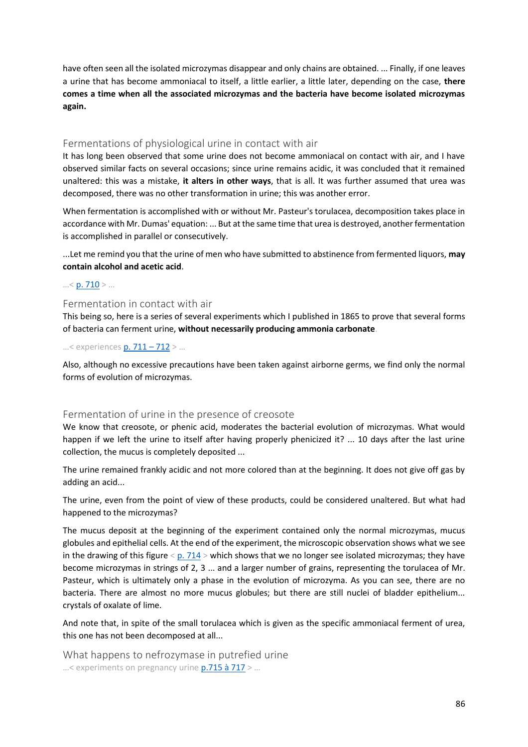have often seen all the isolated microzymas disappear and only chains are obtained. ... Finally, if one leaves a urine that has become ammoniacal to itself, a little earlier, a little later, depending on the case, **there comes a time when all the associated microzymas and the bacteria have become isolated microzymas again.**

## Fermentations of physiological urine in contact with air

It has long been observed that some urine does not become ammoniacal on contact with air, and I have observed similar facts on several occasions; since urine remains acidic, it was concluded that it remained unaltered: this was a mistake, **it alters in other ways**, that is all. It was further assumed that urea was decomposed, there was no other transformation in urine; this was another error.

When fermentation is accomplished with or without Mr. Pasteur's torulacea, decomposition takes place in accordance with Mr. Dumas' equation: ... But at the same time that urea is destroyed, another fermentation is accomplished in parallel or consecutively.

...Let me remind you that the urine of men who have submitted to abstinence from fermented liquors, **may contain alcohol and acetic acid**.

...< p. 710 > ...

## Fermentation in contact with air

This being so, here is a series of several experiments which I published in 1865 to prove that several forms of bacteria can ferment urine, **without necessarily producing ammonia carbonate**.

...< experiences p. 711 – 712 > ...

Also, although no excessive precautions have been taken against airborne germs, we find only the normal forms of evolution of microzymas.

## Fermentation of urine in the presence of creosote

We know that creosote, or phenic acid, moderates the bacterial evolution of microzymas. What would happen if we left the urine to itself after having properly phenicized it? ... 10 days after the last urine collection, the mucus is completely deposited ...

The urine remained frankly acidic and not more colored than at the beginning. It does not give off gas by adding an acid...

The urine, even from the point of view of these products, could be considered unaltered. But what had happened to the microzymas?

The mucus deposit at the beginning of the experiment contained only the normal microzymas, mucus globules and epithelial cells. At the end of the experiment, the microscopic observation shows what we see in the drawing of this figure < p. 714 > which shows that we no longer see isolated microzymas; they have become microzymas in strings of 2, 3 ... and a larger number of grains, representing the torulacea of Mr. Pasteur, which is ultimately only a phase in the evolution of microzyma. As you can see, there are no bacteria. There are almost no more mucus globules; but there are still nuclei of bladder epithelium... crystals of oxalate of lime.

And note that, in spite of the small torulacea which is given as the specific ammoniacal ferment of urea, this one has not been decomposed at all...

## What happens to nefrozymase in putrefied urine

...< experiments on pregnancy urine p.715 à 717 > ...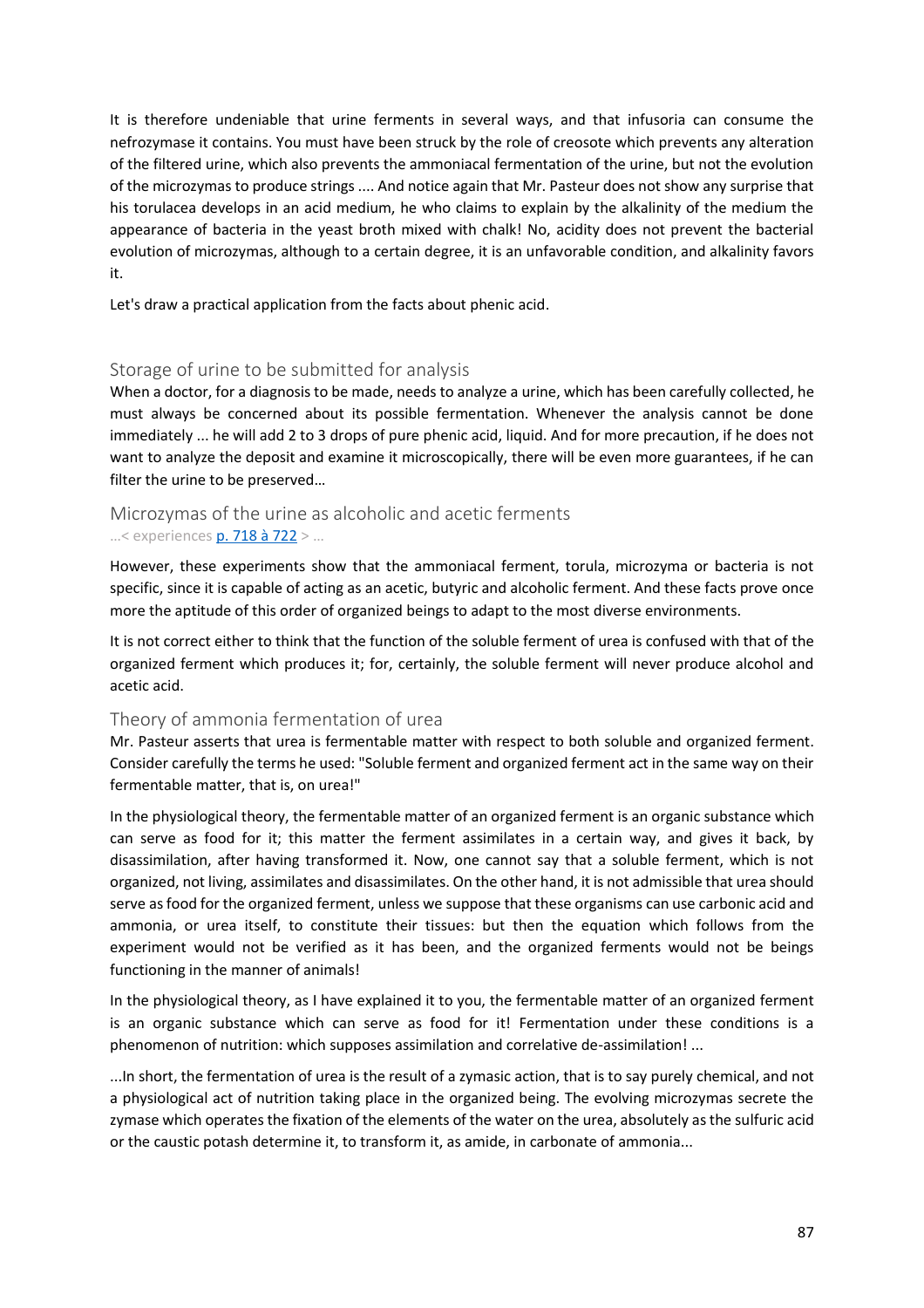It is therefore undeniable that urine ferments in several ways, and that infusoria can consume the nefrozymase it contains. You must have been struck by the role of creosote which prevents any alteration of the filtered urine, which also prevents the ammoniacal fermentation of the urine, but not the evolution of the microzymas to produce strings .... And notice again that Mr. Pasteur does not show any surprise that his torulacea develops in an acid medium, he who claims to explain by the alkalinity of the medium the appearance of bacteria in the yeast broth mixed with chalk! No, acidity does not prevent the bacterial evolution of microzymas, although to a certain degree, it is an unfavorable condition, and alkalinity favors it.

Let's draw a practical application from the facts about phenic acid.

## Storage of urine to be submitted for analysis

When a doctor, for a diagnosis to be made, needs to analyze a urine, which has been carefully collected, he must always be concerned about its possible fermentation. Whenever the analysis cannot be done immediately ... he will add 2 to 3 drops of pure phenic acid, liquid. And for more precaution, if he does not want to analyze the deposit and examine it microscopically, there will be even more guarantees, if he can filter the urine to be preserved…

## Microzymas of the urine as alcoholic and acetic ferments

…< experiences p. 718 à 722 > …

However, these experiments show that the ammoniacal ferment, torula, microzyma or bacteria is not specific, since it is capable of acting as an acetic, butyric and alcoholic ferment. And these facts prove once more the aptitude of this order of organized beings to adapt to the most diverse environments.

It is not correct either to think that the function of the soluble ferment of urea is confused with that of the organized ferment which produces it; for, certainly, the soluble ferment will never produce alcohol and acetic acid.

## Theory of ammonia fermentation of urea

Mr. Pasteur asserts that urea is fermentable matter with respect to both soluble and organized ferment. Consider carefully the terms he used: "Soluble ferment and organized ferment act in the same way on their fermentable matter, that is, on urea!"

In the physiological theory, the fermentable matter of an organized ferment is an organic substance which can serve as food for it; this matter the ferment assimilates in a certain way, and gives it back, by disassimilation, after having transformed it. Now, one cannot say that a soluble ferment, which is not organized, not living, assimilates and disassimilates. On the other hand, it is not admissible that urea should serve as food for the organized ferment, unless we suppose that these organisms can use carbonic acid and ammonia, or urea itself, to constitute their tissues: but then the equation which follows from the experiment would not be verified as it has been, and the organized ferments would not be beings functioning in the manner of animals!

In the physiological theory, as I have explained it to you, the fermentable matter of an organized ferment is an organic substance which can serve as food for it! Fermentation under these conditions is a phenomenon of nutrition: which supposes assimilation and correlative de-assimilation! ...

...In short, the fermentation of urea is the result of a zymasic action, that is to say purely chemical, and not a physiological act of nutrition taking place in the organized being. The evolving microzymas secrete the zymase which operates the fixation of the elements of the water on the urea, absolutely as the sulfuric acid or the caustic potash determine it, to transform it, as amide, in carbonate of ammonia...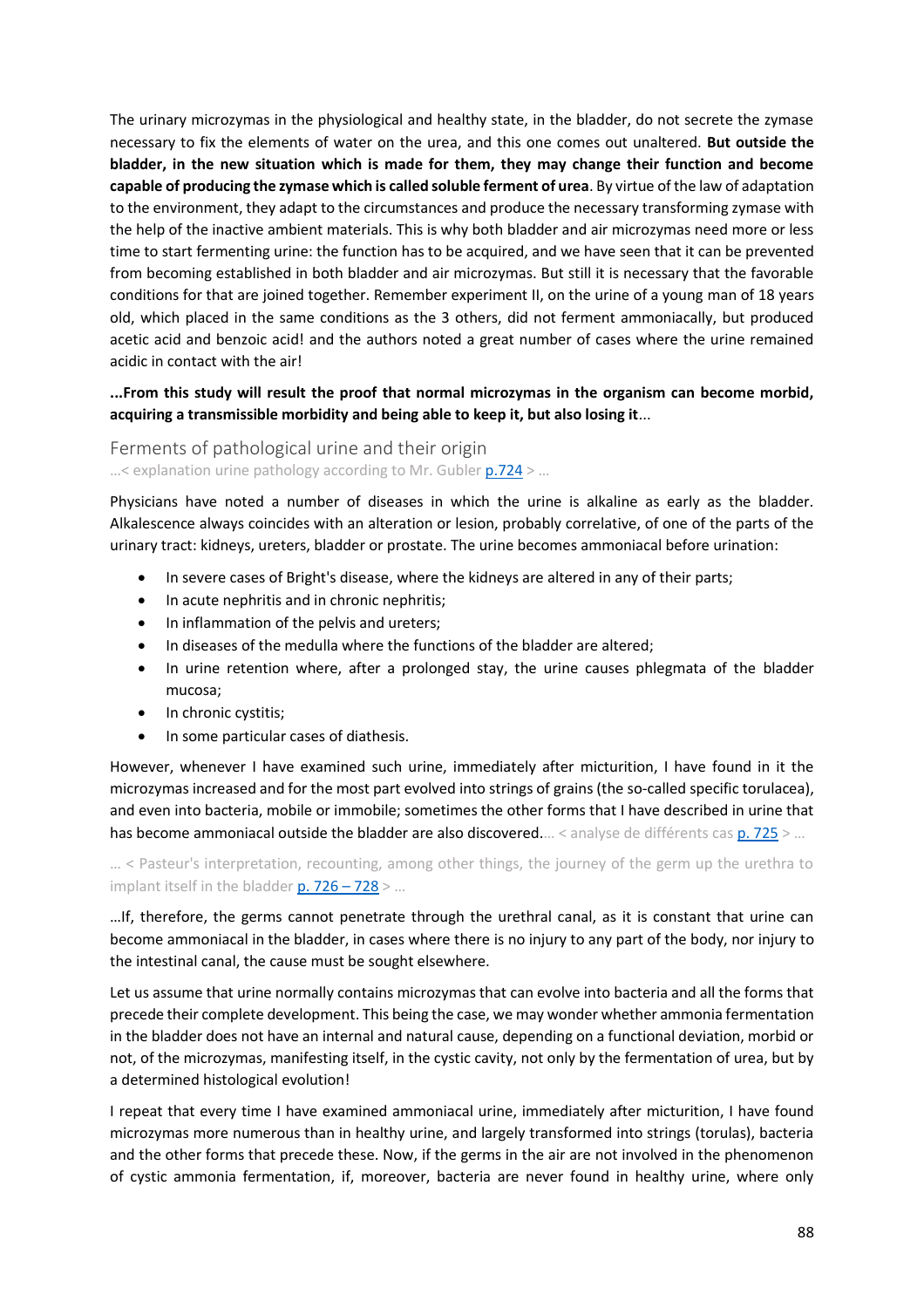The urinary microzymas in the physiological and healthy state, in the bladder, do not secrete the zymase necessary to fix the elements of water on the urea, and this one comes out unaltered. **But outside the bladder, in the new situation which is made for them, they may change their function and become capable of producing the zymase which is called soluble ferment of urea**. By virtue of the law of adaptation to the environment, they adapt to the circumstances and produce the necessary transforming zymase with the help of the inactive ambient materials. This is why both bladder and air microzymas need more or less time to start fermenting urine: the function has to be acquired, and we have seen that it can be prevented from becoming established in both bladder and air microzymas. But still it is necessary that the favorable conditions for that are joined together. Remember experiment II, on the urine of a young man of 18 years old, which placed in the same conditions as the 3 others, did not ferment ammoniacally, but produced acetic acid and benzoic acid! and the authors noted a great number of cases where the urine remained acidic in contact with the air!

**...From this study will result the proof that normal microzymas in the organism can become morbid, acquiring a transmissible morbidity and being able to keep it, but also losing it**...

## Ferments of pathological urine and their origin

…< explanation urine pathology according to Mr. Gubler p.724 > …

Physicians have noted a number of diseases in which the urine is alkaline as early as the bladder. Alkalescence always coincides with an alteration or lesion, probably correlative, of one of the parts of the urinary tract: kidneys, ureters, bladder or prostate. The urine becomes ammoniacal before urination:

- In severe cases of Bright's disease, where the kidneys are altered in any of their parts;
- In acute nephritis and in chronic nephritis;
- In inflammation of the pelvis and ureters;
- In diseases of the medulla where the functions of the bladder are altered;
- In urine retention where, after a prolonged stay, the urine causes phlegmata of the bladder mucosa;
- In chronic cystitis;
- In some particular cases of diathesis.

However, whenever I have examined such urine, immediately after micturition, I have found in it the microzymas increased and for the most part evolved into strings of grains (the so-called specific torulacea), and even into bacteria, mobile or immobile; sometimes the other forms that I have described in urine that has become ammoniacal outside the bladder are also discovered.… < analyse de différents cas p. 725 > …

… < Pasteur's interpretation, recounting, among other things, the journey of the germ up the urethra to implant itself in the bladder p. 726 – 728 > …

…If, therefore, the germs cannot penetrate through the urethral canal, as it is constant that urine can become ammoniacal in the bladder, in cases where there is no injury to any part of the body, nor injury to the intestinal canal, the cause must be sought elsewhere.

Let us assume that urine normally contains microzymas that can evolve into bacteria and all the forms that precede their complete development. This being the case, we may wonder whether ammonia fermentation in the bladder does not have an internal and natural cause, depending on a functional deviation, morbid or not, of the microzymas, manifesting itself, in the cystic cavity, not only by the fermentation of urea, but by a determined histological evolution!

I repeat that every time I have examined ammoniacal urine, immediately after micturition, I have found microzymas more numerous than in healthy urine, and largely transformed into strings (torulas), bacteria and the other forms that precede these. Now, if the germs in the air are not involved in the phenomenon of cystic ammonia fermentation, if, moreover, bacteria are never found in healthy urine, where only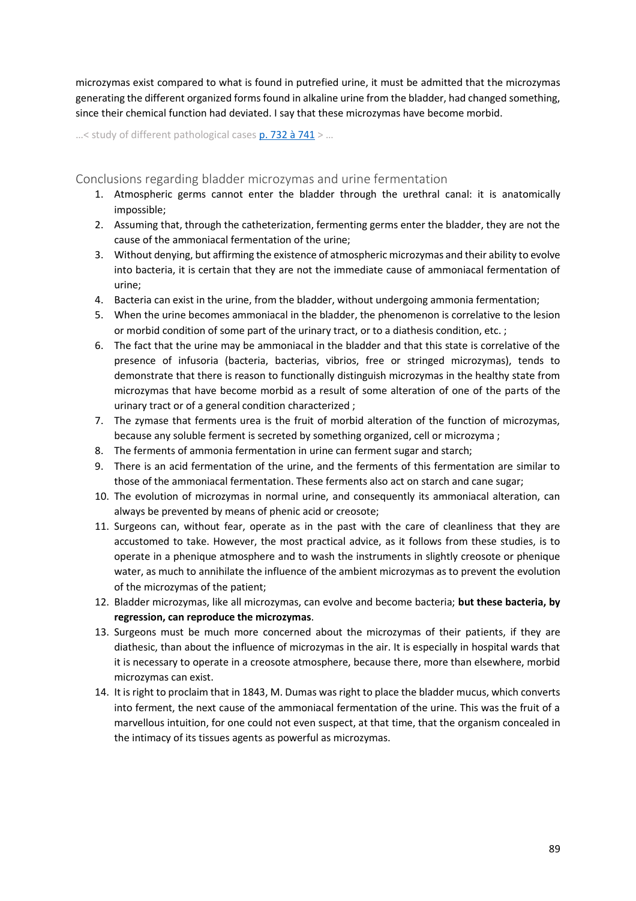microzymas exist compared to what is found in putrefied urine, it must be admitted that the microzymas generating the different organized forms found in alkaline urine from the bladder, had changed something, since their chemical function had deviated. I say that these microzymas have become morbid.

…< study of different pathological cases p. 732 à 741 > …

## Conclusions regarding bladder microzymas and urine fermentation

1. Atmospheric germs cannot enter the bladder through the urethral canal: it is anatomically impossible;
2. Assuming that, through the catheterization, fermenting germs enter the bladder, they are not the cause of the ammoniacal fermentation of the urine;
3. Without denying, but affirming the existence of atmospheric microzymas and their ability to evolve into bacteria, it is certain that they are not the immediate cause of ammoniacal fermentation of urine;
4. Bacteria can exist in the urine, from the bladder, without undergoing ammonia fermentation;
5. When the urine becomes ammoniacal in the bladder, the phenomenon is correlative to the lesion or morbid condition of some part of the urinary tract, or to a diathesis condition, etc. ;
6. The fact that the urine may be ammoniacal in the bladder and that this state is correlative of the presence of infusoria (bacteria, bacterias, vibrios, free or stringed microzymas), tends to demonstrate that there is reason to functionally distinguish microzymas in the healthy state from microzymas that have become morbid as a result of some alteration of one of the parts of the urinary tract or of a general condition characterized ;
7. The zymase that ferments urea is the fruit of morbid alteration of the function of microzymas, because any soluble ferment is secreted by something organized, cell or microzyma ;
8. The ferments of ammonia fermentation in urine can ferment sugar and starch;
9. There is an acid fermentation of the urine, and the ferments of this fermentation are similar to those of the ammoniacal fermentation. These ferments also act on starch and cane sugar;
10. The evolution of microzymas in normal urine, and consequently its ammoniacal alteration, can always be prevented by means of phenic acid or creosote;
11. Surgeons can, without fear, operate as in the past with the care of cleanliness that they are accustomed to take. However, the most practical advice, as it follows from these studies, is to operate in a phenique atmosphere and to wash the instruments in slightly creosote or phenique water, as much to annihilate the influence of the ambient microzymas as to prevent the evolution of the microzymas of the patient;
12. Bladder microzymas, like all microzymas, can evolve and become bacteria; **but these bacteria, by regression, can reproduce the microzymas**.
13. Surgeons must be much more concerned about the microzymas of their patients, if they are diathesic, than about the influence of microzymas in the air. It is especially in hospital wards that it is necessary to operate in a creosote atmosphere, because there, more than elsewhere, morbid microzymas can exist.
14. It is right to proclaim that in 1843, M. Dumas was right to place the bladder mucus, which converts into ferment, the next cause of the ammoniacal fermentation of the urine. This was the fruit of a marvellous intuition, for one could not even suspect, at that time, that the organism concealed in the intimacy of its tissues agents as powerful as microzymas.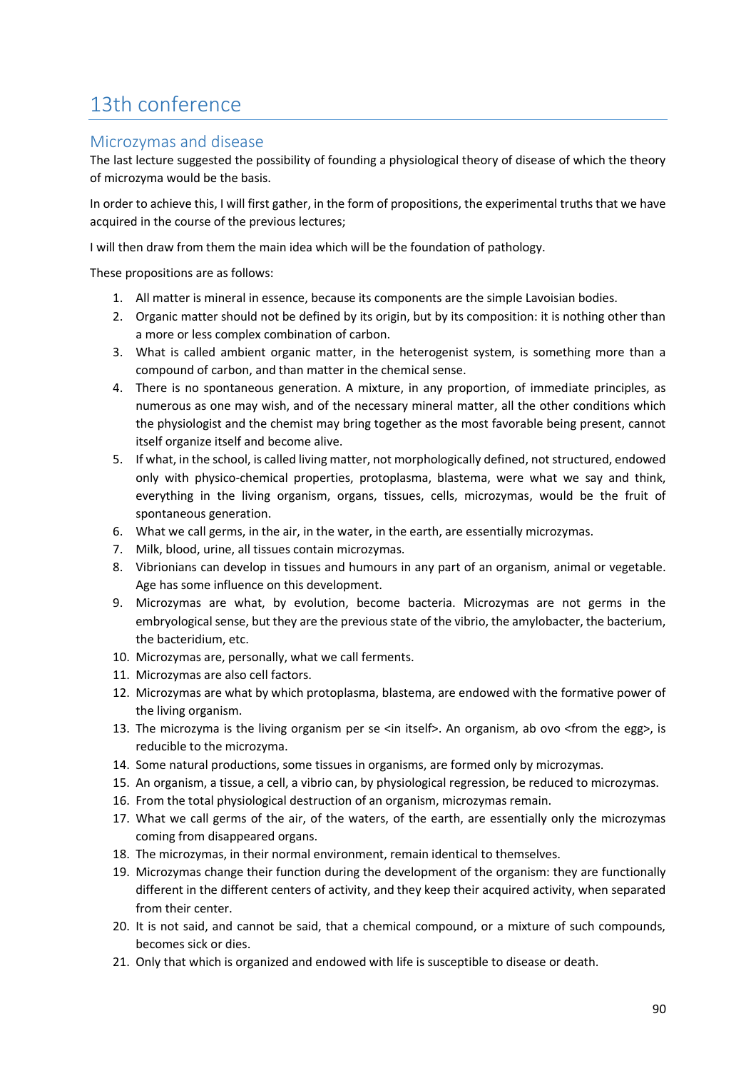# 13th conference

## Microzymas and disease

The last lecture suggested the possibility of founding a physiological theory of disease of which the theory of microzyma would be the basis.

In order to achieve this, I will first gather, in the form of propositions, the experimental truths that we have acquired in the course of the previous lectures;

I will then draw from them the main idea which will be the foundation of pathology.

These propositions are as follows:

1. All matter is mineral in essence, because its components are the simple Lavoisian bodies.
2. Organic matter should not be defined by its origin, but by its composition: it is nothing other than a more or less complex combination of carbon.
3. What is called ambient organic matter, in the heterogenist system, is something more than a compound of carbon, and than matter in the chemical sense.
4. There is no spontaneous generation. A mixture, in any proportion, of immediate principles, as numerous as one may wish, and of the necessary mineral matter, all the other conditions which the physiologist and the chemist may bring together as the most favorable being present, cannot itself organize itself and become alive.
5. If what, in the school, is called living matter, not morphologically defined, not structured, endowed only with physico-chemical properties, protoplasma, blastema, were what we say and think, everything in the living organism, organs, tissues, cells, microzymas, would be the fruit of spontaneous generation.
6. What we call germs, in the air, in the water, in the earth, are essentially microzymas.
7. Milk, blood, urine, all tissues contain microzymas.
8. Vibrionians can develop in tissues and humours in any part of an organism, animal or vegetable. Age has some influence on this development.
9. Microzymas are what, by evolution, become bacteria. Microzymas are not germs in the embryological sense, but they are the previous state of the vibrio, the amylobacter, the bacterium, the bacteridium, etc.
10. Microzymas are, personally, what we call ferments.
11. Microzymas are also cell factors.
12. Microzymas are what by which protoplasma, blastema, are endowed with the formative power of the living organism.
13. The microzyma is the living organism per se <in itself>. An organism, ab ovo <from the egg>, is reducible to the microzyma.
14. Some natural productions, some tissues in organisms, are formed only by microzymas.
15. An organism, a tissue, a cell, a vibrio can, by physiological regression, be reduced to microzymas.
16. From the total physiological destruction of an organism, microzymas remain.
17. What we call germs of the air, of the waters, of the earth, are essentially only the microzymas coming from disappeared organs.
18. The microzymas, in their normal environment, remain identical to themselves.
19. Microzymas change their function during the development of the organism: they are functionally different in the different centers of activity, and they keep their acquired activity, when separated from their center.
20. It is not said, and cannot be said, that a chemical compound, or a mixture of such compounds, becomes sick or dies.
21. Only that which is organized and endowed with life is susceptible to disease or death.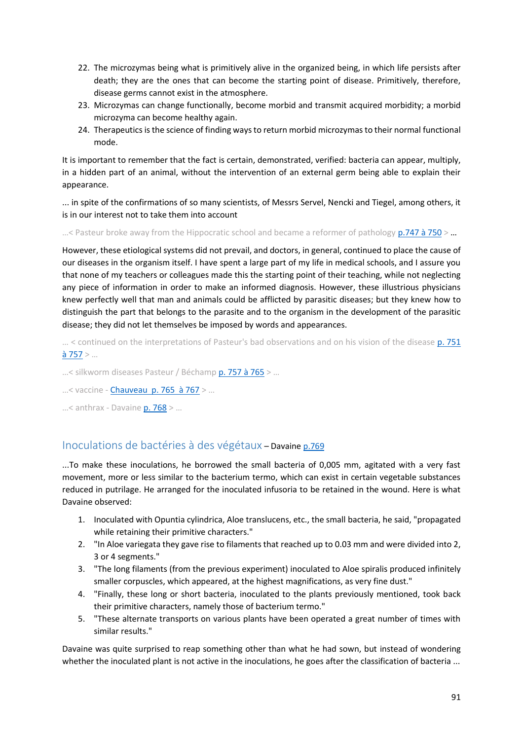22. The microzymas being what is primitively alive in the organized being, in which life persists after death; they are the ones that can become the starting point of disease. Primitively, therefore, disease germs cannot exist in the atmosphere.
23. Microzymas can change functionally, become morbid and transmit acquired morbidity; a morbid microzyma can become healthy again.
24. Therapeutics is the science of finding ways to return morbid microzymas to their normal functional mode.

It is important to remember that the fact is certain, demonstrated, verified: bacteria can appear, multiply, in a hidden part of an animal, without the intervention of an external germ being able to explain their appearance.

... in spite of the confirmations of so many scientists, of Messrs Servel, Nencki and Tiegel, among others, it is in our interest not to take them into account

...< Pasteur broke away from the Hippocratic school and became a reformer of pathology p.747 à 750 > ...

However, these etiological systems did not prevail, and doctors, in general, continued to place the cause of our diseases in the organism itself. I have spent a large part of my life in medical schools, and I assure you that none of my teachers or colleagues made this the starting point of their teaching, while not neglecting any piece of information in order to make an informed diagnosis. However, these illustrious physicians knew perfectly well that man and animals could be afflicted by parasitic diseases; but they knew how to distinguish the part that belongs to the parasite and to the organism in the development of the parasitic disease; they did not let themselves be imposed by words and appearances.

... < continued on the interpretations of Pasteur's bad observations and on his vision of the disease p. 751 à 757 > ...

...< silkworm diseases Pasteur / Béchamp p. 757 à 765 > ...

...< vaccine - Chauveau p. 765 à 767 > ...

...< anthrax - Davaine p. 768 > ...

## Inoculations de bactéries à des végétaux – Davaine p.769

...To make these inoculations, he borrowed the small bacteria of 0,005 mm, agitated with a very fast movement, more or less similar to the bacterium termo, which can exist in certain vegetable substances reduced in putrilage. He arranged for the inoculated infusoria to be retained in the wound. Here is what Davaine observed:

1. Inoculated with Opuntia cylindrica, Aloe translucens, etc., the small bacteria, he said, "propagated while retaining their primitive characters."
2. "In Aloe variegata they gave rise to filaments that reached up to 0.03 mm and were divided into 2, 3 or 4 segments."
3. "The long filaments (from the previous experiment) inoculated to Aloe spiralis produced infinitely smaller corpuscles, which appeared, at the highest magnifications, as very fine dust."
4. "Finally, these long or short bacteria, inoculated to the plants previously mentioned, took back their primitive characters, namely those of bacterium termo."
5. "These alternate transports on various plants have been operated a great number of times with similar results."

Davaine was quite surprised to reap something other than what he had sown, but instead of wondering whether the inoculated plant is not active in the inoculations, he goes after the classification of bacteria ...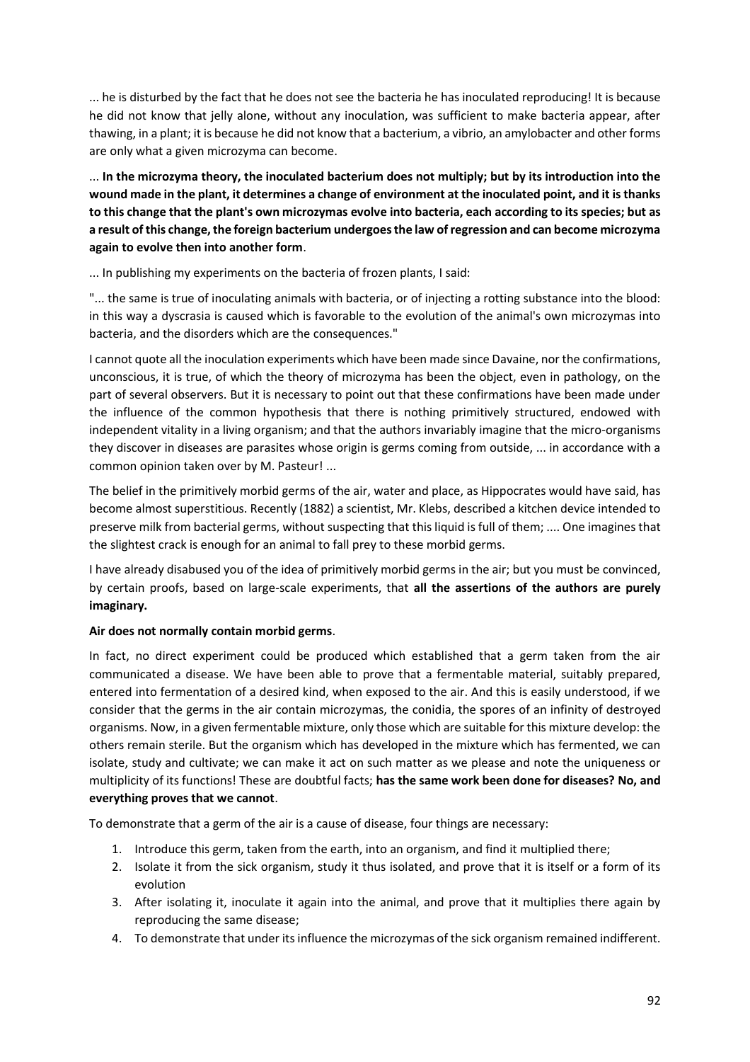... he is disturbed by the fact that he does not see the bacteria he has inoculated reproducing! It is because he did not know that jelly alone, without any inoculation, was sufficient to make bacteria appear, after thawing, in a plant; it is because he did not know that a bacterium, a vibrio, an amylobacter and other forms are only what a given microzyma can become.

... **In the microzyma theory, the inoculated bacterium does not multiply; but by its introduction into the wound made in the plant, it determines a change of environment at the inoculated point, and it is thanks to this change that the plant's own microzymas evolve into bacteria, each according to its species; but as a result of this change, the foreign bacterium undergoes the law of regression and can become microzyma again to evolve then into another form**.

... In publishing my experiments on the bacteria of frozen plants, I said:

"... the same is true of inoculating animals with bacteria, or of injecting a rotting substance into the blood: in this way a dyscrasia is caused which is favorable to the evolution of the animal's own microzymas into bacteria, and the disorders which are the consequences."

I cannot quote all the inoculation experiments which have been made since Davaine, nor the confirmations, unconscious, it is true, of which the theory of microzyma has been the object, even in pathology, on the part of several observers. But it is necessary to point out that these confirmations have been made under the influence of the common hypothesis that there is nothing primitively structured, endowed with independent vitality in a living organism; and that the authors invariably imagine that the micro-organisms they discover in diseases are parasites whose origin is germs coming from outside, ... in accordance with a common opinion taken over by M. Pasteur! ...

The belief in the primitively morbid germs of the air, water and place, as Hippocrates would have said, has become almost superstitious. Recently (1882) a scientist, Mr. Klebs, described a kitchen device intended to preserve milk from bacterial germs, without suspecting that this liquid is full of them; .... One imagines that the slightest crack is enough for an animal to fall prey to these morbid germs.

I have already disabused you of the idea of primitively morbid germs in the air; but you must be convinced, by certain proofs, based on large-scale experiments, that **all the assertions of the authors are purely imaginary.**

**Air does not normally contain morbid germs**.

In fact, no direct experiment could be produced which established that a germ taken from the air communicated a disease. We have been able to prove that a fermentable material, suitably prepared, entered into fermentation of a desired kind, when exposed to the air. And this is easily understood, if we consider that the germs in the air contain microzymas, the conidia, the spores of an infinity of destroyed organisms. Now, in a given fermentable mixture, only those which are suitable for this mixture develop: the others remain sterile. But the organism which has developed in the mixture which has fermented, we can isolate, study and cultivate; we can make it act on such matter as we please and note the uniqueness or multiplicity of its functions! These are doubtful facts; **has the same work been done for diseases? No, and everything proves that we cannot**.

To demonstrate that a germ of the air is a cause of disease, four things are necessary:

1. Introduce this germ, taken from the earth, into an organism, and find it multiplied there;
2. Isolate it from the sick organism, study it thus isolated, and prove that it is itself or a form of its evolution
3. After isolating it, inoculate it again into the animal, and prove that it multiplies there again by reproducing the same disease;
4. To demonstrate that under its influence the microzymas of the sick organism remained indifferent.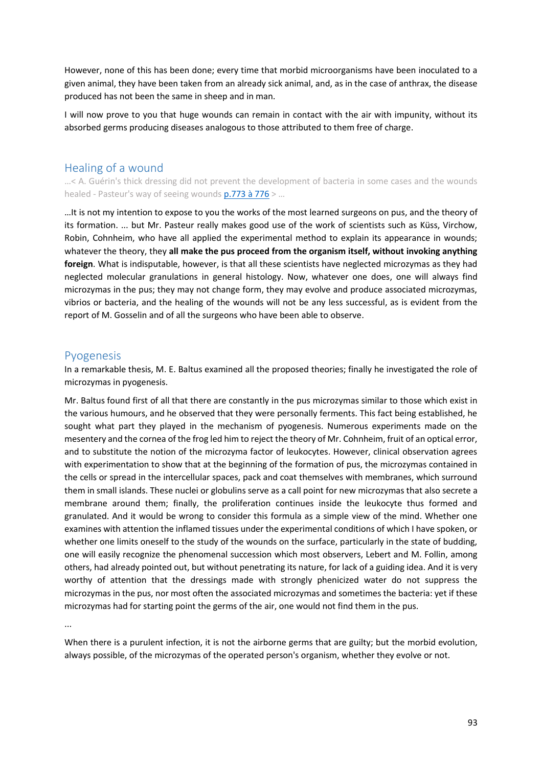However, none of this has been done; every time that morbid microorganisms have been inoculated to a given animal, they have been taken from an already sick animal, and, as in the case of anthrax, the disease produced has not been the same in sheep and in man.

I will now prove to you that huge wounds can remain in contact with the air with impunity, without its absorbed germs producing diseases analogous to those attributed to them free of charge.

## Healing of a wound

…< A. Guérin's thick dressing did not prevent the development of bacteria in some cases and the wounds healed - Pasteur's way of seeing wounds p.773 à 776 > …

…It is not my intention to expose to you the works of the most learned surgeons on pus, and the theory of its formation. ... but Mr. Pasteur really makes good use of the work of scientists such as Küss, Virchow, Robin, Cohnheim, who have all applied the experimental method to explain its appearance in wounds; whatever the theory, they **all make the pus proceed from the organism itself, without invoking anything foreign**. What is indisputable, however, is that all these scientists have neglected microzymas as they had neglected molecular granulations in general histology. Now, whatever one does, one will always find microzymas in the pus; they may not change form, they may evolve and produce associated microzymas, vibrios or bacteria, and the healing of the wounds will not be any less successful, as is evident from the report of M. Gosselin and of all the surgeons who have been able to observe.

## Pyogenesis

In a remarkable thesis, M. E. Baltus examined all the proposed theories; finally he investigated the role of microzymas in pyogenesis.

Mr. Baltus found first of all that there are constantly in the pus microzymas similar to those which exist in the various humours, and he observed that they were personally ferments. This fact being established, he sought what part they played in the mechanism of pyogenesis. Numerous experiments made on the mesentery and the cornea of the frog led him to reject the theory of Mr. Cohnheim, fruit of an optical error, and to substitute the notion of the microzyma factor of leukocytes. However, clinical observation agrees with experimentation to show that at the beginning of the formation of pus, the microzymas contained in the cells or spread in the intercellular spaces, pack and coat themselves with membranes, which surround them in small islands. These nuclei or globulins serve as a call point for new microzymas that also secrete a membrane around them; finally, the proliferation continues inside the leukocyte thus formed and granulated. And it would be wrong to consider this formula as a simple view of the mind. Whether one examines with attention the inflamed tissues under the experimental conditions of which I have spoken, or whether one limits oneself to the study of the wounds on the surface, particularly in the state of budding, one will easily recognize the phenomenal succession which most observers, Lebert and M. Follin, among others, had already pointed out, but without penetrating its nature, for lack of a guiding idea. And it is very worthy of attention that the dressings made with strongly phenicized water do not suppress the microzymas in the pus, nor most often the associated microzymas and sometimes the bacteria: yet if these microzymas had for starting point the germs of the air, one would not find them in the pus.

...

When there is a purulent infection, it is not the airborne germs that are guilty; but the morbid evolution, always possible, of the microzymas of the operated person's organism, whether they evolve or not.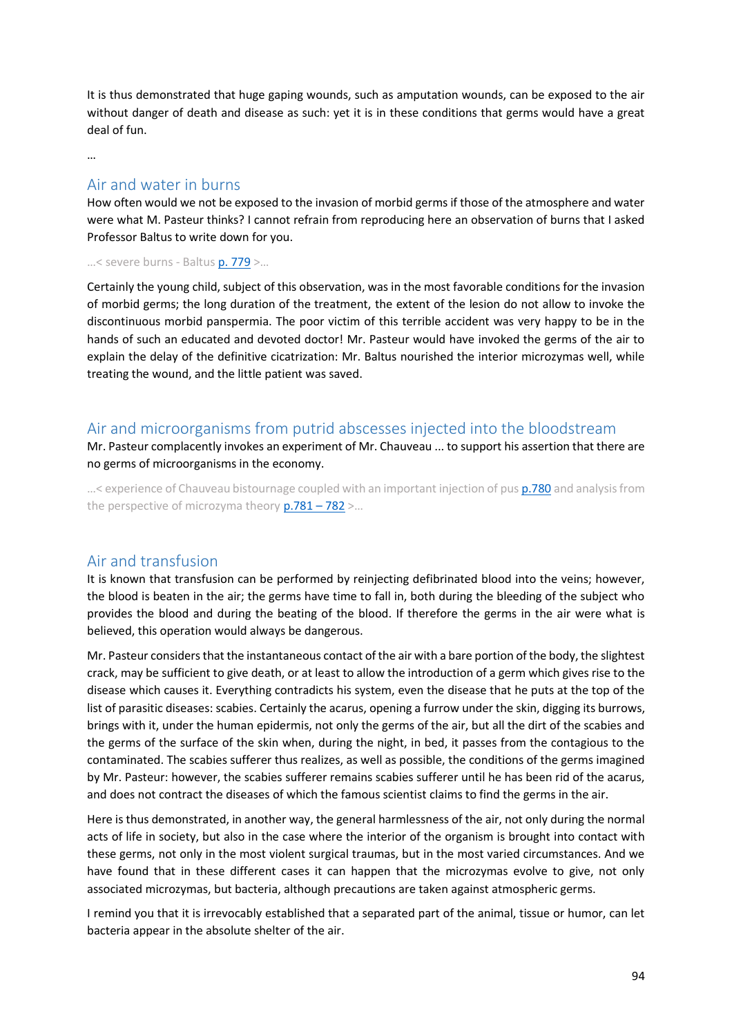It is thus demonstrated that huge gaping wounds, such as amputation wounds, can be exposed to the air without danger of death and disease as such: yet it is in these conditions that germs would have a great deal of fun.

…

## Air and water in burns

How often would we not be exposed to the invasion of morbid germs if those of the atmosphere and water were what M. Pasteur thinks? I cannot refrain from reproducing here an observation of burns that I asked Professor Baltus to write down for you.

…< severe burns - Baltus p. 779 >…

Certainly the young child, subject of this observation, was in the most favorable conditions for the invasion of morbid germs; the long duration of the treatment, the extent of the lesion do not allow to invoke the discontinuous morbid panspermia. The poor victim of this terrible accident was very happy to be in the hands of such an educated and devoted doctor! Mr. Pasteur would have invoked the germs of the air to explain the delay of the definitive cicatrization: Mr. Baltus nourished the interior microzymas well, while treating the wound, and the little patient was saved.

## Air and microorganisms from putrid abscesses injected into the bloodstream

Mr. Pasteur complacently invokes an experiment of Mr. Chauveau ... to support his assertion that there are no germs of microorganisms in the economy.

…< experience of Chauveau bistournage coupled with an important injection of pus p.780 and analysis from the perspective of microzyma theory p.781 – 782 >…

## Air and transfusion

It is known that transfusion can be performed by reinjecting defibrinated blood into the veins; however, the blood is beaten in the air; the germs have time to fall in, both during the bleeding of the subject who provides the blood and during the beating of the blood. If therefore the germs in the air were what is believed, this operation would always be dangerous.

Mr. Pasteur considers that the instantaneous contact of the air with a bare portion of the body, the slightest crack, may be sufficient to give death, or at least to allow the introduction of a germ which gives rise to the disease which causes it. Everything contradicts his system, even the disease that he puts at the top of the list of parasitic diseases: scabies. Certainly the acarus, opening a furrow under the skin, digging its burrows, brings with it, under the human epidermis, not only the germs of the air, but all the dirt of the scabies and the germs of the surface of the skin when, during the night, in bed, it passes from the contagious to the contaminated. The scabies sufferer thus realizes, as well as possible, the conditions of the germs imagined by Mr. Pasteur: however, the scabies sufferer remains scabies sufferer until he has been rid of the acarus, and does not contract the diseases of which the famous scientist claims to find the germs in the air.

Here is thus demonstrated, in another way, the general harmlessness of the air, not only during the normal acts of life in society, but also in the case where the interior of the organism is brought into contact with these germs, not only in the most violent surgical traumas, but in the most varied circumstances. And we have found that in these different cases it can happen that the microzymas evolve to give, not only associated microzymas, but bacteria, although precautions are taken against atmospheric germs.

I remind you that it is irrevocably established that a separated part of the animal, tissue or humor, can let bacteria appear in the absolute shelter of the air.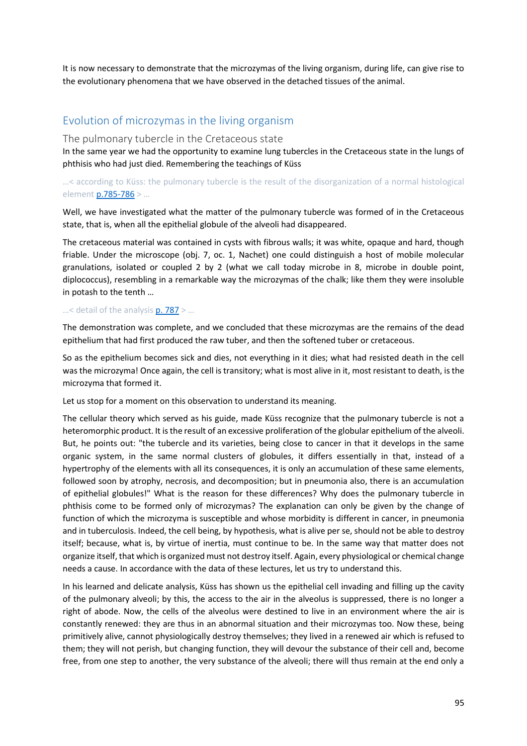It is now necessary to demonstrate that the microzymas of the living organism, during life, can give rise to the evolutionary phenomena that we have observed in the detached tissues of the animal.

## Evolution of microzymas in the living organism

### The pulmonary tubercle in the Cretaceous state

In the same year we had the opportunity to examine lung tubercles in the Cretaceous state in the lungs of phthisis who had just died. Remembering the teachings of Küss

…< according to Küss: the pulmonary tubercle is the result of the disorganization of a normal histological element p.785-786 > …

Well, we have investigated what the matter of the pulmonary tubercle was formed of in the Cretaceous state, that is, when all the epithelial globule of the alveoli had disappeared.

The cretaceous material was contained in cysts with fibrous walls; it was white, opaque and hard, though friable. Under the microscope (obj. 7, oc. 1, Nachet) one could distinguish a host of mobile molecular granulations, isolated or coupled 2 by 2 (what we call today microbe in 8, microbe in double point, diplococcus), resembling in a remarkable way the microzymas of the chalk; like them they were insoluble in potash to the tenth …

…< detail of the analysis p. 787 > …

The demonstration was complete, and we concluded that these microzymas are the remains of the dead epithelium that had first produced the raw tuber, and then the softened tuber or cretaceous.

So as the epithelium becomes sick and dies, not everything in it dies; what had resisted death in the cell was the microzyma! Once again, the cell is transitory; what is most alive in it, most resistant to death, is the microzyma that formed it.

Let us stop for a moment on this observation to understand its meaning.

The cellular theory which served as his guide, made Küss recognize that the pulmonary tubercle is not a heteromorphic product. It is the result of an excessive proliferation of the globular epithelium of the alveoli. But, he points out: "the tubercle and its varieties, being close to cancer in that it develops in the same organic system, in the same normal clusters of globules, it differs essentially in that, instead of a hypertrophy of the elements with all its consequences, it is only an accumulation of these same elements, followed soon by atrophy, necrosis, and decomposition; but in pneumonia also, there is an accumulation of epithelial globules!" What is the reason for these differences? Why does the pulmonary tubercle in phthisis come to be formed only of microzymas? The explanation can only be given by the change of function of which the microzyma is susceptible and whose morbidity is different in cancer, in pneumonia and in tuberculosis. Indeed, the cell being, by hypothesis, what is alive per se, should not be able to destroy itself; because, what is, by virtue of inertia, must continue to be. In the same way that matter does not organize itself, that which is organized must not destroy itself. Again, every physiological or chemical change needs a cause. In accordance with the data of these lectures, let us try to understand this.

In his learned and delicate analysis, Küss has shown us the epithelial cell invading and filling up the cavity of the pulmonary alveoli; by this, the access to the air in the alveolus is suppressed, there is no longer a right of abode. Now, the cells of the alveolus were destined to live in an environment where the air is constantly renewed: they are thus in an abnormal situation and their microzymas too. Now these, being primitively alive, cannot physiologically destroy themselves; they lived in a renewed air which is refused to them; they will not perish, but changing function, they will devour the substance of their cell and, become free, from one step to another, the very substance of the alveoli; there will thus remain at the end only a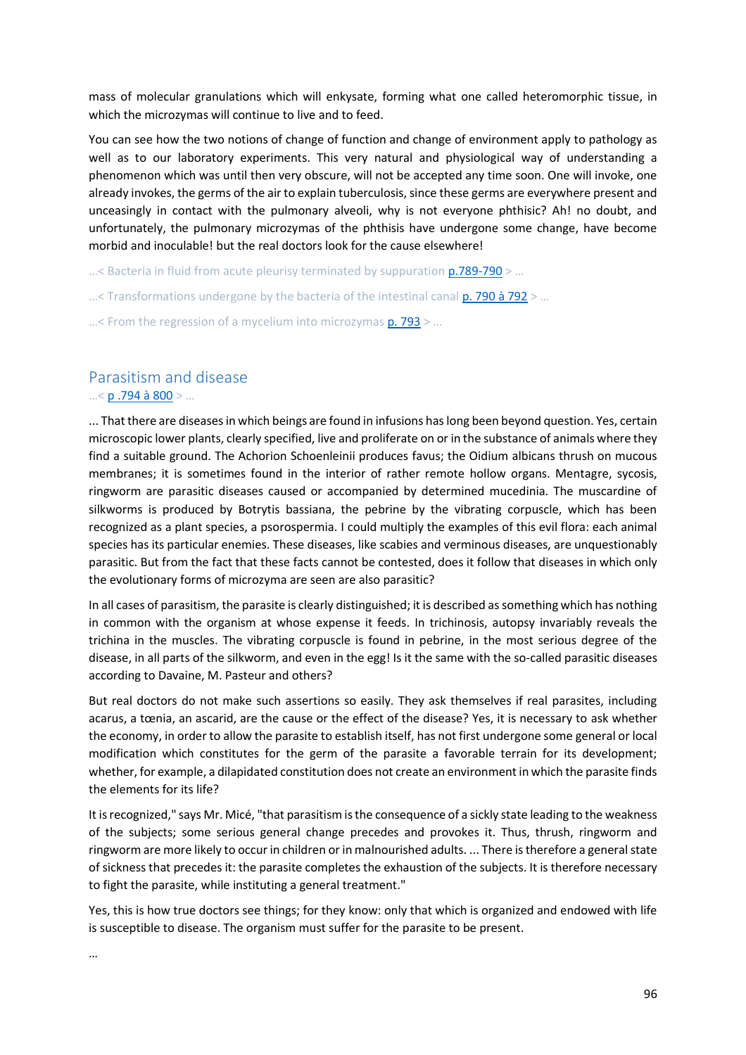mass of molecular granulations which will enkysate, forming what one called heteromorphic tissue, in which the microzymas will continue to live and to feed.

You can see how the two notions of change of function and change of environment apply to pathology as well as to our laboratory experiments. This very natural and physiological way of understanding a phenomenon which was until then very obscure, will not be accepted any time soon. One will invoke, one already invokes, the germs of the air to explain tuberculosis, since these germs are everywhere present and unceasingly in contact with the pulmonary alveoli, why is not everyone phthisic? Ah! no doubt, and unfortunately, the pulmonary microzymas of the phthisis have undergone some change, have become morbid and inoculable! but the real doctors look for the cause elsewhere!

...< Bacteria in fluid from acute pleurisy terminated by suppuration p.789-790 > ...

...< Transformations undergone by the bacteria of the intestinal canal p. 790 à 792 > ...

...< From the regression of a mycelium into microzymas p. 793 > ...

## Parasitism and disease

...< p .794 à 800 > ...

... That there are diseases in which beings are found in infusions has long been beyond question. Yes, certain microscopic lower plants, clearly specified, live and proliferate on or in the substance of animals where they find a suitable ground. The Achorion Schoenleinii produces favus; the Oidium albicans thrush on mucous membranes; it is sometimes found in the interior of rather remote hollow organs. Mentagre, sycosis, ringworm are parasitic diseases caused or accompanied by determined mucedinia. The muscardine of silkworms is produced by Botrytis bassiana, the pebrine by the vibrating corpuscle, which has been recognized as a plant species, a psorospermia. I could multiply the examples of this evil flora: each animal species has its particular enemies. These diseases, like scabies and verminous diseases, are unquestionably parasitic. But from the fact that these facts cannot be contested, does it follow that diseases in which only the evolutionary forms of microzyma are seen are also parasitic?

In all cases of parasitism, the parasite is clearly distinguished; it is described as something which has nothing in common with the organism at whose expense it feeds. In trichinosis, autopsy invariably reveals the trichina in the muscles. The vibrating corpuscle is found in pebrine, in the most serious degree of the disease, in all parts of the silkworm, and even in the egg! Is it the same with the so-called parasitic diseases according to Davaine, M. Pasteur and others?

But real doctors do not make such assertions so easily. They ask themselves if real parasites, including acarus, a tœnia, an ascarid, are the cause or the effect of the disease? Yes, it is necessary to ask whether the economy, in order to allow the parasite to establish itself, has not first undergone some general or local modification which constitutes for the germ of the parasite a favorable terrain for its development; whether, for example, a dilapidated constitution does not create an environment in which the parasite finds the elements for its life?

It is recognized," says Mr. Micé, "that parasitism is the consequence of a sickly state leading to the weakness of the subjects; some serious general change precedes and provokes it. Thus, thrush, ringworm and ringworm are more likely to occur in children or in malnourished adults. ... There is therefore a general state of sickness that precedes it: the parasite completes the exhaustion of the subjects. It is therefore necessary to fight the parasite, while instituting a general treatment."

Yes, this is how true doctors see things; for they know: only that which is organized and endowed with life is susceptible to disease. The organism must suffer for the parasite to be present.

...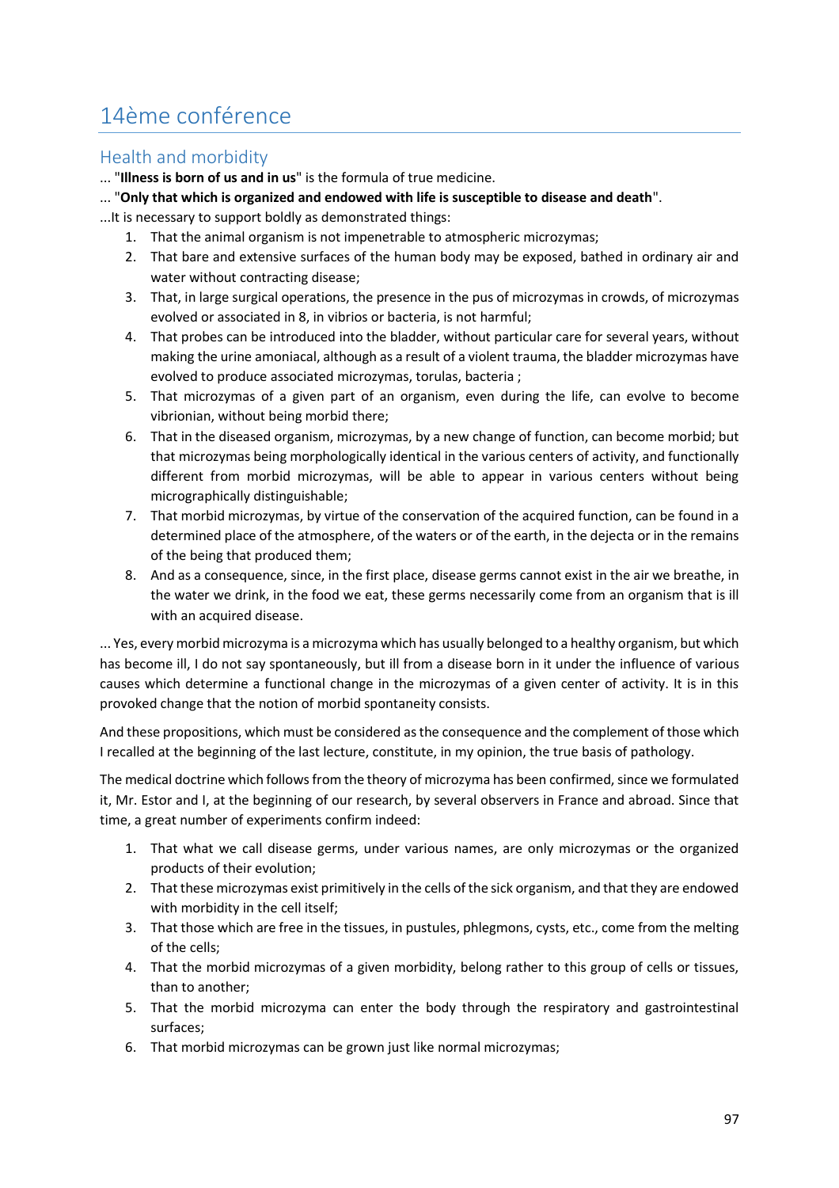# 14ème conférence

## Health and morbidity

... "**Illness is born of us and in us**" is the formula of true medicine.

... "**Only that which is organized and endowed with life is susceptible to disease and death**".

...It is necessary to support boldly as demonstrated things:

1. That the animal organism is not impenetrable to atmospheric microzymas;
2. That bare and extensive surfaces of the human body may be exposed, bathed in ordinary air and water without contracting disease;
3. That, in large surgical operations, the presence in the pus of microzymas in crowds, of microzymas evolved or associated in 8, in vibrios or bacteria, is not harmful;
4. That probes can be introduced into the bladder, without particular care for several years, without making the urine amoniacal, although as a result of a violent trauma, the bladder microzymas have evolved to produce associated microzymas, torulas, bacteria ;
5. That microzymas of a given part of an organism, even during the life, can evolve to become vibrionian, without being morbid there;
6. That in the diseased organism, microzymas, by a new change of function, can become morbid; but that microzymas being morphologically identical in the various centers of activity, and functionally different from morbid microzymas, will be able to appear in various centers without being micrographically distinguishable;
7. That morbid microzymas, by virtue of the conservation of the acquired function, can be found in a determined place of the atmosphere, of the waters or of the earth, in the dejecta or in the remains of the being that produced them;
8. And as a consequence, since, in the first place, disease germs cannot exist in the air we breathe, in the water we drink, in the food we eat, these germs necessarily come from an organism that is ill with an acquired disease.

... Yes, every morbid microzyma is a microzyma which has usually belonged to a healthy organism, but which has become ill, I do not say spontaneously, but ill from a disease born in it under the influence of various causes which determine a functional change in the microzymas of a given center of activity. It is in this provoked change that the notion of morbid spontaneity consists.

And these propositions, which must be considered as the consequence and the complement of those which I recalled at the beginning of the last lecture, constitute, in my opinion, the true basis of pathology.

The medical doctrine which follows from the theory of microzyma has been confirmed, since we formulated it, Mr. Estor and I, at the beginning of our research, by several observers in France and abroad. Since that time, a great number of experiments confirm indeed:

1. That what we call disease germs, under various names, are only microzymas or the organized products of their evolution;
2. That these microzymas exist primitively in the cells of the sick organism, and that they are endowed with morbidity in the cell itself;
3. That those which are free in the tissues, in pustules, phlegmons, cysts, etc., come from the melting of the cells;
4. That the morbid microzymas of a given morbidity, belong rather to this group of cells or tissues, than to another;
5. That the morbid microzyma can enter the body through the respiratory and gastrointestinal surfaces;
6. That morbid microzymas can be grown just like normal microzymas;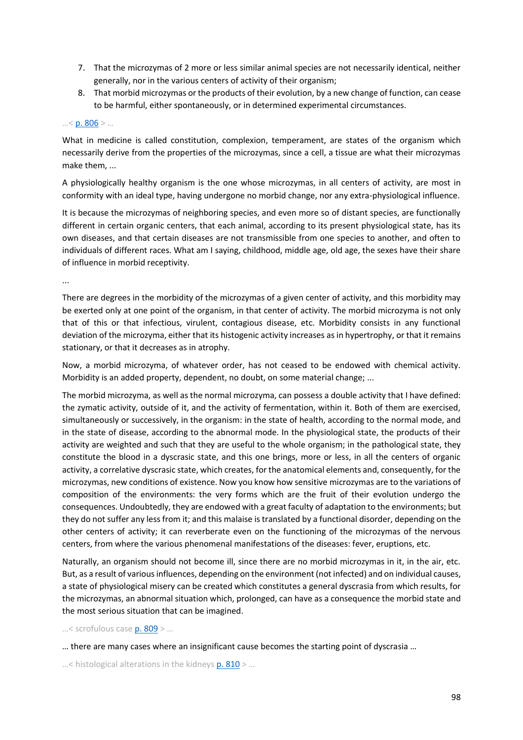7. That the microzymas of 2 more or less similar animal species are not necessarily identical, neither generally, nor in the various centers of activity of their organism;
8. That morbid microzymas or the products of their evolution, by a new change of function, can cease to be harmful, either spontaneously, or in determined experimental circumstances.

…< p. 806 > …

What in medicine is called constitution, complexion, temperament, are states of the organism which necessarily derive from the properties of the microzymas, since a cell, a tissue are what their microzymas make them, ...

A physiologically healthy organism is the one whose microzymas, in all centers of activity, are most in conformity with an ideal type, having undergone no morbid change, nor any extra-physiological influence.

It is because the microzymas of neighboring species, and even more so of distant species, are functionally different in certain organic centers, that each animal, according to its present physiological state, has its own diseases, and that certain diseases are not transmissible from one species to another, and often to individuals of different races. What am I saying, childhood, middle age, old age, the sexes have their share of influence in morbid receptivity.

...

There are degrees in the morbidity of the microzymas of a given center of activity, and this morbidity may be exerted only at one point of the organism, in that center of activity. The morbid microzyma is not only that of this or that infectious, virulent, contagious disease, etc. Morbidity consists in any functional deviation of the microzyma, either that its histogenic activity increases as in hypertrophy, or that it remains stationary, or that it decreases as in atrophy.

Now, a morbid microzyma, of whatever order, has not ceased to be endowed with chemical activity. Morbidity is an added property, dependent, no doubt, on some material change; ...

The morbid microzyma, as well as the normal microzyma, can possess a double activity that I have defined: the zymatic activity, outside of it, and the activity of fermentation, within it. Both of them are exercised, simultaneously or successively, in the organism: in the state of health, according to the normal mode, and in the state of disease, according to the abnormal mode. In the physiological state, the products of their activity are weighted and such that they are useful to the whole organism; in the pathological state, they constitute the blood in a dyscrasic state, and this one brings, more or less, in all the centers of organic activity, a correlative dyscrasic state, which creates, for the anatomical elements and, consequently, for the microzymas, new conditions of existence. Now you know how sensitive microzymas are to the variations of composition of the environments: the very forms which are the fruit of their evolution undergo the consequences. Undoubtedly, they are endowed with a great faculty of adaptation to the environments; but they do not suffer any less from it; and this malaise is translated by a functional disorder, depending on the other centers of activity; it can reverberate even on the functioning of the microzymas of the nervous centers, from where the various phenomenal manifestations of the diseases: fever, eruptions, etc.

Naturally, an organism should not become ill, since there are no morbid microzymas in it, in the air, etc. But, as a result of various influences, depending on the environment (not infected) and on individual causes, a state of physiological misery can be created which constitutes a general dyscrasia from which results, for the microzymas, an abnormal situation which, prolonged, can have as a consequence the morbid state and the most serious situation that can be imagined.

…< scrofulous case p. 809 > …

… there are many cases where an insignificant cause becomes the starting point of dyscrasia …

…< histological alterations in the kidneys p. 810 > …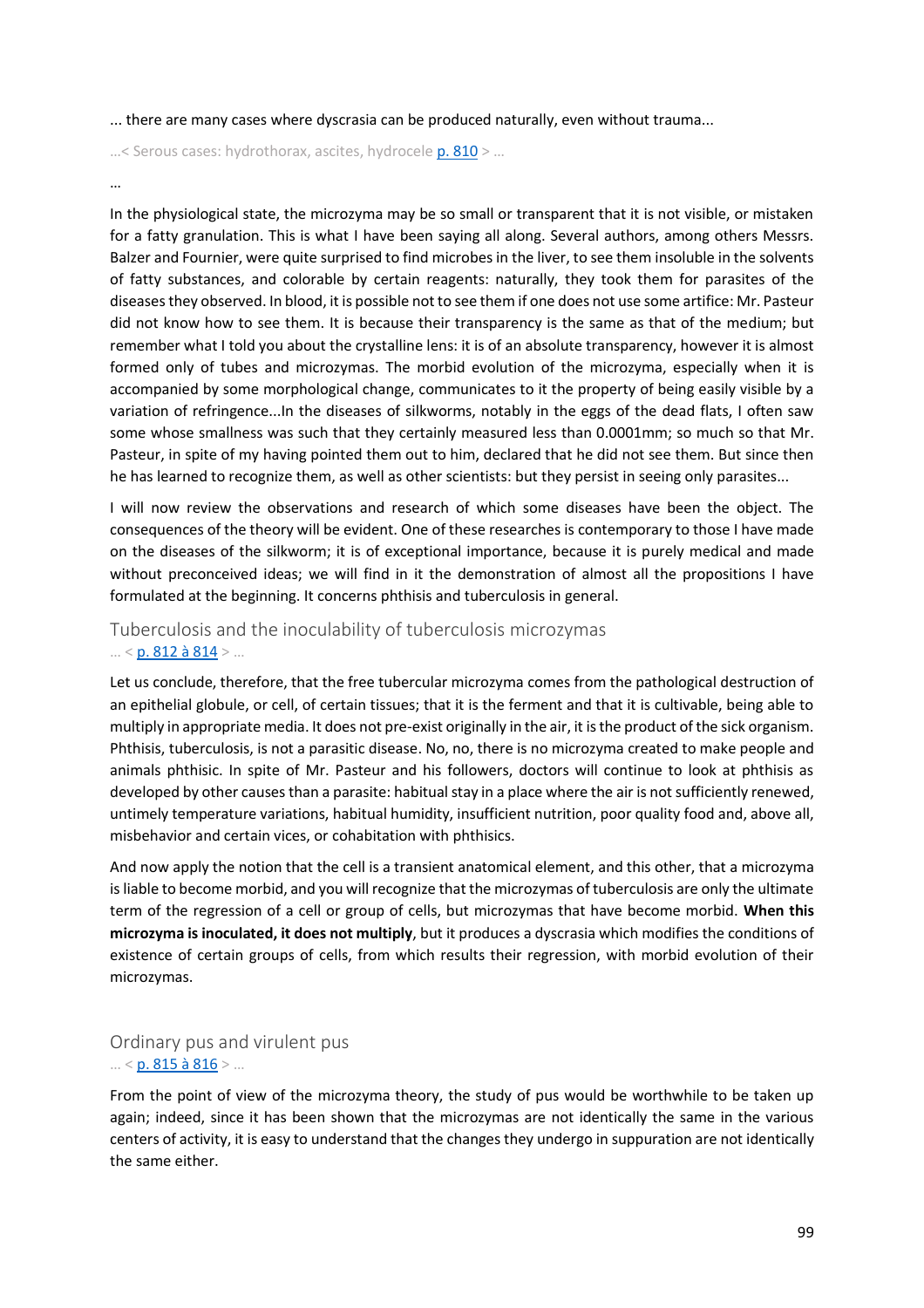... there are many cases where dyscrasia can be produced naturally, even without trauma...

...< Serous cases: hydrothorax, ascites, hydrocele p. 810 > ...

...

In the physiological state, the microzyma may be so small or transparent that it is not visible, or mistaken for a fatty granulation. This is what I have been saying all along. Several authors, among others Messrs. Balzer and Fournier, were quite surprised to find microbes in the liver, to see them insoluble in the solvents of fatty substances, and colorable by certain reagents: naturally, they took them for parasites of the diseases they observed. In blood, it is possible not to see them if one does not use some artifice: Mr. Pasteur did not know how to see them. It is because their transparency is the same as that of the medium; but remember what I told you about the crystalline lens: it is of an absolute transparency, however it is almost formed only of tubes and microzymas. The morbid evolution of the microzyma, especially when it is accompanied by some morphological change, communicates to it the property of being easily visible by a variation of refringence...In the diseases of silkworms, notably in the eggs of the dead flats, I often saw some whose smallness was such that they certainly measured less than 0.0001mm; so much so that Mr. Pasteur, in spite of my having pointed them out to him, declared that he did not see them. But since then he has learned to recognize them, as well as other scientists: but they persist in seeing only parasites...

I will now review the observations and research of which some diseases have been the object. The consequences of the theory will be evident. One of these researches is contemporary to those I have made on the diseases of the silkworm; it is of exceptional importance, because it is purely medical and made without preconceived ideas; we will find in it the demonstration of almost all the propositions I have formulated at the beginning. It concerns phthisis and tuberculosis in general.

## Tuberculosis and the inoculability of tuberculosis microzymas

... < p. 812 à 814 > ...

Let us conclude, therefore, that the free tubercular microzyma comes from the pathological destruction of an epithelial globule, or cell, of certain tissues; that it is the ferment and that it is cultivable, being able to multiply in appropriate media. It does not pre-exist originally in the air, it is the product of the sick organism. Phthisis, tuberculosis, is not a parasitic disease. No, no, there is no microzyma created to make people and animals phthisic. In spite of Mr. Pasteur and his followers, doctors will continue to look at phthisis as developed by other causes than a parasite: habitual stay in a place where the air is not sufficiently renewed, untimely temperature variations, habitual humidity, insufficient nutrition, poor quality food and, above all, misbehavior and certain vices, or cohabitation with phthisics.

And now apply the notion that the cell is a transient anatomical element, and this other, that a microzyma is liable to become morbid, and you will recognize that the microzymas of tuberculosis are only the ultimate term of the regression of a cell or group of cells, but microzymas that have become morbid. **When this microzyma is inoculated, it does not multiply**, but it produces a dyscrasia which modifies the conditions of existence of certain groups of cells, from which results their regression, with morbid evolution of their microzymas.

## Ordinary pus and virulent pus

... < p. 815 à 816 > ...

From the point of view of the microzyma theory, the study of pus would be worthwhile to be taken up again; indeed, since it has been shown that the microzymas are not identically the same in the various centers of activity, it is easy to understand that the changes they undergo in suppuration are not identically the same either.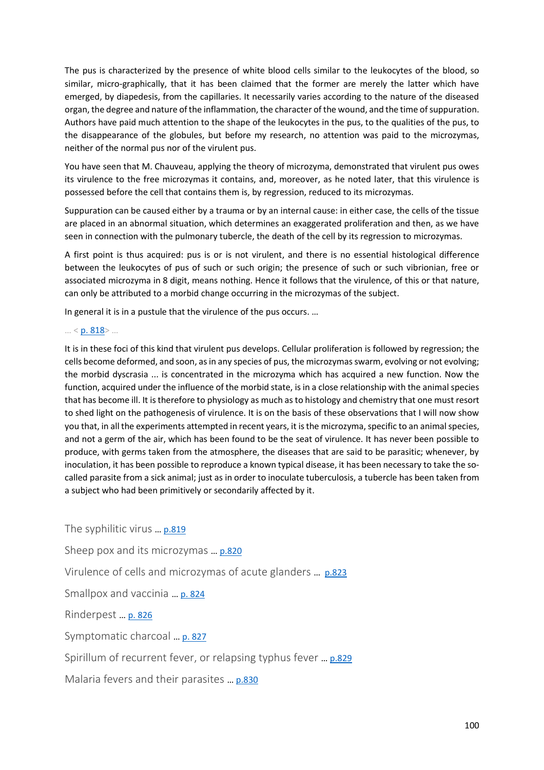The pus is characterized by the presence of white blood cells similar to the leukocytes of the blood, so similar, micro-graphically, that it has been claimed that the former are merely the latter which have emerged, by diapedesis, from the capillaries. It necessarily varies according to the nature of the diseased organ, the degree and nature of the inflammation, the character of the wound, and the time of suppuration. Authors have paid much attention to the shape of the leukocytes in the pus, to the qualities of the pus, to the disappearance of the globules, but before my research, no attention was paid to the microzymas, neither of the normal pus nor of the virulent pus.

You have seen that M. Chauveau, applying the theory of microzyma, demonstrated that virulent pus owes its virulence to the free microzymas it contains, and, moreover, as he noted later, that this virulence is possessed before the cell that contains them is, by regression, reduced to its microzymas.

Suppuration can be caused either by a trauma or by an internal cause: in either case, the cells of the tissue are placed in an abnormal situation, which determines an exaggerated proliferation and then, as we have seen in connection with the pulmonary tubercle, the death of the cell by its regression to microzymas.

A first point is thus acquired: pus is or is not virulent, and there is no essential histological difference between the leukocytes of pus of such or such origin; the presence of such or such vibrionian, free or associated microzyma in 8 digit, means nothing. Hence it follows that the virulence, of this or that nature, can only be attributed to a morbid change occurring in the microzymas of the subject.

In general it is in a pustule that the virulence of the pus occurs. …

… < p. 818> …

It is in these foci of this kind that virulent pus develops. Cellular proliferation is followed by regression; the cells become deformed, and soon, as in any species of pus, the microzymas swarm, evolving or not evolving; the morbid dyscrasia ... is concentrated in the microzyma which has acquired a new function. Now the function, acquired under the influence of the morbid state, is in a close relationship with the animal species that has become ill. It is therefore to physiology as much as to histology and chemistry that one must resort to shed light on the pathogenesis of virulence. It is on the basis of these observations that I will now show you that, in all the experiments attempted in recent years, it is the microzyma, specific to an animal species, and not a germ of the air, which has been found to be the seat of virulence. It has never been possible to produce, with germs taken from the atmosphere, the diseases that are said to be parasitic; whenever, by inoculation, it has been possible to reproduce a known typical disease, it has been necessary to take the so-called parasite from a sick animal; just as in order to inoculate tuberculosis, a tubercle has been taken from a subject who had been primitively or secondarily affected by it.

The syphilitic virus … p.819

Sheep pox and its microzymas … p.820

Virulence of cells and microzymas of acute glanders … p.823

Smallpox and vaccinia … p. 824

Rinderpest … p. 826

Symptomatic charcoal … p. 827

Spirillum of recurrent fever, or relapsing typhus fever … p.829

Malaria fevers and their parasites … p.830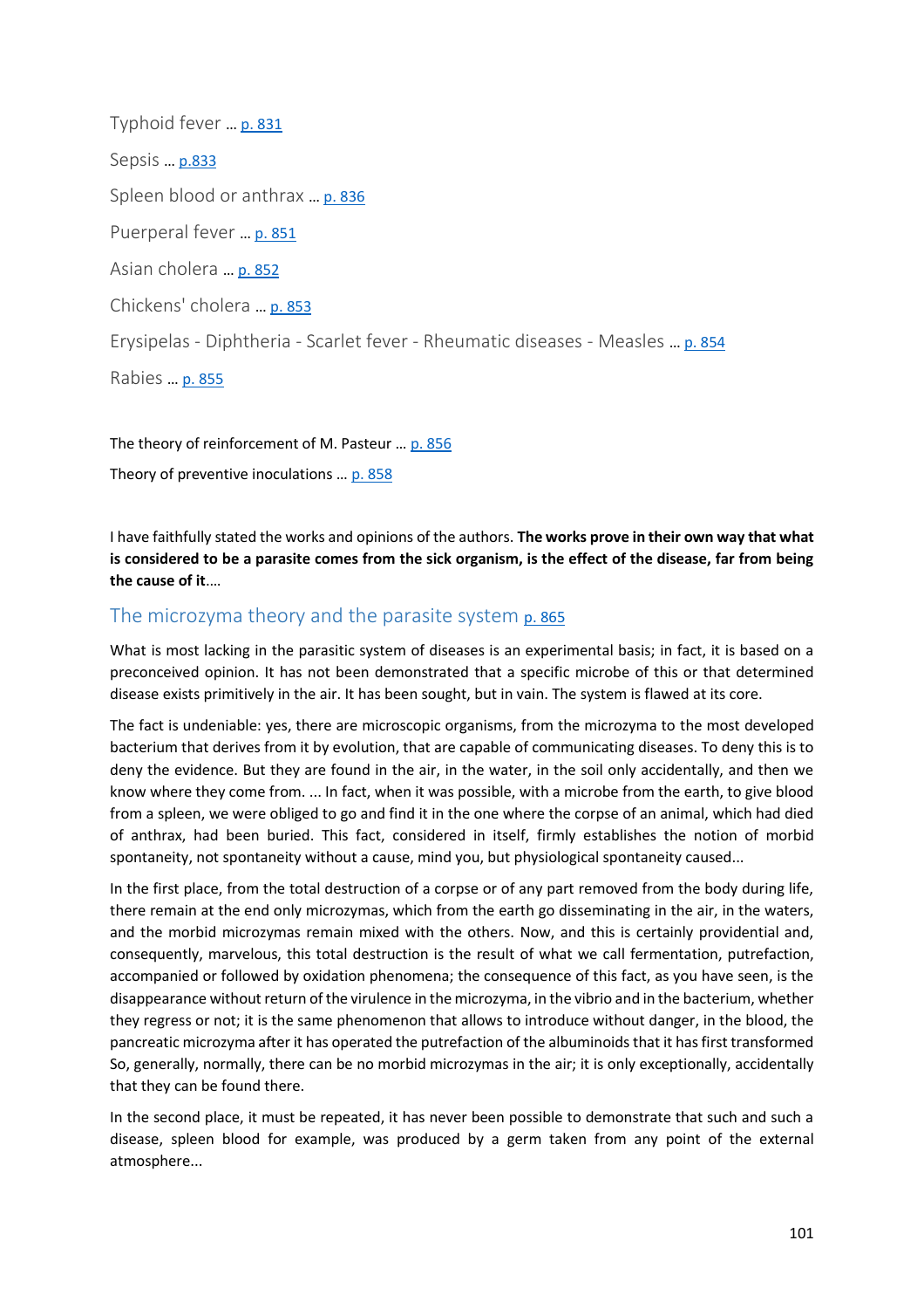Typhoid fever … p. 831

Sepsis … p.833

Spleen blood or anthrax … p. 836

Puerperal fever … p. 851

Asian cholera … p. 852

Chickens' cholera … p. 853

Erysipelas - Diphtheria - Scarlet fever - Rheumatic diseases - Measles … p. 854

Rabies … p. 855

The theory of reinforcement of M. Pasteur … p. 856

Theory of preventive inoculations … p. 858

I have faithfully stated the works and opinions of the authors. **The works prove in their own way that what is considered to be a parasite comes from the sick organism, is the effect of the disease, far from being the cause of it**….

## The microzyma theory and the parasite system p. 865

What is most lacking in the parasitic system of diseases is an experimental basis; in fact, it is based on a preconceived opinion. It has not been demonstrated that a specific microbe of this or that determined disease exists primitively in the air. It has been sought, but in vain. The system is flawed at its core.

The fact is undeniable: yes, there are microscopic organisms, from the microzyma to the most developed bacterium that derives from it by evolution, that are capable of communicating diseases. To deny this is to deny the evidence. But they are found in the air, in the water, in the soil only accidentally, and then we know where they come from. ... In fact, when it was possible, with a microbe from the earth, to give blood from a spleen, we were obliged to go and find it in the one where the corpse of an animal, which had died of anthrax, had been buried. This fact, considered in itself, firmly establishes the notion of morbid spontaneity, not spontaneity without a cause, mind you, but physiological spontaneity caused...

In the first place, from the total destruction of a corpse or of any part removed from the body during life, there remain at the end only microzymas, which from the earth go disseminating in the air, in the waters, and the morbid microzymas remain mixed with the others. Now, and this is certainly providential and, consequently, marvelous, this total destruction is the result of what we call fermentation, putrefaction, accompanied or followed by oxidation phenomena; the consequence of this fact, as you have seen, is the disappearance without return of the virulence in the microzyma, in the vibrio and in the bacterium, whether they regress or not; it is the same phenomenon that allows to introduce without danger, in the blood, the pancreatic microzyma after it has operated the putrefaction of the albuminoids that it has first transformed So, generally, normally, there can be no morbid microzymas in the air; it is only exceptionally, accidentally that they can be found there.

In the second place, it must be repeated, it has never been possible to demonstrate that such and such a disease, spleen blood for example, was produced by a germ taken from any point of the external atmosphere...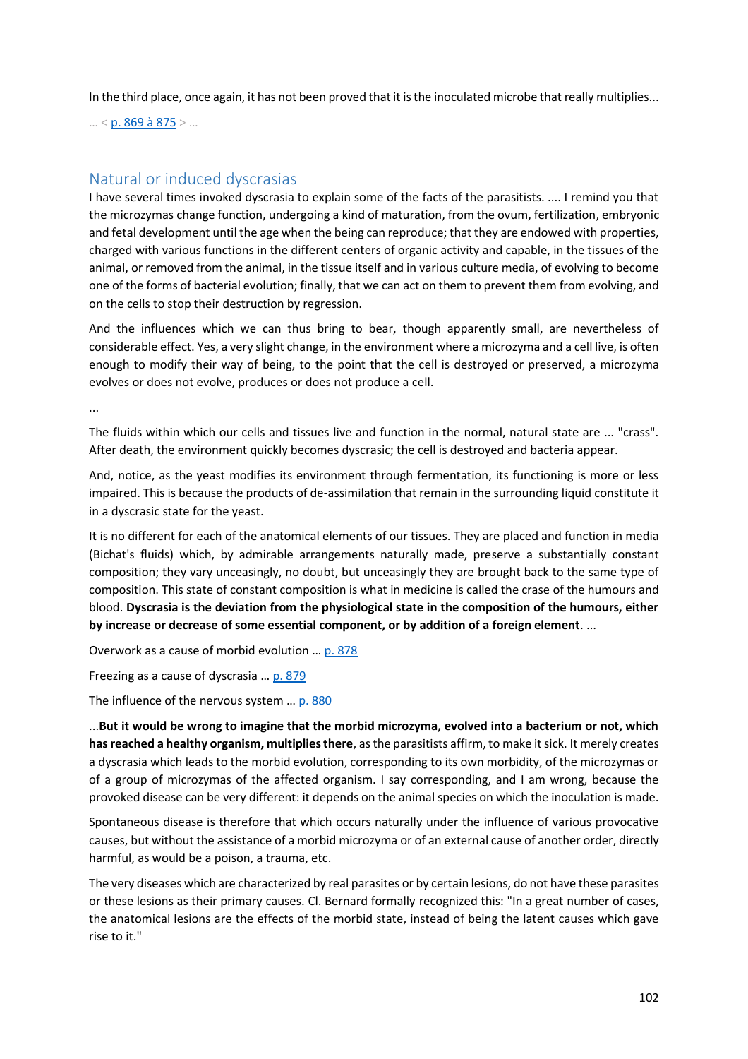In the third place, once again, it has not been proved that it is the inoculated microbe that really multiplies...

... < p. 869 à 875 > ...

## Natural or induced dyscrasias

I have several times invoked dyscrasia to explain some of the facts of the parasitists. .... I remind you that the microzymas change function, undergoing a kind of maturation, from the ovum, fertilization, embryonic and fetal development until the age when the being can reproduce; that they are endowed with properties, charged with various functions in the different centers of organic activity and capable, in the tissues of the animal, or removed from the animal, in the tissue itself and in various culture media, of evolving to become one of the forms of bacterial evolution; finally, that we can act on them to prevent them from evolving, and on the cells to stop their destruction by regression.

And the influences which we can thus bring to bear, though apparently small, are nevertheless of considerable effect. Yes, a very slight change, in the environment where a microzyma and a cell live, is often enough to modify their way of being, to the point that the cell is destroyed or preserved, a microzyma evolves or does not evolve, produces or does not produce a cell.

...

The fluids within which our cells and tissues live and function in the normal, natural state are ... "crass". After death, the environment quickly becomes dyscrasic; the cell is destroyed and bacteria appear.

And, notice, as the yeast modifies its environment through fermentation, its functioning is more or less impaired. This is because the products of de-assimilation that remain in the surrounding liquid constitute it in a dyscrasic state for the yeast.

It is no different for each of the anatomical elements of our tissues. They are placed and function in media (Bichat's fluids) which, by admirable arrangements naturally made, preserve a substantially constant composition; they vary unceasingly, no doubt, but unceasingly they are brought back to the same type of composition. This state of constant composition is what in medicine is called the crase of the humours and blood. **Dyscrasia is the deviation from the physiological state in the composition of the humours, either by increase or decrease of some essential component, or by addition of a foreign element**. ...

Overwork as a cause of morbid evolution ... p. 878

Freezing as a cause of dyscrasia ... p. 879

The influence of the nervous system ... p. 880

...**But it would be wrong to imagine that the morbid microzyma, evolved into a bacterium or not, which has reached a healthy organism, multiplies there**, as the parasitists affirm, to make it sick. It merely creates a dyscrasia which leads to the morbid evolution, corresponding to its own morbidity, of the microzymas or of a group of microzymas of the affected organism. I say corresponding, and I am wrong, because the provoked disease can be very different: it depends on the animal species on which the inoculation is made.

Spontaneous disease is therefore that which occurs naturally under the influence of various provocative causes, but without the assistance of a morbid microzyma or of an external cause of another order, directly harmful, as would be a poison, a trauma, etc.

The very diseases which are characterized by real parasites or by certain lesions, do not have these parasites or these lesions as their primary causes. Cl. Bernard formally recognized this: "In a great number of cases, the anatomical lesions are the effects of the morbid state, instead of being the latent causes which gave rise to it."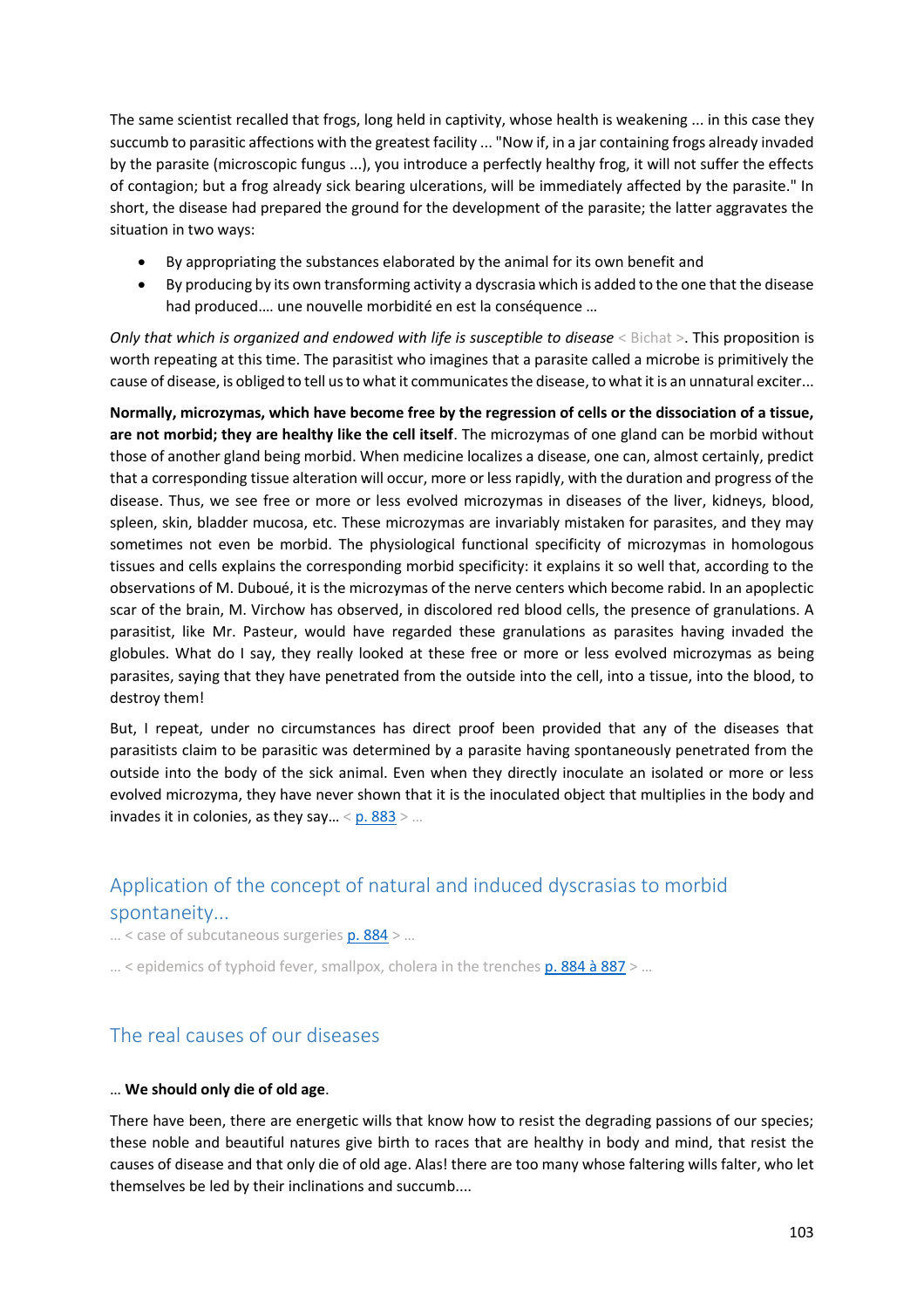The same scientist recalled that frogs, long held in captivity, whose health is weakening ... in this case they succumb to parasitic affections with the greatest facility ... "Now if, in a jar containing frogs already invaded by the parasite (microscopic fungus ...), you introduce a perfectly healthy frog, it will not suffer the effects of contagion; but a frog already sick bearing ulcerations, will be immediately affected by the parasite." In short, the disease had prepared the ground for the development of the parasite; the latter aggravates the situation in two ways:

- By appropriating the substances elaborated by the animal for its own benefit and
- By producing by its own transforming activity a dyscrasia which is added to the one that the disease had produced…. une nouvelle morbidité en est la conséquence …

*Only that which is organized and endowed with life is susceptible to disease* < Bichat >. This proposition is worth repeating at this time. The parasitist who imagines that a parasite called a microbe is primitively the cause of disease, is obliged to tell us to what it communicates the disease, to what it is an unnatural exciter...

**Normally, microzymas, which have become free by the regression of cells or the dissociation of a tissue, are not morbid; they are healthy like the cell itself**. The microzymas of one gland can be morbid without those of another gland being morbid. When medicine localizes a disease, one can, almost certainly, predict that a corresponding tissue alteration will occur, more or less rapidly, with the duration and progress of the disease. Thus, we see free or more or less evolved microzymas in diseases of the liver, kidneys, blood, spleen, skin, bladder mucosa, etc. These microzymas are invariably mistaken for parasites, and they may sometimes not even be morbid. The physiological functional specificity of microzymas in homologous tissues and cells explains the corresponding morbid specificity: it explains it so well that, according to the observations of M. Duboué, it is the microzymas of the nerve centers which become rabid. In an apoplectic scar of the brain, M. Virchow has observed, in discolored red blood cells, the presence of granulations. A parasitist, like Mr. Pasteur, would have regarded these granulations as parasites having invaded the globules. What do I say, they really looked at these free or more or less evolved microzymas as being parasites, saying that they have penetrated from the outside into the cell, into a tissue, into the blood, to destroy them!

But, I repeat, under no circumstances has direct proof been provided that any of the diseases that parasitists claim to be parasitic was determined by a parasite having spontaneously penetrated from the outside into the body of the sick animal. Even when they directly inoculate an isolated or more or less evolved microzyma, they have never shown that it is the inoculated object that multiplies in the body and invades it in colonies, as they say… < p. 883 > …

## Application of the concept of natural and induced dyscrasias to morbid spontaneity…

… < case of subcutaneous surgeries p. 884 > …

… < epidemics of typhoid fever, smallpox, cholera in the trenches p. 884 à 887 > …

## The real causes of our diseases

… **We should only die of old age**.

There have been, there are energetic wills that know how to resist the degrading passions of our species; these noble and beautiful natures give birth to races that are healthy in body and mind, that resist the causes of disease and that only die of old age. Alas! there are too many whose faltering wills falter, who let themselves be led by their inclinations and succumb....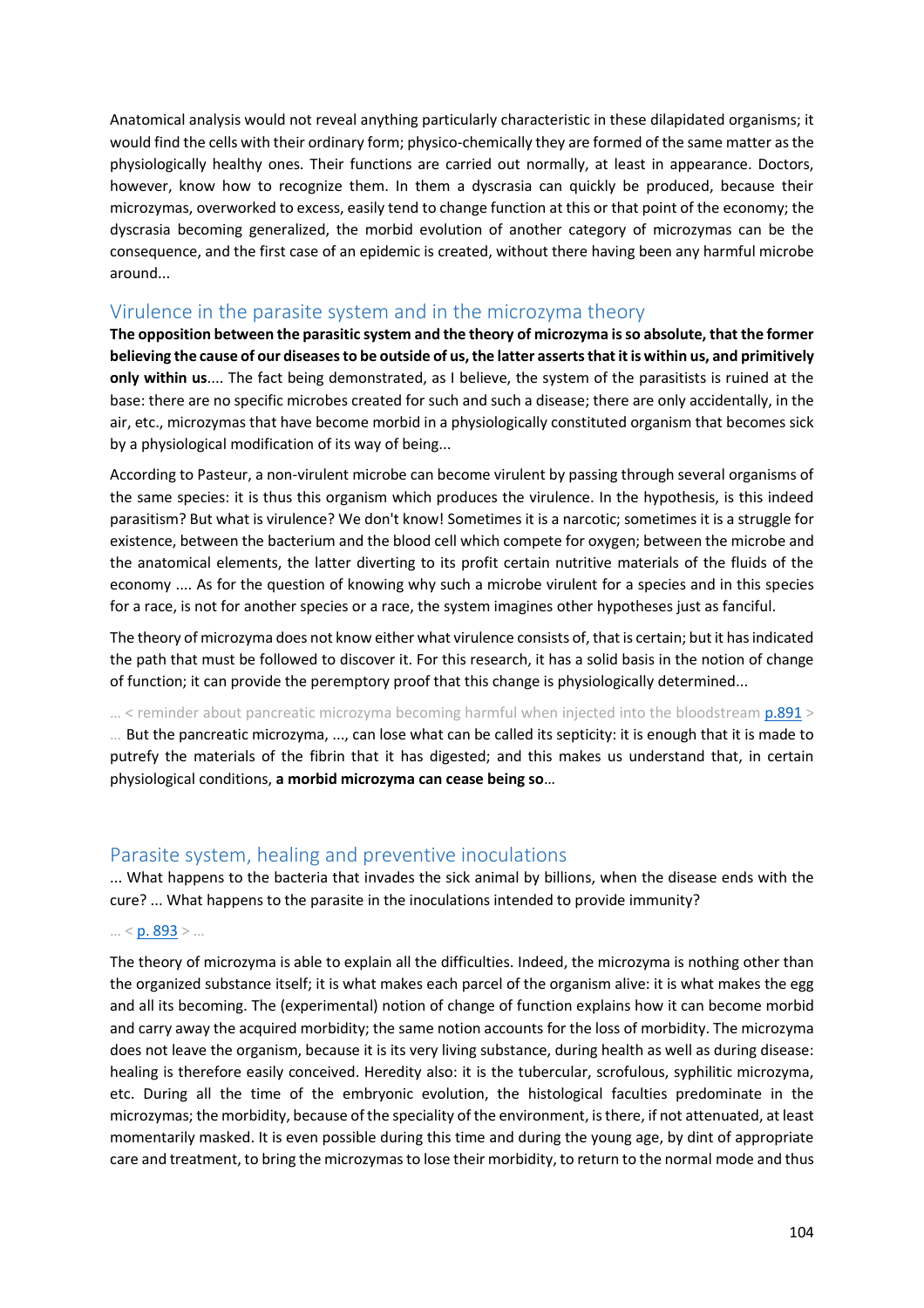Anatomical analysis would not reveal anything particularly characteristic in these dilapidated organisms; it would find the cells with their ordinary form; physico-chemically they are formed of the same matter as the physiologically healthy ones. Their functions are carried out normally, at least in appearance. Doctors, however, know how to recognize them. In them a dyscrasia can quickly be produced, because their microzymas, overworked to excess, easily tend to change function at this or that point of the economy; the dyscrasia becoming generalized, the morbid evolution of another category of microzymas can be the consequence, and the first case of an epidemic is created, without there having been any harmful microbe around...

## Virulence in the parasite system and in the microzyma theory

**The opposition between the parasitic system and the theory of microzyma is so absolute, that the former believing the cause of our diseases to be outside of us, the latter asserts that it is within us, and primitively only within us**.... The fact being demonstrated, as I believe, the system of the parasitists is ruined at the base: there are no specific microbes created for such and such a disease; there are only accidentally, in the air, etc., microzymas that have become morbid in a physiologically constituted organism that becomes sick by a physiological modification of its way of being...

According to Pasteur, a non-virulent microbe can become virulent by passing through several organisms of the same species: it is thus this organism which produces the virulence. In the hypothesis, is this indeed parasitism? But what is virulence? We don't know! Sometimes it is a narcotic; sometimes it is a struggle for existence, between the bacterium and the blood cell which compete for oxygen; between the microbe and the anatomical elements, the latter diverting to its profit certain nutritive materials of the fluids of the economy .... As for the question of knowing why such a microbe virulent for a species and in this species for a race, is not for another species or a race, the system imagines other hypotheses just as fanciful.

The theory of microzyma does not know either what virulence consists of, that is certain; but it has indicated the path that must be followed to discover it. For this research, it has a solid basis in the notion of change of function; it can provide the peremptory proof that this change is physiologically determined...

... < reminder about pancreatic microzyma becoming harmful when injected into the bloodstream p.891 >

... But the pancreatic microzyma, ..., can lose what can be called its septicity: it is enough that it is made to putrefy the materials of the fibrin that it has digested; and this makes us understand that, in certain physiological conditions, **a morbid microzyma can cease being so**...

## Parasite system, healing and preventive inoculations

... What happens to the bacteria that invades the sick animal by billions, when the disease ends with the cure? ... What happens to the parasite in the inoculations intended to provide immunity?

... < p. 893 > ...

The theory of microzyma is able to explain all the difficulties. Indeed, the microzyma is nothing other than the organized substance itself; it is what makes each parcel of the organism alive: it is what makes the egg and all its becoming. The (experimental) notion of change of function explains how it can become morbid and carry away the acquired morbidity; the same notion accounts for the loss of morbidity. The microzyma does not leave the organism, because it is its very living substance, during health as well as during disease: healing is therefore easily conceived. Heredity also: it is the tubercular, scrofulous, syphilitic microzyma, etc. During all the time of the embryonic evolution, the histological faculties predominate in the microzymas; the morbidity, because of the speciality of the environment, is there, if not attenuated, at least momentarily masked. It is even possible during this time and during the young age, by dint of appropriate care and treatment, to bring the microzymas to lose their morbidity, to return to the normal mode and thus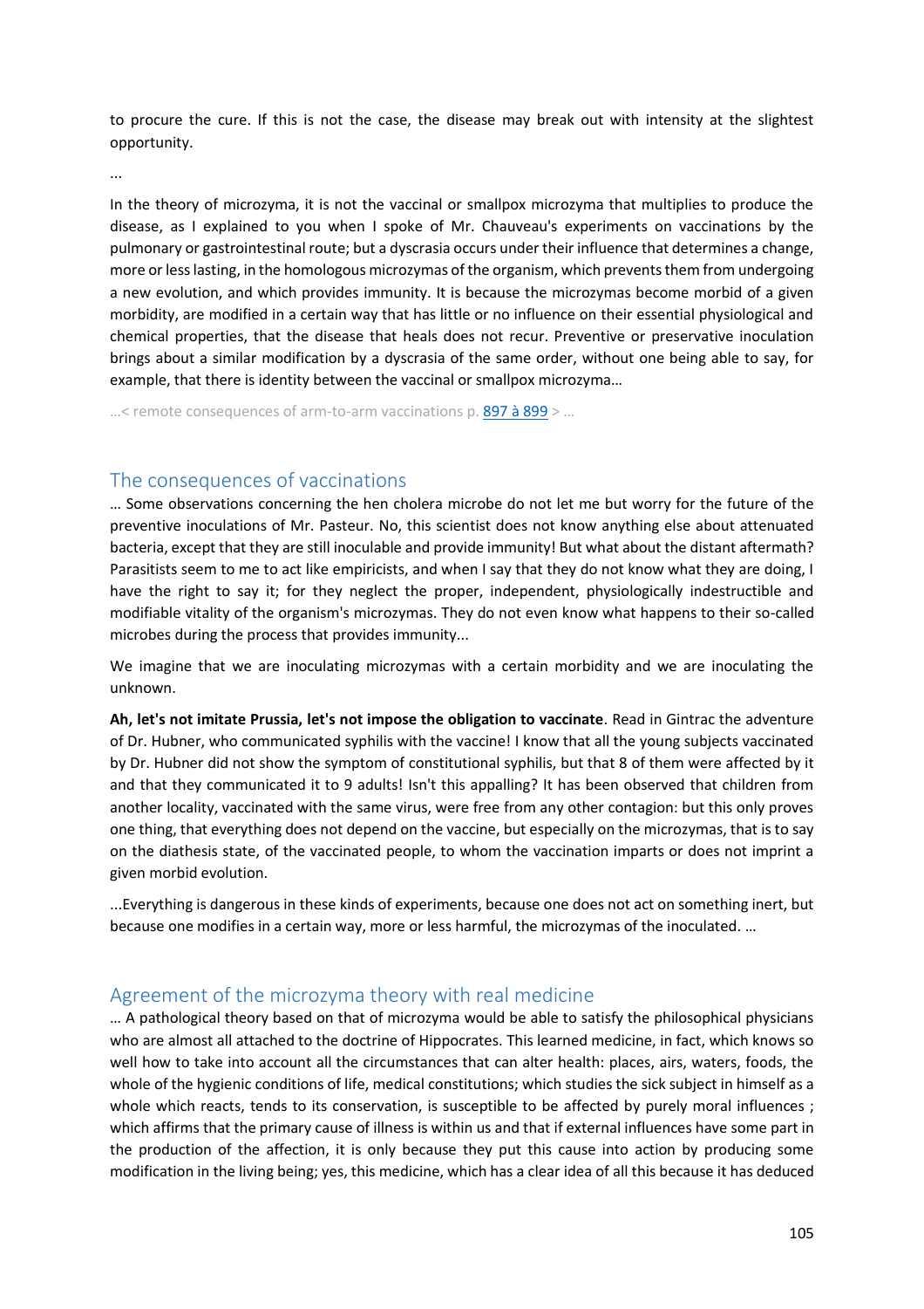to procure the cure. If this is not the case, the disease may break out with intensity at the slightest opportunity.

...

In the theory of microzyma, it is not the vaccinal or smallpox microzyma that multiplies to produce the disease, as I explained to you when I spoke of Mr. Chauveau's experiments on vaccinations by the pulmonary or gastrointestinal route; but a dyscrasia occurs under their influence that determines a change, more or less lasting, in the homologous microzymas of the organism, which prevents them from undergoing a new evolution, and which provides immunity. It is because the microzymas become morbid of a given morbidity, are modified in a certain way that has little or no influence on their essential physiological and chemical properties, that the disease that heals does not recur. Preventive or preservative inoculation brings about a similar modification by a dyscrasia of the same order, without one being able to say, for example, that there is identity between the vaccinal or smallpox microzyma…

…< remote consequences of arm-to-arm vaccinations p. [897 à 899] > …

## The consequences of vaccinations

… Some observations concerning the hen cholera microbe do not let me but worry for the future of the preventive inoculations of Mr. Pasteur. No, this scientist does not know anything else about attenuated bacteria, except that they are still inoculable and provide immunity! But what about the distant aftermath? Parasitists seem to me to act like empiricists, and when I say that they do not know what they are doing, I have the right to say it; for they neglect the proper, independent, physiologically indestructible and modifiable vitality of the organism's microzymas. They do not even know what happens to their so-called microbes during the process that provides immunity...

We imagine that we are inoculating microzymas with a certain morbidity and we are inoculating the unknown.

**Ah, let's not imitate Prussia, let's not impose the obligation to vaccinate**. Read in Gintrac the adventure of Dr. Hubner, who communicated syphilis with the vaccine! I know that all the young subjects vaccinated by Dr. Hubner did not show the symptom of constitutional syphilis, but that 8 of them were affected by it and that they communicated it to 9 adults! Isn't this appalling? It has been observed that children from another locality, vaccinated with the same virus, were free from any other contagion: but this only proves one thing, that everything does not depend on the vaccine, but especially on the microzymas, that is to say on the diathesis state, of the vaccinated people, to whom the vaccination imparts or does not imprint a given morbid evolution.

...Everything is dangerous in these kinds of experiments, because one does not act on something inert, but because one modifies in a certain way, more or less harmful, the microzymas of the inoculated. …

## Agreement of the microzyma theory with real medicine

… A pathological theory based on that of microzyma would be able to satisfy the philosophical physicians who are almost all attached to the doctrine of Hippocrates. This learned medicine, in fact, which knows so well how to take into account all the circumstances that can alter health: places, airs, waters, foods, the whole of the hygienic conditions of life, medical constitutions; which studies the sick subject in himself as a whole which reacts, tends to its conservation, is susceptible to be affected by purely moral influences ; which affirms that the primary cause of illness is within us and that if external influences have some part in the production of the affection, it is only because they put this cause into action by producing some modification in the living being; yes, this medicine, which has a clear idea of all this because it has deduced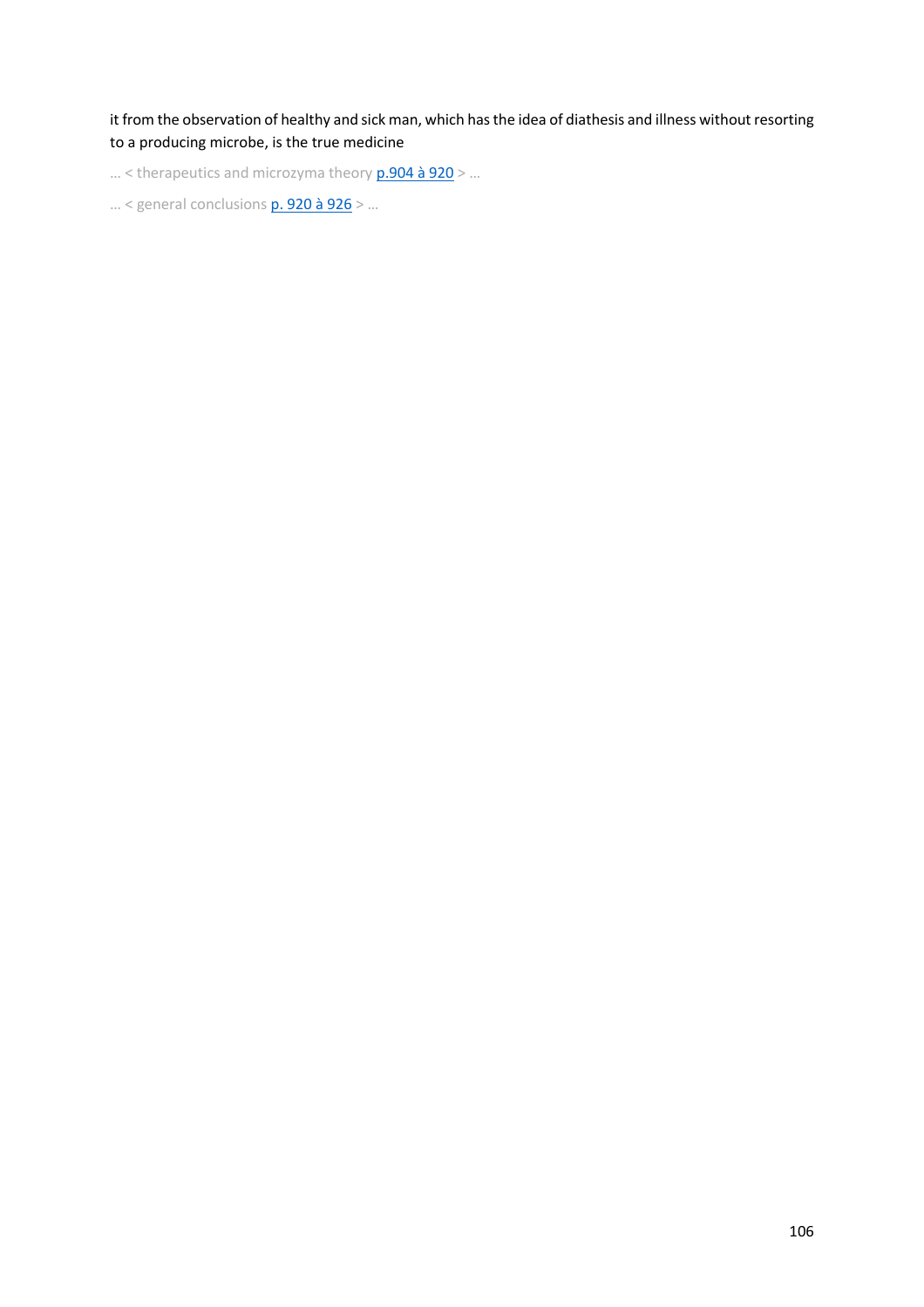it from the observation of healthy and sick man, which has the idea of diathesis and illness without resorting to a producing microbe, is the true medicine

… < therapeutics and microzyma theory p.904 à 920 > …

… < general conclusions p. 920 à 926 > …